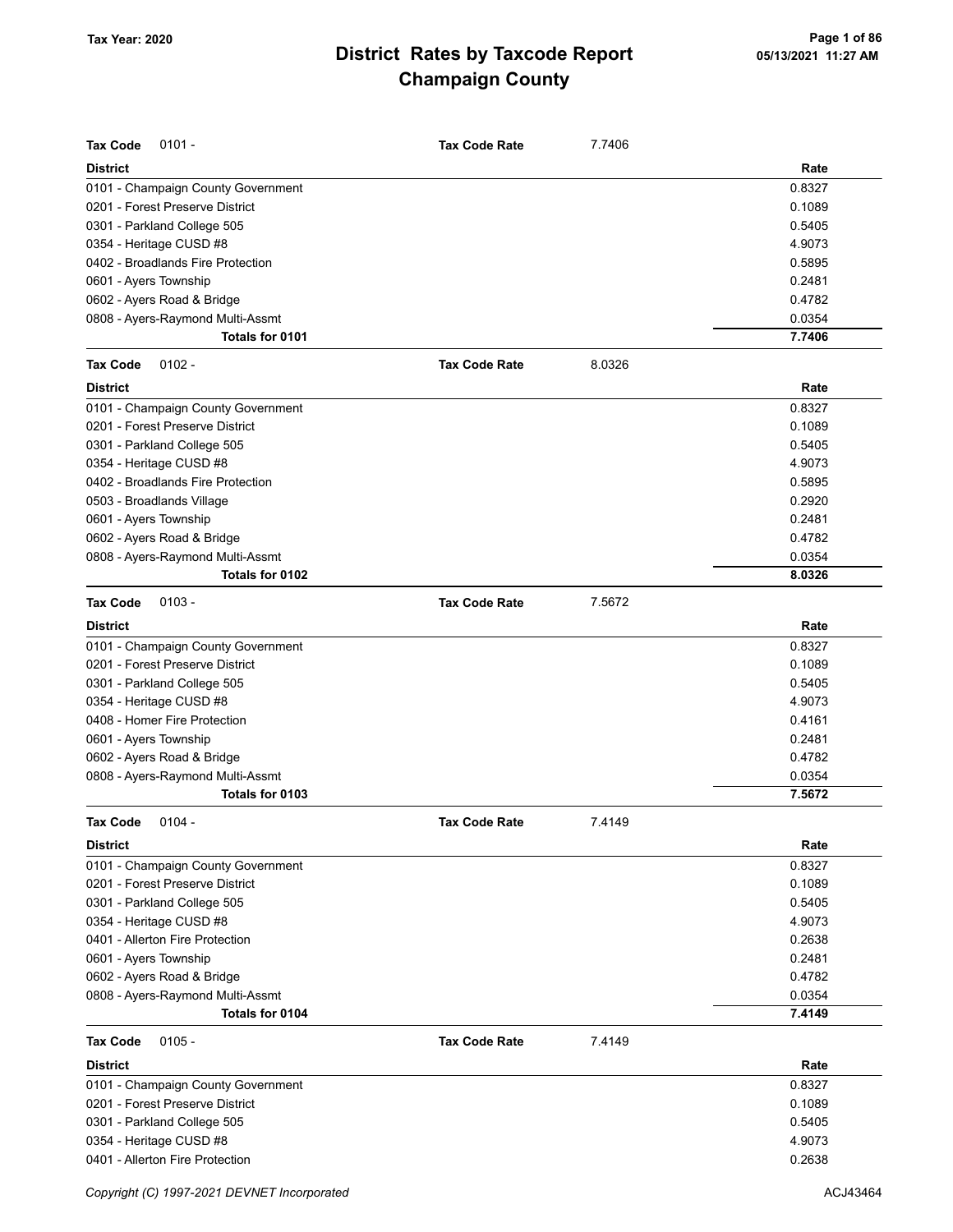# District Rates by Taxcode Report
# Champaign County

Tax Year: 2020

**Tax Code** 0101 - **Tax Code Rate** 7.7406

| District | Rate |
|---|---|
| 0101 - Champaign County Government | 0.8327 |
| 0201 - Forest Preserve District | 0.1089 |
| 0301 - Parkland College 505 | 0.5405 |
| 0354 - Heritage CUSD #8 | 4.9073 |
| 0402 - Broadlands Fire Protection | 0.5895 |
| 0601 - Ayers Township | 0.2481 |
| 0602 - Ayers Road & Bridge | 0.4782 |
| 0808 - Ayers-Raymond Multi-Assmt | 0.0354 |
| **Totals for 0101** | **7.7406** |

**Tax Code** 0102 - **Tax Code Rate** 8.0326

| District | Rate |
|---|---|
| 0101 - Champaign County Government | 0.8327 |
| 0201 - Forest Preserve District | 0.1089 |
| 0301 - Parkland College 505 | 0.5405 |
| 0354 - Heritage CUSD #8 | 4.9073 |
| 0402 - Broadlands Fire Protection | 0.5895 |
| 0503 - Broadlands Village | 0.2920 |
| 0601 - Ayers Township | 0.2481 |
| 0602 - Ayers Road & Bridge | 0.4782 |
| 0808 - Ayers-Raymond Multi-Assmt | 0.0354 |
| **Totals for 0102** | **8.0326** |

**Tax Code** 0103 - **Tax Code Rate** 7.5672

| District | Rate |
|---|---|
| 0101 - Champaign County Government | 0.8327 |
| 0201 - Forest Preserve District | 0.1089 |
| 0301 - Parkland College 505 | 0.5405 |
| 0354 - Heritage CUSD #8 | 4.9073 |
| 0408 - Homer Fire Protection | 0.4161 |
| 0601 - Ayers Township | 0.2481 |
| 0602 - Ayers Road & Bridge | 0.4782 |
| 0808 - Ayers-Raymond Multi-Assmt | 0.0354 |
| **Totals for 0103** | **7.5672** |

**Tax Code** 0104 - **Tax Code Rate** 7.4149

| District | Rate |
|---|---|
| 0101 - Champaign County Government | 0.8327 |
| 0201 - Forest Preserve District | 0.1089 |
| 0301 - Parkland College 505 | 0.5405 |
| 0354 - Heritage CUSD #8 | 4.9073 |
| 0401 - Allerton Fire Protection | 0.2638 |
| 0601 - Ayers Township | 0.2481 |
| 0602 - Ayers Road & Bridge | 0.4782 |
| 0808 - Ayers-Raymond Multi-Assmt | 0.0354 |
| **Totals for 0104** | **7.4149** |

**Tax Code** 0105 - **Tax Code Rate** 7.4149

| District | Rate |
|---|---|
| 0101 - Champaign County Government | 0.8327 |
| 0201 - Forest Preserve District | 0.1089 |
| 0301 - Parkland College 505 | 0.5405 |
| 0354 - Heritage CUSD #8 | 4.9073 |
| 0401 - Allerton Fire Protection | 0.2638 |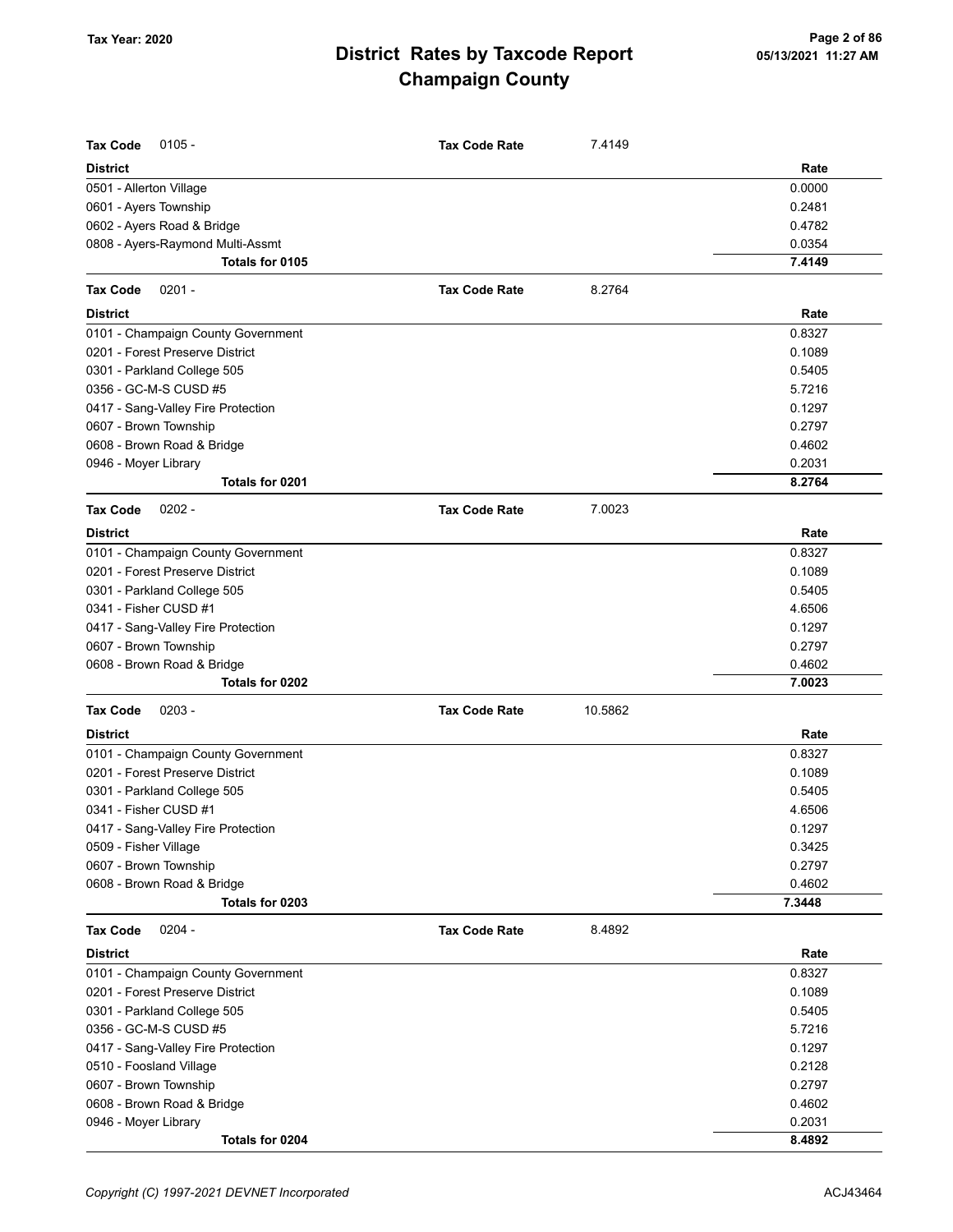# District Rates by Taxcode Report
## Champaign County

Tax Year: 2020

05/13/2021 11:27 AM

**Tax Code** 0105 - **Tax Code Rate** 7.4149

| District | Rate |
|---|---|
| 0501 - Allerton Village | 0.0000 |
| 0601 - Ayers Township | 0.2481 |
| 0602 - Ayers Road & Bridge | 0.4782 |
| 0808 - Ayers-Raymond Multi-Assmt | 0.0354 |
| **Totals for 0105** | **7.4149** |

**Tax Code** 0201 - **Tax Code Rate** 8.2764

| District | Rate |
|---|---|
| 0101 - Champaign County Government | 0.8327 |
| 0201 - Forest Preserve District | 0.1089 |
| 0301 - Parkland College 505 | 0.5405 |
| 0356 - GC-M-S CUSD #5 | 5.7216 |
| 0417 - Sang-Valley Fire Protection | 0.1297 |
| 0607 - Brown Township | 0.2797 |
| 0608 - Brown Road & Bridge | 0.4602 |
| 0946 - Moyer Library | 0.2031 |
| **Totals for 0201** | **8.2764** |

**Tax Code** 0202 - **Tax Code Rate** 7.0023

| District | Rate |
|---|---|
| 0101 - Champaign County Government | 0.8327 |
| 0201 - Forest Preserve District | 0.1089 |
| 0301 - Parkland College 505 | 0.5405 |
| 0341 - Fisher CUSD #1 | 4.6506 |
| 0417 - Sang-Valley Fire Protection | 0.1297 |
| 0607 - Brown Township | 0.2797 |
| 0608 - Brown Road & Bridge | 0.4602 |
| **Totals for 0202** | **7.0023** |

**Tax Code** 0203 - **Tax Code Rate** 10.5862

| District | Rate |
|---|---|
| 0101 - Champaign County Government | 0.8327 |
| 0201 - Forest Preserve District | 0.1089 |
| 0301 - Parkland College 505 | 0.5405 |
| 0341 - Fisher CUSD #1 | 4.6506 |
| 0417 - Sang-Valley Fire Protection | 0.1297 |
| 0509 - Fisher Village | 0.3425 |
| 0607 - Brown Township | 0.2797 |
| 0608 - Brown Road & Bridge | 0.4602 |
| **Totals for 0203** | **7.3448** |

**Tax Code** 0204 - **Tax Code Rate** 8.4892

| District | Rate |
|---|---|
| 0101 - Champaign County Government | 0.8327 |
| 0201 - Forest Preserve District | 0.1089 |
| 0301 - Parkland College 505 | 0.5405 |
| 0356 - GC-M-S CUSD #5 | 5.7216 |
| 0417 - Sang-Valley Fire Protection | 0.1297 |
| 0510 - Foosland Village | 0.2128 |
| 0607 - Brown Township | 0.2797 |
| 0608 - Brown Road & Bridge | 0.4602 |
| 0946 - Moyer Library | 0.2031 |
| **Totals for 0204** | **8.4892** |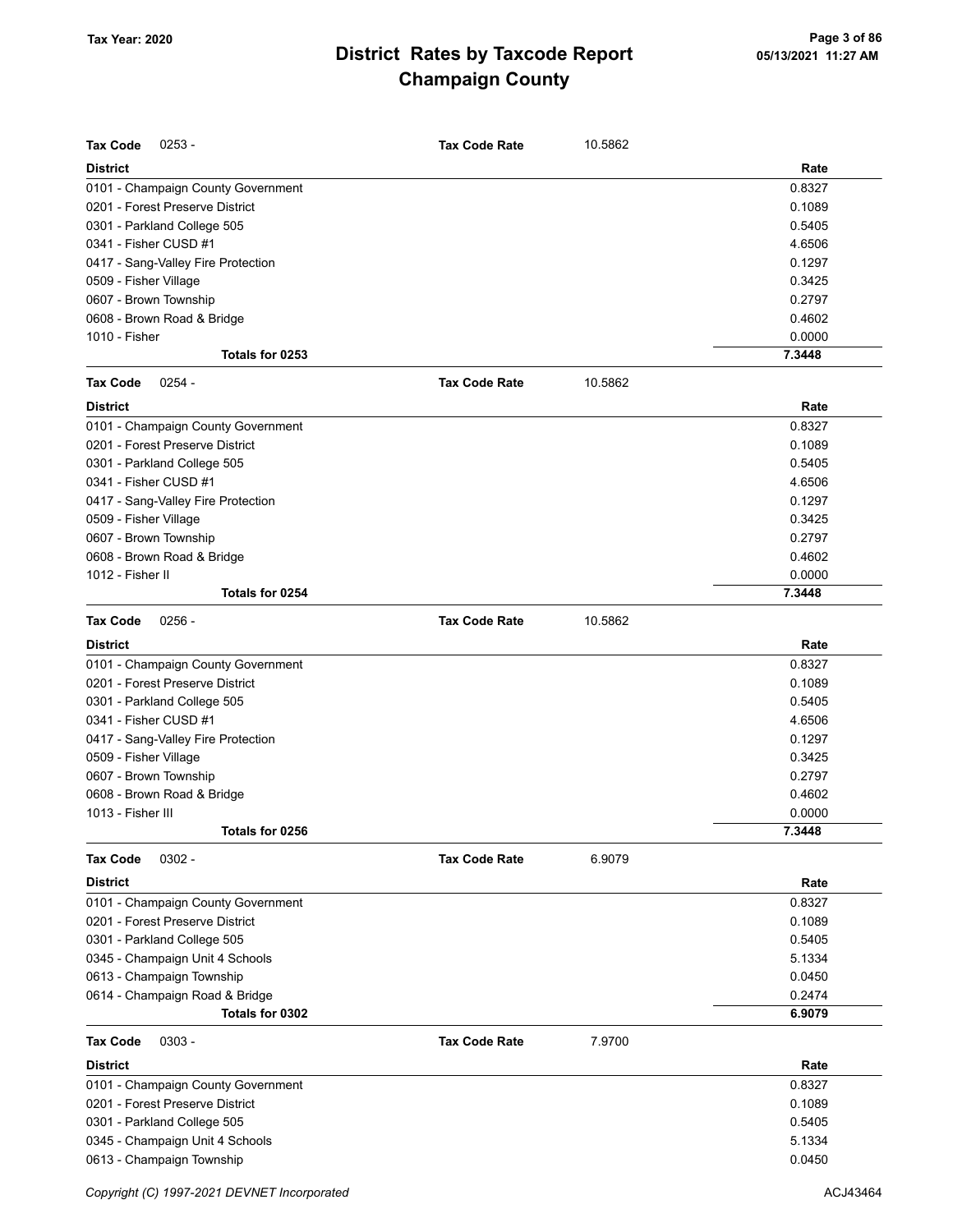# District Rates by Taxcode Report
# Champaign County

Tax Year: 2020

05/13/2021 11:27 AM

**Tax Code** 0253 - **Tax Code Rate** 10.5862

| District | Rate |
|---|---|
| 0101 - Champaign County Government | 0.8327 |
| 0201 - Forest Preserve District | 0.1089 |
| 0301 - Parkland College 505 | 0.5405 |
| 0341 - Fisher CUSD #1 | 4.6506 |
| 0417 - Sang-Valley Fire Protection | 0.1297 |
| 0509 - Fisher Village | 0.3425 |
| 0607 - Brown Township | 0.2797 |
| 0608 - Brown Road & Bridge | 0.4602 |
| 1010 - Fisher | 0.0000 |
| **Totals for 0253** | **7.3448** |

**Tax Code** 0254 - **Tax Code Rate** 10.5862

| District | Rate |
|---|---|
| 0101 - Champaign County Government | 0.8327 |
| 0201 - Forest Preserve District | 0.1089 |
| 0301 - Parkland College 505 | 0.5405 |
| 0341 - Fisher CUSD #1 | 4.6506 |
| 0417 - Sang-Valley Fire Protection | 0.1297 |
| 0509 - Fisher Village | 0.3425 |
| 0607 - Brown Township | 0.2797 |
| 0608 - Brown Road & Bridge | 0.4602 |
| 1012 - Fisher II | 0.0000 |
| **Totals for 0254** | **7.3448** |

**Tax Code** 0256 - **Tax Code Rate** 10.5862

| District | Rate |
|---|---|
| 0101 - Champaign County Government | 0.8327 |
| 0201 - Forest Preserve District | 0.1089 |
| 0301 - Parkland College 505 | 0.5405 |
| 0341 - Fisher CUSD #1 | 4.6506 |
| 0417 - Sang-Valley Fire Protection | 0.1297 |
| 0509 - Fisher Village | 0.3425 |
| 0607 - Brown Township | 0.2797 |
| 0608 - Brown Road & Bridge | 0.4602 |
| 1013 - Fisher III | 0.0000 |
| **Totals for 0256** | **7.3448** |

**Tax Code** 0302 - **Tax Code Rate** 6.9079

| District | Rate |
|---|---|
| 0101 - Champaign County Government | 0.8327 |
| 0201 - Forest Preserve District | 0.1089 |
| 0301 - Parkland College 505 | 0.5405 |
| 0345 - Champaign Unit 4 Schools | 5.1334 |
| 0613 - Champaign Township | 0.0450 |
| 0614 - Champaign Road & Bridge | 0.2474 |
| **Totals for 0302** | **6.9079** |

**Tax Code** 0303 - **Tax Code Rate** 7.9700

| District | Rate |
|---|---|
| 0101 - Champaign County Government | 0.8327 |
| 0201 - Forest Preserve District | 0.1089 |
| 0301 - Parkland College 505 | 0.5405 |
| 0345 - Champaign Unit 4 Schools | 5.1334 |
| 0613 - Champaign Township | 0.0450 |

Copyright (C) 1997-2021 DEVNET Incorporated

ACJ43464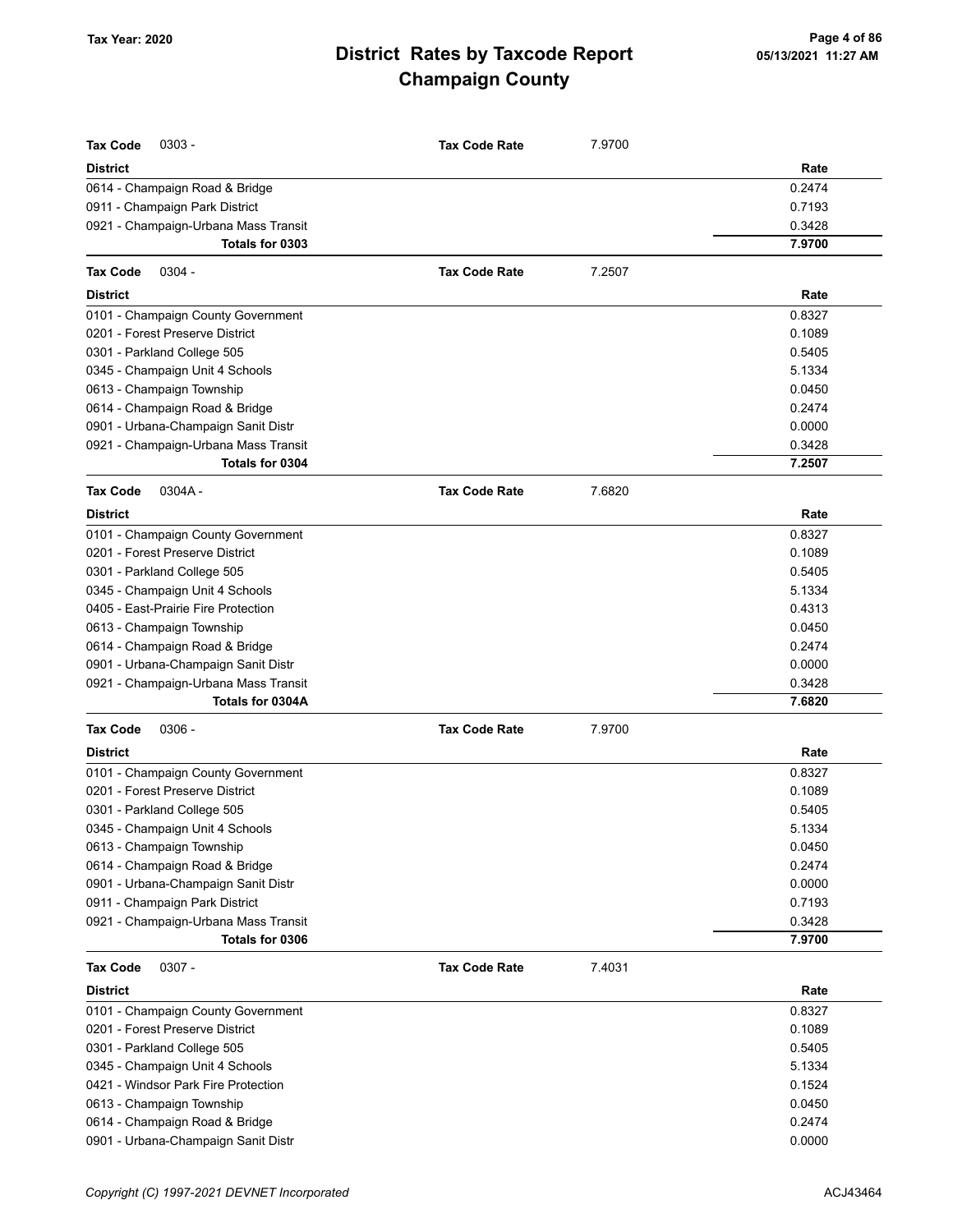# District Rates by Taxcode Report
# Champaign County

Tax Year: 2020

**Tax Code** 0303 - **Tax Code Rate** 7.9700

| District | Rate |
|---|---|
| 0614 - Champaign Road & Bridge | 0.2474 |
| 0911 - Champaign Park District | 0.7193 |
| 0921 - Champaign-Urbana Mass Transit | 0.3428 |
| **Totals for 0303** | **7.9700** |

**Tax Code** 0304 - **Tax Code Rate** 7.2507

| District | Rate |
|---|---|
| 0101 - Champaign County Government | 0.8327 |
| 0201 - Forest Preserve District | 0.1089 |
| 0301 - Parkland College 505 | 0.5405 |
| 0345 - Champaign Unit 4 Schools | 5.1334 |
| 0613 - Champaign Township | 0.0450 |
| 0614 - Champaign Road & Bridge | 0.2474 |
| 0901 - Urbana-Champaign Sanit Distr | 0.0000 |
| 0921 - Champaign-Urbana Mass Transit | 0.3428 |
| **Totals for 0304** | **7.2507** |

**Tax Code** 0304A - **Tax Code Rate** 7.6820

| District | Rate |
|---|---|
| 0101 - Champaign County Government | 0.8327 |
| 0201 - Forest Preserve District | 0.1089 |
| 0301 - Parkland College 505 | 0.5405 |
| 0345 - Champaign Unit 4 Schools | 5.1334 |
| 0405 - East-Prairie Fire Protection | 0.4313 |
| 0613 - Champaign Township | 0.0450 |
| 0614 - Champaign Road & Bridge | 0.2474 |
| 0901 - Urbana-Champaign Sanit Distr | 0.0000 |
| 0921 - Champaign-Urbana Mass Transit | 0.3428 |
| **Totals for 0304A** | **7.6820** |

**Tax Code** 0306 - **Tax Code Rate** 7.9700

| District | Rate |
|---|---|
| 0101 - Champaign County Government | 0.8327 |
| 0201 - Forest Preserve District | 0.1089 |
| 0301 - Parkland College 505 | 0.5405 |
| 0345 - Champaign Unit 4 Schools | 5.1334 |
| 0613 - Champaign Township | 0.0450 |
| 0614 - Champaign Road & Bridge | 0.2474 |
| 0901 - Urbana-Champaign Sanit Distr | 0.0000 |
| 0911 - Champaign Park District | 0.7193 |
| 0921 - Champaign-Urbana Mass Transit | 0.3428 |
| **Totals for 0306** | **7.9700** |

**Tax Code** 0307 - **Tax Code Rate** 7.4031

| District | Rate |
|---|---|
| 0101 - Champaign County Government | 0.8327 |
| 0201 - Forest Preserve District | 0.1089 |
| 0301 - Parkland College 505 | 0.5405 |
| 0345 - Champaign Unit 4 Schools | 5.1334 |
| 0421 - Windsor Park Fire Protection | 0.1524 |
| 0613 - Champaign Township | 0.0450 |
| 0614 - Champaign Road & Bridge | 0.2474 |
| 0901 - Urbana-Champaign Sanit Distr | 0.0000 |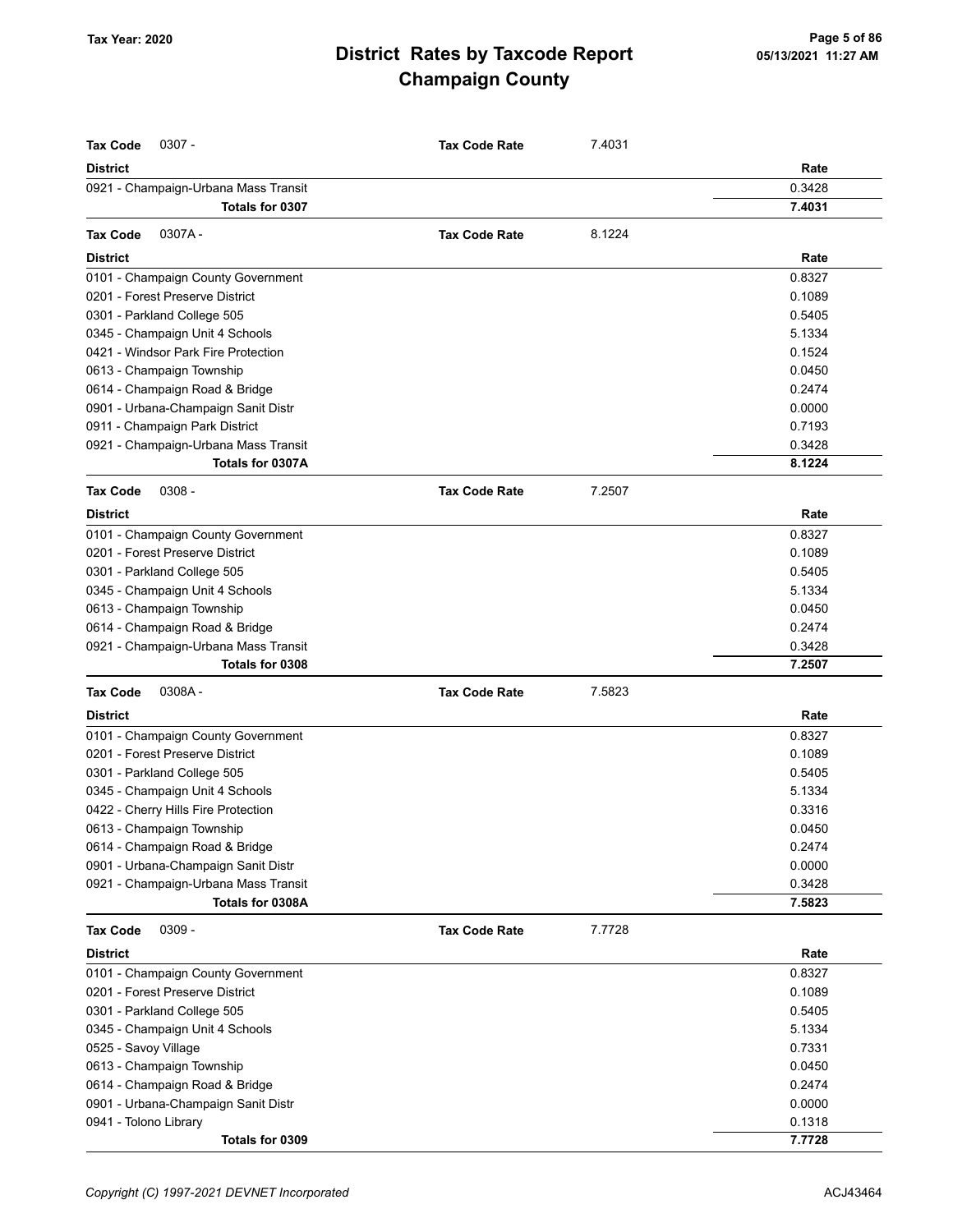# District Rates by Taxcode Report
# Champaign County

Tax Year: 2020

| **Tax Code** 0307 - | **Tax Code Rate** | 7.4031 |
|---|---|---|
| **District** | | **Rate** |
| 0921 - Champaign-Urbana Mass Transit | | 0.3428 |
| **Totals for 0307** | | **7.4031** |

| **Tax Code** 0307A - | **Tax Code Rate** | 8.1224 |
|---|---|---|
| **District** | | **Rate** |
| 0101 - Champaign County Government | | 0.8327 |
| 0201 - Forest Preserve District | | 0.1089 |
| 0301 - Parkland College 505 | | 0.5405 |
| 0345 - Champaign Unit 4 Schools | | 5.1334 |
| 0421 - Windsor Park Fire Protection | | 0.1524 |
| 0613 - Champaign Township | | 0.0450 |
| 0614 - Champaign Road & Bridge | | 0.2474 |
| 0901 - Urbana-Champaign Sanit Distr | | 0.0000 |
| 0911 - Champaign Park District | | 0.7193 |
| 0921 - Champaign-Urbana Mass Transit | | 0.3428 |
| **Totals for 0307A** | | **8.1224** |

| **Tax Code** 0308 - | **Tax Code Rate** | 7.2507 |
|---|---|---|
| **District** | | **Rate** |
| 0101 - Champaign County Government | | 0.8327 |
| 0201 - Forest Preserve District | | 0.1089 |
| 0301 - Parkland College 505 | | 0.5405 |
| 0345 - Champaign Unit 4 Schools | | 5.1334 |
| 0613 - Champaign Township | | 0.0450 |
| 0614 - Champaign Road & Bridge | | 0.2474 |
| 0921 - Champaign-Urbana Mass Transit | | 0.3428 |
| **Totals for 0308** | | **7.2507** |

| **Tax Code** 0308A - | **Tax Code Rate** | 7.5823 |
|---|---|---|
| **District** | | **Rate** |
| 0101 - Champaign County Government | | 0.8327 |
| 0201 - Forest Preserve District | | 0.1089 |
| 0301 - Parkland College 505 | | 0.5405 |
| 0345 - Champaign Unit 4 Schools | | 5.1334 |
| 0422 - Cherry Hills Fire Protection | | 0.3316 |
| 0613 - Champaign Township | | 0.0450 |
| 0614 - Champaign Road & Bridge | | 0.2474 |
| 0901 - Urbana-Champaign Sanit Distr | | 0.0000 |
| 0921 - Champaign-Urbana Mass Transit | | 0.3428 |
| **Totals for 0308A** | | **7.5823** |

| **Tax Code** 0309 - | **Tax Code Rate** | 7.7728 |
|---|---|---|
| **District** | | **Rate** |
| 0101 - Champaign County Government | | 0.8327 |
| 0201 - Forest Preserve District | | 0.1089 |
| 0301 - Parkland College 505 | | 0.5405 |
| 0345 - Champaign Unit 4 Schools | | 5.1334 |
| 0525 - Savoy Village | | 0.7331 |
| 0613 - Champaign Township | | 0.0450 |
| 0614 - Champaign Road & Bridge | | 0.2474 |
| 0901 - Urbana-Champaign Sanit Distr | | 0.0000 |
| 0941 - Tolono Library | | 0.1318 |
| **Totals for 0309** | | **7.7728** |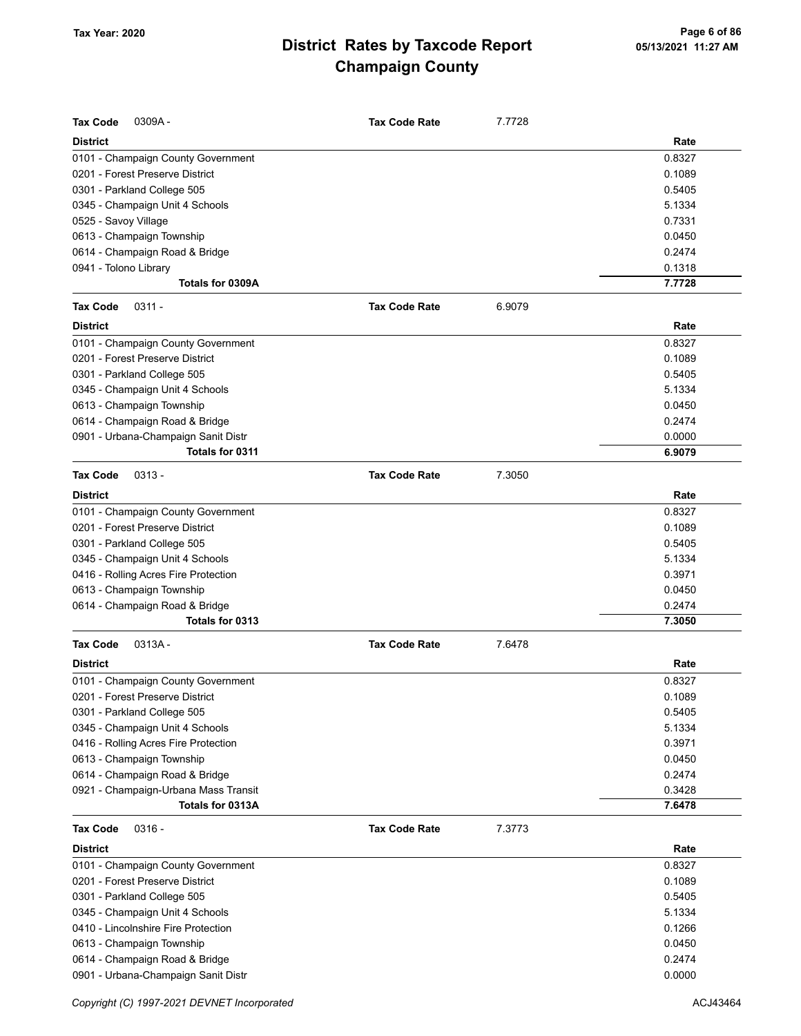## Tax Code 0309A -

**Tax Code Rate:** 7.7728

| District | Rate |
|---|---|
| 0101 - Champaign County Government | 0.8327 |
| 0201 - Forest Preserve District | 0.1089 |
| 0301 - Parkland College 505 | 0.5405 |
| 0345 - Champaign Unit 4 Schools | 5.1334 |
| 0525 - Savoy Village | 0.7331 |
| 0613 - Champaign Township | 0.0450 |
| 0614 - Champaign Road & Bridge | 0.2474 |
| 0941 - Tolono Library | 0.1318 |
| **Totals for 0309A** | **7.7728** |

## Tax Code 0311 -

**Tax Code Rate:** 6.9079

| District | Rate |
|---|---|
| 0101 - Champaign County Government | 0.8327 |
| 0201 - Forest Preserve District | 0.1089 |
| 0301 - Parkland College 505 | 0.5405 |
| 0345 - Champaign Unit 4 Schools | 5.1334 |
| 0613 - Champaign Township | 0.0450 |
| 0614 - Champaign Road & Bridge | 0.2474 |
| 0901 - Urbana-Champaign Sanit Distr | 0.0000 |
| **Totals for 0311** | **6.9079** |

## Tax Code 0313 -

**Tax Code Rate:** 7.3050

| District | Rate |
|---|---|
| 0101 - Champaign County Government | 0.8327 |
| 0201 - Forest Preserve District | 0.1089 |
| 0301 - Parkland College 505 | 0.5405 |
| 0345 - Champaign Unit 4 Schools | 5.1334 |
| 0416 - Rolling Acres Fire Protection | 0.3971 |
| 0613 - Champaign Township | 0.0450 |
| 0614 - Champaign Road & Bridge | 0.2474 |
| **Totals for 0313** | **7.3050** |

## Tax Code 0313A -

**Tax Code Rate:** 7.6478

| District | Rate |
|---|---|
| 0101 - Champaign County Government | 0.8327 |
| 0201 - Forest Preserve District | 0.1089 |
| 0301 - Parkland College 505 | 0.5405 |
| 0345 - Champaign Unit 4 Schools | 5.1334 |
| 0416 - Rolling Acres Fire Protection | 0.3971 |
| 0613 - Champaign Township | 0.0450 |
| 0614 - Champaign Road & Bridge | 0.2474 |
| 0921 - Champaign-Urbana Mass Transit | 0.3428 |
| **Totals for 0313A** | **7.6478** |

## Tax Code 0316 -

**Tax Code Rate:** 7.3773

| District | Rate |
|---|---|
| 0101 - Champaign County Government | 0.8327 |
| 0201 - Forest Preserve District | 0.1089 |
| 0301 - Parkland College 505 | 0.5405 |
| 0345 - Champaign Unit 4 Schools | 5.1334 |
| 0410 - Lincolnshire Fire Protection | 0.1266 |
| 0613 - Champaign Township | 0.0450 |
| 0614 - Champaign Road & Bridge | 0.2474 |
| 0901 - Urbana-Champaign Sanit Distr | 0.0000 |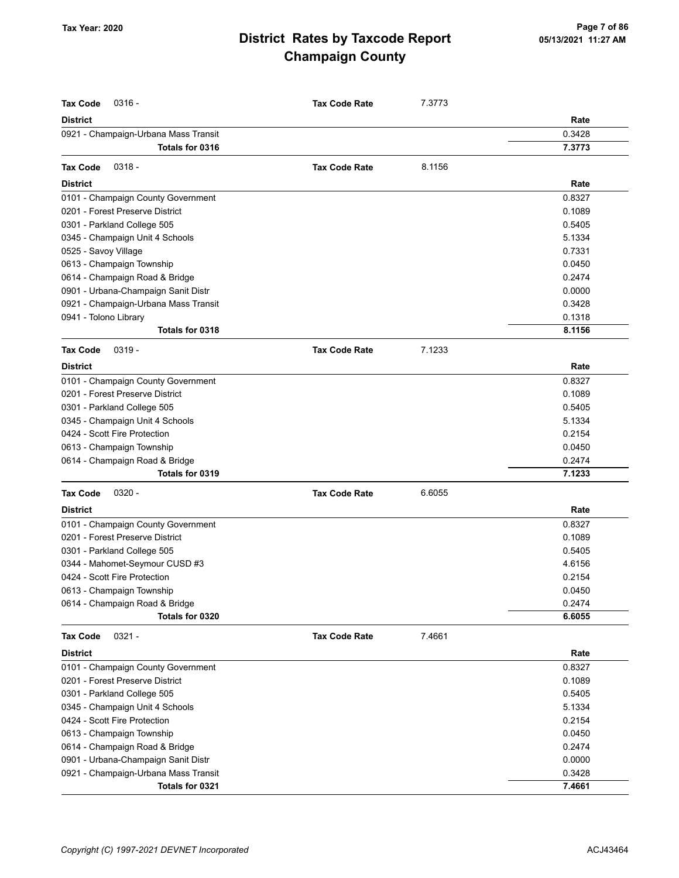# District Rates by Taxcode Report
# Champaign County

Tax Year: 2020

| Tax Code | 0316 - | Tax Code Rate | 7.3773 |
|---|---|---|---|
| **District** | | | **Rate** |
| 0921 - Champaign-Urbana Mass Transit | | | 0.3428 |
| **Totals for 0316** | | | **7.3773** |

| Tax Code | 0318 - | Tax Code Rate | 8.1156 |
|---|---|---|---|
| **District** | | | **Rate** |
| 0101 - Champaign County Government | | | 0.8327 |
| 0201 - Forest Preserve District | | | 0.1089 |
| 0301 - Parkland College 505 | | | 0.5405 |
| 0345 - Champaign Unit 4 Schools | | | 5.1334 |
| 0525 - Savoy Village | | | 0.7331 |
| 0613 - Champaign Township | | | 0.0450 |
| 0614 - Champaign Road & Bridge | | | 0.2474 |
| 0901 - Urbana-Champaign Sanit Distr | | | 0.0000 |
| 0921 - Champaign-Urbana Mass Transit | | | 0.3428 |
| 0941 - Tolono Library | | | 0.1318 |
| **Totals for 0318** | | | **8.1156** |

| Tax Code | 0319 - | Tax Code Rate | 7.1233 |
|---|---|---|---|
| **District** | | | **Rate** |
| 0101 - Champaign County Government | | | 0.8327 |
| 0201 - Forest Preserve District | | | 0.1089 |
| 0301 - Parkland College 505 | | | 0.5405 |
| 0345 - Champaign Unit 4 Schools | | | 5.1334 |
| 0424 - Scott Fire Protection | | | 0.2154 |
| 0613 - Champaign Township | | | 0.0450 |
| 0614 - Champaign Road & Bridge | | | 0.2474 |
| **Totals for 0319** | | | **7.1233** |

| Tax Code | 0320 - | Tax Code Rate | 6.6055 |
|---|---|---|---|
| **District** | | | **Rate** |
| 0101 - Champaign County Government | | | 0.8327 |
| 0201 - Forest Preserve District | | | 0.1089 |
| 0301 - Parkland College 505 | | | 0.5405 |
| 0344 - Mahomet-Seymour CUSD #3 | | | 4.6156 |
| 0424 - Scott Fire Protection | | | 0.2154 |
| 0613 - Champaign Township | | | 0.0450 |
| 0614 - Champaign Road & Bridge | | | 0.2474 |
| **Totals for 0320** | | | **6.6055** |

| Tax Code | 0321 - | Tax Code Rate | 7.4661 |
|---|---|---|---|
| **District** | | | **Rate** |
| 0101 - Champaign County Government | | | 0.8327 |
| 0201 - Forest Preserve District | | | 0.1089 |
| 0301 - Parkland College 505 | | | 0.5405 |
| 0345 - Champaign Unit 4 Schools | | | 5.1334 |
| 0424 - Scott Fire Protection | | | 0.2154 |
| 0613 - Champaign Township | | | 0.0450 |
| 0614 - Champaign Road & Bridge | | | 0.2474 |
| 0901 - Urbana-Champaign Sanit Distr | | | 0.0000 |
| 0921 - Champaign-Urbana Mass Transit | | | 0.3428 |
| **Totals for 0321** | | | **7.4661** |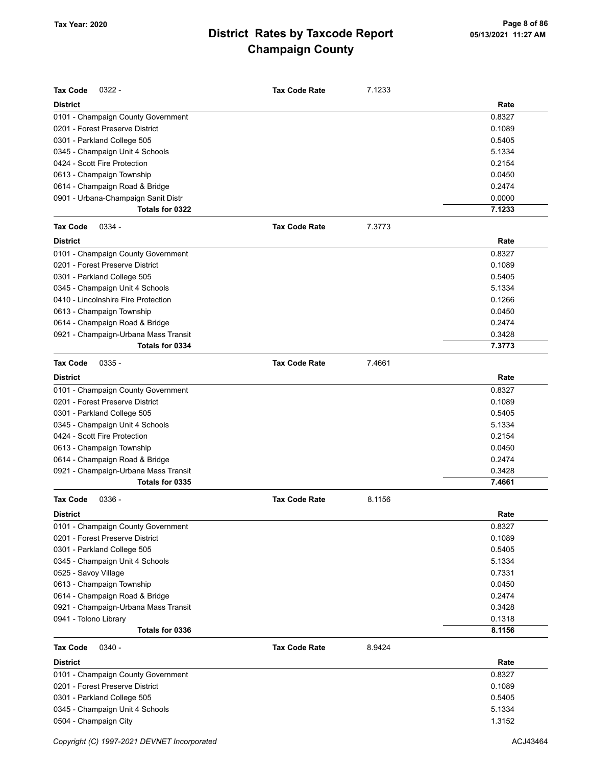# District Rates by Taxcode Report
## Champaign County

Tax Year: 2020

**Tax Code** 0322 - **Tax Code Rate** 7.1233

| District | Rate |
|---|---|
| 0101 - Champaign County Government | 0.8327 |
| 0201 - Forest Preserve District | 0.1089 |
| 0301 - Parkland College 505 | 0.5405 |
| 0345 - Champaign Unit 4 Schools | 5.1334 |
| 0424 - Scott Fire Protection | 0.2154 |
| 0613 - Champaign Township | 0.0450 |
| 0614 - Champaign Road & Bridge | 0.2474 |
| 0901 - Urbana-Champaign Sanit Distr | 0.0000 |
| **Totals for 0322** | **7.1233** |

**Tax Code** 0334 - **Tax Code Rate** 7.3773

| District | Rate |
|---|---|
| 0101 - Champaign County Government | 0.8327 |
| 0201 - Forest Preserve District | 0.1089 |
| 0301 - Parkland College 505 | 0.5405 |
| 0345 - Champaign Unit 4 Schools | 5.1334 |
| 0410 - Lincolnshire Fire Protection | 0.1266 |
| 0613 - Champaign Township | 0.0450 |
| 0614 - Champaign Road & Bridge | 0.2474 |
| 0921 - Champaign-Urbana Mass Transit | 0.3428 |
| **Totals for 0334** | **7.3773** |

**Tax Code** 0335 - **Tax Code Rate** 7.4661

| District | Rate |
|---|---|
| 0101 - Champaign County Government | 0.8327 |
| 0201 - Forest Preserve District | 0.1089 |
| 0301 - Parkland College 505 | 0.5405 |
| 0345 - Champaign Unit 4 Schools | 5.1334 |
| 0424 - Scott Fire Protection | 0.2154 |
| 0613 - Champaign Township | 0.0450 |
| 0614 - Champaign Road & Bridge | 0.2474 |
| 0921 - Champaign-Urbana Mass Transit | 0.3428 |
| **Totals for 0335** | **7.4661** |

**Tax Code** 0336 - **Tax Code Rate** 8.1156

| District | Rate |
|---|---|
| 0101 - Champaign County Government | 0.8327 |
| 0201 - Forest Preserve District | 0.1089 |
| 0301 - Parkland College 505 | 0.5405 |
| 0345 - Champaign Unit 4 Schools | 5.1334 |
| 0525 - Savoy Village | 0.7331 |
| 0613 - Champaign Township | 0.0450 |
| 0614 - Champaign Road & Bridge | 0.2474 |
| 0921 - Champaign-Urbana Mass Transit | 0.3428 |
| 0941 - Tolono Library | 0.1318 |
| **Totals for 0336** | **8.1156** |

**Tax Code** 0340 - **Tax Code Rate** 8.9424

| District | Rate |
|---|---|
| 0101 - Champaign County Government | 0.8327 |
| 0201 - Forest Preserve District | 0.1089 |
| 0301 - Parkland College 505 | 0.5405 |
| 0345 - Champaign Unit 4 Schools | 5.1334 |
| 0504 - Champaign City | 1.3152 |

Copyright (C) 1997-2021 DEVNET Incorporated ACJ43464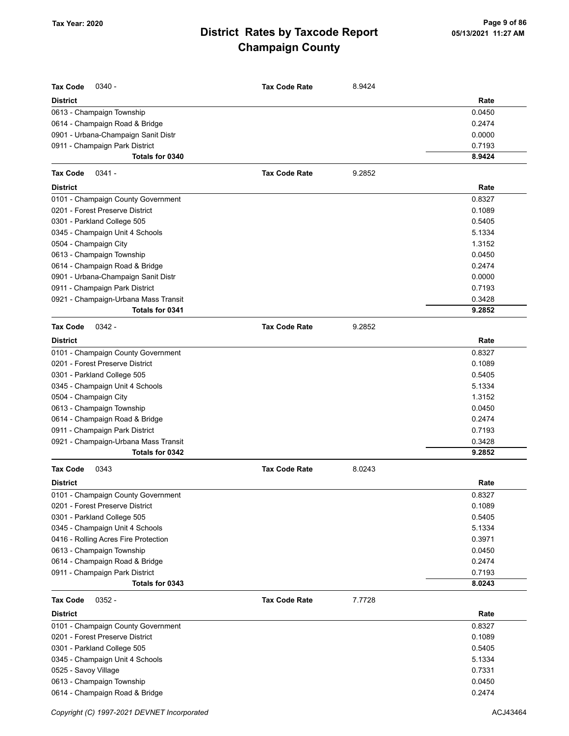| Tax Code | 0340 - | Tax Code Rate | 8.9424 |
|---|---|---|---|
| **District** | | | **Rate** |
| 0613 - Champaign Township | | | 0.0450 |
| 0614 - Champaign Road & Bridge | | | 0.2474 |
| 0901 - Urbana-Champaign Sanit Distr | | | 0.0000 |
| 0911 - Champaign Park District | | | 0.7193 |
| **Totals for 0340** | | | **8.9424** |

| Tax Code | 0341 - | Tax Code Rate | 9.2852 |
|---|---|---|---|
| **District** | | | **Rate** |
| 0101 - Champaign County Government | | | 0.8327 |
| 0201 - Forest Preserve District | | | 0.1089 |
| 0301 - Parkland College 505 | | | 0.5405 |
| 0345 - Champaign Unit 4 Schools | | | 5.1334 |
| 0504 - Champaign City | | | 1.3152 |
| 0613 - Champaign Township | | | 0.0450 |
| 0614 - Champaign Road & Bridge | | | 0.2474 |
| 0901 - Urbana-Champaign Sanit Distr | | | 0.0000 |
| 0911 - Champaign Park District | | | 0.7193 |
| 0921 - Champaign-Urbana Mass Transit | | | 0.3428 |
| **Totals for 0341** | | | **9.2852** |

| Tax Code | 0342 - | Tax Code Rate | 9.2852 |
|---|---|---|---|
| **District** | | | **Rate** |
| 0101 - Champaign County Government | | | 0.8327 |
| 0201 - Forest Preserve District | | | 0.1089 |
| 0301 - Parkland College 505 | | | 0.5405 |
| 0345 - Champaign Unit 4 Schools | | | 5.1334 |
| 0504 - Champaign City | | | 1.3152 |
| 0613 - Champaign Township | | | 0.0450 |
| 0614 - Champaign Road & Bridge | | | 0.2474 |
| 0911 - Champaign Park District | | | 0.7193 |
| 0921 - Champaign-Urbana Mass Transit | | | 0.3428 |
| **Totals for 0342** | | | **9.2852** |

| Tax Code | 0343 | Tax Code Rate | 8.0243 |
|---|---|---|---|
| **District** | | | **Rate** |
| 0101 - Champaign County Government | | | 0.8327 |
| 0201 - Forest Preserve District | | | 0.1089 |
| 0301 - Parkland College 505 | | | 0.5405 |
| 0345 - Champaign Unit 4 Schools | | | 5.1334 |
| 0416 - Rolling Acres Fire Protection | | | 0.3971 |
| 0613 - Champaign Township | | | 0.0450 |
| 0614 - Champaign Road & Bridge | | | 0.2474 |
| 0911 - Champaign Park District | | | 0.7193 |
| **Totals for 0343** | | | **8.0243** |

| Tax Code | 0352 - | Tax Code Rate | 7.7728 |
|---|---|---|---|
| **District** | | | **Rate** |
| 0101 - Champaign County Government | | | 0.8327 |
| 0201 - Forest Preserve District | | | 0.1089 |
| 0301 - Parkland College 505 | | | 0.5405 |
| 0345 - Champaign Unit 4 Schools | | | 5.1334 |
| 0525 - Savoy Village | | | 0.7331 |
| 0613 - Champaign Township | | | 0.0450 |
| 0614 - Champaign Road & Bridge | | | 0.2474 |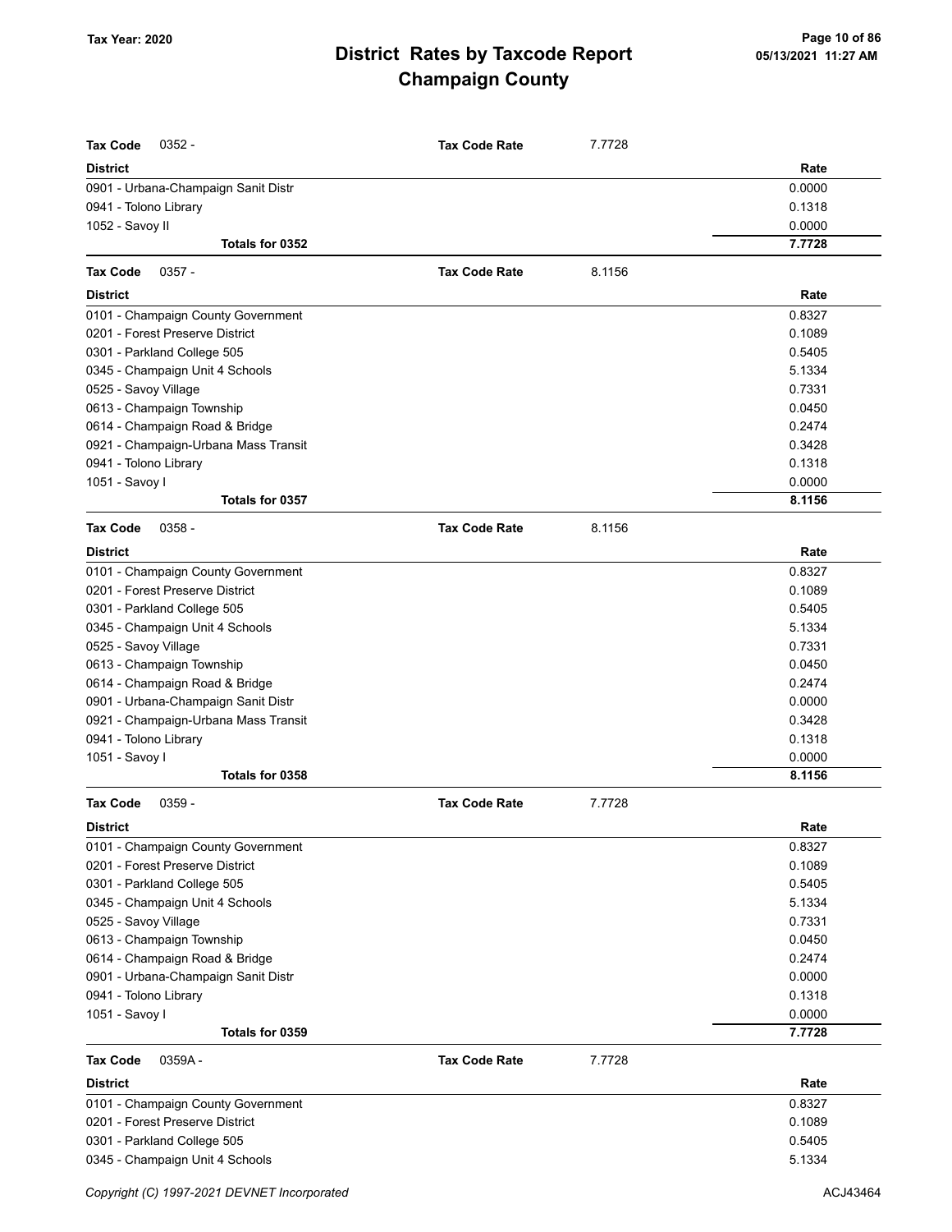# District Rates by Taxcode Report
# Champaign County

Tax Year: 2020

| Tax Code 0352 - | Tax Code Rate | 7.7728 |
|---|---|---|
| **District** | | **Rate** |
| 0901 - Urbana-Champaign Sanit Distr | | 0.0000 |
| 0941 - Tolono Library | | 0.1318 |
| 1052 - Savoy II | | 0.0000 |
| **Totals for 0352** | | **7.7728** |

| Tax Code 0357 - | Tax Code Rate | 8.1156 |
|---|---|---|
| **District** | | **Rate** |
| 0101 - Champaign County Government | | 0.8327 |
| 0201 - Forest Preserve District | | 0.1089 |
| 0301 - Parkland College 505 | | 0.5405 |
| 0345 - Champaign Unit 4 Schools | | 5.1334 |
| 0525 - Savoy Village | | 0.7331 |
| 0613 - Champaign Township | | 0.0450 |
| 0614 - Champaign Road & Bridge | | 0.2474 |
| 0921 - Champaign-Urbana Mass Transit | | 0.3428 |
| 0941 - Tolono Library | | 0.1318 |
| 1051 - Savoy I | | 0.0000 |
| **Totals for 0357** | | **8.1156** |

| Tax Code 0358 - | Tax Code Rate | 8.1156 |
|---|---|---|
| **District** | | **Rate** |
| 0101 - Champaign County Government | | 0.8327 |
| 0201 - Forest Preserve District | | 0.1089 |
| 0301 - Parkland College 505 | | 0.5405 |
| 0345 - Champaign Unit 4 Schools | | 5.1334 |
| 0525 - Savoy Village | | 0.7331 |
| 0613 - Champaign Township | | 0.0450 |
| 0614 - Champaign Road & Bridge | | 0.2474 |
| 0901 - Urbana-Champaign Sanit Distr | | 0.0000 |
| 0921 - Champaign-Urbana Mass Transit | | 0.3428 |
| 0941 - Tolono Library | | 0.1318 |
| 1051 - Savoy I | | 0.0000 |
| **Totals for 0358** | | **8.1156** |

| Tax Code 0359 - | Tax Code Rate | 7.7728 |
|---|---|---|
| **District** | | **Rate** |
| 0101 - Champaign County Government | | 0.8327 |
| 0201 - Forest Preserve District | | 0.1089 |
| 0301 - Parkland College 505 | | 0.5405 |
| 0345 - Champaign Unit 4 Schools | | 5.1334 |
| 0525 - Savoy Village | | 0.7331 |
| 0613 - Champaign Township | | 0.0450 |
| 0614 - Champaign Road & Bridge | | 0.2474 |
| 0901 - Urbana-Champaign Sanit Distr | | 0.0000 |
| 0941 - Tolono Library | | 0.1318 |
| 1051 - Savoy I | | 0.0000 |
| **Totals for 0359** | | **7.7728** |

| Tax Code 0359A - | Tax Code Rate | 7.7728 |
|---|---|---|
| **District** | | **Rate** |
| 0101 - Champaign County Government | | 0.8327 |
| 0201 - Forest Preserve District | | 0.1089 |
| 0301 - Parkland College 505 | | 0.5405 |
| 0345 - Champaign Unit 4 Schools | | 5.1334 |

Copyright (C) 1997-2021 DEVNET Incorporated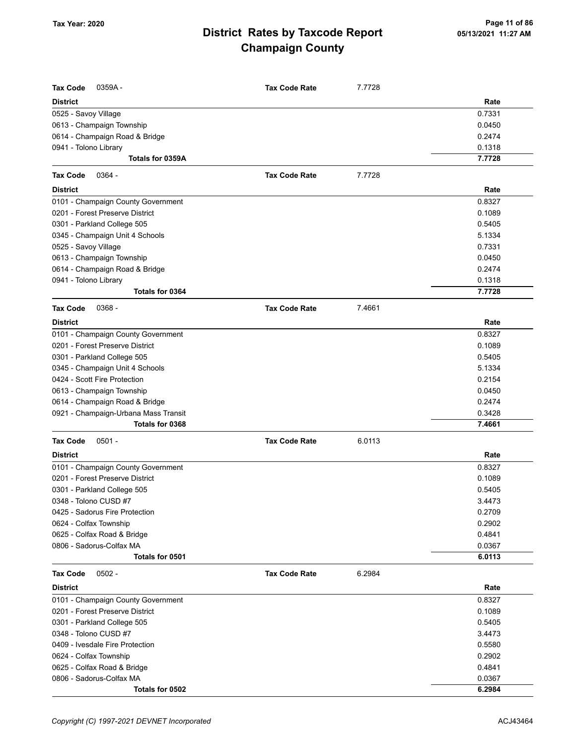# District Rates by Taxcode Report
# Champaign County

Tax Year: 2020

**Tax Code** 0359A - **Tax Code Rate** 7.7728

| District | Rate |
|---|---|
| 0525 - Savoy Village | 0.7331 |
| 0613 - Champaign Township | 0.0450 |
| 0614 - Champaign Road & Bridge | 0.2474 |
| 0941 - Tolono Library | 0.1318 |
| **Totals for 0359A** | **7.7728** |

**Tax Code** 0364 - **Tax Code Rate** 7.7728

| District | Rate |
|---|---|
| 0101 - Champaign County Government | 0.8327 |
| 0201 - Forest Preserve District | 0.1089 |
| 0301 - Parkland College 505 | 0.5405 |
| 0345 - Champaign Unit 4 Schools | 5.1334 |
| 0525 - Savoy Village | 0.7331 |
| 0613 - Champaign Township | 0.0450 |
| 0614 - Champaign Road & Bridge | 0.2474 |
| 0941 - Tolono Library | 0.1318 |
| **Totals for 0364** | **7.7728** |

**Tax Code** 0368 - **Tax Code Rate** 7.4661

| District | Rate |
|---|---|
| 0101 - Champaign County Government | 0.8327 |
| 0201 - Forest Preserve District | 0.1089 |
| 0301 - Parkland College 505 | 0.5405 |
| 0345 - Champaign Unit 4 Schools | 5.1334 |
| 0424 - Scott Fire Protection | 0.2154 |
| 0613 - Champaign Township | 0.0450 |
| 0614 - Champaign Road & Bridge | 0.2474 |
| 0921 - Champaign-Urbana Mass Transit | 0.3428 |
| **Totals for 0368** | **7.4661** |

**Tax Code** 0501 - **Tax Code Rate** 6.0113

| District | Rate |
|---|---|
| 0101 - Champaign County Government | 0.8327 |
| 0201 - Forest Preserve District | 0.1089 |
| 0301 - Parkland College 505 | 0.5405 |
| 0348 - Tolono CUSD #7 | 3.4473 |
| 0425 - Sadorus Fire Protection | 0.2709 |
| 0624 - Colfax Township | 0.2902 |
| 0625 - Colfax Road & Bridge | 0.4841 |
| 0806 - Sadorus-Colfax MA | 0.0367 |
| **Totals for 0501** | **6.0113** |

**Tax Code** 0502 - **Tax Code Rate** 6.2984

| District | Rate |
|---|---|
| 0101 - Champaign County Government | 0.8327 |
| 0201 - Forest Preserve District | 0.1089 |
| 0301 - Parkland College 505 | 0.5405 |
| 0348 - Tolono CUSD #7 | 3.4473 |
| 0409 - Ivesdale Fire Protection | 0.5580 |
| 0624 - Colfax Township | 0.2902 |
| 0625 - Colfax Road & Bridge | 0.4841 |
| 0806 - Sadorus-Colfax MA | 0.0367 |
| **Totals for 0502** | **6.2984** |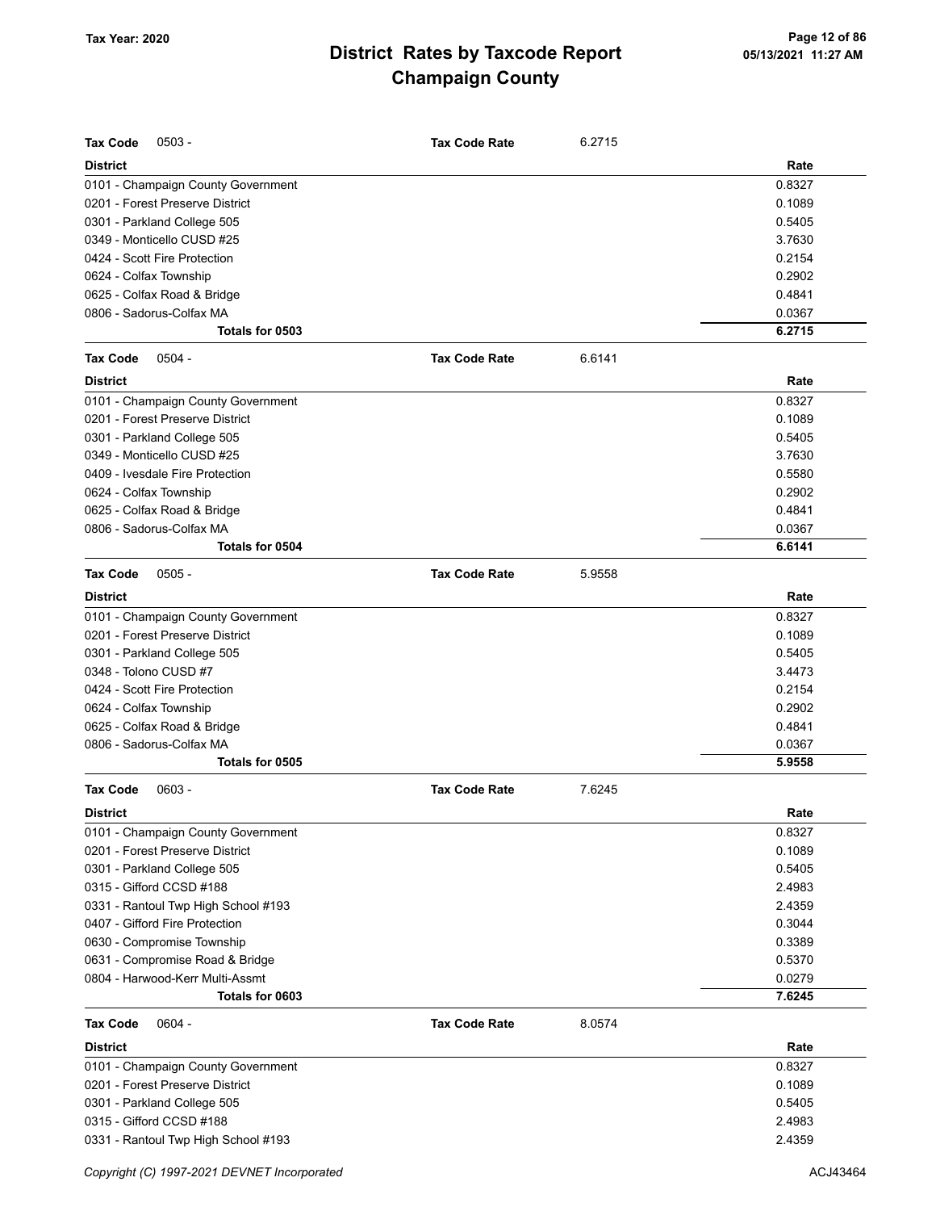# District Rates by Taxcode Report
## Champaign County

Tax Year: 2020

**Tax Code** 0503 - **Tax Code Rate** 6.2715

| District | Rate |
|---|---|
| 0101 - Champaign County Government | 0.8327 |
| 0201 - Forest Preserve District | 0.1089 |
| 0301 - Parkland College 505 | 0.5405 |
| 0349 - Monticello CUSD #25 | 3.7630 |
| 0424 - Scott Fire Protection | 0.2154 |
| 0624 - Colfax Township | 0.2902 |
| 0625 - Colfax Road & Bridge | 0.4841 |
| 0806 - Sadorus-Colfax MA | 0.0367 |
| **Totals for 0503** | **6.2715** |

**Tax Code** 0504 - **Tax Code Rate** 6.6141

| District | Rate |
|---|---|
| 0101 - Champaign County Government | 0.8327 |
| 0201 - Forest Preserve District | 0.1089 |
| 0301 - Parkland College 505 | 0.5405 |
| 0349 - Monticello CUSD #25 | 3.7630 |
| 0409 - Ivesdale Fire Protection | 0.5580 |
| 0624 - Colfax Township | 0.2902 |
| 0625 - Colfax Road & Bridge | 0.4841 |
| 0806 - Sadorus-Colfax MA | 0.0367 |
| **Totals for 0504** | **6.6141** |

**Tax Code** 0505 - **Tax Code Rate** 5.9558

| District | Rate |
|---|---|
| 0101 - Champaign County Government | 0.8327 |
| 0201 - Forest Preserve District | 0.1089 |
| 0301 - Parkland College 505 | 0.5405 |
| 0348 - Tolono CUSD #7 | 3.4473 |
| 0424 - Scott Fire Protection | 0.2154 |
| 0624 - Colfax Township | 0.2902 |
| 0625 - Colfax Road & Bridge | 0.4841 |
| 0806 - Sadorus-Colfax MA | 0.0367 |
| **Totals for 0505** | **5.9558** |

**Tax Code** 0603 - **Tax Code Rate** 7.6245

| District | Rate |
|---|---|
| 0101 - Champaign County Government | 0.8327 |
| 0201 - Forest Preserve District | 0.1089 |
| 0301 - Parkland College 505 | 0.5405 |
| 0315 - Gifford CCSD #188 | 2.4983 |
| 0331 - Rantoul Twp High School #193 | 2.4359 |
| 0407 - Gifford Fire Protection | 0.3044 |
| 0630 - Compromise Township | 0.3389 |
| 0631 - Compromise Road & Bridge | 0.5370 |
| 0804 - Harwood-Kerr Multi-Assmt | 0.0279 |
| **Totals for 0603** | **7.6245** |

**Tax Code** 0604 - **Tax Code Rate** 8.0574

| District | Rate |
|---|---|
| 0101 - Champaign County Government | 0.8327 |
| 0201 - Forest Preserve District | 0.1089 |
| 0301 - Parkland College 505 | 0.5405 |
| 0315 - Gifford CCSD #188 | 2.4983 |
| 0331 - Rantoul Twp High School #193 | 2.4359 |

*Copyright (C) 1997-2021 DEVNET Incorporated*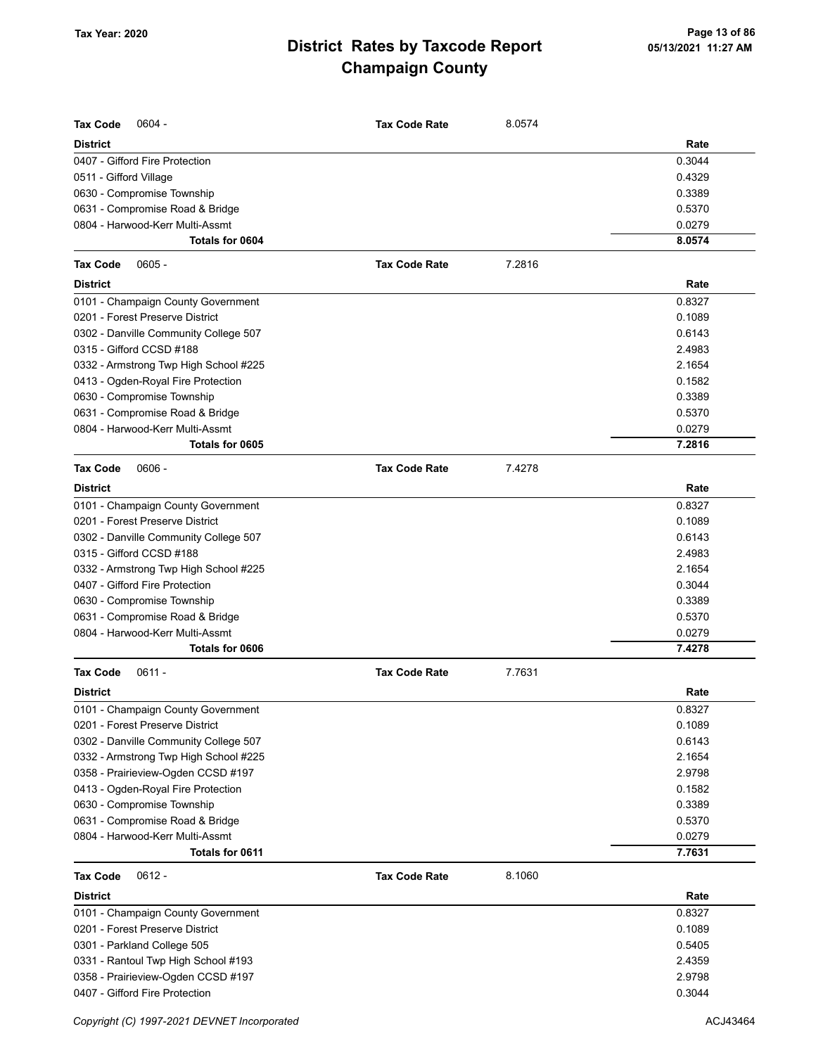# District Rates by Taxcode Report
# Champaign County

Tax Year: 2020

**Tax Code** 0604 - **Tax Code Rate** 8.0574

| District | Rate |
|---|---|
| 0407 - Gifford Fire Protection | 0.3044 |
| 0511 - Gifford Village | 0.4329 |
| 0630 - Compromise Township | 0.3389 |
| 0631 - Compromise Road & Bridge | 0.5370 |
| 0804 - Harwood-Kerr Multi-Assmt | 0.0279 |
| **Totals for 0604** | **8.0574** |

**Tax Code** 0605 - **Tax Code Rate** 7.2816

| District | Rate |
|---|---|
| 0101 - Champaign County Government | 0.8327 |
| 0201 - Forest Preserve District | 0.1089 |
| 0302 - Danville Community College 507 | 0.6143 |
| 0315 - Gifford CCSD #188 | 2.4983 |
| 0332 - Armstrong Twp High School #225 | 2.1654 |
| 0413 - Ogden-Royal Fire Protection | 0.1582 |
| 0630 - Compromise Township | 0.3389 |
| 0631 - Compromise Road & Bridge | 0.5370 |
| 0804 - Harwood-Kerr Multi-Assmt | 0.0279 |
| **Totals for 0605** | **7.2816** |

**Tax Code** 0606 - **Tax Code Rate** 7.4278

| District | Rate |
|---|---|
| 0101 - Champaign County Government | 0.8327 |
| 0201 - Forest Preserve District | 0.1089 |
| 0302 - Danville Community College 507 | 0.6143 |
| 0315 - Gifford CCSD #188 | 2.4983 |
| 0332 - Armstrong Twp High School #225 | 2.1654 |
| 0407 - Gifford Fire Protection | 0.3044 |
| 0630 - Compromise Township | 0.3389 |
| 0631 - Compromise Road & Bridge | 0.5370 |
| 0804 - Harwood-Kerr Multi-Assmt | 0.0279 |
| **Totals for 0606** | **7.4278** |

**Tax Code** 0611 - **Tax Code Rate** 7.7631

| District | Rate |
|---|---|
| 0101 - Champaign County Government | 0.8327 |
| 0201 - Forest Preserve District | 0.1089 |
| 0302 - Danville Community College 507 | 0.6143 |
| 0332 - Armstrong Twp High School #225 | 2.1654 |
| 0358 - Prairieview-Ogden CCSD #197 | 2.9798 |
| 0413 - Ogden-Royal Fire Protection | 0.1582 |
| 0630 - Compromise Township | 0.3389 |
| 0631 - Compromise Road & Bridge | 0.5370 |
| 0804 - Harwood-Kerr Multi-Assmt | 0.0279 |
| **Totals for 0611** | **7.7631** |

**Tax Code** 0612 - **Tax Code Rate** 8.1060

| District | Rate |
|---|---|
| 0101 - Champaign County Government | 0.8327 |
| 0201 - Forest Preserve District | 0.1089 |
| 0301 - Parkland College 505 | 0.5405 |
| 0331 - Rantoul Twp High School #193 | 2.4359 |
| 0358 - Prairieview-Ogden CCSD #197 | 2.9798 |
| 0407 - Gifford Fire Protection | 0.3044 |

Copyright (C) 1997-2021 DEVNET Incorporated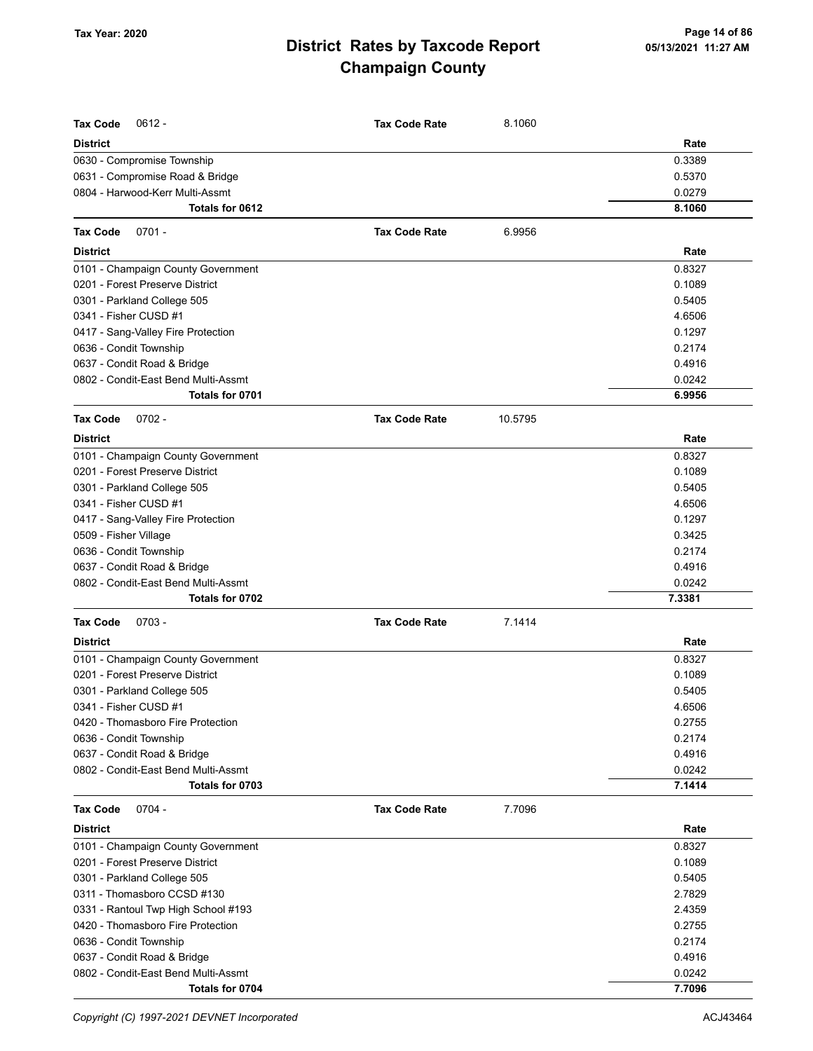# District Rates by Taxcode Report
# Champaign County

**Tax Year: 2020**

05/13/2021 11:27 AM

**Tax Code** 0612 - **Tax Code Rate** 8.1060

| District | Rate |
|---|---|
| 0630 - Compromise Township | 0.3389 |
| 0631 - Compromise Road & Bridge | 0.5370 |
| 0804 - Harwood-Kerr Multi-Assmt | 0.0279 |
| **Totals for 0612** | **8.1060** |

**Tax Code** 0701 - **Tax Code Rate** 6.9956

| District | Rate |
|---|---|
| 0101 - Champaign County Government | 0.8327 |
| 0201 - Forest Preserve District | 0.1089 |
| 0301 - Parkland College 505 | 0.5405 |
| 0341 - Fisher CUSD #1 | 4.6506 |
| 0417 - Sang-Valley Fire Protection | 0.1297 |
| 0636 - Condit Township | 0.2174 |
| 0637 - Condit Road & Bridge | 0.4916 |
| 0802 - Condit-East Bend Multi-Assmt | 0.0242 |
| **Totals for 0701** | **6.9956** |

**Tax Code** 0702 - **Tax Code Rate** 10.5795

| District | Rate |
|---|---|
| 0101 - Champaign County Government | 0.8327 |
| 0201 - Forest Preserve District | 0.1089 |
| 0301 - Parkland College 505 | 0.5405 |
| 0341 - Fisher CUSD #1 | 4.6506 |
| 0417 - Sang-Valley Fire Protection | 0.1297 |
| 0509 - Fisher Village | 0.3425 |
| 0636 - Condit Township | 0.2174 |
| 0637 - Condit Road & Bridge | 0.4916 |
| 0802 - Condit-East Bend Multi-Assmt | 0.0242 |
| **Totals for 0702** | **7.3381** |

**Tax Code** 0703 - **Tax Code Rate** 7.1414

| District | Rate |
|---|---|
| 0101 - Champaign County Government | 0.8327 |
| 0201 - Forest Preserve District | 0.1089 |
| 0301 - Parkland College 505 | 0.5405 |
| 0341 - Fisher CUSD #1 | 4.6506 |
| 0420 - Thomasboro Fire Protection | 0.2755 |
| 0636 - Condit Township | 0.2174 |
| 0637 - Condit Road & Bridge | 0.4916 |
| 0802 - Condit-East Bend Multi-Assmt | 0.0242 |
| **Totals for 0703** | **7.1414** |

**Tax Code** 0704 - **Tax Code Rate** 7.7096

| District | Rate |
|---|---|
| 0101 - Champaign County Government | 0.8327 |
| 0201 - Forest Preserve District | 0.1089 |
| 0301 - Parkland College 505 | 0.5405 |
| 0311 - Thomasboro CCSD #130 | 2.7829 |
| 0331 - Rantoul Twp High School #193 | 2.4359 |
| 0420 - Thomasboro Fire Protection | 0.2755 |
| 0636 - Condit Township | 0.2174 |
| 0637 - Condit Road & Bridge | 0.4916 |
| 0802 - Condit-East Bend Multi-Assmt | 0.0242 |
| **Totals for 0704** | **7.7096** |

*Copyright (C) 1997-2021 DEVNET Incorporated*

ACJ43464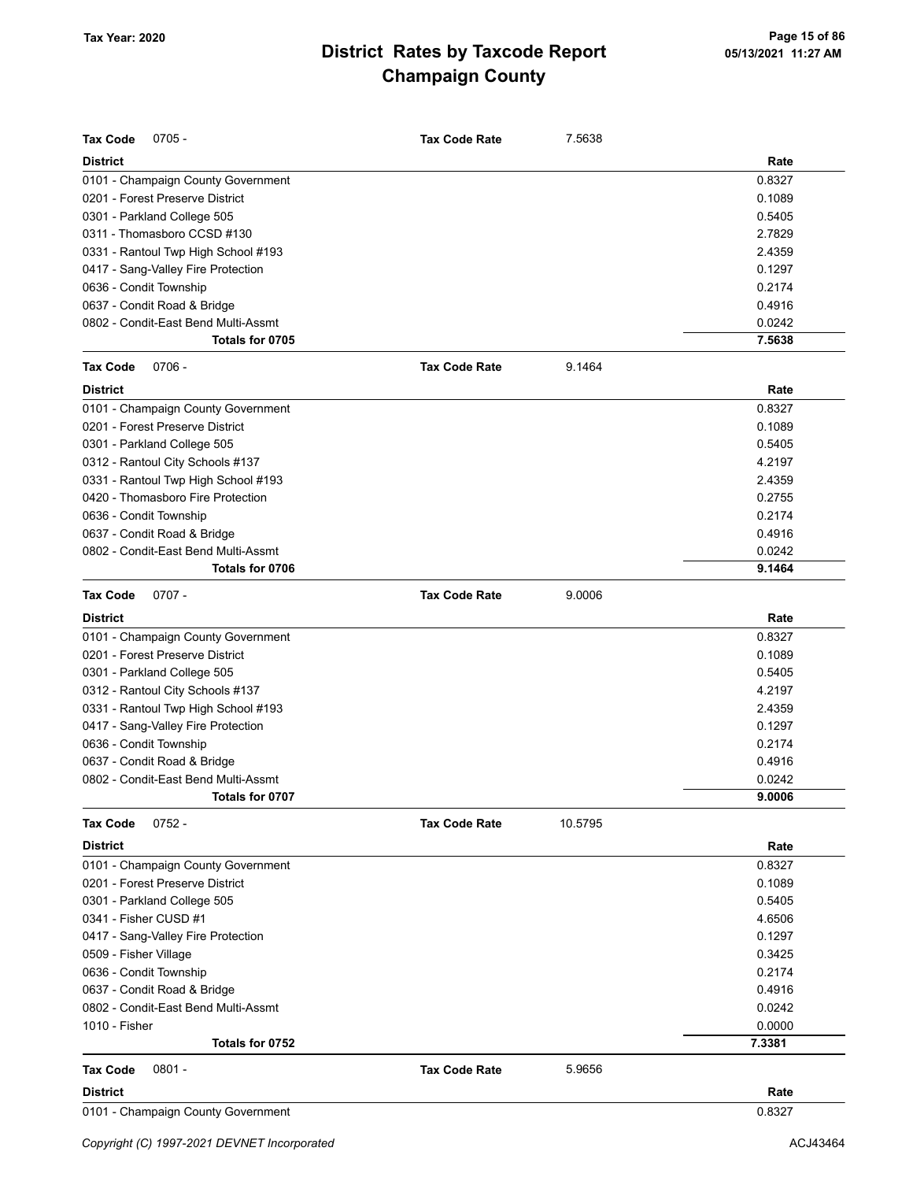| Tax Code | 0705 - | Tax Code Rate | 7.5638 |
|---|---|---|---|
| **District** | | | **Rate** |
| 0101 - Champaign County Government | | | 0.8327 |
| 0201 - Forest Preserve District | | | 0.1089 |
| 0301 - Parkland College 505 | | | 0.5405 |
| 0311 - Thomasboro CCSD #130 | | | 2.7829 |
| 0331 - Rantoul Twp High School #193 | | | 2.4359 |
| 0417 - Sang-Valley Fire Protection | | | 0.1297 |
| 0636 - Condit Township | | | 0.2174 |
| 0637 - Condit Road & Bridge | | | 0.4916 |
| 0802 - Condit-East Bend Multi-Assmt | | | 0.0242 |
| **Totals for 0705** | | | **7.5638** |

| Tax Code | 0706 - | Tax Code Rate | 9.1464 |
|---|---|---|---|
| **District** | | | **Rate** |
| 0101 - Champaign County Government | | | 0.8327 |
| 0201 - Forest Preserve District | | | 0.1089 |
| 0301 - Parkland College 505 | | | 0.5405 |
| 0312 - Rantoul City Schools #137 | | | 4.2197 |
| 0331 - Rantoul Twp High School #193 | | | 2.4359 |
| 0420 - Thomasboro Fire Protection | | | 0.2755 |
| 0636 - Condit Township | | | 0.2174 |
| 0637 - Condit Road & Bridge | | | 0.4916 |
| 0802 - Condit-East Bend Multi-Assmt | | | 0.0242 |
| **Totals for 0706** | | | **9.1464** |

| Tax Code | 0707 - | Tax Code Rate | 9.0006 |
|---|---|---|---|
| **District** | | | **Rate** |
| 0101 - Champaign County Government | | | 0.8327 |
| 0201 - Forest Preserve District | | | 0.1089 |
| 0301 - Parkland College 505 | | | 0.5405 |
| 0312 - Rantoul City Schools #137 | | | 4.2197 |
| 0331 - Rantoul Twp High School #193 | | | 2.4359 |
| 0417 - Sang-Valley Fire Protection | | | 0.1297 |
| 0636 - Condit Township | | | 0.2174 |
| 0637 - Condit Road & Bridge | | | 0.4916 |
| 0802 - Condit-East Bend Multi-Assmt | | | 0.0242 |
| **Totals for 0707** | | | **9.0006** |

| Tax Code | 0752 - | Tax Code Rate | 10.5795 |
|---|---|---|---|
| **District** | | | **Rate** |
| 0101 - Champaign County Government | | | 0.8327 |
| 0201 - Forest Preserve District | | | 0.1089 |
| 0301 - Parkland College 505 | | | 0.5405 |
| 0341 - Fisher CUSD #1 | | | 4.6506 |
| 0417 - Sang-Valley Fire Protection | | | 0.1297 |
| 0509 - Fisher Village | | | 0.3425 |
| 0636 - Condit Township | | | 0.2174 |
| 0637 - Condit Road & Bridge | | | 0.4916 |
| 0802 - Condit-East Bend Multi-Assmt | | | 0.0242 |
| 1010 - Fisher | | | 0.0000 |
| **Totals for 0752** | | | **7.3381** |

| Tax Code | 0801 - | Tax Code Rate | 5.9656 |
|---|---|---|---|
| **District** | | | **Rate** |
| 0101 - Champaign County Government | | | 0.8327 |

*Copyright (C) 1997-2021 DEVNET Incorporated* ACJ43464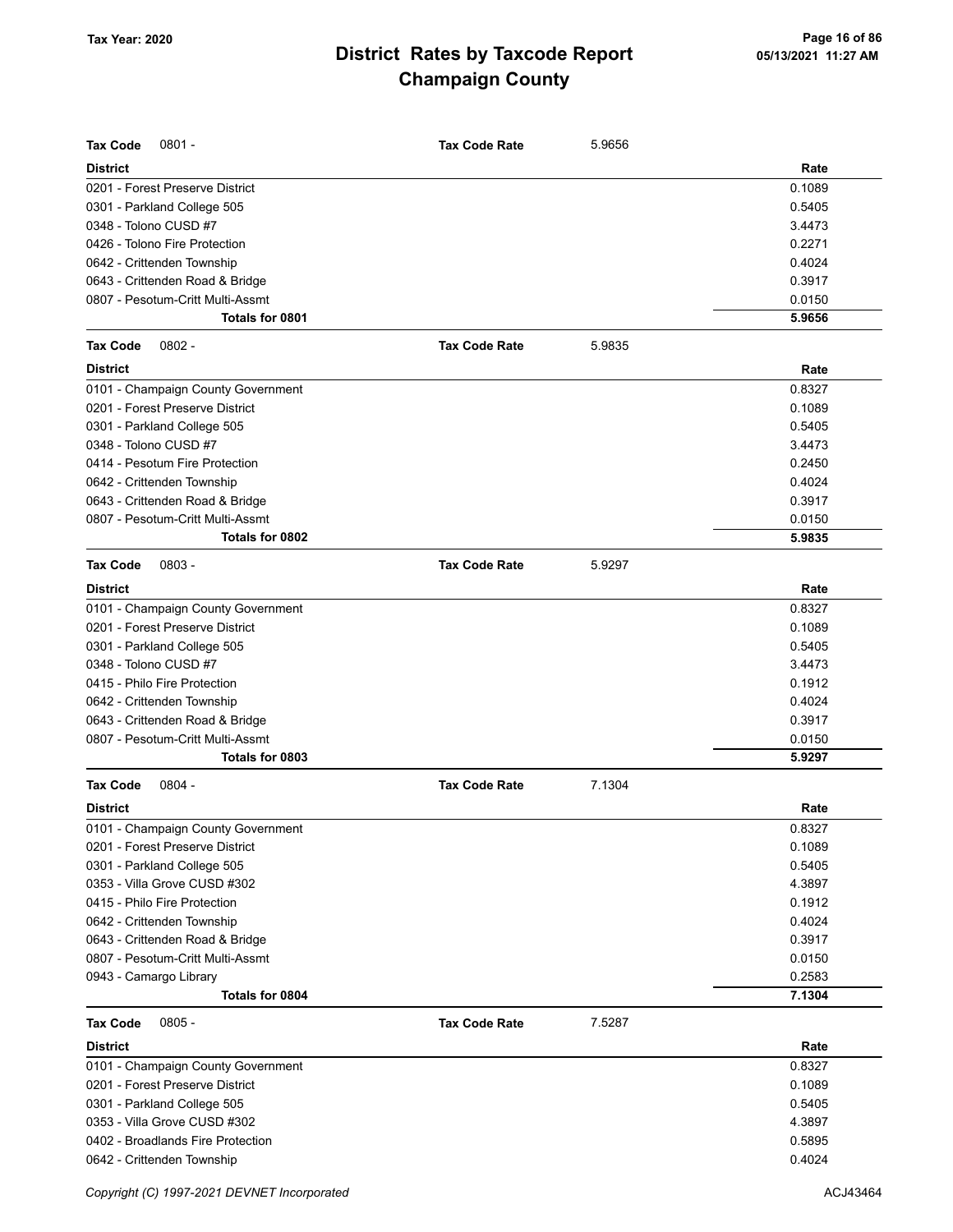# District Rates by Taxcode Report
## Champaign County

Tax Year: 2020

**Tax Code** 0801 - **Tax Code Rate** 5.9656

| District | Rate |
|---|---|
| 0201 - Forest Preserve District | 0.1089 |
| 0301 - Parkland College 505 | 0.5405 |
| 0348 - Tolono CUSD #7 | 3.4473 |
| 0426 - Tolono Fire Protection | 0.2271 |
| 0642 - Crittenden Township | 0.4024 |
| 0643 - Crittenden Road & Bridge | 0.3917 |
| 0807 - Pesotum-Critt Multi-Assmt | 0.0150 |
| **Totals for 0801** | **5.9656** |

**Tax Code** 0802 - **Tax Code Rate** 5.9835

| District | Rate |
|---|---|
| 0101 - Champaign County Government | 0.8327 |
| 0201 - Forest Preserve District | 0.1089 |
| 0301 - Parkland College 505 | 0.5405 |
| 0348 - Tolono CUSD #7 | 3.4473 |
| 0414 - Pesotum Fire Protection | 0.2450 |
| 0642 - Crittenden Township | 0.4024 |
| 0643 - Crittenden Road & Bridge | 0.3917 |
| 0807 - Pesotum-Critt Multi-Assmt | 0.0150 |
| **Totals for 0802** | **5.9835** |

**Tax Code** 0803 - **Tax Code Rate** 5.9297

| District | Rate |
|---|---|
| 0101 - Champaign County Government | 0.8327 |
| 0201 - Forest Preserve District | 0.1089 |
| 0301 - Parkland College 505 | 0.5405 |
| 0348 - Tolono CUSD #7 | 3.4473 |
| 0415 - Philo Fire Protection | 0.1912 |
| 0642 - Crittenden Township | 0.4024 |
| 0643 - Crittenden Road & Bridge | 0.3917 |
| 0807 - Pesotum-Critt Multi-Assmt | 0.0150 |
| **Totals for 0803** | **5.9297** |

**Tax Code** 0804 - **Tax Code Rate** 7.1304

| District | Rate |
|---|---|
| 0101 - Champaign County Government | 0.8327 |
| 0201 - Forest Preserve District | 0.1089 |
| 0301 - Parkland College 505 | 0.5405 |
| 0353 - Villa Grove CUSD #302 | 4.3897 |
| 0415 - Philo Fire Protection | 0.1912 |
| 0642 - Crittenden Township | 0.4024 |
| 0643 - Crittenden Road & Bridge | 0.3917 |
| 0807 - Pesotum-Critt Multi-Assmt | 0.0150 |
| 0943 - Camargo Library | 0.2583 |
| **Totals for 0804** | **7.1304** |

**Tax Code** 0805 - **Tax Code Rate** 7.5287

| District | Rate |
|---|---|
| 0101 - Champaign County Government | 0.8327 |
| 0201 - Forest Preserve District | 0.1089 |
| 0301 - Parkland College 505 | 0.5405 |
| 0353 - Villa Grove CUSD #302 | 4.3897 |
| 0402 - Broadlands Fire Protection | 0.5895 |
| 0642 - Crittenden Township | 0.4024 |

Copyright (C) 1997-2021 DEVNET Incorporated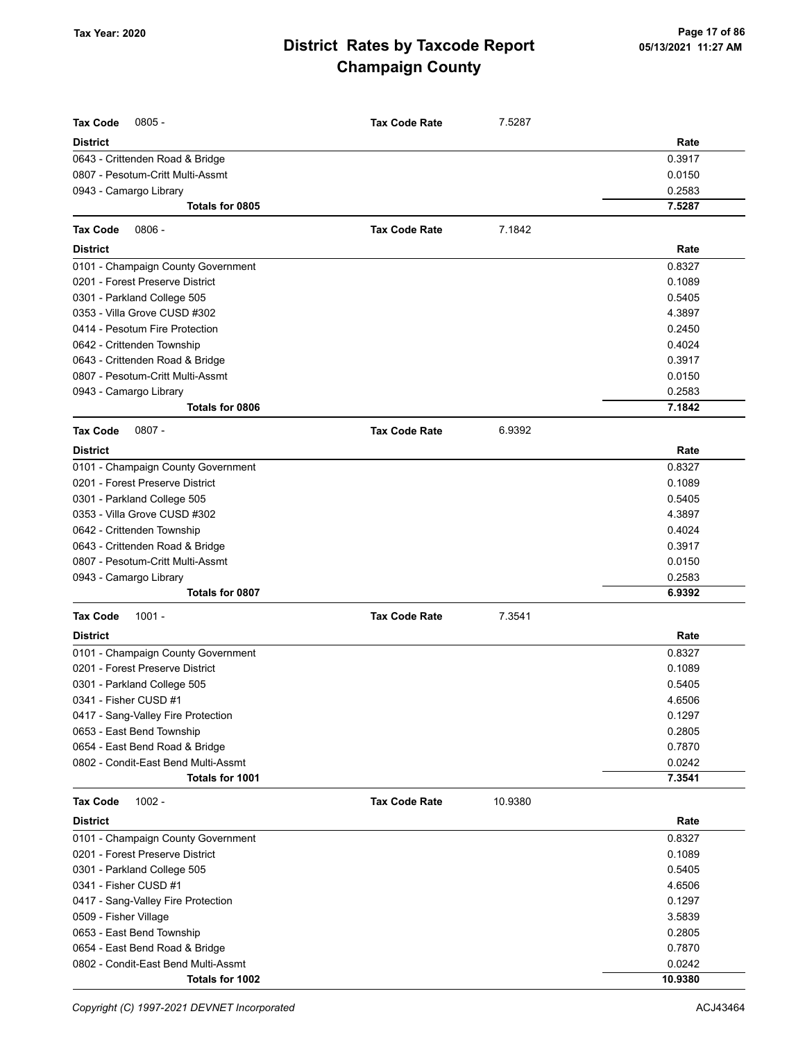# District Rates by Taxcode Report
# Champaign County

Tax Year: 2020

| Tax Code 0805 - | Tax Code Rate | 7.5287 |
|---|---|---|
| **District** | | **Rate** |
| 0643 - Crittenden Road & Bridge | | 0.3917 |
| 0807 - Pesotum-Critt Multi-Assmt | | 0.0150 |
| 0943 - Camargo Library | | 0.2583 |
| **Totals for 0805** | | **7.5287** |

| Tax Code 0806 - | Tax Code Rate | 7.1842 |
|---|---|---|
| **District** | | **Rate** |
| 0101 - Champaign County Government | | 0.8327 |
| 0201 - Forest Preserve District | | 0.1089 |
| 0301 - Parkland College 505 | | 0.5405 |
| 0353 - Villa Grove CUSD #302 | | 4.3897 |
| 0414 - Pesotum Fire Protection | | 0.2450 |
| 0642 - Crittenden Township | | 0.4024 |
| 0643 - Crittenden Road & Bridge | | 0.3917 |
| 0807 - Pesotum-Critt Multi-Assmt | | 0.0150 |
| 0943 - Camargo Library | | 0.2583 |
| **Totals for 0806** | | **7.1842** |

| Tax Code 0807 - | Tax Code Rate | 6.9392 |
|---|---|---|
| **District** | | **Rate** |
| 0101 - Champaign County Government | | 0.8327 |
| 0201 - Forest Preserve District | | 0.1089 |
| 0301 - Parkland College 505 | | 0.5405 |
| 0353 - Villa Grove CUSD #302 | | 4.3897 |
| 0642 - Crittenden Township | | 0.4024 |
| 0643 - Crittenden Road & Bridge | | 0.3917 |
| 0807 - Pesotum-Critt Multi-Assmt | | 0.0150 |
| 0943 - Camargo Library | | 0.2583 |
| **Totals for 0807** | | **6.9392** |

| Tax Code 1001 - | Tax Code Rate | 7.3541 |
|---|---|---|
| **District** | | **Rate** |
| 0101 - Champaign County Government | | 0.8327 |
| 0201 - Forest Preserve District | | 0.1089 |
| 0301 - Parkland College 505 | | 0.5405 |
| 0341 - Fisher CUSD #1 | | 4.6506 |
| 0417 - Sang-Valley Fire Protection | | 0.1297 |
| 0653 - East Bend Township | | 0.2805 |
| 0654 - East Bend Road & Bridge | | 0.7870 |
| 0802 - Condit-East Bend Multi-Assmt | | 0.0242 |
| **Totals for 1001** | | **7.3541** |

| Tax Code 1002 - | Tax Code Rate | 10.9380 |
|---|---|---|
| **District** | | **Rate** |
| 0101 - Champaign County Government | | 0.8327 |
| 0201 - Forest Preserve District | | 0.1089 |
| 0301 - Parkland College 505 | | 0.5405 |
| 0341 - Fisher CUSD #1 | | 4.6506 |
| 0417 - Sang-Valley Fire Protection | | 0.1297 |
| 0509 - Fisher Village | | 3.5839 |
| 0653 - East Bend Township | | 0.2805 |
| 0654 - East Bend Road & Bridge | | 0.7870 |
| 0802 - Condit-East Bend Multi-Assmt | | 0.0242 |
| **Totals for 1002** | | **10.9380** |

*Copyright (C) 1997-2021 DEVNET Incorporated*

ACJ43464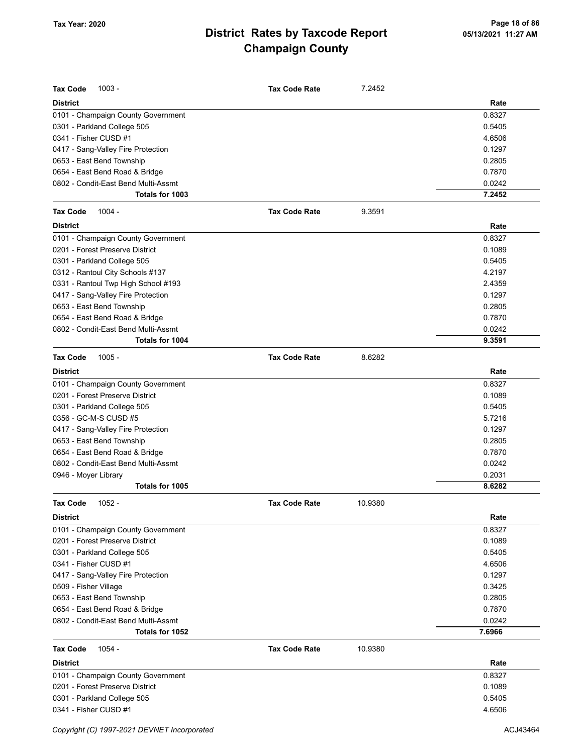# District Rates by Taxcode Report
# Champaign County

Tax Year: 2020

**Tax Code** 1003 - **Tax Code Rate** 7.2452

| District | Rate |
|---|---|
| 0101 - Champaign County Government | 0.8327 |
| 0301 - Parkland College 505 | 0.5405 |
| 0341 - Fisher CUSD #1 | 4.6506 |
| 0417 - Sang-Valley Fire Protection | 0.1297 |
| 0653 - East Bend Township | 0.2805 |
| 0654 - East Bend Road & Bridge | 0.7870 |
| 0802 - Condit-East Bend Multi-Assmt | 0.0242 |
| **Totals for 1003** | **7.2452** |

**Tax Code** 1004 - **Tax Code Rate** 9.3591

| District | Rate |
|---|---|
| 0101 - Champaign County Government | 0.8327 |
| 0201 - Forest Preserve District | 0.1089 |
| 0301 - Parkland College 505 | 0.5405 |
| 0312 - Rantoul City Schools #137 | 4.2197 |
| 0331 - Rantoul Twp High School #193 | 2.4359 |
| 0417 - Sang-Valley Fire Protection | 0.1297 |
| 0653 - East Bend Township | 0.2805 |
| 0654 - East Bend Road & Bridge | 0.7870 |
| 0802 - Condit-East Bend Multi-Assmt | 0.0242 |
| **Totals for 1004** | **9.3591** |

**Tax Code** 1005 - **Tax Code Rate** 8.6282

| District | Rate |
|---|---|
| 0101 - Champaign County Government | 0.8327 |
| 0201 - Forest Preserve District | 0.1089 |
| 0301 - Parkland College 505 | 0.5405 |
| 0356 - GC-M-S CUSD #5 | 5.7216 |
| 0417 - Sang-Valley Fire Protection | 0.1297 |
| 0653 - East Bend Township | 0.2805 |
| 0654 - East Bend Road & Bridge | 0.7870 |
| 0802 - Condit-East Bend Multi-Assmt | 0.0242 |
| 0946 - Moyer Library | 0.2031 |
| **Totals for 1005** | **8.6282** |

**Tax Code** 1052 - **Tax Code Rate** 10.9380

| District | Rate |
|---|---|
| 0101 - Champaign County Government | 0.8327 |
| 0201 - Forest Preserve District | 0.1089 |
| 0301 - Parkland College 505 | 0.5405 |
| 0341 - Fisher CUSD #1 | 4.6506 |
| 0417 - Sang-Valley Fire Protection | 0.1297 |
| 0509 - Fisher Village | 0.3425 |
| 0653 - East Bend Township | 0.2805 |
| 0654 - East Bend Road & Bridge | 0.7870 |
| 0802 - Condit-East Bend Multi-Assmt | 0.0242 |
| **Totals for 1052** | **7.6966** |

**Tax Code** 1054 - **Tax Code Rate** 10.9380

| District | Rate |
|---|---|
| 0101 - Champaign County Government | 0.8327 |
| 0201 - Forest Preserve District | 0.1089 |
| 0301 - Parkland College 505 | 0.5405 |
| 0341 - Fisher CUSD #1 | 4.6506 |

Copyright (C) 1997-2021 DEVNET Incorporated ACJ43464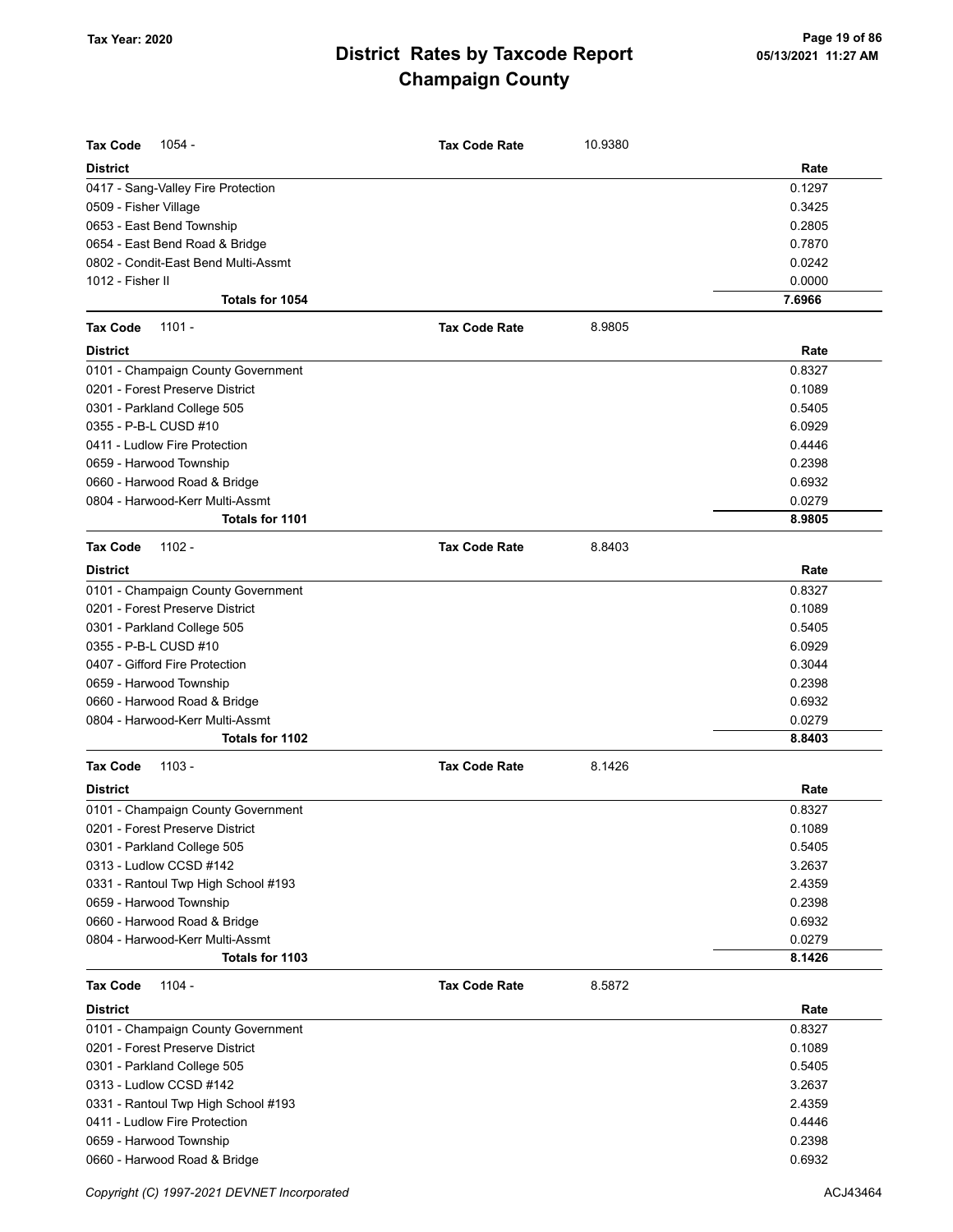| **Tax Code** 1054 - | **Tax Code Rate** | 10.9380 |
|---|---|---|
| **District** | | **Rate** |
| 0417 - Sang-Valley Fire Protection | | 0.1297 |
| 0509 - Fisher Village | | 0.3425 |
| 0653 - East Bend Township | | 0.2805 |
| 0654 - East Bend Road & Bridge | | 0.7870 |
| 0802 - Condit-East Bend Multi-Assmt | | 0.0242 |
| 1012 - Fisher II | | 0.0000 |
| **Totals for 1054** | | **7.6966** |

| **Tax Code** 1101 - | **Tax Code Rate** | 8.9805 |
|---|---|---|
| **District** | | **Rate** |
| 0101 - Champaign County Government | | 0.8327 |
| 0201 - Forest Preserve District | | 0.1089 |
| 0301 - Parkland College 505 | | 0.5405 |
| 0355 - P-B-L CUSD #10 | | 6.0929 |
| 0411 - Ludlow Fire Protection | | 0.4446 |
| 0659 - Harwood Township | | 0.2398 |
| 0660 - Harwood Road & Bridge | | 0.6932 |
| 0804 - Harwood-Kerr Multi-Assmt | | 0.0279 |
| **Totals for 1101** | | **8.9805** |

| **Tax Code** 1102 - | **Tax Code Rate** | 8.8403 |
|---|---|---|
| **District** | | **Rate** |
| 0101 - Champaign County Government | | 0.8327 |
| 0201 - Forest Preserve District | | 0.1089 |
| 0301 - Parkland College 505 | | 0.5405 |
| 0355 - P-B-L CUSD #10 | | 6.0929 |
| 0407 - Gifford Fire Protection | | 0.3044 |
| 0659 - Harwood Township | | 0.2398 |
| 0660 - Harwood Road & Bridge | | 0.6932 |
| 0804 - Harwood-Kerr Multi-Assmt | | 0.0279 |
| **Totals for 1102** | | **8.8403** |

| **Tax Code** 1103 - | **Tax Code Rate** | 8.1426 |
|---|---|---|
| **District** | | **Rate** |
| 0101 - Champaign County Government | | 0.8327 |
| 0201 - Forest Preserve District | | 0.1089 |
| 0301 - Parkland College 505 | | 0.5405 |
| 0313 - Ludlow CCSD #142 | | 3.2637 |
| 0331 - Rantoul Twp High School #193 | | 2.4359 |
| 0659 - Harwood Township | | 0.2398 |
| 0660 - Harwood Road & Bridge | | 0.6932 |
| 0804 - Harwood-Kerr Multi-Assmt | | 0.0279 |
| **Totals for 1103** | | **8.1426** |

| **Tax Code** 1104 - | **Tax Code Rate** | 8.5872 |
|---|---|---|
| **District** | | **Rate** |
| 0101 - Champaign County Government | | 0.8327 |
| 0201 - Forest Preserve District | | 0.1089 |
| 0301 - Parkland College 505 | | 0.5405 |
| 0313 - Ludlow CCSD #142 | | 3.2637 |
| 0331 - Rantoul Twp High School #193 | | 2.4359 |
| 0411 - Ludlow Fire Protection | | 0.4446 |
| 0659 - Harwood Township | | 0.2398 |
| 0660 - Harwood Road & Bridge | | 0.6932 |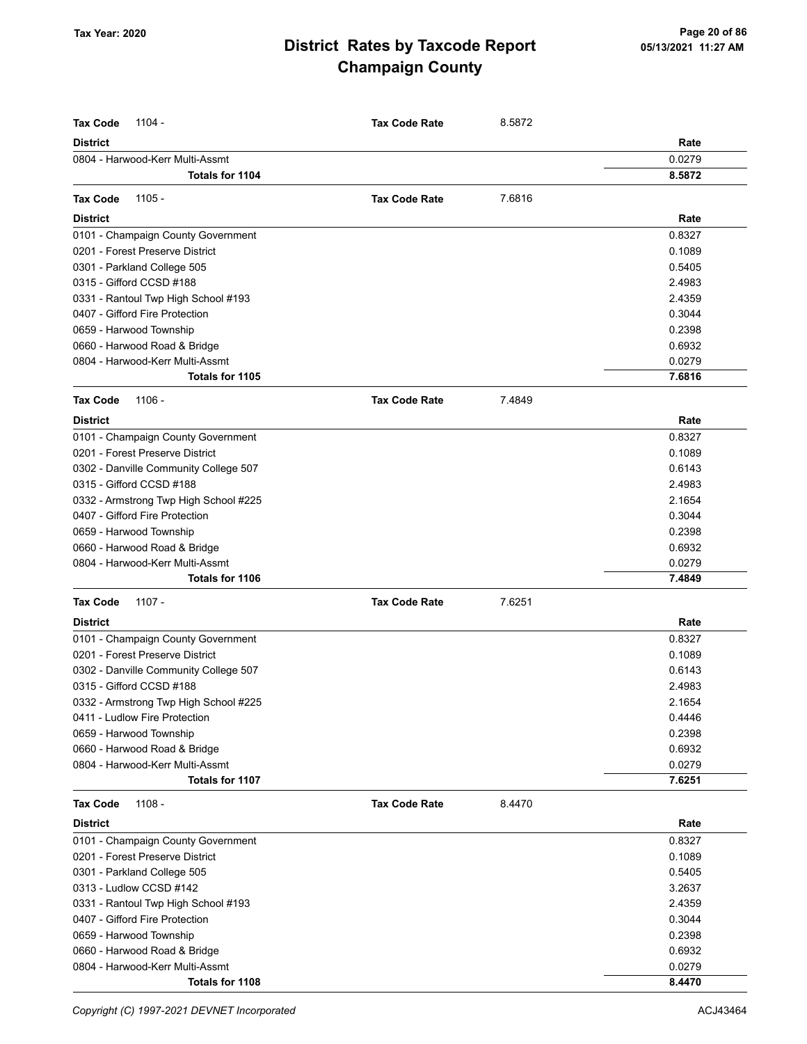# District Rates by Taxcode Report
# Champaign County

Tax Year: 2020

| Tax Code 1104 - | Tax Code Rate | 8.5872 |
|---|---|---|
| **District** | | **Rate** |
| 0804 - Harwood-Kerr Multi-Assmt | | 0.0279 |
| **Totals for 1104** | | **8.5872** |

| Tax Code 1105 - | Tax Code Rate | 7.6816 |
|---|---|---|
| **District** | | **Rate** |
| 0101 - Champaign County Government | | 0.8327 |
| 0201 - Forest Preserve District | | 0.1089 |
| 0301 - Parkland College 505 | | 0.5405 |
| 0315 - Gifford CCSD #188 | | 2.4983 |
| 0331 - Rantoul Twp High School #193 | | 2.4359 |
| 0407 - Gifford Fire Protection | | 0.3044 |
| 0659 - Harwood Township | | 0.2398 |
| 0660 - Harwood Road & Bridge | | 0.6932 |
| 0804 - Harwood-Kerr Multi-Assmt | | 0.0279 |
| **Totals for 1105** | | **7.6816** |

| Tax Code 1106 - | Tax Code Rate | 7.4849 |
|---|---|---|
| **District** | | **Rate** |
| 0101 - Champaign County Government | | 0.8327 |
| 0201 - Forest Preserve District | | 0.1089 |
| 0302 - Danville Community College 507 | | 0.6143 |
| 0315 - Gifford CCSD #188 | | 2.4983 |
| 0332 - Armstrong Twp High School #225 | | 2.1654 |
| 0407 - Gifford Fire Protection | | 0.3044 |
| 0659 - Harwood Township | | 0.2398 |
| 0660 - Harwood Road & Bridge | | 0.6932 |
| 0804 - Harwood-Kerr Multi-Assmt | | 0.0279 |
| **Totals for 1106** | | **7.4849** |

| Tax Code 1107 - | Tax Code Rate | 7.6251 |
|---|---|---|
| **District** | | **Rate** |
| 0101 - Champaign County Government | | 0.8327 |
| 0201 - Forest Preserve District | | 0.1089 |
| 0302 - Danville Community College 507 | | 0.6143 |
| 0315 - Gifford CCSD #188 | | 2.4983 |
| 0332 - Armstrong Twp High School #225 | | 2.1654 |
| 0411 - Ludlow Fire Protection | | 0.4446 |
| 0659 - Harwood Township | | 0.2398 |
| 0660 - Harwood Road & Bridge | | 0.6932 |
| 0804 - Harwood-Kerr Multi-Assmt | | 0.0279 |
| **Totals for 1107** | | **7.6251** |

| Tax Code 1108 - | Tax Code Rate | 8.4470 |
|---|---|---|
| **District** | | **Rate** |
| 0101 - Champaign County Government | | 0.8327 |
| 0201 - Forest Preserve District | | 0.1089 |
| 0301 - Parkland College 505 | | 0.5405 |
| 0313 - Ludlow CCSD #142 | | 3.2637 |
| 0331 - Rantoul Twp High School #193 | | 2.4359 |
| 0407 - Gifford Fire Protection | | 0.3044 |
| 0659 - Harwood Township | | 0.2398 |
| 0660 - Harwood Road & Bridge | | 0.6932 |
| 0804 - Harwood-Kerr Multi-Assmt | | 0.0279 |
| **Totals for 1108** | | **8.4470** |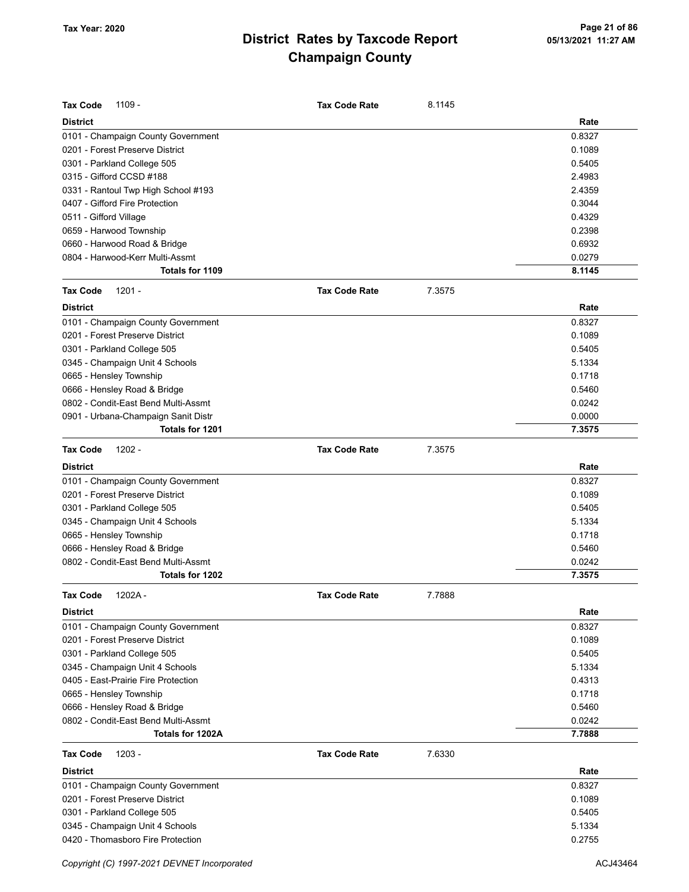**Tax Year: 2020**

# District Rates by Taxcode Report
## Champaign County

05/13/2021 11:27 AM

**Tax Code** 1109 - **Tax Code Rate** 8.1145

| District | Rate |
|---|---|
| 0101 - Champaign County Government | 0.8327 |
| 0201 - Forest Preserve District | 0.1089 |
| 0301 - Parkland College 505 | 0.5405 |
| 0315 - Gifford CCSD #188 | 2.4983 |
| 0331 - Rantoul Twp High School #193 | 2.4359 |
| 0407 - Gifford Fire Protection | 0.3044 |
| 0511 - Gifford Village | 0.4329 |
| 0659 - Harwood Township | 0.2398 |
| 0660 - Harwood Road & Bridge | 0.6932 |
| 0804 - Harwood-Kerr Multi-Assmt | 0.0279 |
| **Totals for 1109** | **8.1145** |

**Tax Code** 1201 - **Tax Code Rate** 7.3575

| District | Rate |
|---|---|
| 0101 - Champaign County Government | 0.8327 |
| 0201 - Forest Preserve District | 0.1089 |
| 0301 - Parkland College 505 | 0.5405 |
| 0345 - Champaign Unit 4 Schools | 5.1334 |
| 0665 - Hensley Township | 0.1718 |
| 0666 - Hensley Road & Bridge | 0.5460 |
| 0802 - Condit-East Bend Multi-Assmt | 0.0242 |
| 0901 - Urbana-Champaign Sanit Distr | 0.0000 |
| **Totals for 1201** | **7.3575** |

**Tax Code** 1202 - **Tax Code Rate** 7.3575

| District | Rate |
|---|---|
| 0101 - Champaign County Government | 0.8327 |
| 0201 - Forest Preserve District | 0.1089 |
| 0301 - Parkland College 505 | 0.5405 |
| 0345 - Champaign Unit 4 Schools | 5.1334 |
| 0665 - Hensley Township | 0.1718 |
| 0666 - Hensley Road & Bridge | 0.5460 |
| 0802 - Condit-East Bend Multi-Assmt | 0.0242 |
| **Totals for 1202** | **7.3575** |

**Tax Code** 1202A - **Tax Code Rate** 7.7888

| District | Rate |
|---|---|
| 0101 - Champaign County Government | 0.8327 |
| 0201 - Forest Preserve District | 0.1089 |
| 0301 - Parkland College 505 | 0.5405 |
| 0345 - Champaign Unit 4 Schools | 5.1334 |
| 0405 - East-Prairie Fire Protection | 0.4313 |
| 0665 - Hensley Township | 0.1718 |
| 0666 - Hensley Road & Bridge | 0.5460 |
| 0802 - Condit-East Bend Multi-Assmt | 0.0242 |
| **Totals for 1202A** | **7.7888** |

**Tax Code** 1203 - **Tax Code Rate** 7.6330

| District | Rate |
|---|---|
| 0101 - Champaign County Government | 0.8327 |
| 0201 - Forest Preserve District | 0.1089 |
| 0301 - Parkland College 505 | 0.5405 |
| 0345 - Champaign Unit 4 Schools | 5.1334 |
| 0420 - Thomasboro Fire Protection | 0.2755 |

*Copyright (C) 1997-2021 DEVNET Incorporated* ACJ43464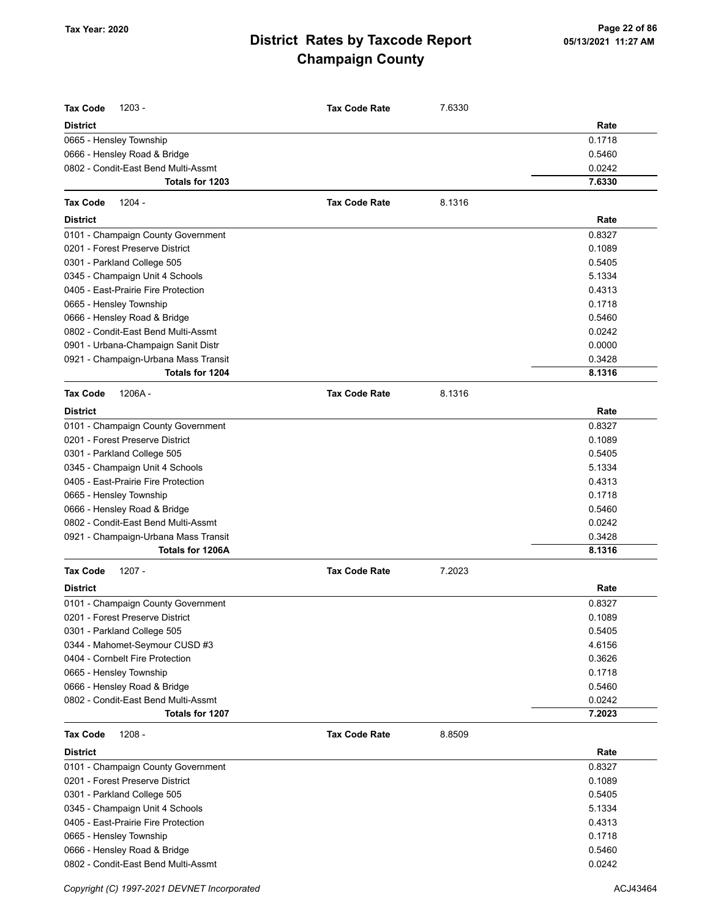# District Rates by Taxcode Report
# Champaign County

Tax Year: 2020

**Tax Code** 1203 - **Tax Code Rate** 7.6330

| District | Rate |
|---|---|
| 0665 - Hensley Township | 0.1718 |
| 0666 - Hensley Road & Bridge | 0.5460 |
| 0802 - Condit-East Bend Multi-Assmt | 0.0242 |
| **Totals for 1203** | **7.6330** |

**Tax Code** 1204 - **Tax Code Rate** 8.1316

| District | Rate |
|---|---|
| 0101 - Champaign County Government | 0.8327 |
| 0201 - Forest Preserve District | 0.1089 |
| 0301 - Parkland College 505 | 0.5405 |
| 0345 - Champaign Unit 4 Schools | 5.1334 |
| 0405 - East-Prairie Fire Protection | 0.4313 |
| 0665 - Hensley Township | 0.1718 |
| 0666 - Hensley Road & Bridge | 0.5460 |
| 0802 - Condit-East Bend Multi-Assmt | 0.0242 |
| 0901 - Urbana-Champaign Sanit Distr | 0.0000 |
| 0921 - Champaign-Urbana Mass Transit | 0.3428 |
| **Totals for 1204** | **8.1316** |

**Tax Code** 1206A - **Tax Code Rate** 8.1316

| District | Rate |
|---|---|
| 0101 - Champaign County Government | 0.8327 |
| 0201 - Forest Preserve District | 0.1089 |
| 0301 - Parkland College 505 | 0.5405 |
| 0345 - Champaign Unit 4 Schools | 5.1334 |
| 0405 - East-Prairie Fire Protection | 0.4313 |
| 0665 - Hensley Township | 0.1718 |
| 0666 - Hensley Road & Bridge | 0.5460 |
| 0802 - Condit-East Bend Multi-Assmt | 0.0242 |
| 0921 - Champaign-Urbana Mass Transit | 0.3428 |
| **Totals for 1206A** | **8.1316** |

**Tax Code** 1207 - **Tax Code Rate** 7.2023

| District | Rate |
|---|---|
| 0101 - Champaign County Government | 0.8327 |
| 0201 - Forest Preserve District | 0.1089 |
| 0301 - Parkland College 505 | 0.5405 |
| 0344 - Mahomet-Seymour CUSD #3 | 4.6156 |
| 0404 - Cornbelt Fire Protection | 0.3626 |
| 0665 - Hensley Township | 0.1718 |
| 0666 - Hensley Road & Bridge | 0.5460 |
| 0802 - Condit-East Bend Multi-Assmt | 0.0242 |
| **Totals for 1207** | **7.2023** |

**Tax Code** 1208 - **Tax Code Rate** 8.8509

| District | Rate |
|---|---|
| 0101 - Champaign County Government | 0.8327 |
| 0201 - Forest Preserve District | 0.1089 |
| 0301 - Parkland College 505 | 0.5405 |
| 0345 - Champaign Unit 4 Schools | 5.1334 |
| 0405 - East-Prairie Fire Protection | 0.4313 |
| 0665 - Hensley Township | 0.1718 |
| 0666 - Hensley Road & Bridge | 0.5460 |
| 0802 - Condit-East Bend Multi-Assmt | 0.0242 |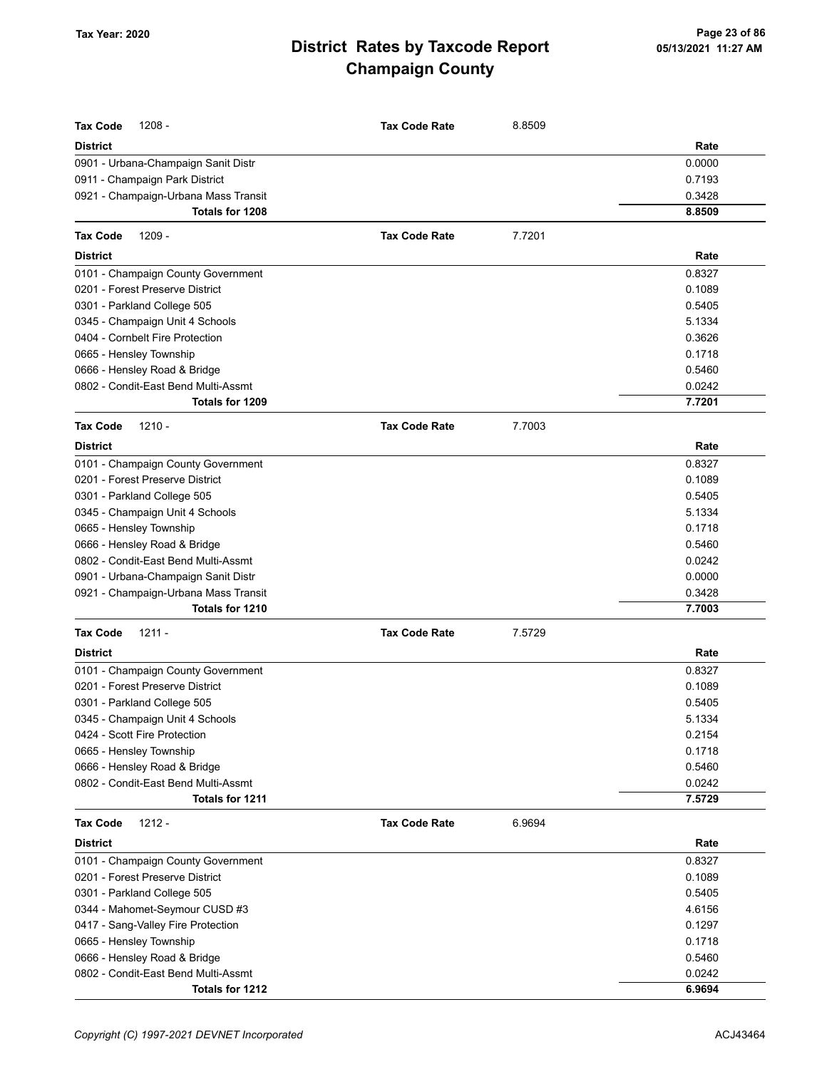# District Rates by Taxcode Report
# Champaign County

Tax Year: 2020

**Tax Code** 1208 - **Tax Code Rate** 8.8509

| District | Rate |
|---|---|
| 0901 - Urbana-Champaign Sanit Distr | 0.0000 |
| 0911 - Champaign Park District | 0.7193 |
| 0921 - Champaign-Urbana Mass Transit | 0.3428 |
| **Totals for 1208** | **8.8509** |

**Tax Code** 1209 - **Tax Code Rate** 7.7201

| District | Rate |
|---|---|
| 0101 - Champaign County Government | 0.8327 |
| 0201 - Forest Preserve District | 0.1089 |
| 0301 - Parkland College 505 | 0.5405 |
| 0345 - Champaign Unit 4 Schools | 5.1334 |
| 0404 - Cornbelt Fire Protection | 0.3626 |
| 0665 - Hensley Township | 0.1718 |
| 0666 - Hensley Road & Bridge | 0.5460 |
| 0802 - Condit-East Bend Multi-Assmt | 0.0242 |
| **Totals for 1209** | **7.7201** |

**Tax Code** 1210 - **Tax Code Rate** 7.7003

| District | Rate |
|---|---|
| 0101 - Champaign County Government | 0.8327 |
| 0201 - Forest Preserve District | 0.1089 |
| 0301 - Parkland College 505 | 0.5405 |
| 0345 - Champaign Unit 4 Schools | 5.1334 |
| 0665 - Hensley Township | 0.1718 |
| 0666 - Hensley Road & Bridge | 0.5460 |
| 0802 - Condit-East Bend Multi-Assmt | 0.0242 |
| 0901 - Urbana-Champaign Sanit Distr | 0.0000 |
| 0921 - Champaign-Urbana Mass Transit | 0.3428 |
| **Totals for 1210** | **7.7003** |

**Tax Code** 1211 - **Tax Code Rate** 7.5729

| District | Rate |
|---|---|
| 0101 - Champaign County Government | 0.8327 |
| 0201 - Forest Preserve District | 0.1089 |
| 0301 - Parkland College 505 | 0.5405 |
| 0345 - Champaign Unit 4 Schools | 5.1334 |
| 0424 - Scott Fire Protection | 0.2154 |
| 0665 - Hensley Township | 0.1718 |
| 0666 - Hensley Road & Bridge | 0.5460 |
| 0802 - Condit-East Bend Multi-Assmt | 0.0242 |
| **Totals for 1211** | **7.5729** |

**Tax Code** 1212 - **Tax Code Rate** 6.9694

| District | Rate |
|---|---|
| 0101 - Champaign County Government | 0.8327 |
| 0201 - Forest Preserve District | 0.1089 |
| 0301 - Parkland College 505 | 0.5405 |
| 0344 - Mahomet-Seymour CUSD #3 | 4.6156 |
| 0417 - Sang-Valley Fire Protection | 0.1297 |
| 0665 - Hensley Township | 0.1718 |
| 0666 - Hensley Road & Bridge | 0.5460 |
| 0802 - Condit-East Bend Multi-Assmt | 0.0242 |
| **Totals for 1212** | **6.9694** |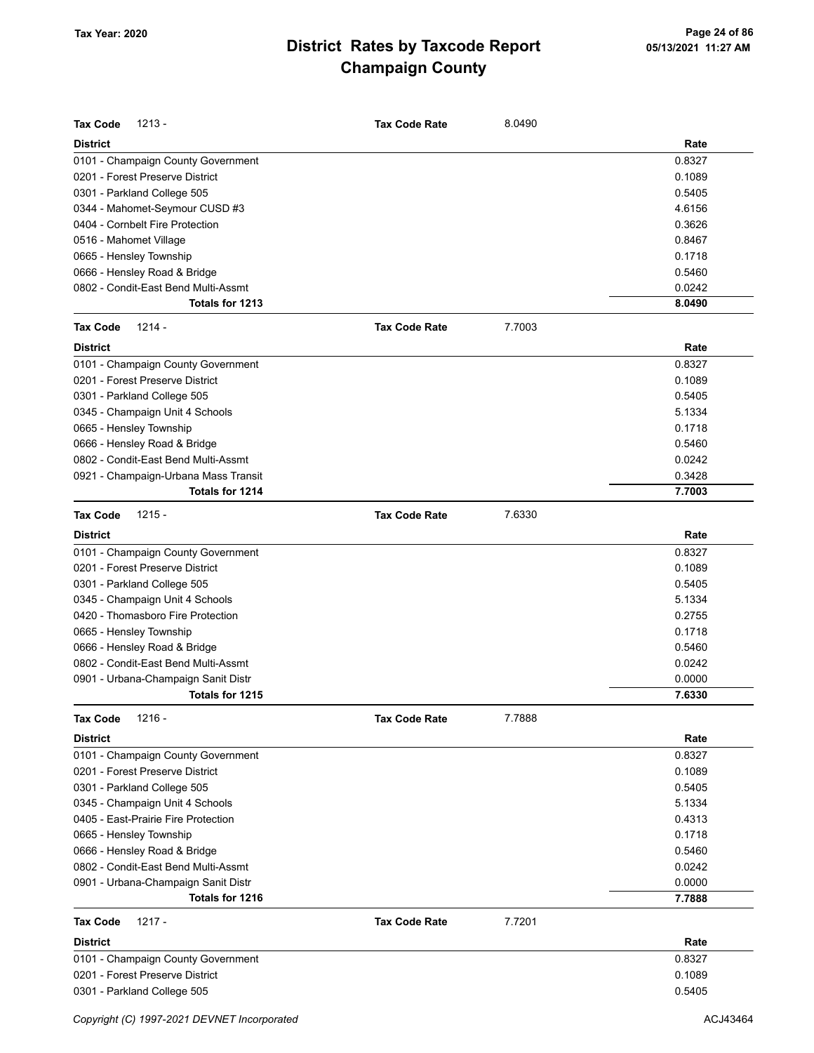# District Rates by Taxcode Report
# Champaign County

Tax Year: 2020

05/13/2021 11:27 AM

**Tax Code** 1213 - **Tax Code Rate** 8.0490

| District | Rate |
|---|---|
| 0101 - Champaign County Government | 0.8327 |
| 0201 - Forest Preserve District | 0.1089 |
| 0301 - Parkland College 505 | 0.5405 |
| 0344 - Mahomet-Seymour CUSD #3 | 4.6156 |
| 0404 - Cornbelt Fire Protection | 0.3626 |
| 0516 - Mahomet Village | 0.8467 |
| 0665 - Hensley Township | 0.1718 |
| 0666 - Hensley Road & Bridge | 0.5460 |
| 0802 - Condit-East Bend Multi-Assmt | 0.0242 |
| **Totals for 1213** | **8.0490** |

**Tax Code** 1214 - **Tax Code Rate** 7.7003

| District | Rate |
|---|---|
| 0101 - Champaign County Government | 0.8327 |
| 0201 - Forest Preserve District | 0.1089 |
| 0301 - Parkland College 505 | 0.5405 |
| 0345 - Champaign Unit 4 Schools | 5.1334 |
| 0665 - Hensley Township | 0.1718 |
| 0666 - Hensley Road & Bridge | 0.5460 |
| 0802 - Condit-East Bend Multi-Assmt | 0.0242 |
| 0921 - Champaign-Urbana Mass Transit | 0.3428 |
| **Totals for 1214** | **7.7003** |

**Tax Code** 1215 - **Tax Code Rate** 7.6330

| District | Rate |
|---|---|
| 0101 - Champaign County Government | 0.8327 |
| 0201 - Forest Preserve District | 0.1089 |
| 0301 - Parkland College 505 | 0.5405 |
| 0345 - Champaign Unit 4 Schools | 5.1334 |
| 0420 - Thomasboro Fire Protection | 0.2755 |
| 0665 - Hensley Township | 0.1718 |
| 0666 - Hensley Road & Bridge | 0.5460 |
| 0802 - Condit-East Bend Multi-Assmt | 0.0242 |
| 0901 - Urbana-Champaign Sanit Distr | 0.0000 |
| **Totals for 1215** | **7.6330** |

**Tax Code** 1216 - **Tax Code Rate** 7.7888

| District | Rate |
|---|---|
| 0101 - Champaign County Government | 0.8327 |
| 0201 - Forest Preserve District | 0.1089 |
| 0301 - Parkland College 505 | 0.5405 |
| 0345 - Champaign Unit 4 Schools | 5.1334 |
| 0405 - East-Prairie Fire Protection | 0.4313 |
| 0665 - Hensley Township | 0.1718 |
| 0666 - Hensley Road & Bridge | 0.5460 |
| 0802 - Condit-East Bend Multi-Assmt | 0.0242 |
| 0901 - Urbana-Champaign Sanit Distr | 0.0000 |
| **Totals for 1216** | **7.7888** |

**Tax Code** 1217 - **Tax Code Rate** 7.7201

| District | Rate |
|---|---|
| 0101 - Champaign County Government | 0.8327 |
| 0201 - Forest Preserve District | 0.1089 |
| 0301 - Parkland College 505 | 0.5405 |

*Copyright (C) 1997-2021 DEVNET Incorporated* ACJ43464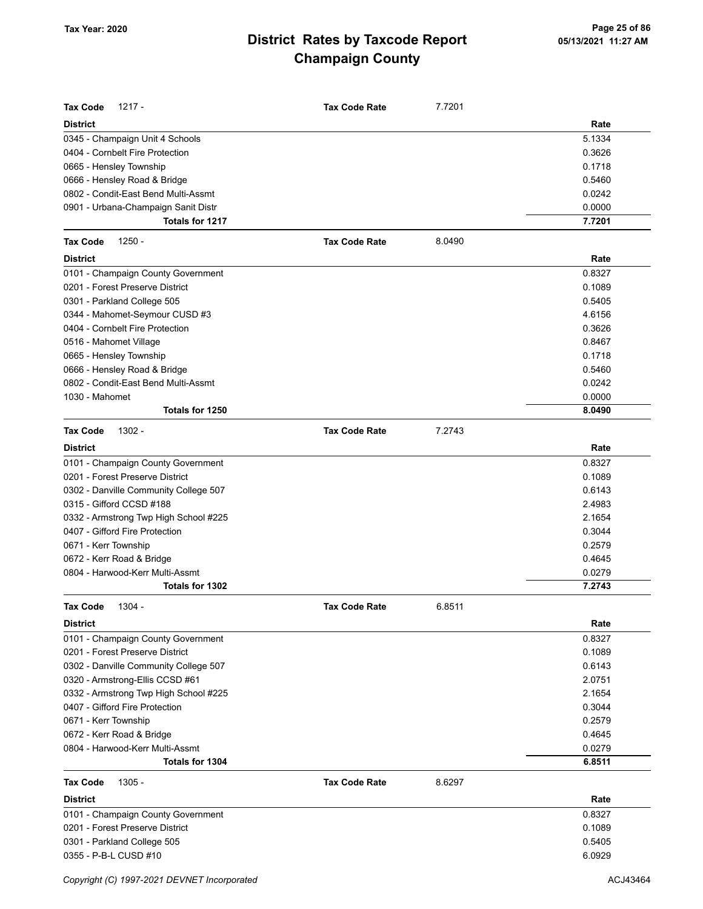# District Rates by Taxcode Report
## Champaign County

Tax Year: 2020

05/13/2021 11:27 AM

**Tax Code** 1217 - **Tax Code Rate** 7.7201

| District | Rate |
|---|---|
| 0345 - Champaign Unit 4 Schools | 5.1334 |
| 0404 - Cornbelt Fire Protection | 0.3626 |
| 0665 - Hensley Township | 0.1718 |
| 0666 - Hensley Road & Bridge | 0.5460 |
| 0802 - Condit-East Bend Multi-Assmt | 0.0242 |
| 0901 - Urbana-Champaign Sanit Distr | 0.0000 |
| **Totals for 1217** | **7.7201** |

**Tax Code** 1250 - **Tax Code Rate** 8.0490

| District | Rate |
|---|---|
| 0101 - Champaign County Government | 0.8327 |
| 0201 - Forest Preserve District | 0.1089 |
| 0301 - Parkland College 505 | 0.5405 |
| 0344 - Mahomet-Seymour CUSD #3 | 4.6156 |
| 0404 - Cornbelt Fire Protection | 0.3626 |
| 0516 - Mahomet Village | 0.8467 |
| 0665 - Hensley Township | 0.1718 |
| 0666 - Hensley Road & Bridge | 0.5460 |
| 0802 - Condit-East Bend Multi-Assmt | 0.0242 |
| 1030 - Mahomet | 0.0000 |
| **Totals for 1250** | **8.0490** |

**Tax Code** 1302 - **Tax Code Rate** 7.2743

| District | Rate |
|---|---|
| 0101 - Champaign County Government | 0.8327 |
| 0201 - Forest Preserve District | 0.1089 |
| 0302 - Danville Community College 507 | 0.6143 |
| 0315 - Gifford CCSD #188 | 2.4983 |
| 0332 - Armstrong Twp High School #225 | 2.1654 |
| 0407 - Gifford Fire Protection | 0.3044 |
| 0671 - Kerr Township | 0.2579 |
| 0672 - Kerr Road & Bridge | 0.4645 |
| 0804 - Harwood-Kerr Multi-Assmt | 0.0279 |
| **Totals for 1302** | **7.2743** |

**Tax Code** 1304 - **Tax Code Rate** 6.8511

| District | Rate |
|---|---|
| 0101 - Champaign County Government | 0.8327 |
| 0201 - Forest Preserve District | 0.1089 |
| 0302 - Danville Community College 507 | 0.6143 |
| 0320 - Armstrong-Ellis CCSD #61 | 2.0751 |
| 0332 - Armstrong Twp High School #225 | 2.1654 |
| 0407 - Gifford Fire Protection | 0.3044 |
| 0671 - Kerr Township | 0.2579 |
| 0672 - Kerr Road & Bridge | 0.4645 |
| 0804 - Harwood-Kerr Multi-Assmt | 0.0279 |
| **Totals for 1304** | **6.8511** |

**Tax Code** 1305 - **Tax Code Rate** 8.6297

| District | Rate |
|---|---|
| 0101 - Champaign County Government | 0.8327 |
| 0201 - Forest Preserve District | 0.1089 |
| 0301 - Parkland College 505 | 0.5405 |
| 0355 - P-B-L CUSD #10 | 6.0929 |

Copyright (C) 1997-2021 DEVNET Incorporated ACJ43464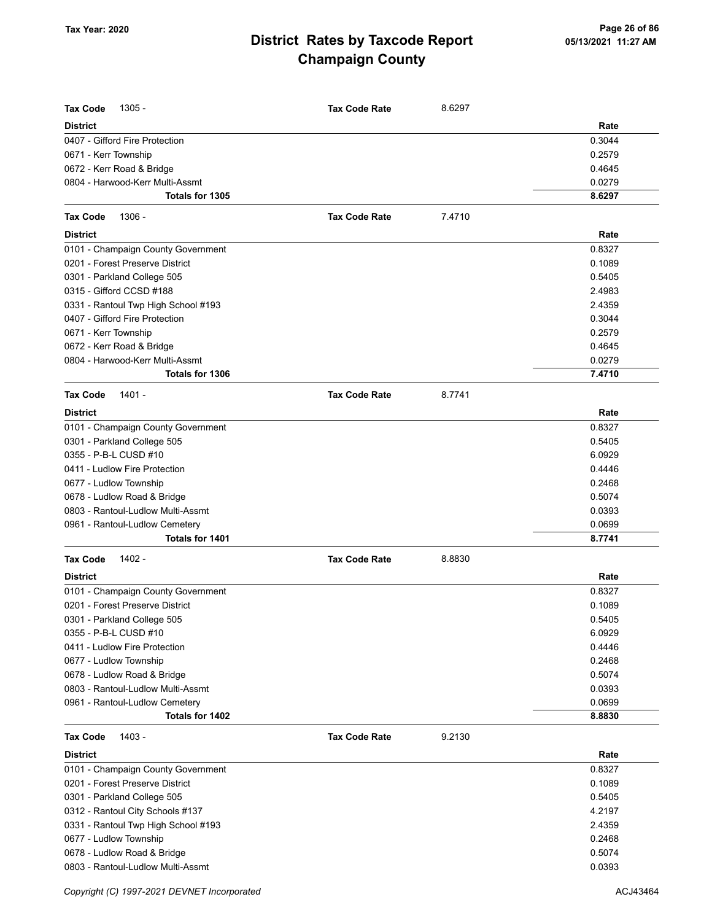# District Rates by Taxcode Report
# Champaign County

**Tax Year: 2020**

**Tax Code** 1305 - **Tax Code Rate** 8.6297

| District | Rate |
|---|---|
| 0407 - Gifford Fire Protection | 0.3044 |
| 0671 - Kerr Township | 0.2579 |
| 0672 - Kerr Road & Bridge | 0.4645 |
| 0804 - Harwood-Kerr Multi-Assmt | 0.0279 |
| **Totals for 1305** | **8.6297** |

**Tax Code** 1306 - **Tax Code Rate** 7.4710

| District | Rate |
|---|---|
| 0101 - Champaign County Government | 0.8327 |
| 0201 - Forest Preserve District | 0.1089 |
| 0301 - Parkland College 505 | 0.5405 |
| 0315 - Gifford CCSD #188 | 2.4983 |
| 0331 - Rantoul Twp High School #193 | 2.4359 |
| 0407 - Gifford Fire Protection | 0.3044 |
| 0671 - Kerr Township | 0.2579 |
| 0672 - Kerr Road & Bridge | 0.4645 |
| 0804 - Harwood-Kerr Multi-Assmt | 0.0279 |
| **Totals for 1306** | **7.4710** |

**Tax Code** 1401 - **Tax Code Rate** 8.7741

| District | Rate |
|---|---|
| 0101 - Champaign County Government | 0.8327 |
| 0301 - Parkland College 505 | 0.5405 |
| 0355 - P-B-L CUSD #10 | 6.0929 |
| 0411 - Ludlow Fire Protection | 0.4446 |
| 0677 - Ludlow Township | 0.2468 |
| 0678 - Ludlow Road & Bridge | 0.5074 |
| 0803 - Rantoul-Ludlow Multi-Assmt | 0.0393 |
| 0961 - Rantoul-Ludlow Cemetery | 0.0699 |
| **Totals for 1401** | **8.7741** |

**Tax Code** 1402 - **Tax Code Rate** 8.8830

| District | Rate |
|---|---|
| 0101 - Champaign County Government | 0.8327 |
| 0201 - Forest Preserve District | 0.1089 |
| 0301 - Parkland College 505 | 0.5405 |
| 0355 - P-B-L CUSD #10 | 6.0929 |
| 0411 - Ludlow Fire Protection | 0.4446 |
| 0677 - Ludlow Township | 0.2468 |
| 0678 - Ludlow Road & Bridge | 0.5074 |
| 0803 - Rantoul-Ludlow Multi-Assmt | 0.0393 |
| 0961 - Rantoul-Ludlow Cemetery | 0.0699 |
| **Totals for 1402** | **8.8830** |

**Tax Code** 1403 - **Tax Code Rate** 9.2130

| District | Rate |
|---|---|
| 0101 - Champaign County Government | 0.8327 |
| 0201 - Forest Preserve District | 0.1089 |
| 0301 - Parkland College 505 | 0.5405 |
| 0312 - Rantoul City Schools #137 | 4.2197 |
| 0331 - Rantoul Twp High School #193 | 2.4359 |
| 0677 - Ludlow Township | 0.2468 |
| 0678 - Ludlow Road & Bridge | 0.5074 |
| 0803 - Rantoul-Ludlow Multi-Assmt | 0.0393 |

Copyright (C) 1997-2021 DEVNET Incorporated ACJ43464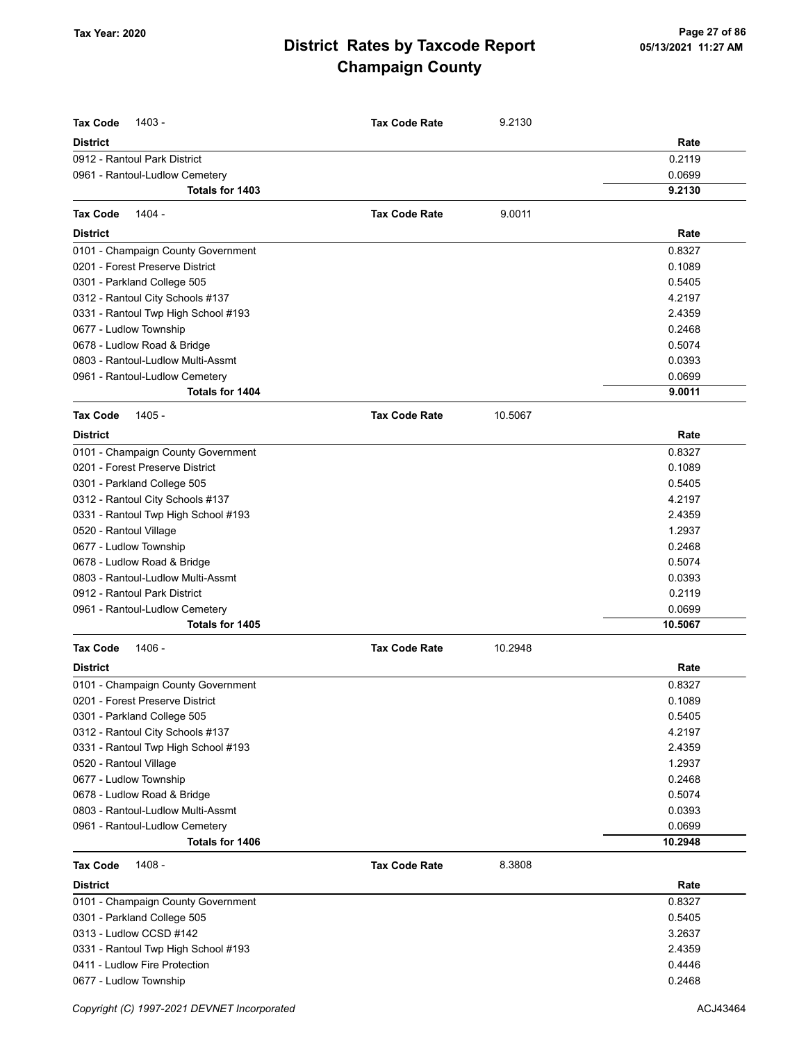| Tax Code 1403 - | Tax Code Rate | 9.2130 |
|---|---|---|
| **District** | | **Rate** |
| 0912 - Rantoul Park District | | 0.2119 |
| 0961 - Rantoul-Ludlow Cemetery | | 0.0699 |
| **Totals for 1403** | | **9.2130** |

| Tax Code 1404 - | Tax Code Rate | 9.0011 |
|---|---|---|
| **District** | | **Rate** |
| 0101 - Champaign County Government | | 0.8327 |
| 0201 - Forest Preserve District | | 0.1089 |
| 0301 - Parkland College 505 | | 0.5405 |
| 0312 - Rantoul City Schools #137 | | 4.2197 |
| 0331 - Rantoul Twp High School #193 | | 2.4359 |
| 0677 - Ludlow Township | | 0.2468 |
| 0678 - Ludlow Road & Bridge | | 0.5074 |
| 0803 - Rantoul-Ludlow Multi-Assmt | | 0.0393 |
| 0961 - Rantoul-Ludlow Cemetery | | 0.0699 |
| **Totals for 1404** | | **9.0011** |

| Tax Code 1405 - | Tax Code Rate | 10.5067 |
|---|---|---|
| **District** | | **Rate** |
| 0101 - Champaign County Government | | 0.8327 |
| 0201 - Forest Preserve District | | 0.1089 |
| 0301 - Parkland College 505 | | 0.5405 |
| 0312 - Rantoul City Schools #137 | | 4.2197 |
| 0331 - Rantoul Twp High School #193 | | 2.4359 |
| 0520 - Rantoul Village | | 1.2937 |
| 0677 - Ludlow Township | | 0.2468 |
| 0678 - Ludlow Road & Bridge | | 0.5074 |
| 0803 - Rantoul-Ludlow Multi-Assmt | | 0.0393 |
| 0912 - Rantoul Park District | | 0.2119 |
| 0961 - Rantoul-Ludlow Cemetery | | 0.0699 |
| **Totals for 1405** | | **10.5067** |

| Tax Code 1406 - | Tax Code Rate | 10.2948 |
|---|---|---|
| **District** | | **Rate** |
| 0101 - Champaign County Government | | 0.8327 |
| 0201 - Forest Preserve District | | 0.1089 |
| 0301 - Parkland College 505 | | 0.5405 |
| 0312 - Rantoul City Schools #137 | | 4.2197 |
| 0331 - Rantoul Twp High School #193 | | 2.4359 |
| 0520 - Rantoul Village | | 1.2937 |
| 0677 - Ludlow Township | | 0.2468 |
| 0678 - Ludlow Road & Bridge | | 0.5074 |
| 0803 - Rantoul-Ludlow Multi-Assmt | | 0.0393 |
| 0961 - Rantoul-Ludlow Cemetery | | 0.0699 |
| **Totals for 1406** | | **10.2948** |

| Tax Code 1408 - | Tax Code Rate | 8.3808 |
|---|---|---|
| **District** | | **Rate** |
| 0101 - Champaign County Government | | 0.8327 |
| 0301 - Parkland College 505 | | 0.5405 |
| 0313 - Ludlow CCSD #142 | | 3.2637 |
| 0331 - Rantoul Twp High School #193 | | 2.4359 |
| 0411 - Ludlow Fire Protection | | 0.4446 |
| 0677 - Ludlow Township | | 0.2468 |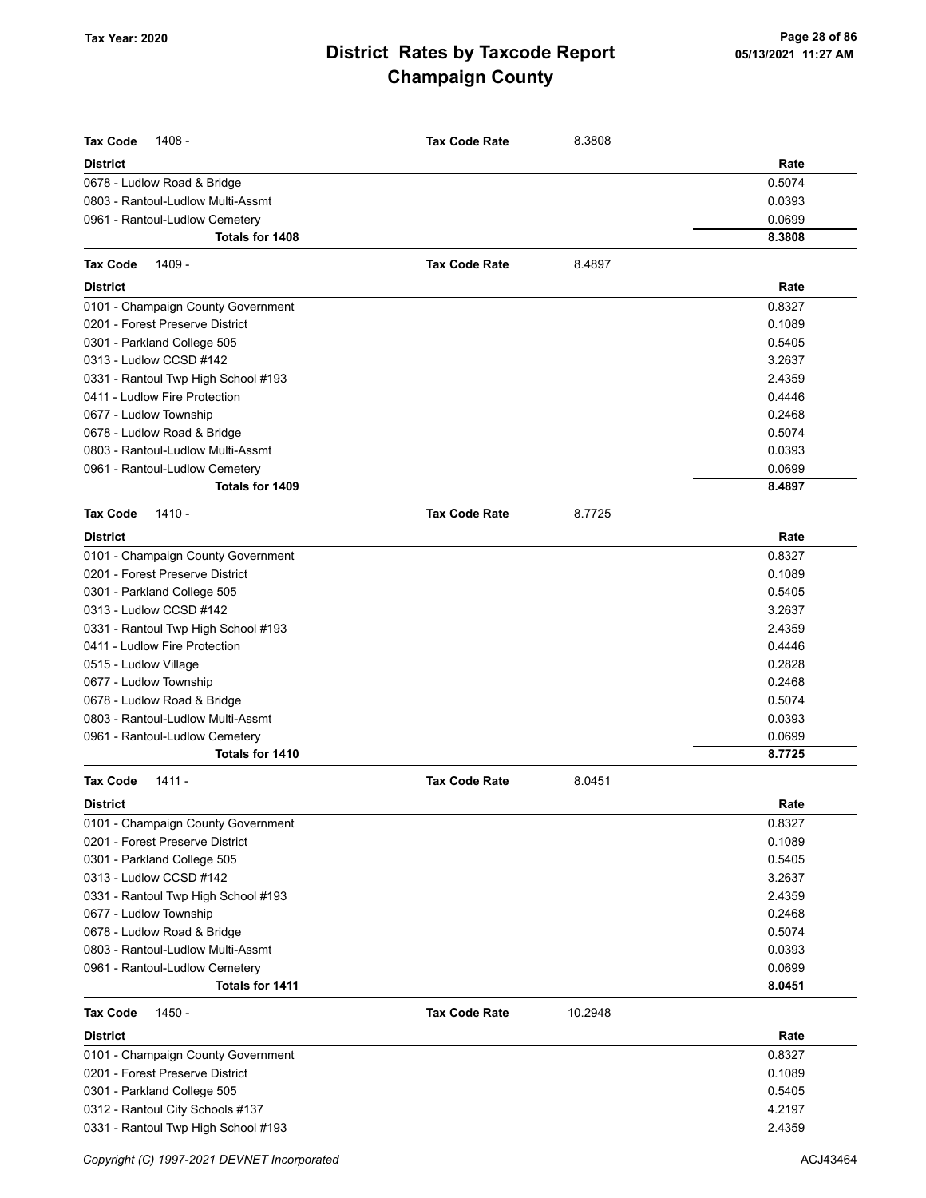# District Rates by Taxcode Report
# Champaign County

Tax Year: 2020

05/13/2021 11:27 AM

**Tax Code** 1408 - **Tax Code Rate** 8.3808

| District | Rate |
|---|---|
| 0678 - Ludlow Road & Bridge | 0.5074 |
| 0803 - Rantoul-Ludlow Multi-Assmt | 0.0393 |
| 0961 - Rantoul-Ludlow Cemetery | 0.0699 |
| **Totals for 1408** | **8.3808** |

**Tax Code** 1409 - **Tax Code Rate** 8.4897

| District | Rate |
|---|---|
| 0101 - Champaign County Government | 0.8327 |
| 0201 - Forest Preserve District | 0.1089 |
| 0301 - Parkland College 505 | 0.5405 |
| 0313 - Ludlow CCSD #142 | 3.2637 |
| 0331 - Rantoul Twp High School #193 | 2.4359 |
| 0411 - Ludlow Fire Protection | 0.4446 |
| 0677 - Ludlow Township | 0.2468 |
| 0678 - Ludlow Road & Bridge | 0.5074 |
| 0803 - Rantoul-Ludlow Multi-Assmt | 0.0393 |
| 0961 - Rantoul-Ludlow Cemetery | 0.0699 |
| **Totals for 1409** | **8.4897** |

**Tax Code** 1410 - **Tax Code Rate** 8.7725

| District | Rate |
|---|---|
| 0101 - Champaign County Government | 0.8327 |
| 0201 - Forest Preserve District | 0.1089 |
| 0301 - Parkland College 505 | 0.5405 |
| 0313 - Ludlow CCSD #142 | 3.2637 |
| 0331 - Rantoul Twp High School #193 | 2.4359 |
| 0411 - Ludlow Fire Protection | 0.4446 |
| 0515 - Ludlow Village | 0.2828 |
| 0677 - Ludlow Township | 0.2468 |
| 0678 - Ludlow Road & Bridge | 0.5074 |
| 0803 - Rantoul-Ludlow Multi-Assmt | 0.0393 |
| 0961 - Rantoul-Ludlow Cemetery | 0.0699 |
| **Totals for 1410** | **8.7725** |

**Tax Code** 1411 - **Tax Code Rate** 8.0451

| District | Rate |
|---|---|
| 0101 - Champaign County Government | 0.8327 |
| 0201 - Forest Preserve District | 0.1089 |
| 0301 - Parkland College 505 | 0.5405 |
| 0313 - Ludlow CCSD #142 | 3.2637 |
| 0331 - Rantoul Twp High School #193 | 2.4359 |
| 0677 - Ludlow Township | 0.2468 |
| 0678 - Ludlow Road & Bridge | 0.5074 |
| 0803 - Rantoul-Ludlow Multi-Assmt | 0.0393 |
| 0961 - Rantoul-Ludlow Cemetery | 0.0699 |
| **Totals for 1411** | **8.0451** |

**Tax Code** 1450 - **Tax Code Rate** 10.2948

| District | Rate |
|---|---|
| 0101 - Champaign County Government | 0.8327 |
| 0201 - Forest Preserve District | 0.1089 |
| 0301 - Parkland College 505 | 0.5405 |
| 0312 - Rantoul City Schools #137 | 4.2197 |
| 0331 - Rantoul Twp High School #193 | 2.4359 |

Copyright (C) 1997-2021 DEVNET Incorporated

ACJ43464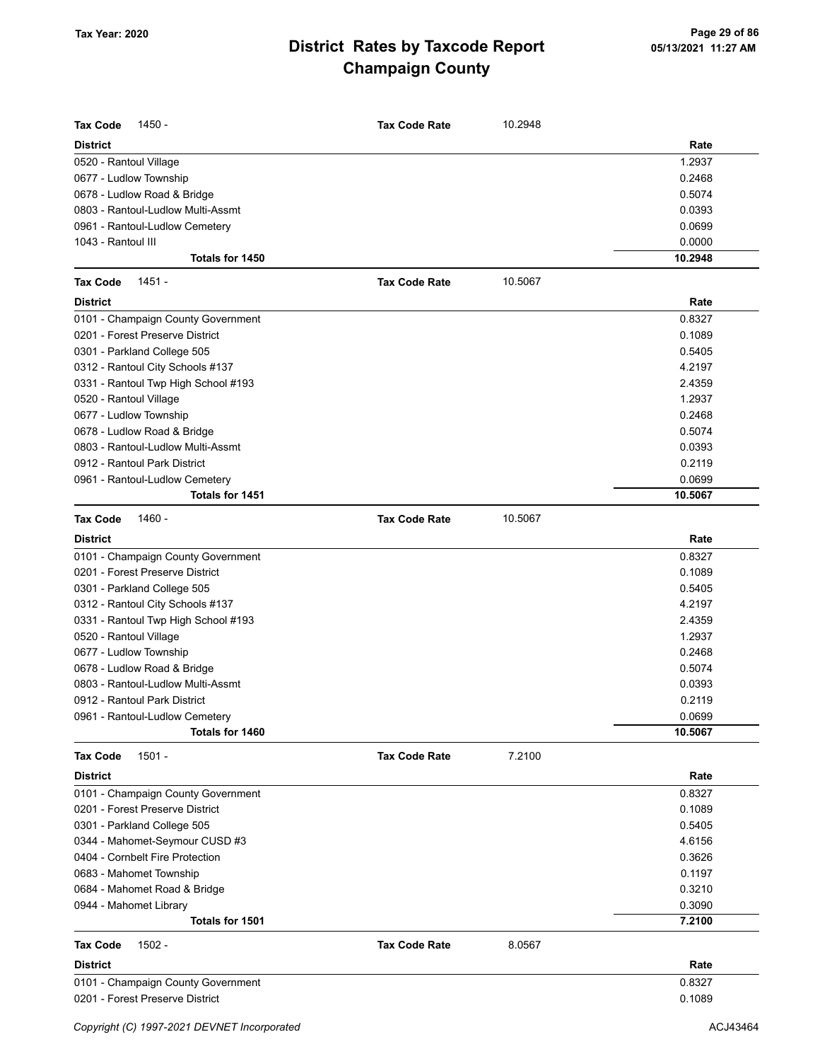**Tax Code** 1450 - **Tax Code Rate** 10.2948

| District | Rate |
|---|---|
| 0520 - Rantoul Village | 1.2937 |
| 0677 - Ludlow Township | 0.2468 |
| 0678 - Ludlow Road & Bridge | 0.5074 |
| 0803 - Rantoul-Ludlow Multi-Assmt | 0.0393 |
| 0961 - Rantoul-Ludlow Cemetery | 0.0699 |
| 1043 - Rantoul III | 0.0000 |
| **Totals for 1450** | **10.2948** |

**Tax Code** 1451 - **Tax Code Rate** 10.5067

| District | Rate |
|---|---|
| 0101 - Champaign County Government | 0.8327 |
| 0201 - Forest Preserve District | 0.1089 |
| 0301 - Parkland College 505 | 0.5405 |
| 0312 - Rantoul City Schools #137 | 4.2197 |
| 0331 - Rantoul Twp High School #193 | 2.4359 |
| 0520 - Rantoul Village | 1.2937 |
| 0677 - Ludlow Township | 0.2468 |
| 0678 - Ludlow Road & Bridge | 0.5074 |
| 0803 - Rantoul-Ludlow Multi-Assmt | 0.0393 |
| 0912 - Rantoul Park District | 0.2119 |
| 0961 - Rantoul-Ludlow Cemetery | 0.0699 |
| **Totals for 1451** | **10.5067** |

**Tax Code** 1460 - **Tax Code Rate** 10.5067

| District | Rate |
|---|---|
| 0101 - Champaign County Government | 0.8327 |
| 0201 - Forest Preserve District | 0.1089 |
| 0301 - Parkland College 505 | 0.5405 |
| 0312 - Rantoul City Schools #137 | 4.2197 |
| 0331 - Rantoul Twp High School #193 | 2.4359 |
| 0520 - Rantoul Village | 1.2937 |
| 0677 - Ludlow Township | 0.2468 |
| 0678 - Ludlow Road & Bridge | 0.5074 |
| 0803 - Rantoul-Ludlow Multi-Assmt | 0.0393 |
| 0912 - Rantoul Park District | 0.2119 |
| 0961 - Rantoul-Ludlow Cemetery | 0.0699 |
| **Totals for 1460** | **10.5067** |

**Tax Code** 1501 - **Tax Code Rate** 7.2100

| District | Rate |
|---|---|
| 0101 - Champaign County Government | 0.8327 |
| 0201 - Forest Preserve District | 0.1089 |
| 0301 - Parkland College 505 | 0.5405 |
| 0344 - Mahomet-Seymour CUSD #3 | 4.6156 |
| 0404 - Cornbelt Fire Protection | 0.3626 |
| 0683 - Mahomet Township | 0.1197 |
| 0684 - Mahomet Road & Bridge | 0.3210 |
| 0944 - Mahomet Library | 0.3090 |
| **Totals for 1501** | **7.2100** |

**Tax Code** 1502 - **Tax Code Rate** 8.0567

| District | Rate |
|---|---|
| 0101 - Champaign County Government | 0.8327 |
| 0201 - Forest Preserve District | 0.1089 |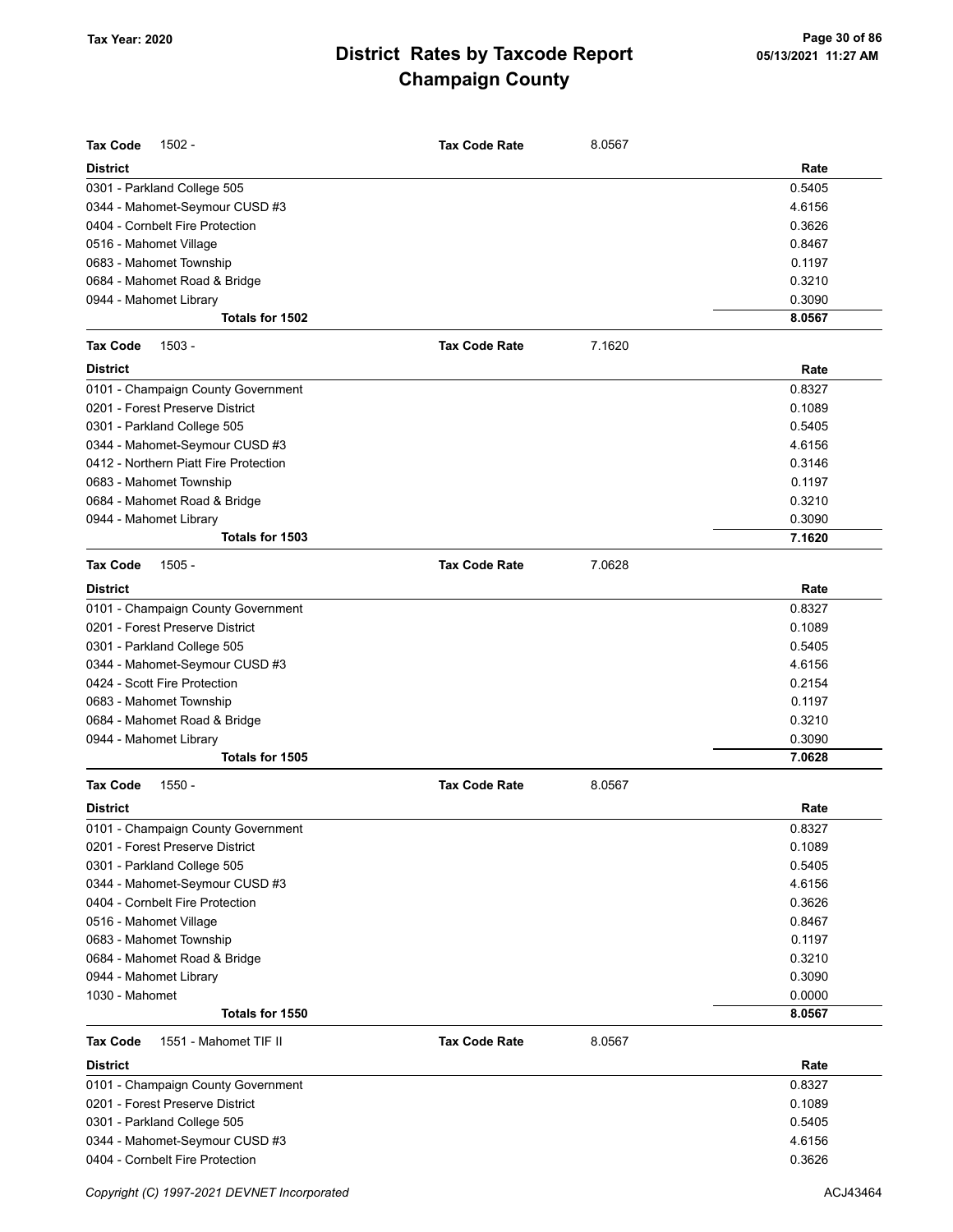**Tax Code** 1502 - **Tax Code Rate** 8.0567

| District | Rate |
|---|---|
| 0301 - Parkland College 505 | 0.5405 |
| 0344 - Mahomet-Seymour CUSD #3 | 4.6156 |
| 0404 - Cornbelt Fire Protection | 0.3626 |
| 0516 - Mahomet Village | 0.8467 |
| 0683 - Mahomet Township | 0.1197 |
| 0684 - Mahomet Road & Bridge | 0.3210 |
| 0944 - Mahomet Library | 0.3090 |
| **Totals for 1502** | **8.0567** |

**Tax Code** 1503 - **Tax Code Rate** 7.1620

| District | Rate |
|---|---|
| 0101 - Champaign County Government | 0.8327 |
| 0201 - Forest Preserve District | 0.1089 |
| 0301 - Parkland College 505 | 0.5405 |
| 0344 - Mahomet-Seymour CUSD #3 | 4.6156 |
| 0412 - Northern Piatt Fire Protection | 0.3146 |
| 0683 - Mahomet Township | 0.1197 |
| 0684 - Mahomet Road & Bridge | 0.3210 |
| 0944 - Mahomet Library | 0.3090 |
| **Totals for 1503** | **7.1620** |

**Tax Code** 1505 - **Tax Code Rate** 7.0628

| District | Rate |
|---|---|
| 0101 - Champaign County Government | 0.8327 |
| 0201 - Forest Preserve District | 0.1089 |
| 0301 - Parkland College 505 | 0.5405 |
| 0344 - Mahomet-Seymour CUSD #3 | 4.6156 |
| 0424 - Scott Fire Protection | 0.2154 |
| 0683 - Mahomet Township | 0.1197 |
| 0684 - Mahomet Road & Bridge | 0.3210 |
| 0944 - Mahomet Library | 0.3090 |
| **Totals for 1505** | **7.0628** |

**Tax Code** 1550 - **Tax Code Rate** 8.0567

| District | Rate |
|---|---|
| 0101 - Champaign County Government | 0.8327 |
| 0201 - Forest Preserve District | 0.1089 |
| 0301 - Parkland College 505 | 0.5405 |
| 0344 - Mahomet-Seymour CUSD #3 | 4.6156 |
| 0404 - Cornbelt Fire Protection | 0.3626 |
| 0516 - Mahomet Village | 0.8467 |
| 0683 - Mahomet Township | 0.1197 |
| 0684 - Mahomet Road & Bridge | 0.3210 |
| 0944 - Mahomet Library | 0.3090 |
| 1030 - Mahomet | 0.0000 |
| **Totals for 1550** | **8.0567** |

**Tax Code** 1551 - Mahomet TIF II **Tax Code Rate** 8.0567

| District | Rate |
|---|---|
| 0101 - Champaign County Government | 0.8327 |
| 0201 - Forest Preserve District | 0.1089 |
| 0301 - Parkland College 505 | 0.5405 |
| 0344 - Mahomet-Seymour CUSD #3 | 4.6156 |
| 0404 - Cornbelt Fire Protection | 0.3626 |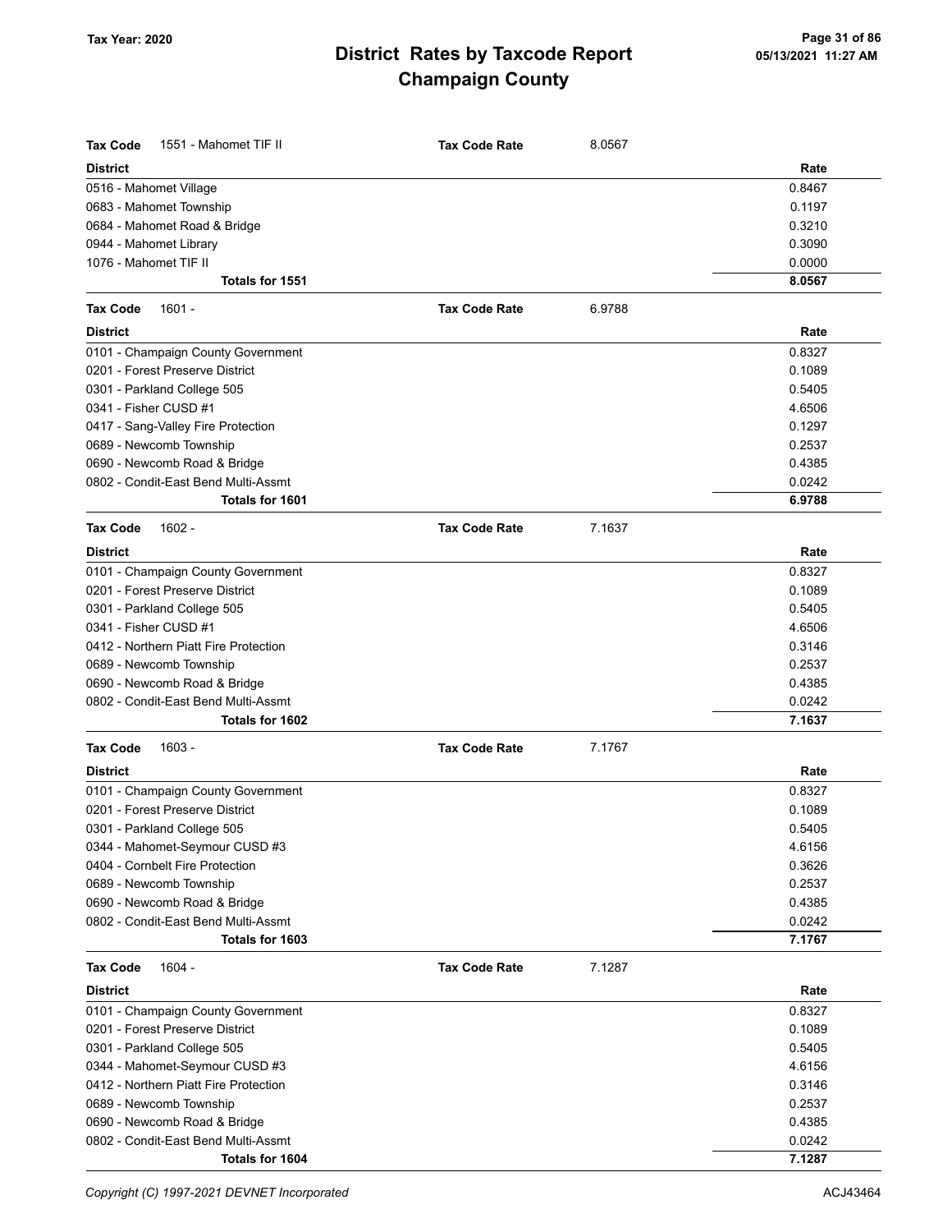| Tax Code | 1551 - Mahomet TIF II | Tax Code Rate | 8.0567 |
|---|---|---|---|
| **District** | | | **Rate** |
| 0516 - Mahomet Village | | | 0.8467 |
| 0683 - Mahomet Township | | | 0.1197 |
| 0684 - Mahomet Road & Bridge | | | 0.3210 |
| 0944 - Mahomet Library | | | 0.3090 |
| 1076 - Mahomet TIF II | | | 0.0000 |
| **Totals for 1551** | | | **8.0567** |

| Tax Code | 1601 - | Tax Code Rate | 6.9788 |
|---|---|---|---|
| **District** | | | **Rate** |
| 0101 - Champaign County Government | | | 0.8327 |
| 0201 - Forest Preserve District | | | 0.1089 |
| 0301 - Parkland College 505 | | | 0.5405 |
| 0341 - Fisher CUSD #1 | | | 4.6506 |
| 0417 - Sang-Valley Fire Protection | | | 0.1297 |
| 0689 - Newcomb Township | | | 0.2537 |
| 0690 - Newcomb Road & Bridge | | | 0.4385 |
| 0802 - Condit-East Bend Multi-Assmt | | | 0.0242 |
| **Totals for 1601** | | | **6.9788** |

| Tax Code | 1602 - | Tax Code Rate | 7.1637 |
|---|---|---|---|
| **District** | | | **Rate** |
| 0101 - Champaign County Government | | | 0.8327 |
| 0201 - Forest Preserve District | | | 0.1089 |
| 0301 - Parkland College 505 | | | 0.5405 |
| 0341 - Fisher CUSD #1 | | | 4.6506 |
| 0412 - Northern Piatt Fire Protection | | | 0.3146 |
| 0689 - Newcomb Township | | | 0.2537 |
| 0690 - Newcomb Road & Bridge | | | 0.4385 |
| 0802 - Condit-East Bend Multi-Assmt | | | 0.0242 |
| **Totals for 1602** | | | **7.1637** |

| Tax Code | 1603 - | Tax Code Rate | 7.1767 |
|---|---|---|---|
| **District** | | | **Rate** |
| 0101 - Champaign County Government | | | 0.8327 |
| 0201 - Forest Preserve District | | | 0.1089 |
| 0301 - Parkland College 505 | | | 0.5405 |
| 0344 - Mahomet-Seymour CUSD #3 | | | 4.6156 |
| 0404 - Cornbelt Fire Protection | | | 0.3626 |
| 0689 - Newcomb Township | | | 0.2537 |
| 0690 - Newcomb Road & Bridge | | | 0.4385 |
| 0802 - Condit-East Bend Multi-Assmt | | | 0.0242 |
| **Totals for 1603** | | | **7.1767** |

| Tax Code | 1604 - | Tax Code Rate | 7.1287 |
|---|---|---|---|
| **District** | | | **Rate** |
| 0101 - Champaign County Government | | | 0.8327 |
| 0201 - Forest Preserve District | | | 0.1089 |
| 0301 - Parkland College 505 | | | 0.5405 |
| 0344 - Mahomet-Seymour CUSD #3 | | | 4.6156 |
| 0412 - Northern Piatt Fire Protection | | | 0.3146 |
| 0689 - Newcomb Township | | | 0.2537 |
| 0690 - Newcomb Road & Bridge | | | 0.4385 |
| 0802 - Condit-East Bend Multi-Assmt | | | 0.0242 |
| **Totals for 1604** | | | **7.1287** |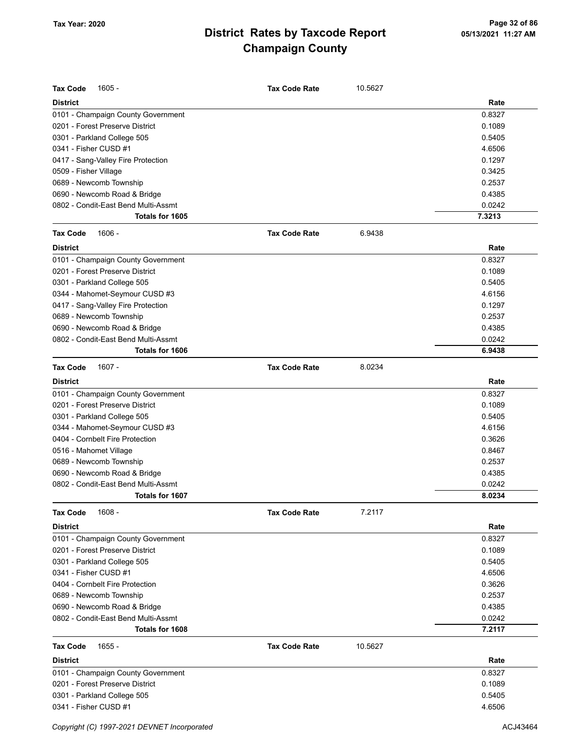# District Rates by Taxcode Report
## Champaign County

Tax Year: 2020

| Tax Code 1605 - | Tax Code Rate | 10.5627 |
|---|---|---|
| **District** | | **Rate** |
| 0101 - Champaign County Government | | 0.8327 |
| 0201 - Forest Preserve District | | 0.1089 |
| 0301 - Parkland College 505 | | 0.5405 |
| 0341 - Fisher CUSD #1 | | 4.6506 |
| 0417 - Sang-Valley Fire Protection | | 0.1297 |
| 0509 - Fisher Village | | 0.3425 |
| 0689 - Newcomb Township | | 0.2537 |
| 0690 - Newcomb Road & Bridge | | 0.4385 |
| 0802 - Condit-East Bend Multi-Assmt | | 0.0242 |
| **Totals for 1605** | | **7.3213** |

| Tax Code 1606 - | Tax Code Rate | 6.9438 |
|---|---|---|
| **District** | | **Rate** |
| 0101 - Champaign County Government | | 0.8327 |
| 0201 - Forest Preserve District | | 0.1089 |
| 0301 - Parkland College 505 | | 0.5405 |
| 0344 - Mahomet-Seymour CUSD #3 | | 4.6156 |
| 0417 - Sang-Valley Fire Protection | | 0.1297 |
| 0689 - Newcomb Township | | 0.2537 |
| 0690 - Newcomb Road & Bridge | | 0.4385 |
| 0802 - Condit-East Bend Multi-Assmt | | 0.0242 |
| **Totals for 1606** | | **6.9438** |

| Tax Code 1607 - | Tax Code Rate | 8.0234 |
|---|---|---|
| **District** | | **Rate** |
| 0101 - Champaign County Government | | 0.8327 |
| 0201 - Forest Preserve District | | 0.1089 |
| 0301 - Parkland College 505 | | 0.5405 |
| 0344 - Mahomet-Seymour CUSD #3 | | 4.6156 |
| 0404 - Cornbelt Fire Protection | | 0.3626 |
| 0516 - Mahomet Village | | 0.8467 |
| 0689 - Newcomb Township | | 0.2537 |
| 0690 - Newcomb Road & Bridge | | 0.4385 |
| 0802 - Condit-East Bend Multi-Assmt | | 0.0242 |
| **Totals for 1607** | | **8.0234** |

| Tax Code 1608 - | Tax Code Rate | 7.2117 |
|---|---|---|
| **District** | | **Rate** |
| 0101 - Champaign County Government | | 0.8327 |
| 0201 - Forest Preserve District | | 0.1089 |
| 0301 - Parkland College 505 | | 0.5405 |
| 0341 - Fisher CUSD #1 | | 4.6506 |
| 0404 - Cornbelt Fire Protection | | 0.3626 |
| 0689 - Newcomb Township | | 0.2537 |
| 0690 - Newcomb Road & Bridge | | 0.4385 |
| 0802 - Condit-East Bend Multi-Assmt | | 0.0242 |
| **Totals for 1608** | | **7.2117** |

| Tax Code 1655 - | Tax Code Rate | 10.5627 |
|---|---|---|
| **District** | | **Rate** |
| 0101 - Champaign County Government | | 0.8327 |
| 0201 - Forest Preserve District | | 0.1089 |
| 0301 - Parkland College 505 | | 0.5405 |
| 0341 - Fisher CUSD #1 | | 4.6506 |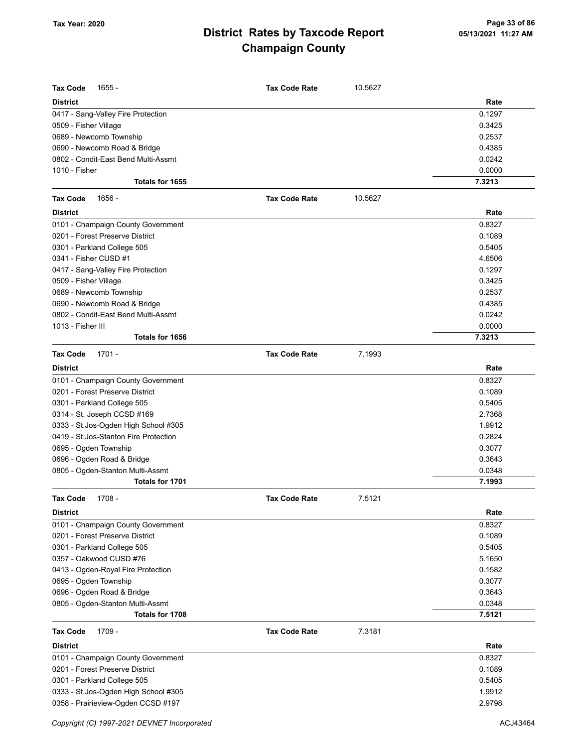# District Rates by Taxcode Report
# Champaign County

Tax Year: 2020

**Tax Code** 1655 - **Tax Code Rate** 10.5627

| District | Rate |
|---|---|
| 0417 - Sang-Valley Fire Protection | 0.1297 |
| 0509 - Fisher Village | 0.3425 |
| 0689 - Newcomb Township | 0.2537 |
| 0690 - Newcomb Road & Bridge | 0.4385 |
| 0802 - Condit-East Bend Multi-Assmt | 0.0242 |
| 1010 - Fisher | 0.0000 |
| **Totals for 1655** | **7.3213** |

**Tax Code** 1656 - **Tax Code Rate** 10.5627

| District | Rate |
|---|---|
| 0101 - Champaign County Government | 0.8327 |
| 0201 - Forest Preserve District | 0.1089 |
| 0301 - Parkland College 505 | 0.5405 |
| 0341 - Fisher CUSD #1 | 4.6506 |
| 0417 - Sang-Valley Fire Protection | 0.1297 |
| 0509 - Fisher Village | 0.3425 |
| 0689 - Newcomb Township | 0.2537 |
| 0690 - Newcomb Road & Bridge | 0.4385 |
| 0802 - Condit-East Bend Multi-Assmt | 0.0242 |
| 1013 - Fisher III | 0.0000 |
| **Totals for 1656** | **7.3213** |

**Tax Code** 1701 - **Tax Code Rate** 7.1993

| District | Rate |
|---|---|
| 0101 - Champaign County Government | 0.8327 |
| 0201 - Forest Preserve District | 0.1089 |
| 0301 - Parkland College 505 | 0.5405 |
| 0314 - St. Joseph CCSD #169 | 2.7368 |
| 0333 - St.Jos-Ogden High School #305 | 1.9912 |
| 0419 - St.Jos-Stanton Fire Protection | 0.2824 |
| 0695 - Ogden Township | 0.3077 |
| 0696 - Ogden Road & Bridge | 0.3643 |
| 0805 - Ogden-Stanton Multi-Assmt | 0.0348 |
| **Totals for 1701** | **7.1993** |

**Tax Code** 1708 - **Tax Code Rate** 7.5121

| District | Rate |
|---|---|
| 0101 - Champaign County Government | 0.8327 |
| 0201 - Forest Preserve District | 0.1089 |
| 0301 - Parkland College 505 | 0.5405 |
| 0357 - Oakwood CUSD #76 | 5.1650 |
| 0413 - Ogden-Royal Fire Protection | 0.1582 |
| 0695 - Ogden Township | 0.3077 |
| 0696 - Ogden Road & Bridge | 0.3643 |
| 0805 - Ogden-Stanton Multi-Assmt | 0.0348 |
| **Totals for 1708** | **7.5121** |

**Tax Code** 1709 - **Tax Code Rate** 7.3181

| District | Rate |
|---|---|
| 0101 - Champaign County Government | 0.8327 |
| 0201 - Forest Preserve District | 0.1089 |
| 0301 - Parkland College 505 | 0.5405 |
| 0333 - St.Jos-Ogden High School #305 | 1.9912 |
| 0358 - Prairieview-Ogden CCSD #197 | 2.9798 |

Copyright (C) 1997-2021 DEVNET Incorporated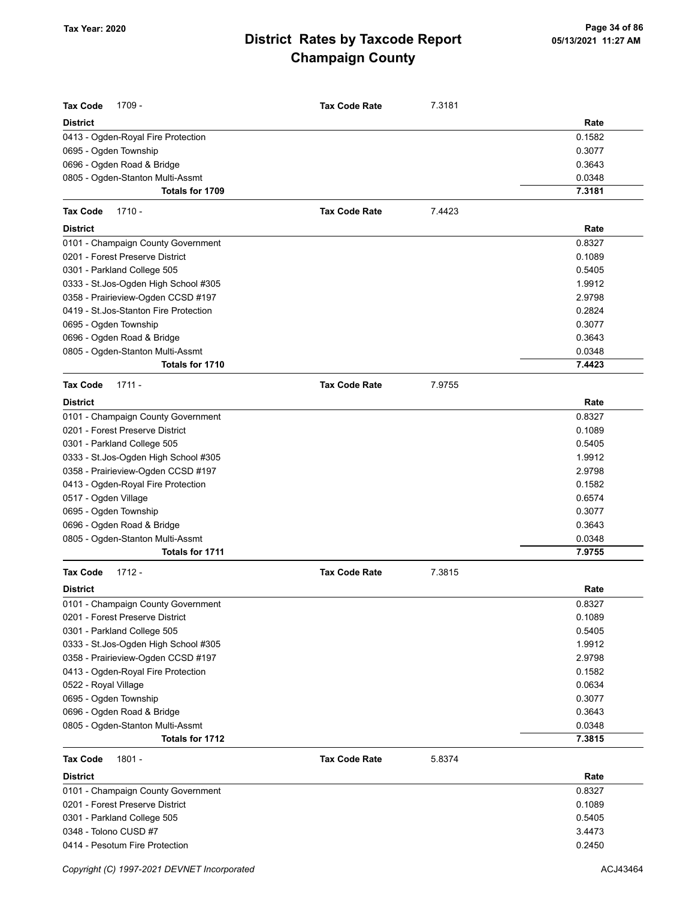| Tax Code 1709 - | Tax Code Rate | 7.3181 |
|---|---|---|
| **District** | | **Rate** |
| 0413 - Ogden-Royal Fire Protection | | 0.1582 |
| 0695 - Ogden Township | | 0.3077 |
| 0696 - Ogden Road & Bridge | | 0.3643 |
| 0805 - Ogden-Stanton Multi-Assmt | | 0.0348 |
| **Totals for 1709** | | **7.3181** |

| Tax Code 1710 - | Tax Code Rate | 7.4423 |
|---|---|---|
| **District** | | **Rate** |
| 0101 - Champaign County Government | | 0.8327 |
| 0201 - Forest Preserve District | | 0.1089 |
| 0301 - Parkland College 505 | | 0.5405 |
| 0333 - St.Jos-Ogden High School #305 | | 1.9912 |
| 0358 - Prairieview-Ogden CCSD #197 | | 2.9798 |
| 0419 - St.Jos-Stanton Fire Protection | | 0.2824 |
| 0695 - Ogden Township | | 0.3077 |
| 0696 - Ogden Road & Bridge | | 0.3643 |
| 0805 - Ogden-Stanton Multi-Assmt | | 0.0348 |
| **Totals for 1710** | | **7.4423** |

| Tax Code 1711 - | Tax Code Rate | 7.9755 |
|---|---|---|
| **District** | | **Rate** |
| 0101 - Champaign County Government | | 0.8327 |
| 0201 - Forest Preserve District | | 0.1089 |
| 0301 - Parkland College 505 | | 0.5405 |
| 0333 - St.Jos-Ogden High School #305 | | 1.9912 |
| 0358 - Prairieview-Ogden CCSD #197 | | 2.9798 |
| 0413 - Ogden-Royal Fire Protection | | 0.1582 |
| 0517 - Ogden Village | | 0.6574 |
| 0695 - Ogden Township | | 0.3077 |
| 0696 - Ogden Road & Bridge | | 0.3643 |
| 0805 - Ogden-Stanton Multi-Assmt | | 0.0348 |
| **Totals for 1711** | | **7.9755** |

| Tax Code 1712 - | Tax Code Rate | 7.3815 |
|---|---|---|
| **District** | | **Rate** |
| 0101 - Champaign County Government | | 0.8327 |
| 0201 - Forest Preserve District | | 0.1089 |
| 0301 - Parkland College 505 | | 0.5405 |
| 0333 - St.Jos-Ogden High School #305 | | 1.9912 |
| 0358 - Prairieview-Ogden CCSD #197 | | 2.9798 |
| 0413 - Ogden-Royal Fire Protection | | 0.1582 |
| 0522 - Royal Village | | 0.0634 |
| 0695 - Ogden Township | | 0.3077 |
| 0696 - Ogden Road & Bridge | | 0.3643 |
| 0805 - Ogden-Stanton Multi-Assmt | | 0.0348 |
| **Totals for 1712** | | **7.3815** |

| Tax Code 1801 - | Tax Code Rate | 5.8374 |
|---|---|---|
| **District** | | **Rate** |
| 0101 - Champaign County Government | | 0.8327 |
| 0201 - Forest Preserve District | | 0.1089 |
| 0301 - Parkland College 505 | | 0.5405 |
| 0348 - Tolono CUSD #7 | | 3.4473 |
| 0414 - Pesotum Fire Protection | | 0.2450 |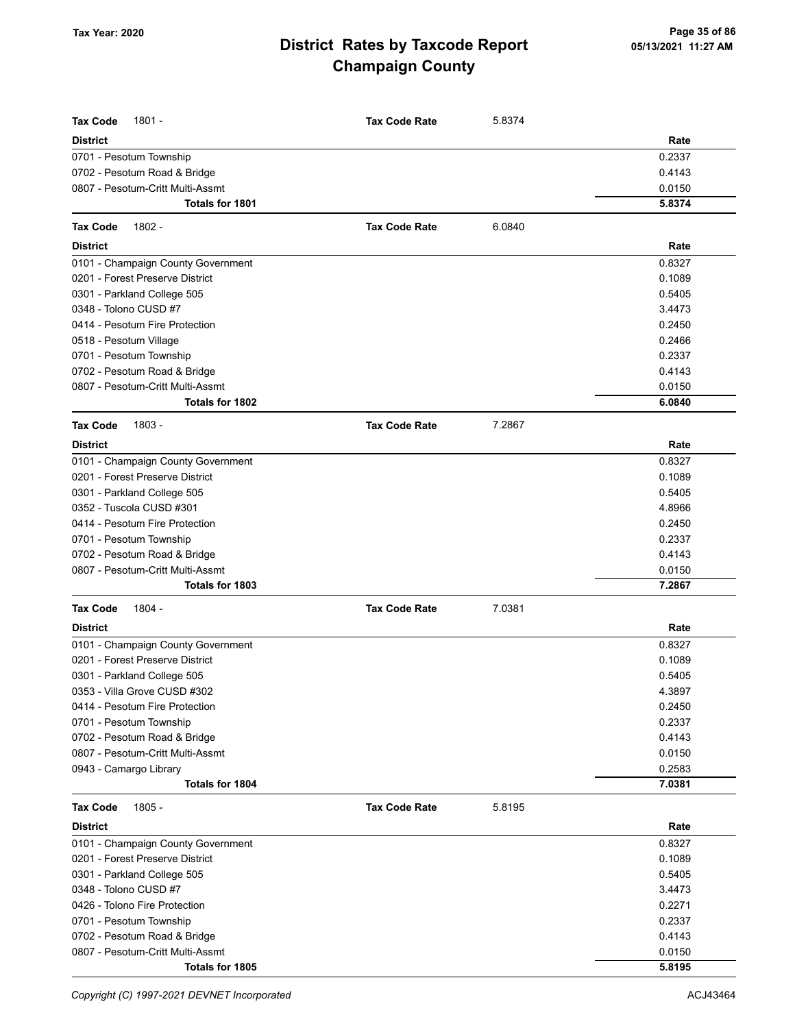# District Rates by Taxcode Report
# Champaign County

Tax Year: 2020

05/13/2021 11:27 AM

**Tax Code** 1801 - **Tax Code Rate** 5.8374

| District | Rate |
|---|---|
| 0701 - Pesotum Township | 0.2337 |
| 0702 - Pesotum Road & Bridge | 0.4143 |
| 0807 - Pesotum-Critt Multi-Assmt | 0.0150 |
| **Totals for 1801** | **5.8374** |

**Tax Code** 1802 - **Tax Code Rate** 6.0840

| District | Rate |
|---|---|
| 0101 - Champaign County Government | 0.8327 |
| 0201 - Forest Preserve District | 0.1089 |
| 0301 - Parkland College 505 | 0.5405 |
| 0348 - Tolono CUSD #7 | 3.4473 |
| 0414 - Pesotum Fire Protection | 0.2450 |
| 0518 - Pesotum Village | 0.2466 |
| 0701 - Pesotum Township | 0.2337 |
| 0702 - Pesotum Road & Bridge | 0.4143 |
| 0807 - Pesotum-Critt Multi-Assmt | 0.0150 |
| **Totals for 1802** | **6.0840** |

**Tax Code** 1803 - **Tax Code Rate** 7.2867

| District | Rate |
|---|---|
| 0101 - Champaign County Government | 0.8327 |
| 0201 - Forest Preserve District | 0.1089 |
| 0301 - Parkland College 505 | 0.5405 |
| 0352 - Tuscola CUSD #301 | 4.8966 |
| 0414 - Pesotum Fire Protection | 0.2450 |
| 0701 - Pesotum Township | 0.2337 |
| 0702 - Pesotum Road & Bridge | 0.4143 |
| 0807 - Pesotum-Critt Multi-Assmt | 0.0150 |
| **Totals for 1803** | **7.2867** |

**Tax Code** 1804 - **Tax Code Rate** 7.0381

| District | Rate |
|---|---|
| 0101 - Champaign County Government | 0.8327 |
| 0201 - Forest Preserve District | 0.1089 |
| 0301 - Parkland College 505 | 0.5405 |
| 0353 - Villa Grove CUSD #302 | 4.3897 |
| 0414 - Pesotum Fire Protection | 0.2450 |
| 0701 - Pesotum Township | 0.2337 |
| 0702 - Pesotum Road & Bridge | 0.4143 |
| 0807 - Pesotum-Critt Multi-Assmt | 0.0150 |
| 0943 - Camargo Library | 0.2583 |
| **Totals for 1804** | **7.0381** |

**Tax Code** 1805 - **Tax Code Rate** 5.8195

| District | Rate |
|---|---|
| 0101 - Champaign County Government | 0.8327 |
| 0201 - Forest Preserve District | 0.1089 |
| 0301 - Parkland College 505 | 0.5405 |
| 0348 - Tolono CUSD #7 | 3.4473 |
| 0426 - Tolono Fire Protection | 0.2271 |
| 0701 - Pesotum Township | 0.2337 |
| 0702 - Pesotum Road & Bridge | 0.4143 |
| 0807 - Pesotum-Critt Multi-Assmt | 0.0150 |
| **Totals for 1805** | **5.8195** |

*Copyright (C) 1997-2021 DEVNET Incorporated* ACJ43464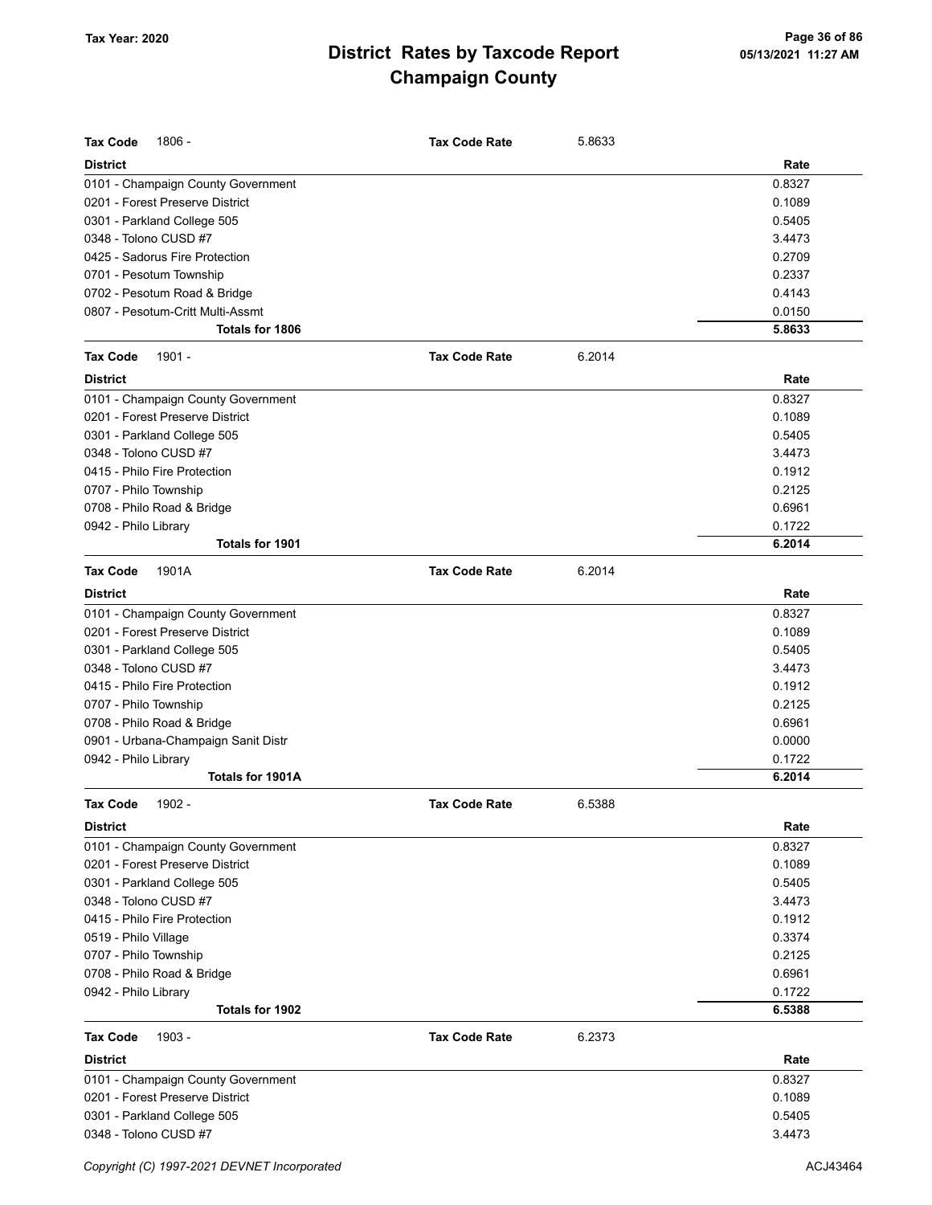# District Rates by Taxcode Report
# Champaign County

**Tax Code** 1806 - **Tax Code Rate** 5.8633

| District | Rate |
|---|---|
| 0101 - Champaign County Government | 0.8327 |
| 0201 - Forest Preserve District | 0.1089 |
| 0301 - Parkland College 505 | 0.5405 |
| 0348 - Tolono CUSD #7 | 3.4473 |
| 0425 - Sadorus Fire Protection | 0.2709 |
| 0701 - Pesotum Township | 0.2337 |
| 0702 - Pesotum Road & Bridge | 0.4143 |
| 0807 - Pesotum-Critt Multi-Assmt | 0.0150 |
| **Totals for 1806** | **5.8633** |

**Tax Code** 1901 - **Tax Code Rate** 6.2014

| District | Rate |
|---|---|
| 0101 - Champaign County Government | 0.8327 |
| 0201 - Forest Preserve District | 0.1089 |
| 0301 - Parkland College 505 | 0.5405 |
| 0348 - Tolono CUSD #7 | 3.4473 |
| 0415 - Philo Fire Protection | 0.1912 |
| 0707 - Philo Township | 0.2125 |
| 0708 - Philo Road & Bridge | 0.6961 |
| 0942 - Philo Library | 0.1722 |
| **Totals for 1901** | **6.2014** |

**Tax Code** 1901A **Tax Code Rate** 6.2014

| District | Rate |
|---|---|
| 0101 - Champaign County Government | 0.8327 |
| 0201 - Forest Preserve District | 0.1089 |
| 0301 - Parkland College 505 | 0.5405 |
| 0348 - Tolono CUSD #7 | 3.4473 |
| 0415 - Philo Fire Protection | 0.1912 |
| 0707 - Philo Township | 0.2125 |
| 0708 - Philo Road & Bridge | 0.6961 |
| 0901 - Urbana-Champaign Sanit Distr | 0.0000 |
| 0942 - Philo Library | 0.1722 |
| **Totals for 1901A** | **6.2014** |

**Tax Code** 1902 - **Tax Code Rate** 6.5388

| District | Rate |
|---|---|
| 0101 - Champaign County Government | 0.8327 |
| 0201 - Forest Preserve District | 0.1089 |
| 0301 - Parkland College 505 | 0.5405 |
| 0348 - Tolono CUSD #7 | 3.4473 |
| 0415 - Philo Fire Protection | 0.1912 |
| 0519 - Philo Village | 0.3374 |
| 0707 - Philo Township | 0.2125 |
| 0708 - Philo Road & Bridge | 0.6961 |
| 0942 - Philo Library | 0.1722 |
| **Totals for 1902** | **6.5388** |

**Tax Code** 1903 - **Tax Code Rate** 6.2373

| District | Rate |
|---|---|
| 0101 - Champaign County Government | 0.8327 |
| 0201 - Forest Preserve District | 0.1089 |
| 0301 - Parkland College 505 | 0.5405 |
| 0348 - Tolono CUSD #7 | 3.4473 |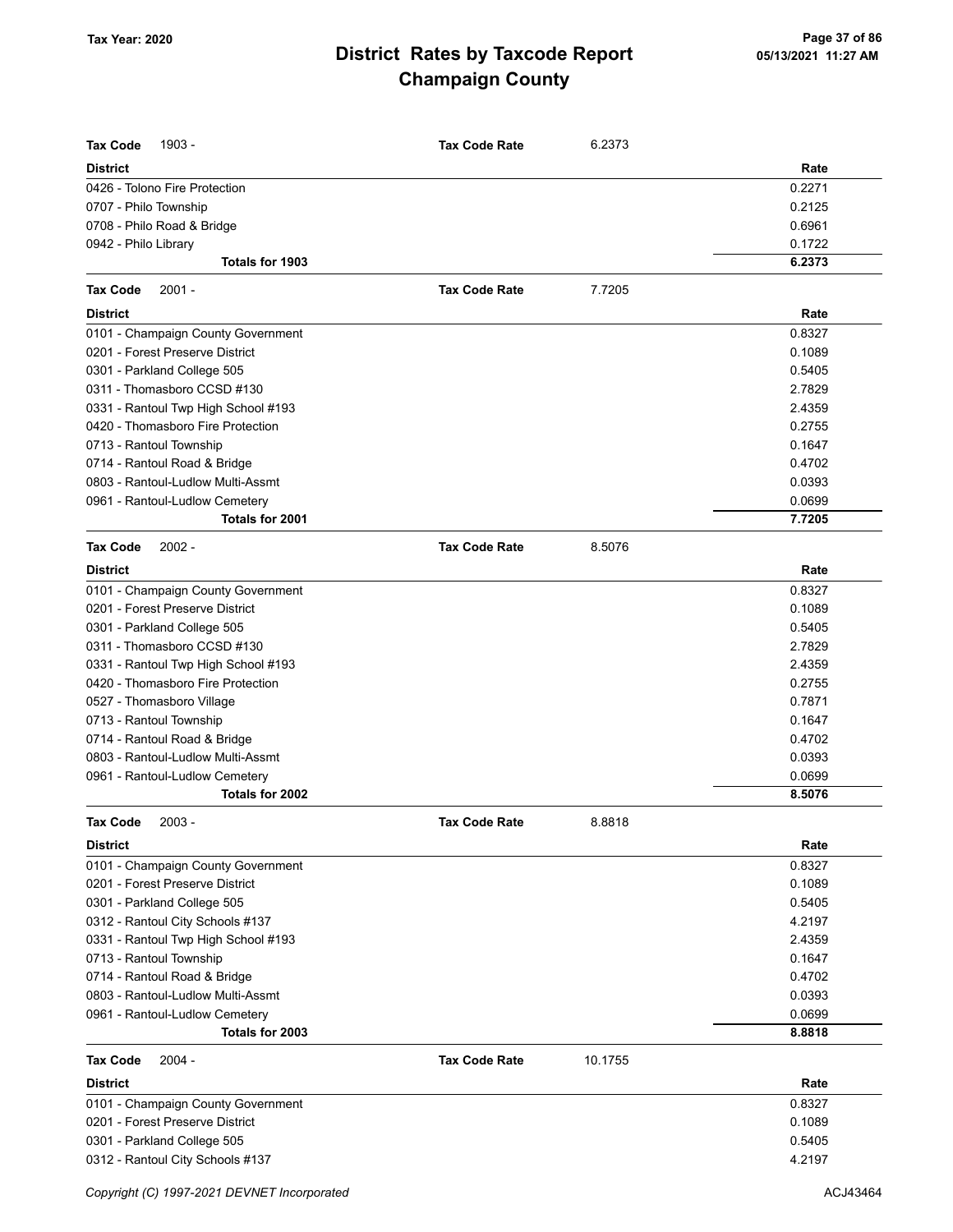# District Rates by Taxcode Report
# Champaign County

**Tax Year: 2020**

05/13/2021 11:27 AM

**Tax Code** 1903 - **Tax Code Rate** 6.2373

| District | Rate |
|---|---|
| 0426 - Tolono Fire Protection | 0.2271 |
| 0707 - Philo Township | 0.2125 |
| 0708 - Philo Road & Bridge | 0.6961 |
| 0942 - Philo Library | 0.1722 |
| **Totals for 1903** | **6.2373** |

**Tax Code** 2001 - **Tax Code Rate** 7.7205

| District | Rate |
|---|---|
| 0101 - Champaign County Government | 0.8327 |
| 0201 - Forest Preserve District | 0.1089 |
| 0301 - Parkland College 505 | 0.5405 |
| 0311 - Thomasboro CCSD #130 | 2.7829 |
| 0331 - Rantoul Twp High School #193 | 2.4359 |
| 0420 - Thomasboro Fire Protection | 0.2755 |
| 0713 - Rantoul Township | 0.1647 |
| 0714 - Rantoul Road & Bridge | 0.4702 |
| 0803 - Rantoul-Ludlow Multi-Assmt | 0.0393 |
| 0961 - Rantoul-Ludlow Cemetery | 0.0699 |
| **Totals for 2001** | **7.7205** |

**Tax Code** 2002 - **Tax Code Rate** 8.5076

| District | Rate |
|---|---|
| 0101 - Champaign County Government | 0.8327 |
| 0201 - Forest Preserve District | 0.1089 |
| 0301 - Parkland College 505 | 0.5405 |
| 0311 - Thomasboro CCSD #130 | 2.7829 |
| 0331 - Rantoul Twp High School #193 | 2.4359 |
| 0420 - Thomasboro Fire Protection | 0.2755 |
| 0527 - Thomasboro Village | 0.7871 |
| 0713 - Rantoul Township | 0.1647 |
| 0714 - Rantoul Road & Bridge | 0.4702 |
| 0803 - Rantoul-Ludlow Multi-Assmt | 0.0393 |
| 0961 - Rantoul-Ludlow Cemetery | 0.0699 |
| **Totals for 2002** | **8.5076** |

**Tax Code** 2003 - **Tax Code Rate** 8.8818

| District | Rate |
|---|---|
| 0101 - Champaign County Government | 0.8327 |
| 0201 - Forest Preserve District | 0.1089 |
| 0301 - Parkland College 505 | 0.5405 |
| 0312 - Rantoul City Schools #137 | 4.2197 |
| 0331 - Rantoul Twp High School #193 | 2.4359 |
| 0713 - Rantoul Township | 0.1647 |
| 0714 - Rantoul Road & Bridge | 0.4702 |
| 0803 - Rantoul-Ludlow Multi-Assmt | 0.0393 |
| 0961 - Rantoul-Ludlow Cemetery | 0.0699 |
| **Totals for 2003** | **8.8818** |

**Tax Code** 2004 - **Tax Code Rate** 10.1755

| District | Rate |
|---|---|
| 0101 - Champaign County Government | 0.8327 |
| 0201 - Forest Preserve District | 0.1089 |
| 0301 - Parkland College 505 | 0.5405 |
| 0312 - Rantoul City Schools #137 | 4.2197 |

*Copyright (C) 1997-2021 DEVNET Incorporated* ACJ43464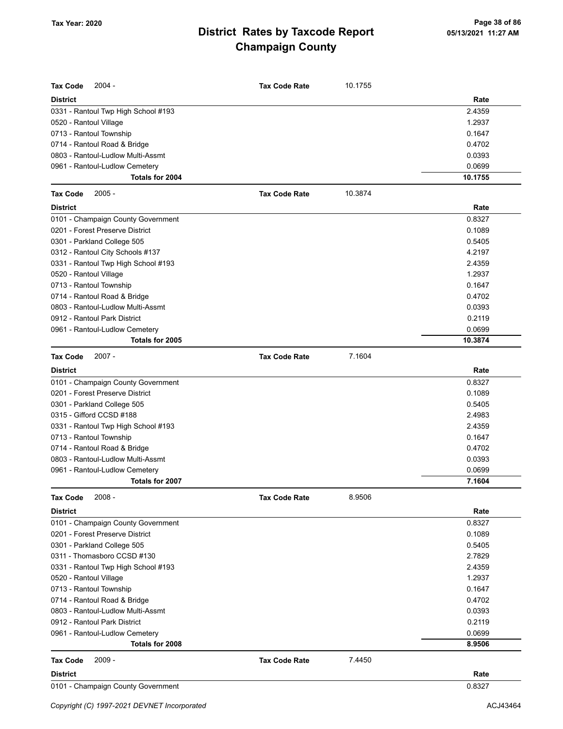# District Rates by Taxcode Report
## Champaign County

Tax Year: 2020

05/13/2021 11:27 AM

**Tax Code** 2004 - **Tax Code Rate** 10.1755

| District | Rate |
|---|---|
| 0331 - Rantoul Twp High School #193 | 2.4359 |
| 0520 - Rantoul Village | 1.2937 |
| 0713 - Rantoul Township | 0.1647 |
| 0714 - Rantoul Road & Bridge | 0.4702 |
| 0803 - Rantoul-Ludlow Multi-Assmt | 0.0393 |
| 0961 - Rantoul-Ludlow Cemetery | 0.0699 |
| **Totals for 2004** | **10.1755** |

**Tax Code** 2005 - **Tax Code Rate** 10.3874

| District | Rate |
|---|---|
| 0101 - Champaign County Government | 0.8327 |
| 0201 - Forest Preserve District | 0.1089 |
| 0301 - Parkland College 505 | 0.5405 |
| 0312 - Rantoul City Schools #137 | 4.2197 |
| 0331 - Rantoul Twp High School #193 | 2.4359 |
| 0520 - Rantoul Village | 1.2937 |
| 0713 - Rantoul Township | 0.1647 |
| 0714 - Rantoul Road & Bridge | 0.4702 |
| 0803 - Rantoul-Ludlow Multi-Assmt | 0.0393 |
| 0912 - Rantoul Park District | 0.2119 |
| 0961 - Rantoul-Ludlow Cemetery | 0.0699 |
| **Totals for 2005** | **10.3874** |

**Tax Code** 2007 - **Tax Code Rate** 7.1604

| District | Rate |
|---|---|
| 0101 - Champaign County Government | 0.8327 |
| 0201 - Forest Preserve District | 0.1089 |
| 0301 - Parkland College 505 | 0.5405 |
| 0315 - Gifford CCSD #188 | 2.4983 |
| 0331 - Rantoul Twp High School #193 | 2.4359 |
| 0713 - Rantoul Township | 0.1647 |
| 0714 - Rantoul Road & Bridge | 0.4702 |
| 0803 - Rantoul-Ludlow Multi-Assmt | 0.0393 |
| 0961 - Rantoul-Ludlow Cemetery | 0.0699 |
| **Totals for 2007** | **7.1604** |

**Tax Code** 2008 - **Tax Code Rate** 8.9506

| District | Rate |
|---|---|
| 0101 - Champaign County Government | 0.8327 |
| 0201 - Forest Preserve District | 0.1089 |
| 0301 - Parkland College 505 | 0.5405 |
| 0311 - Thomasboro CCSD #130 | 2.7829 |
| 0331 - Rantoul Twp High School #193 | 2.4359 |
| 0520 - Rantoul Village | 1.2937 |
| 0713 - Rantoul Township | 0.1647 |
| 0714 - Rantoul Road & Bridge | 0.4702 |
| 0803 - Rantoul-Ludlow Multi-Assmt | 0.0393 |
| 0912 - Rantoul Park District | 0.2119 |
| 0961 - Rantoul-Ludlow Cemetery | 0.0699 |
| **Totals for 2008** | **8.9506** |

**Tax Code** 2009 - **Tax Code Rate** 7.4450

| District | Rate |
|---|---|
| 0101 - Champaign County Government | 0.8327 |

*Copyright (C) 1997-2021 DEVNET Incorporated* ACJ43464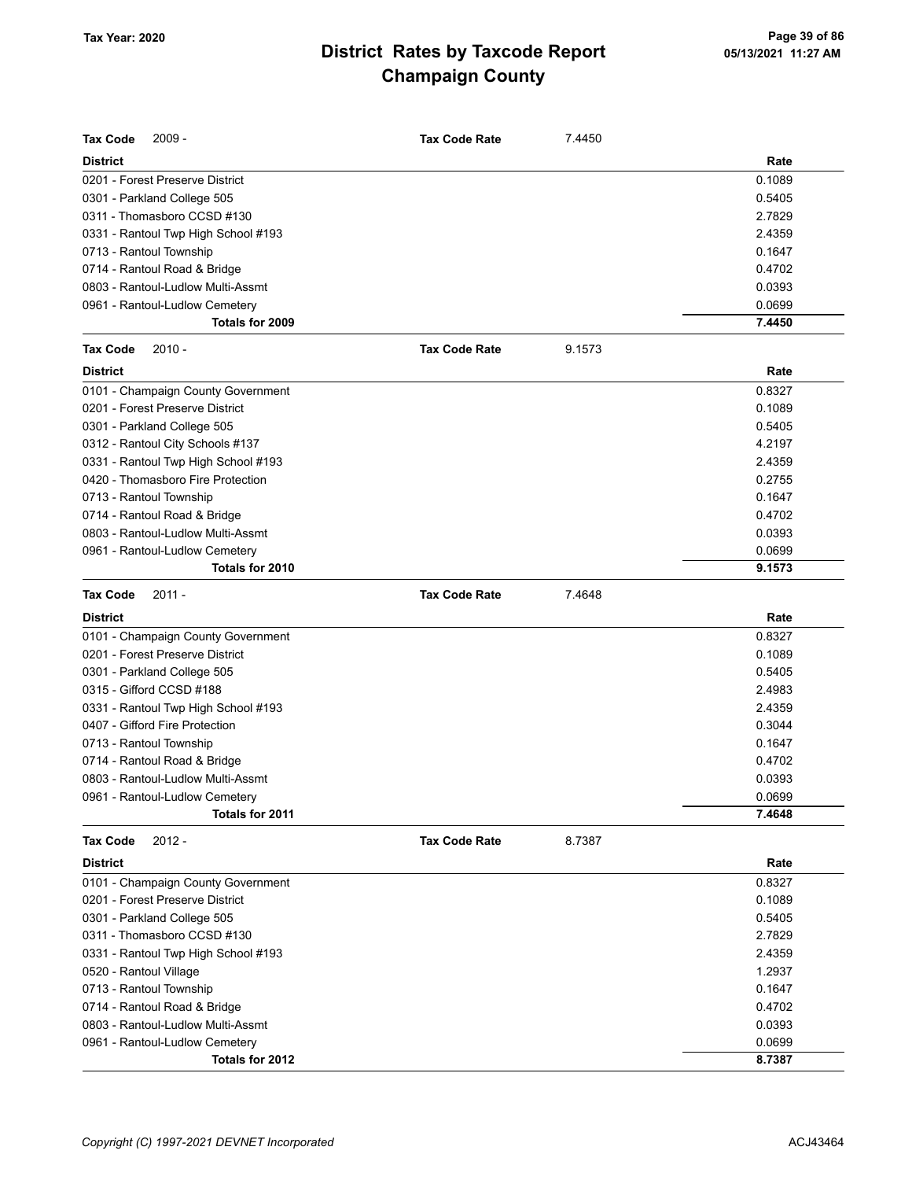# District Rates by Taxcode Report
## Champaign County

Tax Year: 2020

**Tax Code** 2009 - **Tax Code Rate** 7.4450

| District | Rate |
|---|---|
| 0201 - Forest Preserve District | 0.1089 |
| 0301 - Parkland College 505 | 0.5405 |
| 0311 - Thomasboro CCSD #130 | 2.7829 |
| 0331 - Rantoul Twp High School #193 | 2.4359 |
| 0713 - Rantoul Township | 0.1647 |
| 0714 - Rantoul Road & Bridge | 0.4702 |
| 0803 - Rantoul-Ludlow Multi-Assmt | 0.0393 |
| 0961 - Rantoul-Ludlow Cemetery | 0.0699 |
| **Totals for 2009** | **7.4450** |

**Tax Code** 2010 - **Tax Code Rate** 9.1573

| District | Rate |
|---|---|
| 0101 - Champaign County Government | 0.8327 |
| 0201 - Forest Preserve District | 0.1089 |
| 0301 - Parkland College 505 | 0.5405 |
| 0312 - Rantoul City Schools #137 | 4.2197 |
| 0331 - Rantoul Twp High School #193 | 2.4359 |
| 0420 - Thomasboro Fire Protection | 0.2755 |
| 0713 - Rantoul Township | 0.1647 |
| 0714 - Rantoul Road & Bridge | 0.4702 |
| 0803 - Rantoul-Ludlow Multi-Assmt | 0.0393 |
| 0961 - Rantoul-Ludlow Cemetery | 0.0699 |
| **Totals for 2010** | **9.1573** |

**Tax Code** 2011 - **Tax Code Rate** 7.4648

| District | Rate |
|---|---|
| 0101 - Champaign County Government | 0.8327 |
| 0201 - Forest Preserve District | 0.1089 |
| 0301 - Parkland College 505 | 0.5405 |
| 0315 - Gifford CCSD #188 | 2.4983 |
| 0331 - Rantoul Twp High School #193 | 2.4359 |
| 0407 - Gifford Fire Protection | 0.3044 |
| 0713 - Rantoul Township | 0.1647 |
| 0714 - Rantoul Road & Bridge | 0.4702 |
| 0803 - Rantoul-Ludlow Multi-Assmt | 0.0393 |
| 0961 - Rantoul-Ludlow Cemetery | 0.0699 |
| **Totals for 2011** | **7.4648** |

**Tax Code** 2012 - **Tax Code Rate** 8.7387

| District | Rate |
|---|---|
| 0101 - Champaign County Government | 0.8327 |
| 0201 - Forest Preserve District | 0.1089 |
| 0301 - Parkland College 505 | 0.5405 |
| 0311 - Thomasboro CCSD #130 | 2.7829 |
| 0331 - Rantoul Twp High School #193 | 2.4359 |
| 0520 - Rantoul Village | 1.2937 |
| 0713 - Rantoul Township | 0.1647 |
| 0714 - Rantoul Road & Bridge | 0.4702 |
| 0803 - Rantoul-Ludlow Multi-Assmt | 0.0393 |
| 0961 - Rantoul-Ludlow Cemetery | 0.0699 |
| **Totals for 2012** | **8.7387** |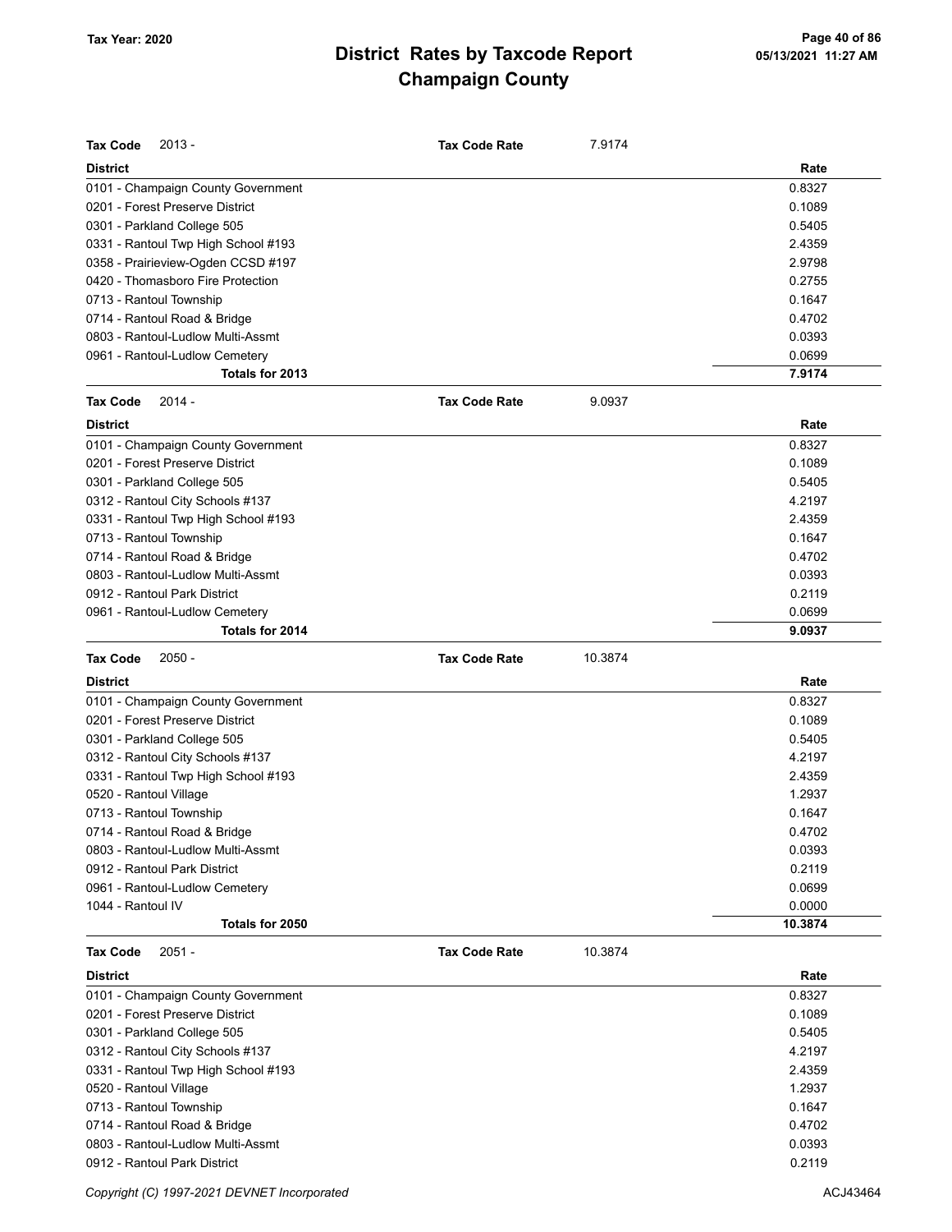**Tax Code** 2013 - **Tax Code Rate** 7.9174

| District | Rate |
|---|---|
| 0101 - Champaign County Government | 0.8327 |
| 0201 - Forest Preserve District | 0.1089 |
| 0301 - Parkland College 505 | 0.5405 |
| 0331 - Rantoul Twp High School #193 | 2.4359 |
| 0358 - Prairieview-Ogden CCSD #197 | 2.9798 |
| 0420 - Thomasboro Fire Protection | 0.2755 |
| 0713 - Rantoul Township | 0.1647 |
| 0714 - Rantoul Road & Bridge | 0.4702 |
| 0803 - Rantoul-Ludlow Multi-Assmt | 0.0393 |
| 0961 - Rantoul-Ludlow Cemetery | 0.0699 |
| **Totals for 2013** | **7.9174** |

**Tax Code** 2014 - **Tax Code Rate** 9.0937

| District | Rate |
|---|---|
| 0101 - Champaign County Government | 0.8327 |
| 0201 - Forest Preserve District | 0.1089 |
| 0301 - Parkland College 505 | 0.5405 |
| 0312 - Rantoul City Schools #137 | 4.2197 |
| 0331 - Rantoul Twp High School #193 | 2.4359 |
| 0713 - Rantoul Township | 0.1647 |
| 0714 - Rantoul Road & Bridge | 0.4702 |
| 0803 - Rantoul-Ludlow Multi-Assmt | 0.0393 |
| 0912 - Rantoul Park District | 0.2119 |
| 0961 - Rantoul-Ludlow Cemetery | 0.0699 |
| **Totals for 2014** | **9.0937** |

**Tax Code** 2050 - **Tax Code Rate** 10.3874

| District | Rate |
|---|---|
| 0101 - Champaign County Government | 0.8327 |
| 0201 - Forest Preserve District | 0.1089 |
| 0301 - Parkland College 505 | 0.5405 |
| 0312 - Rantoul City Schools #137 | 4.2197 |
| 0331 - Rantoul Twp High School #193 | 2.4359 |
| 0520 - Rantoul Village | 1.2937 |
| 0713 - Rantoul Township | 0.1647 |
| 0714 - Rantoul Road & Bridge | 0.4702 |
| 0803 - Rantoul-Ludlow Multi-Assmt | 0.0393 |
| 0912 - Rantoul Park District | 0.2119 |
| 0961 - Rantoul-Ludlow Cemetery | 0.0699 |
| 1044 - Rantoul IV | 0.0000 |
| **Totals for 2050** | **10.3874** |

**Tax Code** 2051 - **Tax Code Rate** 10.3874

| District | Rate |
|---|---|
| 0101 - Champaign County Government | 0.8327 |
| 0201 - Forest Preserve District | 0.1089 |
| 0301 - Parkland College 505 | 0.5405 |
| 0312 - Rantoul City Schools #137 | 4.2197 |
| 0331 - Rantoul Twp High School #193 | 2.4359 |
| 0520 - Rantoul Village | 1.2937 |
| 0713 - Rantoul Township | 0.1647 |
| 0714 - Rantoul Road & Bridge | 0.4702 |
| 0803 - Rantoul-Ludlow Multi-Assmt | 0.0393 |
| 0912 - Rantoul Park District | 0.2119 |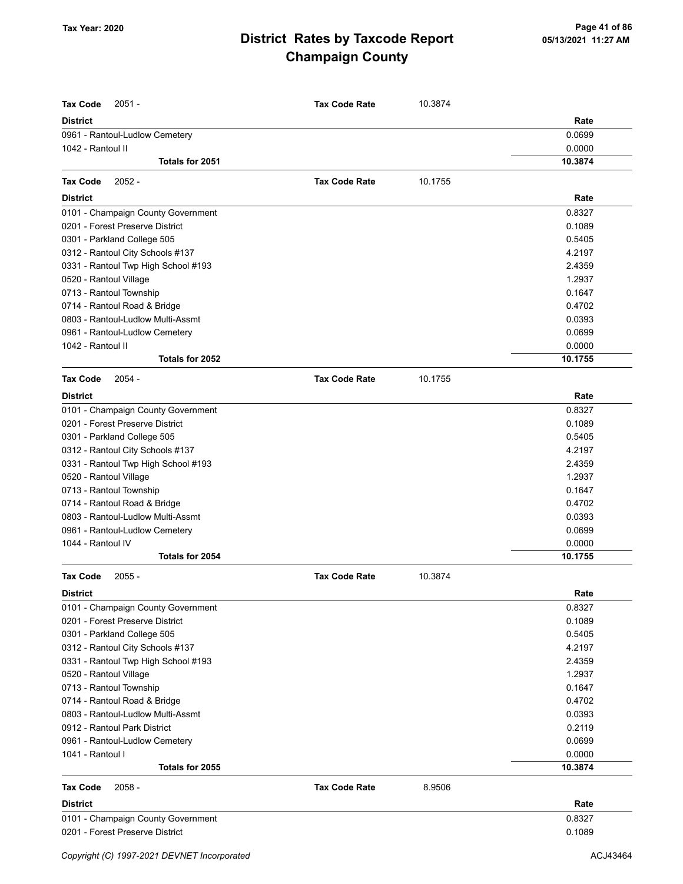| Tax Code 2051 - | Tax Code Rate | 10.3874 | |
|---|---|---|---|
| **District** | | | **Rate** |
| 0961 - Rantoul-Ludlow Cemetery | | | 0.0699 |
| 1042 - Rantoul II | | | 0.0000 |
| **Totals for 2051** | | | **10.3874** |

| Tax Code 2052 - | Tax Code Rate | 10.1755 | |
|---|---|---|---|
| **District** | | | **Rate** |
| 0101 - Champaign County Government | | | 0.8327 |
| 0201 - Forest Preserve District | | | 0.1089 |
| 0301 - Parkland College 505 | | | 0.5405 |
| 0312 - Rantoul City Schools #137 | | | 4.2197 |
| 0331 - Rantoul Twp High School #193 | | | 2.4359 |
| 0520 - Rantoul Village | | | 1.2937 |
| 0713 - Rantoul Township | | | 0.1647 |
| 0714 - Rantoul Road & Bridge | | | 0.4702 |
| 0803 - Rantoul-Ludlow Multi-Assmt | | | 0.0393 |
| 0961 - Rantoul-Ludlow Cemetery | | | 0.0699 |
| 1042 - Rantoul II | | | 0.0000 |
| **Totals for 2052** | | | **10.1755** |

| Tax Code 2054 - | Tax Code Rate | 10.1755 | |
|---|---|---|---|
| **District** | | | **Rate** |
| 0101 - Champaign County Government | | | 0.8327 |
| 0201 - Forest Preserve District | | | 0.1089 |
| 0301 - Parkland College 505 | | | 0.5405 |
| 0312 - Rantoul City Schools #137 | | | 4.2197 |
| 0331 - Rantoul Twp High School #193 | | | 2.4359 |
| 0520 - Rantoul Village | | | 1.2937 |
| 0713 - Rantoul Township | | | 0.1647 |
| 0714 - Rantoul Road & Bridge | | | 0.4702 |
| 0803 - Rantoul-Ludlow Multi-Assmt | | | 0.0393 |
| 0961 - Rantoul-Ludlow Cemetery | | | 0.0699 |
| 1044 - Rantoul IV | | | 0.0000 |
| **Totals for 2054** | | | **10.1755** |

| Tax Code 2055 - | Tax Code Rate | 10.3874 | |
|---|---|---|---|
| **District** | | | **Rate** |
| 0101 - Champaign County Government | | | 0.8327 |
| 0201 - Forest Preserve District | | | 0.1089 |
| 0301 - Parkland College 505 | | | 0.5405 |
| 0312 - Rantoul City Schools #137 | | | 4.2197 |
| 0331 - Rantoul Twp High School #193 | | | 2.4359 |
| 0520 - Rantoul Village | | | 1.2937 |
| 0713 - Rantoul Township | | | 0.1647 |
| 0714 - Rantoul Road & Bridge | | | 0.4702 |
| 0803 - Rantoul-Ludlow Multi-Assmt | | | 0.0393 |
| 0912 - Rantoul Park District | | | 0.2119 |
| 0961 - Rantoul-Ludlow Cemetery | | | 0.0699 |
| 1041 - Rantoul I | | | 0.0000 |
| **Totals for 2055** | | | **10.3874** |

| Tax Code 2058 - | Tax Code Rate | 8.9506 | |
|---|---|---|---|
| **District** | | | **Rate** |
| 0101 - Champaign County Government | | | 0.8327 |
| 0201 - Forest Preserve District | | | 0.1089 |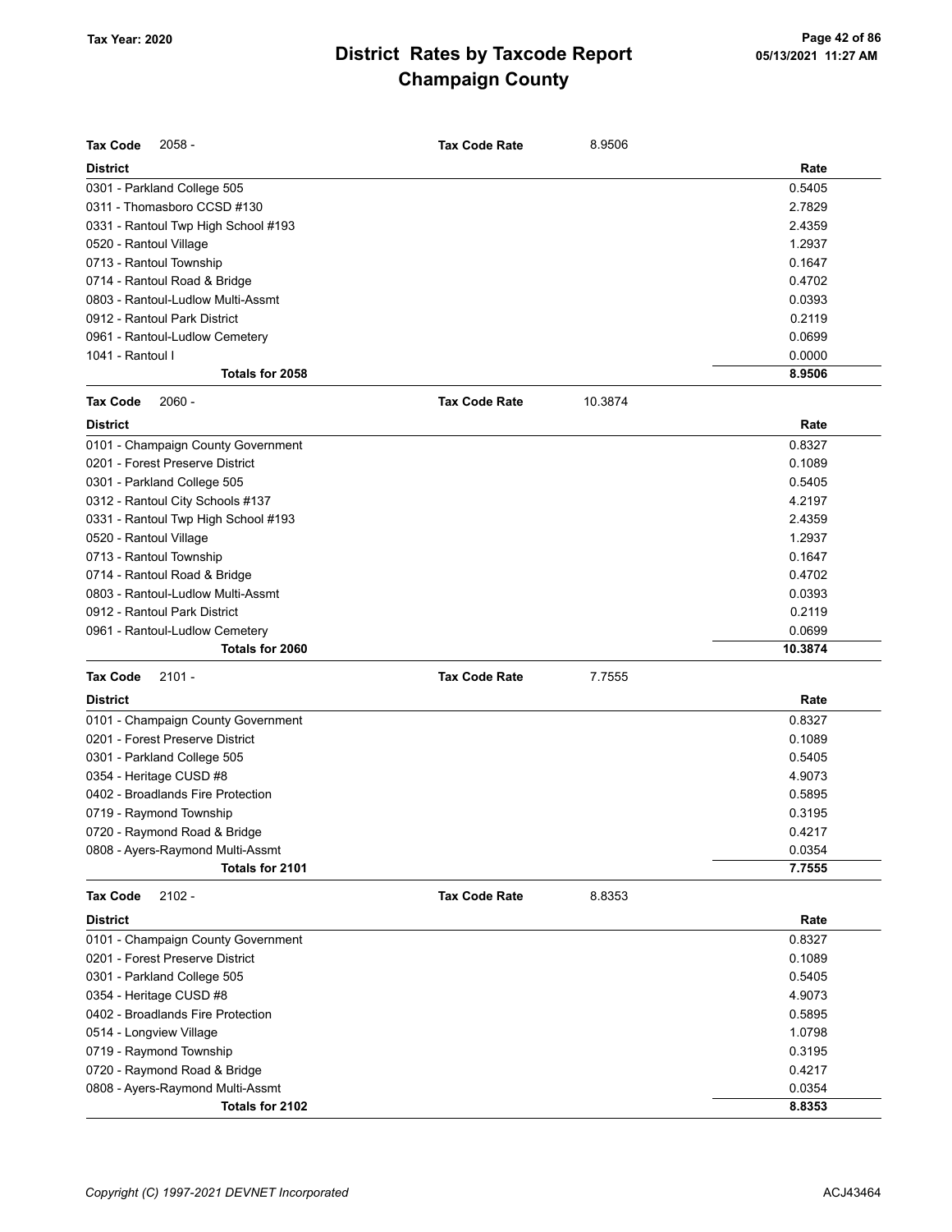# District Rates by Taxcode Report
# Champaign County

Tax Year: 2020

**Tax Code** 2058 - **Tax Code Rate** 8.9506

| District | Rate |
|---|---|
| 0301 - Parkland College 505 | 0.5405 |
| 0311 - Thomasboro CCSD #130 | 2.7829 |
| 0331 - Rantoul Twp High School #193 | 2.4359 |
| 0520 - Rantoul Village | 1.2937 |
| 0713 - Rantoul Township | 0.1647 |
| 0714 - Rantoul Road & Bridge | 0.4702 |
| 0803 - Rantoul-Ludlow Multi-Assmt | 0.0393 |
| 0912 - Rantoul Park District | 0.2119 |
| 0961 - Rantoul-Ludlow Cemetery | 0.0699 |
| 1041 - Rantoul I | 0.0000 |
| **Totals for 2058** | **8.9506** |

**Tax Code** 2060 - **Tax Code Rate** 10.3874

| District | Rate |
|---|---|
| 0101 - Champaign County Government | 0.8327 |
| 0201 - Forest Preserve District | 0.1089 |
| 0301 - Parkland College 505 | 0.5405 |
| 0312 - Rantoul City Schools #137 | 4.2197 |
| 0331 - Rantoul Twp High School #193 | 2.4359 |
| 0520 - Rantoul Village | 1.2937 |
| 0713 - Rantoul Township | 0.1647 |
| 0714 - Rantoul Road & Bridge | 0.4702 |
| 0803 - Rantoul-Ludlow Multi-Assmt | 0.0393 |
| 0912 - Rantoul Park District | 0.2119 |
| 0961 - Rantoul-Ludlow Cemetery | 0.0699 |
| **Totals for 2060** | **10.3874** |

**Tax Code** 2101 - **Tax Code Rate** 7.7555

| District | Rate |
|---|---|
| 0101 - Champaign County Government | 0.8327 |
| 0201 - Forest Preserve District | 0.1089 |
| 0301 - Parkland College 505 | 0.5405 |
| 0354 - Heritage CUSD #8 | 4.9073 |
| 0402 - Broadlands Fire Protection | 0.5895 |
| 0719 - Raymond Township | 0.3195 |
| 0720 - Raymond Road & Bridge | 0.4217 |
| 0808 - Ayers-Raymond Multi-Assmt | 0.0354 |
| **Totals for 2101** | **7.7555** |

**Tax Code** 2102 - **Tax Code Rate** 8.8353

| District | Rate |
|---|---|
| 0101 - Champaign County Government | 0.8327 |
| 0201 - Forest Preserve District | 0.1089 |
| 0301 - Parkland College 505 | 0.5405 |
| 0354 - Heritage CUSD #8 | 4.9073 |
| 0402 - Broadlands Fire Protection | 0.5895 |
| 0514 - Longview Village | 1.0798 |
| 0719 - Raymond Township | 0.3195 |
| 0720 - Raymond Road & Bridge | 0.4217 |
| 0808 - Ayers-Raymond Multi-Assmt | 0.0354 |
| **Totals for 2102** | **8.8353** |

*Copyright (C) 1997-2021 DEVNET Incorporated* ACJ43464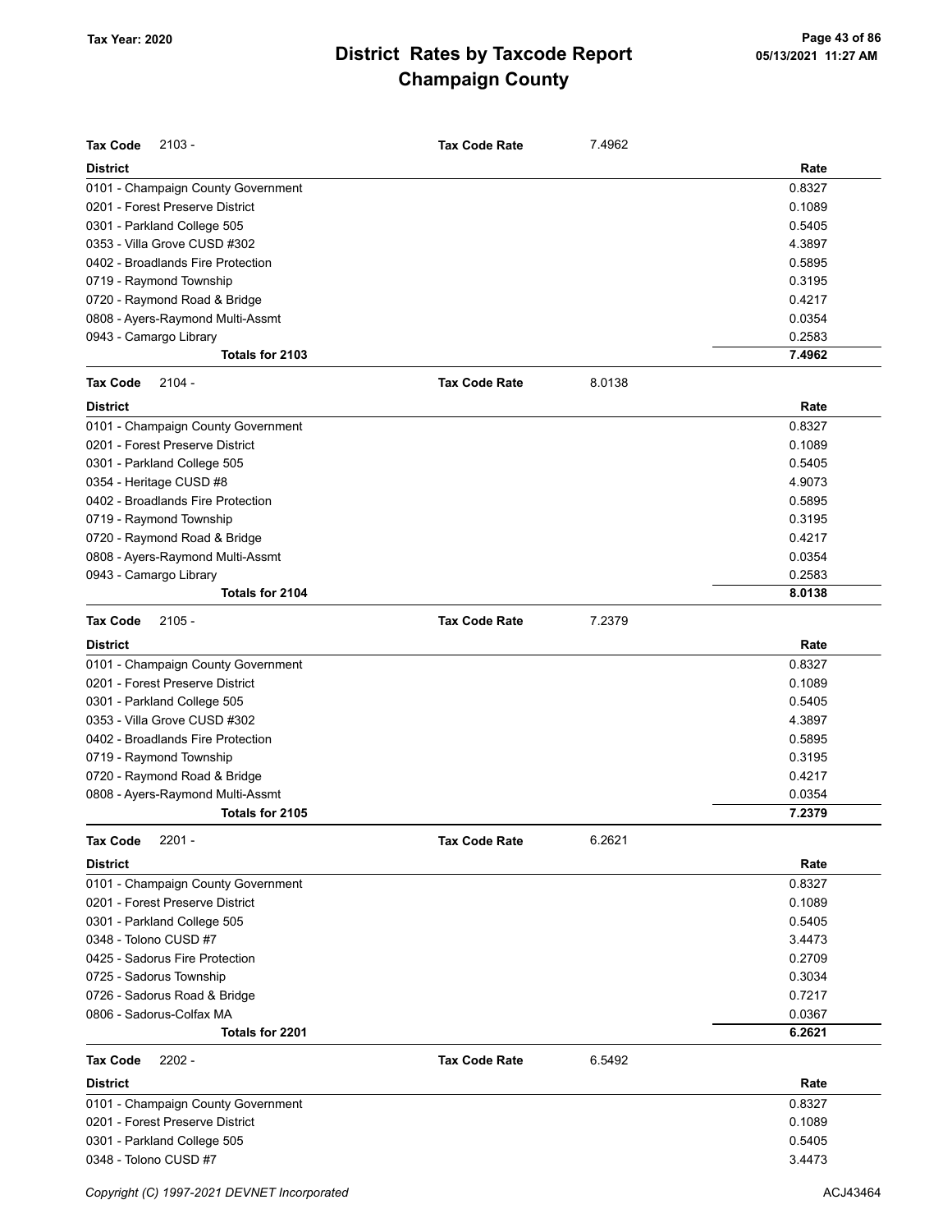# District Rates by Taxcode Report
# Champaign County

Tax Year: 2020

**Tax Code** 2103 - **Tax Code Rate** 7.4962

| District | Rate |
|---|---|
| 0101 - Champaign County Government | 0.8327 |
| 0201 - Forest Preserve District | 0.1089 |
| 0301 - Parkland College 505 | 0.5405 |
| 0353 - Villa Grove CUSD #302 | 4.3897 |
| 0402 - Broadlands Fire Protection | 0.5895 |
| 0719 - Raymond Township | 0.3195 |
| 0720 - Raymond Road & Bridge | 0.4217 |
| 0808 - Ayers-Raymond Multi-Assmt | 0.0354 |
| 0943 - Camargo Library | 0.2583 |
| **Totals for 2103** | **7.4962** |

**Tax Code** 2104 - **Tax Code Rate** 8.0138

| District | Rate |
|---|---|
| 0101 - Champaign County Government | 0.8327 |
| 0201 - Forest Preserve District | 0.1089 |
| 0301 - Parkland College 505 | 0.5405 |
| 0354 - Heritage CUSD #8 | 4.9073 |
| 0402 - Broadlands Fire Protection | 0.5895 |
| 0719 - Raymond Township | 0.3195 |
| 0720 - Raymond Road & Bridge | 0.4217 |
| 0808 - Ayers-Raymond Multi-Assmt | 0.0354 |
| 0943 - Camargo Library | 0.2583 |
| **Totals for 2104** | **8.0138** |

**Tax Code** 2105 - **Tax Code Rate** 7.2379

| District | Rate |
|---|---|
| 0101 - Champaign County Government | 0.8327 |
| 0201 - Forest Preserve District | 0.1089 |
| 0301 - Parkland College 505 | 0.5405 |
| 0353 - Villa Grove CUSD #302 | 4.3897 |
| 0402 - Broadlands Fire Protection | 0.5895 |
| 0719 - Raymond Township | 0.3195 |
| 0720 - Raymond Road & Bridge | 0.4217 |
| 0808 - Ayers-Raymond Multi-Assmt | 0.0354 |
| **Totals for 2105** | **7.2379** |

**Tax Code** 2201 - **Tax Code Rate** 6.2621

| District | Rate |
|---|---|
| 0101 - Champaign County Government | 0.8327 |
| 0201 - Forest Preserve District | 0.1089 |
| 0301 - Parkland College 505 | 0.5405 |
| 0348 - Tolono CUSD #7 | 3.4473 |
| 0425 - Sadorus Fire Protection | 0.2709 |
| 0725 - Sadorus Township | 0.3034 |
| 0726 - Sadorus Road & Bridge | 0.7217 |
| 0806 - Sadorus-Colfax MA | 0.0367 |
| **Totals for 2201** | **6.2621** |

**Tax Code** 2202 - **Tax Code Rate** 6.5492

| District | Rate |
|---|---|
| 0101 - Champaign County Government | 0.8327 |
| 0201 - Forest Preserve District | 0.1089 |
| 0301 - Parkland College 505 | 0.5405 |
| 0348 - Tolono CUSD #7 | 3.4473 |

Copyright (C) 1997-2021 DEVNET Incorporated ACJ43464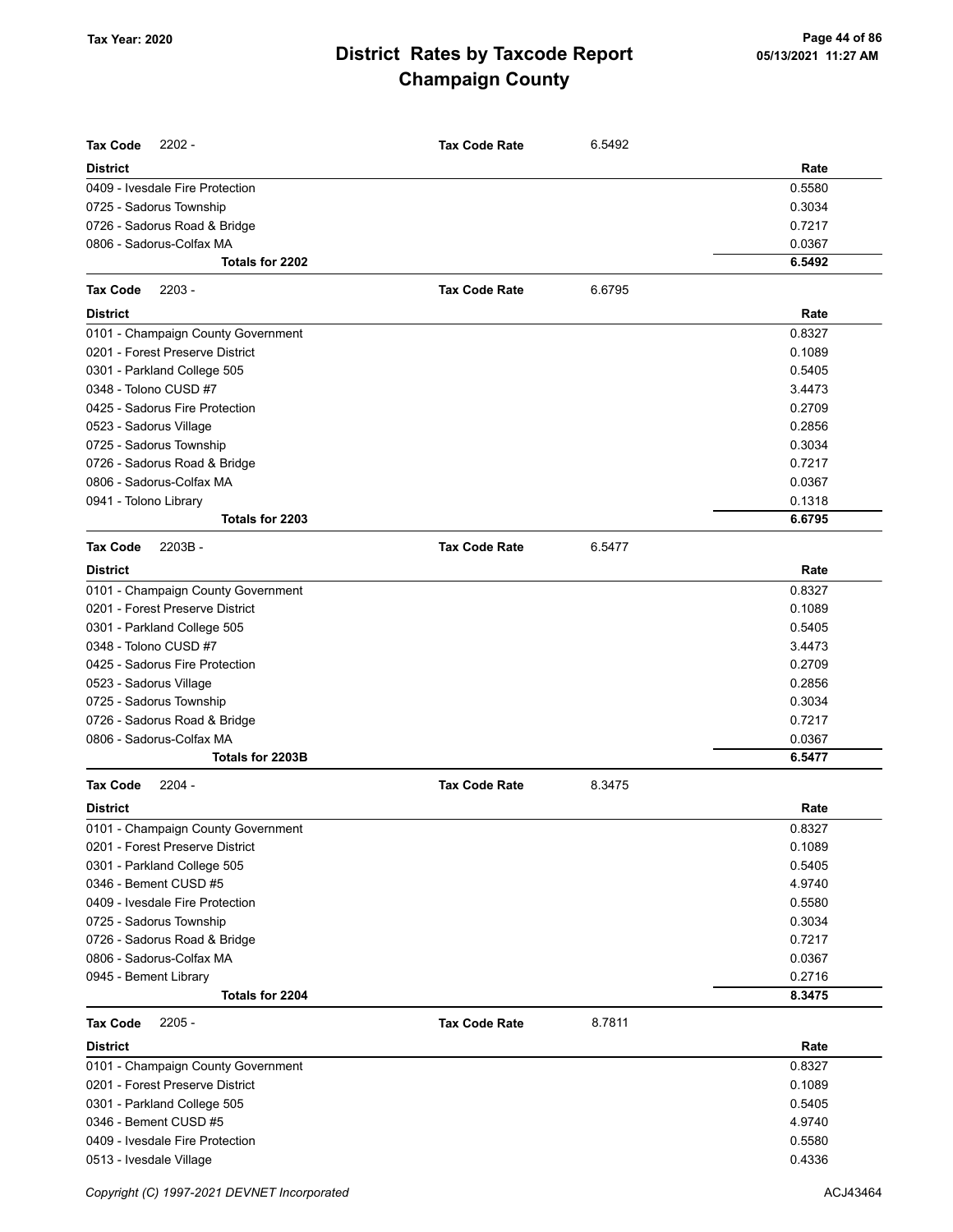# District Rates by Taxcode Report
# Champaign County

Tax Year: 2020

| **Tax Code** 2202 - | **Tax Code Rate** 6.5492 |
|---|---|
| **District** | **Rate** |
| 0409 - Ivesdale Fire Protection | 0.5580 |
| 0725 - Sadorus Township | 0.3034 |
| 0726 - Sadorus Road & Bridge | 0.7217 |
| 0806 - Sadorus-Colfax MA | 0.0367 |
| **Totals for 2202** | **6.5492** |

| **Tax Code** 2203 - | **Tax Code Rate** 6.6795 |
|---|---|
| **District** | **Rate** |
| 0101 - Champaign County Government | 0.8327 |
| 0201 - Forest Preserve District | 0.1089 |
| 0301 - Parkland College 505 | 0.5405 |
| 0348 - Tolono CUSD #7 | 3.4473 |
| 0425 - Sadorus Fire Protection | 0.2709 |
| 0523 - Sadorus Village | 0.2856 |
| 0725 - Sadorus Township | 0.3034 |
| 0726 - Sadorus Road & Bridge | 0.7217 |
| 0806 - Sadorus-Colfax MA | 0.0367 |
| 0941 - Tolono Library | 0.1318 |
| **Totals for 2203** | **6.6795** |

| **Tax Code** 2203B - | **Tax Code Rate** 6.5477 |
|---|---|
| **District** | **Rate** |
| 0101 - Champaign County Government | 0.8327 |
| 0201 - Forest Preserve District | 0.1089 |
| 0301 - Parkland College 505 | 0.5405 |
| 0348 - Tolono CUSD #7 | 3.4473 |
| 0425 - Sadorus Fire Protection | 0.2709 |
| 0523 - Sadorus Village | 0.2856 |
| 0725 - Sadorus Township | 0.3034 |
| 0726 - Sadorus Road & Bridge | 0.7217 |
| 0806 - Sadorus-Colfax MA | 0.0367 |
| **Totals for 2203B** | **6.5477** |

| **Tax Code** 2204 - | **Tax Code Rate** 8.3475 |
|---|---|
| **District** | **Rate** |
| 0101 - Champaign County Government | 0.8327 |
| 0201 - Forest Preserve District | 0.1089 |
| 0301 - Parkland College 505 | 0.5405 |
| 0346 - Bement CUSD #5 | 4.9740 |
| 0409 - Ivesdale Fire Protection | 0.5580 |
| 0725 - Sadorus Township | 0.3034 |
| 0726 - Sadorus Road & Bridge | 0.7217 |
| 0806 - Sadorus-Colfax MA | 0.0367 |
| 0945 - Bement Library | 0.2716 |
| **Totals for 2204** | **8.3475** |

| **Tax Code** 2205 - | **Tax Code Rate** 8.7811 |
|---|---|
| **District** | **Rate** |
| 0101 - Champaign County Government | 0.8327 |
| 0201 - Forest Preserve District | 0.1089 |
| 0301 - Parkland College 505 | 0.5405 |
| 0346 - Bement CUSD #5 | 4.9740 |
| 0409 - Ivesdale Fire Protection | 0.5580 |
| 0513 - Ivesdale Village | 0.4336 |

Copyright (C) 1997-2021 DEVNET Incorporated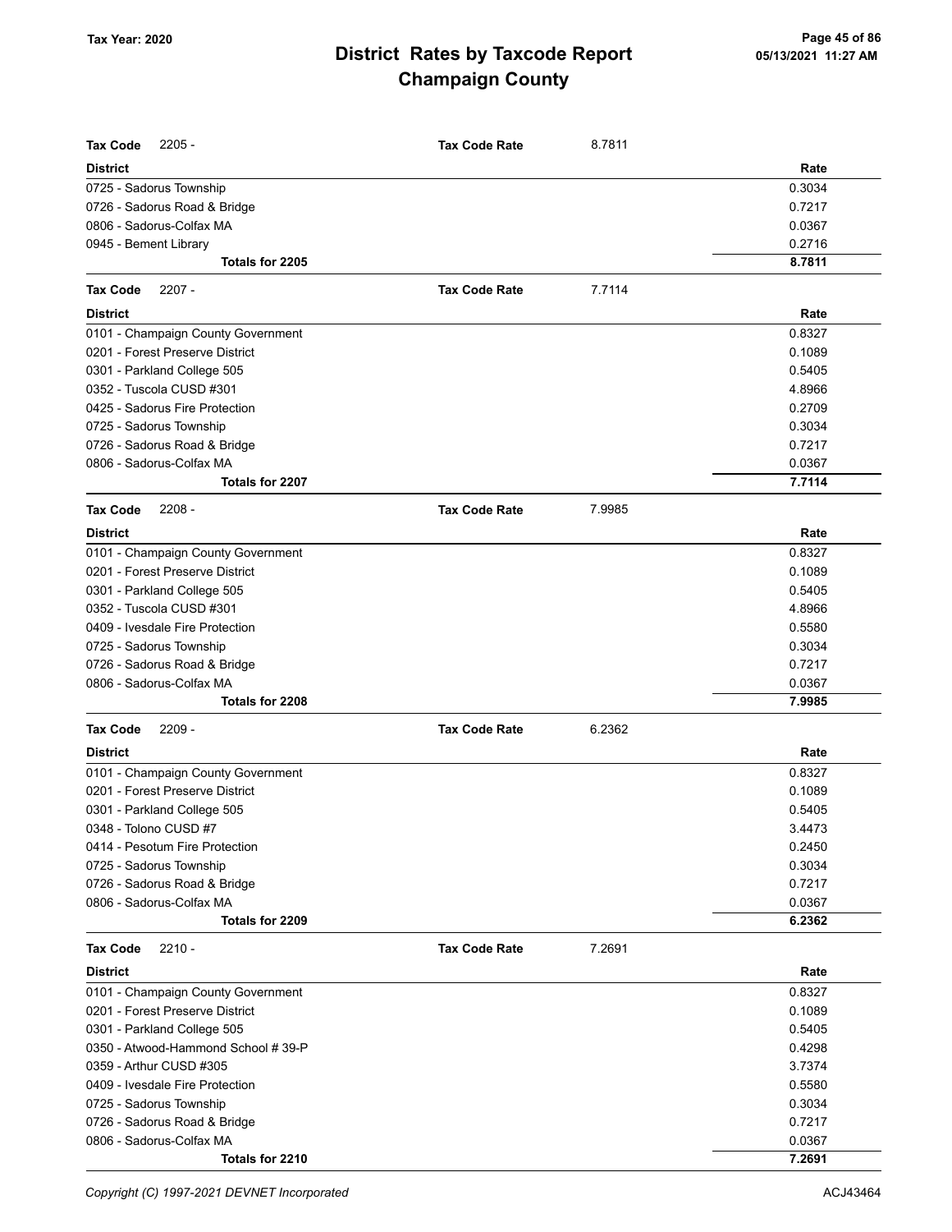| Tax Code | 2205 - | Tax Code Rate | 8.7811 |
|---|---|---|---|
| **District** | | | **Rate** |
| 0725 - Sadorus Township | | | 0.3034 |
| 0726 - Sadorus Road & Bridge | | | 0.7217 |
| 0806 - Sadorus-Colfax MA | | | 0.0367 |
| 0945 - Bement Library | | | 0.2716 |
| **Totals for 2205** | | | **8.7811** |

| Tax Code | 2207 - | Tax Code Rate | 7.7114 |
|---|---|---|---|
| **District** | | | **Rate** |
| 0101 - Champaign County Government | | | 0.8327 |
| 0201 - Forest Preserve District | | | 0.1089 |
| 0301 - Parkland College 505 | | | 0.5405 |
| 0352 - Tuscola CUSD #301 | | | 4.8966 |
| 0425 - Sadorus Fire Protection | | | 0.2709 |
| 0725 - Sadorus Township | | | 0.3034 |
| 0726 - Sadorus Road & Bridge | | | 0.7217 |
| 0806 - Sadorus-Colfax MA | | | 0.0367 |
| **Totals for 2207** | | | **7.7114** |

| Tax Code | 2208 - | Tax Code Rate | 7.9985 |
|---|---|---|---|
| **District** | | | **Rate** |
| 0101 - Champaign County Government | | | 0.8327 |
| 0201 - Forest Preserve District | | | 0.1089 |
| 0301 - Parkland College 505 | | | 0.5405 |
| 0352 - Tuscola CUSD #301 | | | 4.8966 |
| 0409 - Ivesdale Fire Protection | | | 0.5580 |
| 0725 - Sadorus Township | | | 0.3034 |
| 0726 - Sadorus Road & Bridge | | | 0.7217 |
| 0806 - Sadorus-Colfax MA | | | 0.0367 |
| **Totals for 2208** | | | **7.9985** |

| Tax Code | 2209 - | Tax Code Rate | 6.2362 |
|---|---|---|---|
| **District** | | | **Rate** |
| 0101 - Champaign County Government | | | 0.8327 |
| 0201 - Forest Preserve District | | | 0.1089 |
| 0301 - Parkland College 505 | | | 0.5405 |
| 0348 - Tolono CUSD #7 | | | 3.4473 |
| 0414 - Pesotum Fire Protection | | | 0.2450 |
| 0725 - Sadorus Township | | | 0.3034 |
| 0726 - Sadorus Road & Bridge | | | 0.7217 |
| 0806 - Sadorus-Colfax MA | | | 0.0367 |
| **Totals for 2209** | | | **6.2362** |

| Tax Code | 2210 - | Tax Code Rate | 7.2691 |
|---|---|---|---|
| **District** | | | **Rate** |
| 0101 - Champaign County Government | | | 0.8327 |
| 0201 - Forest Preserve District | | | 0.1089 |
| 0301 - Parkland College 505 | | | 0.5405 |
| 0350 - Atwood-Hammond School # 39-P | | | 0.4298 |
| 0359 - Arthur CUSD #305 | | | 3.7374 |
| 0409 - Ivesdale Fire Protection | | | 0.5580 |
| 0725 - Sadorus Township | | | 0.3034 |
| 0726 - Sadorus Road & Bridge | | | 0.7217 |
| 0806 - Sadorus-Colfax MA | | | 0.0367 |
| **Totals for 2210** | | | **7.2691** |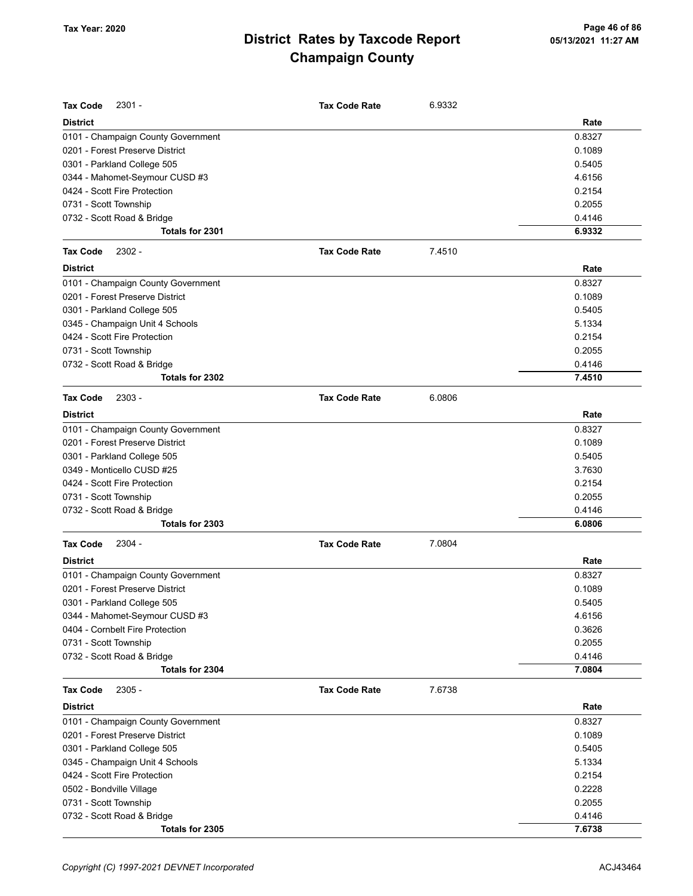# District Rates by Taxcode Report
# Champaign County

Tax Year: 2020

**Tax Code** 2301 - **Tax Code Rate** 6.9332

| District | Rate |
|---|---|
| 0101 - Champaign County Government | 0.8327 |
| 0201 - Forest Preserve District | 0.1089 |
| 0301 - Parkland College 505 | 0.5405 |
| 0344 - Mahomet-Seymour CUSD #3 | 4.6156 |
| 0424 - Scott Fire Protection | 0.2154 |
| 0731 - Scott Township | 0.2055 |
| 0732 - Scott Road & Bridge | 0.4146 |
| **Totals for 2301** | **6.9332** |

**Tax Code** 2302 - **Tax Code Rate** 7.4510

| District | Rate |
|---|---|
| 0101 - Champaign County Government | 0.8327 |
| 0201 - Forest Preserve District | 0.1089 |
| 0301 - Parkland College 505 | 0.5405 |
| 0345 - Champaign Unit 4 Schools | 5.1334 |
| 0424 - Scott Fire Protection | 0.2154 |
| 0731 - Scott Township | 0.2055 |
| 0732 - Scott Road & Bridge | 0.4146 |
| **Totals for 2302** | **7.4510** |

**Tax Code** 2303 - **Tax Code Rate** 6.0806

| District | Rate |
|---|---|
| 0101 - Champaign County Government | 0.8327 |
| 0201 - Forest Preserve District | 0.1089 |
| 0301 - Parkland College 505 | 0.5405 |
| 0349 - Monticello CUSD #25 | 3.7630 |
| 0424 - Scott Fire Protection | 0.2154 |
| 0731 - Scott Township | 0.2055 |
| 0732 - Scott Road & Bridge | 0.4146 |
| **Totals for 2303** | **6.0806** |

**Tax Code** 2304 - **Tax Code Rate** 7.0804

| District | Rate |
|---|---|
| 0101 - Champaign County Government | 0.8327 |
| 0201 - Forest Preserve District | 0.1089 |
| 0301 - Parkland College 505 | 0.5405 |
| 0344 - Mahomet-Seymour CUSD #3 | 4.6156 |
| 0404 - Cornbelt Fire Protection | 0.3626 |
| 0731 - Scott Township | 0.2055 |
| 0732 - Scott Road & Bridge | 0.4146 |
| **Totals for 2304** | **7.0804** |

**Tax Code** 2305 - **Tax Code Rate** 7.6738

| District | Rate |
|---|---|
| 0101 - Champaign County Government | 0.8327 |
| 0201 - Forest Preserve District | 0.1089 |
| 0301 - Parkland College 505 | 0.5405 |
| 0345 - Champaign Unit 4 Schools | 5.1334 |
| 0424 - Scott Fire Protection | 0.2154 |
| 0502 - Bondville Village | 0.2228 |
| 0731 - Scott Township | 0.2055 |
| 0732 - Scott Road & Bridge | 0.4146 |
| **Totals for 2305** | **7.6738** |

*Copyright (C) 1997-2021 DEVNET Incorporated*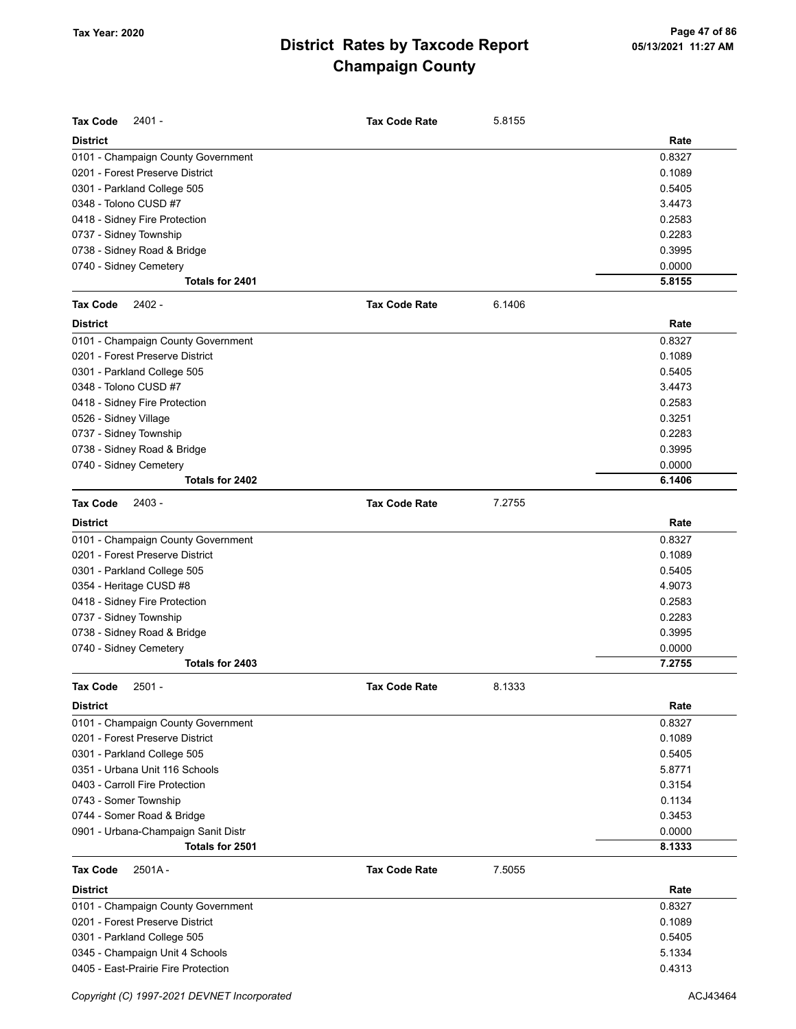# District Rates by Taxcode Report
# Champaign County

Tax Year: 2020

| Tax Code 2401 - | Tax Code Rate | 5.8155 |
|---|---|---|
| **District** | | **Rate** |
| 0101 - Champaign County Government | | 0.8327 |
| 0201 - Forest Preserve District | | 0.1089 |
| 0301 - Parkland College 505 | | 0.5405 |
| 0348 - Tolono CUSD #7 | | 3.4473 |
| 0418 - Sidney Fire Protection | | 0.2583 |
| 0737 - Sidney Township | | 0.2283 |
| 0738 - Sidney Road & Bridge | | 0.3995 |
| 0740 - Sidney Cemetery | | 0.0000 |
| **Totals for 2401** | | **5.8155** |

| Tax Code 2402 - | Tax Code Rate | 6.1406 |
|---|---|---|
| **District** | | **Rate** |
| 0101 - Champaign County Government | | 0.8327 |
| 0201 - Forest Preserve District | | 0.1089 |
| 0301 - Parkland College 505 | | 0.5405 |
| 0348 - Tolono CUSD #7 | | 3.4473 |
| 0418 - Sidney Fire Protection | | 0.2583 |
| 0526 - Sidney Village | | 0.3251 |
| 0737 - Sidney Township | | 0.2283 |
| 0738 - Sidney Road & Bridge | | 0.3995 |
| 0740 - Sidney Cemetery | | 0.0000 |
| **Totals for 2402** | | **6.1406** |

| Tax Code 2403 - | Tax Code Rate | 7.2755 |
|---|---|---|
| **District** | | **Rate** |
| 0101 - Champaign County Government | | 0.8327 |
| 0201 - Forest Preserve District | | 0.1089 |
| 0301 - Parkland College 505 | | 0.5405 |
| 0354 - Heritage CUSD #8 | | 4.9073 |
| 0418 - Sidney Fire Protection | | 0.2583 |
| 0737 - Sidney Township | | 0.2283 |
| 0738 - Sidney Road & Bridge | | 0.3995 |
| 0740 - Sidney Cemetery | | 0.0000 |
| **Totals for 2403** | | **7.2755** |

| Tax Code 2501 - | Tax Code Rate | 8.1333 |
|---|---|---|
| **District** | | **Rate** |
| 0101 - Champaign County Government | | 0.8327 |
| 0201 - Forest Preserve District | | 0.1089 |
| 0301 - Parkland College 505 | | 0.5405 |
| 0351 - Urbana Unit 116 Schools | | 5.8771 |
| 0403 - Carroll Fire Protection | | 0.3154 |
| 0743 - Somer Township | | 0.1134 |
| 0744 - Somer Road & Bridge | | 0.3453 |
| 0901 - Urbana-Champaign Sanit Distr | | 0.0000 |
| **Totals for 2501** | | **8.1333** |

| Tax Code 2501A - | Tax Code Rate | 7.5055 |
|---|---|---|
| **District** | | **Rate** |
| 0101 - Champaign County Government | | 0.8327 |
| 0201 - Forest Preserve District | | 0.1089 |
| 0301 - Parkland College 505 | | 0.5405 |
| 0345 - Champaign Unit 4 Schools | | 5.1334 |
| 0405 - East-Prairie Fire Protection | | 0.4313 |

*Copyright (C) 1997-2021 DEVNET Incorporated* ACJ43464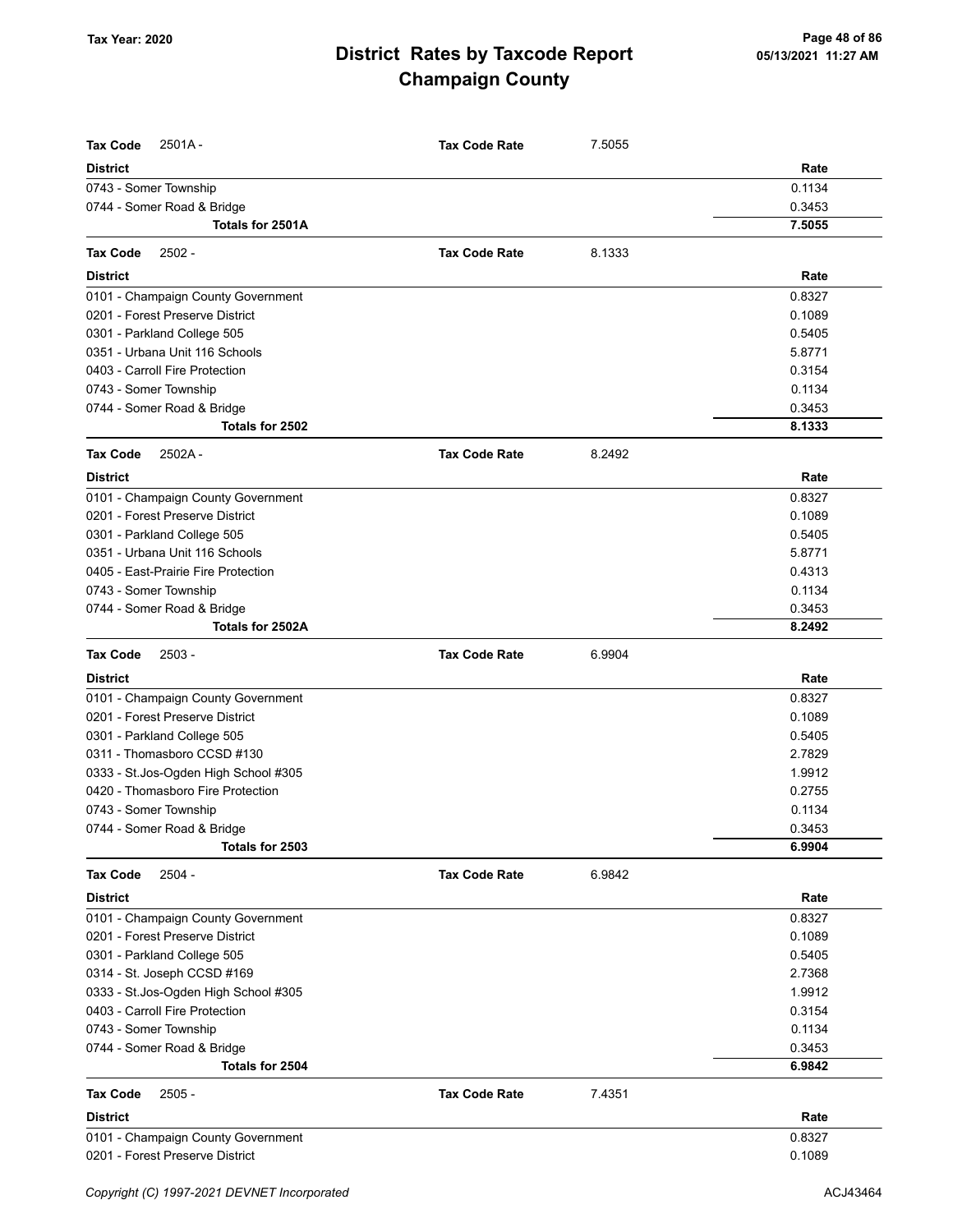# District Rates by Taxcode Report
# Champaign County

Tax Year: 2020

| Tax Code 2501A - | Tax Code Rate | 7.5055 |
|---|---|---|
| **District** | | **Rate** |
| 0743 - Somer Township | | 0.1134 |
| 0744 - Somer Road & Bridge | | 0.3453 |
| **Totals for 2501A** | | **7.5055** |

| Tax Code 2502 - | Tax Code Rate | 8.1333 |
|---|---|---|
| **District** | | **Rate** |
| 0101 - Champaign County Government | | 0.8327 |
| 0201 - Forest Preserve District | | 0.1089 |
| 0301 - Parkland College 505 | | 0.5405 |
| 0351 - Urbana Unit 116 Schools | | 5.8771 |
| 0403 - Carroll Fire Protection | | 0.3154 |
| 0743 - Somer Township | | 0.1134 |
| 0744 - Somer Road & Bridge | | 0.3453 |
| **Totals for 2502** | | **8.1333** |

| Tax Code 2502A - | Tax Code Rate | 8.2492 |
|---|---|---|
| **District** | | **Rate** |
| 0101 - Champaign County Government | | 0.8327 |
| 0201 - Forest Preserve District | | 0.1089 |
| 0301 - Parkland College 505 | | 0.5405 |
| 0351 - Urbana Unit 116 Schools | | 5.8771 |
| 0405 - East-Prairie Fire Protection | | 0.4313 |
| 0743 - Somer Township | | 0.1134 |
| 0744 - Somer Road & Bridge | | 0.3453 |
| **Totals for 2502A** | | **8.2492** |

| Tax Code 2503 - | Tax Code Rate | 6.9904 |
|---|---|---|
| **District** | | **Rate** |
| 0101 - Champaign County Government | | 0.8327 |
| 0201 - Forest Preserve District | | 0.1089 |
| 0301 - Parkland College 505 | | 0.5405 |
| 0311 - Thomasboro CCSD #130 | | 2.7829 |
| 0333 - St.Jos-Ogden High School #305 | | 1.9912 |
| 0420 - Thomasboro Fire Protection | | 0.2755 |
| 0743 - Somer Township | | 0.1134 |
| 0744 - Somer Road & Bridge | | 0.3453 |
| **Totals for 2503** | | **6.9904** |

| Tax Code 2504 - | Tax Code Rate | 6.9842 |
|---|---|---|
| **District** | | **Rate** |
| 0101 - Champaign County Government | | 0.8327 |
| 0201 - Forest Preserve District | | 0.1089 |
| 0301 - Parkland College 505 | | 0.5405 |
| 0314 - St. Joseph CCSD #169 | | 2.7368 |
| 0333 - St.Jos-Ogden High School #305 | | 1.9912 |
| 0403 - Carroll Fire Protection | | 0.3154 |
| 0743 - Somer Township | | 0.1134 |
| 0744 - Somer Road & Bridge | | 0.3453 |
| **Totals for 2504** | | **6.9842** |

| Tax Code 2505 - | Tax Code Rate | 7.4351 |
|---|---|---|
| **District** | | **Rate** |
| 0101 - Champaign County Government | | 0.8327 |
| 0201 - Forest Preserve District | | 0.1089 |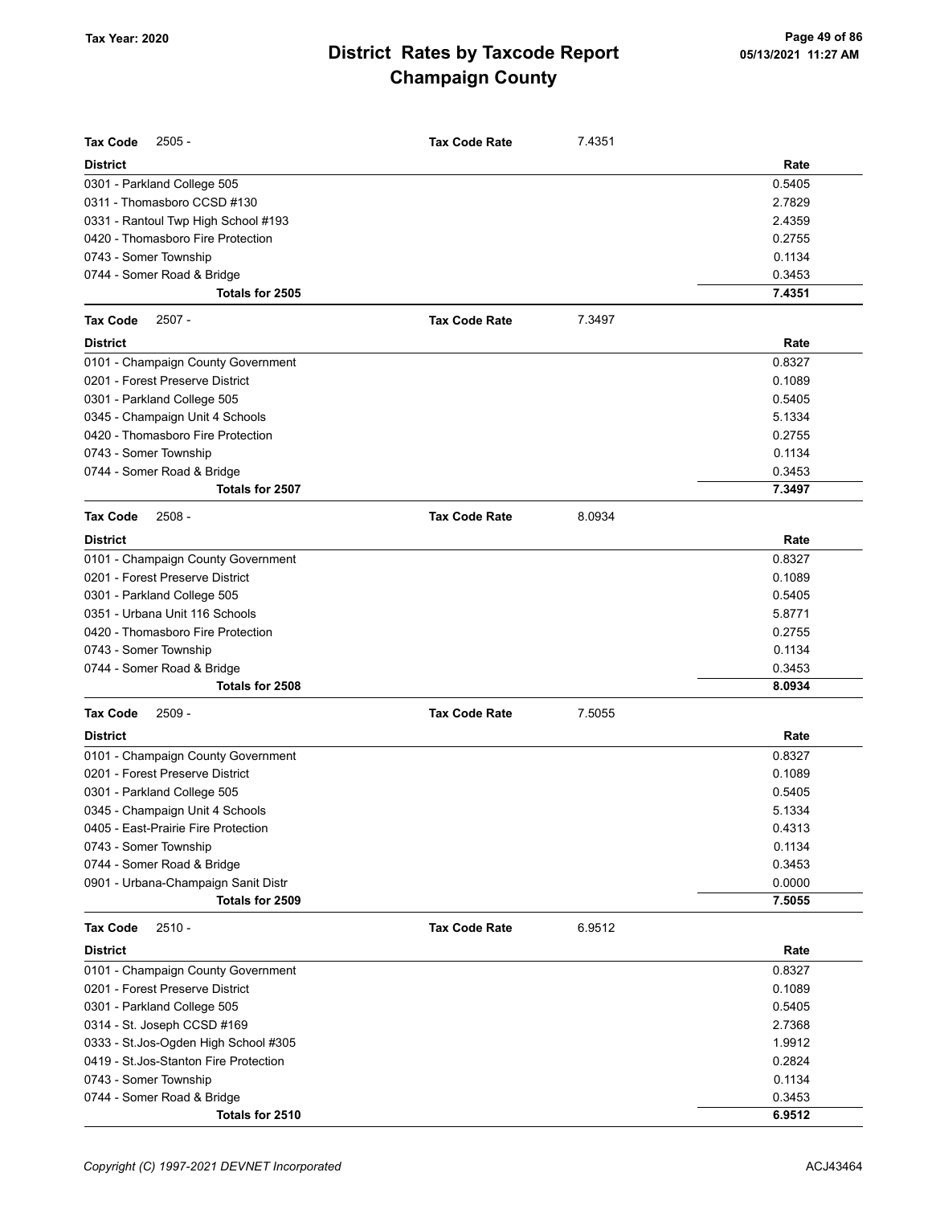# District Rates by Taxcode Report
# Champaign County

Tax Year: 2020

| Tax Code 2505 - | Tax Code Rate | 7.4351 |
|---|---|---|
| **District** | | **Rate** |
| 0301 - Parkland College 505 | | 0.5405 |
| 0311 - Thomasboro CCSD #130 | | 2.7829 |
| 0331 - Rantoul Twp High School #193 | | 2.4359 |
| 0420 - Thomasboro Fire Protection | | 0.2755 |
| 0743 - Somer Township | | 0.1134 |
| 0744 - Somer Road & Bridge | | 0.3453 |
| **Totals for 2505** | | **7.4351** |

| Tax Code 2507 - | Tax Code Rate | 7.3497 |
|---|---|---|
| **District** | | **Rate** |
| 0101 - Champaign County Government | | 0.8327 |
| 0201 - Forest Preserve District | | 0.1089 |
| 0301 - Parkland College 505 | | 0.5405 |
| 0345 - Champaign Unit 4 Schools | | 5.1334 |
| 0420 - Thomasboro Fire Protection | | 0.2755 |
| 0743 - Somer Township | | 0.1134 |
| 0744 - Somer Road & Bridge | | 0.3453 |
| **Totals for 2507** | | **7.3497** |

| Tax Code 2508 - | Tax Code Rate | 8.0934 |
|---|---|---|
| **District** | | **Rate** |
| 0101 - Champaign County Government | | 0.8327 |
| 0201 - Forest Preserve District | | 0.1089 |
| 0301 - Parkland College 505 | | 0.5405 |
| 0351 - Urbana Unit 116 Schools | | 5.8771 |
| 0420 - Thomasboro Fire Protection | | 0.2755 |
| 0743 - Somer Township | | 0.1134 |
| 0744 - Somer Road & Bridge | | 0.3453 |
| **Totals for 2508** | | **8.0934** |

| Tax Code 2509 - | Tax Code Rate | 7.5055 |
|---|---|---|
| **District** | | **Rate** |
| 0101 - Champaign County Government | | 0.8327 |
| 0201 - Forest Preserve District | | 0.1089 |
| 0301 - Parkland College 505 | | 0.5405 |
| 0345 - Champaign Unit 4 Schools | | 5.1334 |
| 0405 - East-Prairie Fire Protection | | 0.4313 |
| 0743 - Somer Township | | 0.1134 |
| 0744 - Somer Road & Bridge | | 0.3453 |
| 0901 - Urbana-Champaign Sanit Distr | | 0.0000 |
| **Totals for 2509** | | **7.5055** |

| Tax Code 2510 - | Tax Code Rate | 6.9512 |
|---|---|---|
| **District** | | **Rate** |
| 0101 - Champaign County Government | | 0.8327 |
| 0201 - Forest Preserve District | | 0.1089 |
| 0301 - Parkland College 505 | | 0.5405 |
| 0314 - St. Joseph CCSD #169 | | 2.7368 |
| 0333 - St.Jos-Ogden High School #305 | | 1.9912 |
| 0419 - St.Jos-Stanton Fire Protection | | 0.2824 |
| 0743 - Somer Township | | 0.1134 |
| 0744 - Somer Road & Bridge | | 0.3453 |
| **Totals for 2510** | | **6.9512** |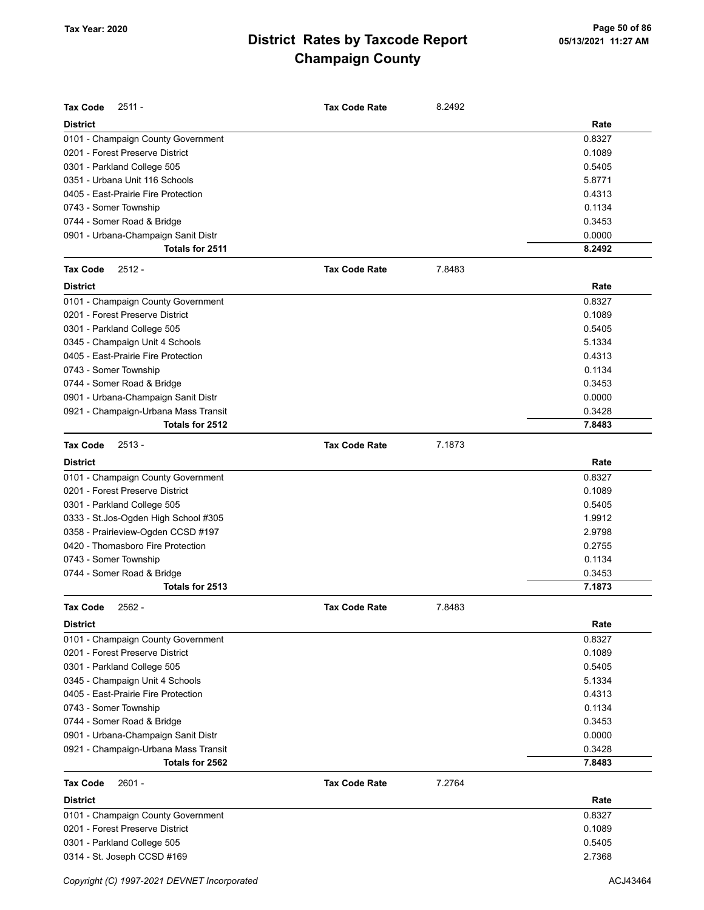# District Rates by Taxcode Report
# Champaign County

Tax Year: 2020

| **Tax Code** 2511 - | **Tax Code Rate** 8.2492 |
|---|---|
| **District** | **Rate** |
| 0101 - Champaign County Government | 0.8327 |
| 0201 - Forest Preserve District | 0.1089 |
| 0301 - Parkland College 505 | 0.5405 |
| 0351 - Urbana Unit 116 Schools | 5.8771 |
| 0405 - East-Prairie Fire Protection | 0.4313 |
| 0743 - Somer Township | 0.1134 |
| 0744 - Somer Road & Bridge | 0.3453 |
| 0901 - Urbana-Champaign Sanit Distr | 0.0000 |
| **Totals for 2511** | **8.2492** |

| **Tax Code** 2512 - | **Tax Code Rate** 7.8483 |
|---|---|
| **District** | **Rate** |
| 0101 - Champaign County Government | 0.8327 |
| 0201 - Forest Preserve District | 0.1089 |
| 0301 - Parkland College 505 | 0.5405 |
| 0345 - Champaign Unit 4 Schools | 5.1334 |
| 0405 - East-Prairie Fire Protection | 0.4313 |
| 0743 - Somer Township | 0.1134 |
| 0744 - Somer Road & Bridge | 0.3453 |
| 0901 - Urbana-Champaign Sanit Distr | 0.0000 |
| 0921 - Champaign-Urbana Mass Transit | 0.3428 |
| **Totals for 2512** | **7.8483** |

| **Tax Code** 2513 - | **Tax Code Rate** 7.1873 |
|---|---|
| **District** | **Rate** |
| 0101 - Champaign County Government | 0.8327 |
| 0201 - Forest Preserve District | 0.1089 |
| 0301 - Parkland College 505 | 0.5405 |
| 0333 - St.Jos-Ogden High School #305 | 1.9912 |
| 0358 - Prairieview-Ogden CCSD #197 | 2.9798 |
| 0420 - Thomasboro Fire Protection | 0.2755 |
| 0743 - Somer Township | 0.1134 |
| 0744 - Somer Road & Bridge | 0.3453 |
| **Totals for 2513** | **7.1873** |

| **Tax Code** 2562 - | **Tax Code Rate** 7.8483 |
|---|---|
| **District** | **Rate** |
| 0101 - Champaign County Government | 0.8327 |
| 0201 - Forest Preserve District | 0.1089 |
| 0301 - Parkland College 505 | 0.5405 |
| 0345 - Champaign Unit 4 Schools | 5.1334 |
| 0405 - East-Prairie Fire Protection | 0.4313 |
| 0743 - Somer Township | 0.1134 |
| 0744 - Somer Road & Bridge | 0.3453 |
| 0901 - Urbana-Champaign Sanit Distr | 0.0000 |
| 0921 - Champaign-Urbana Mass Transit | 0.3428 |
| **Totals for 2562** | **7.8483** |

| **Tax Code** 2601 - | **Tax Code Rate** 7.2764 |
|---|---|
| **District** | **Rate** |
| 0101 - Champaign County Government | 0.8327 |
| 0201 - Forest Preserve District | 0.1089 |
| 0301 - Parkland College 505 | 0.5405 |
| 0314 - St. Joseph CCSD #169 | 2.7368 |

Copyright (C) 1997-2021 DEVNET Incorporated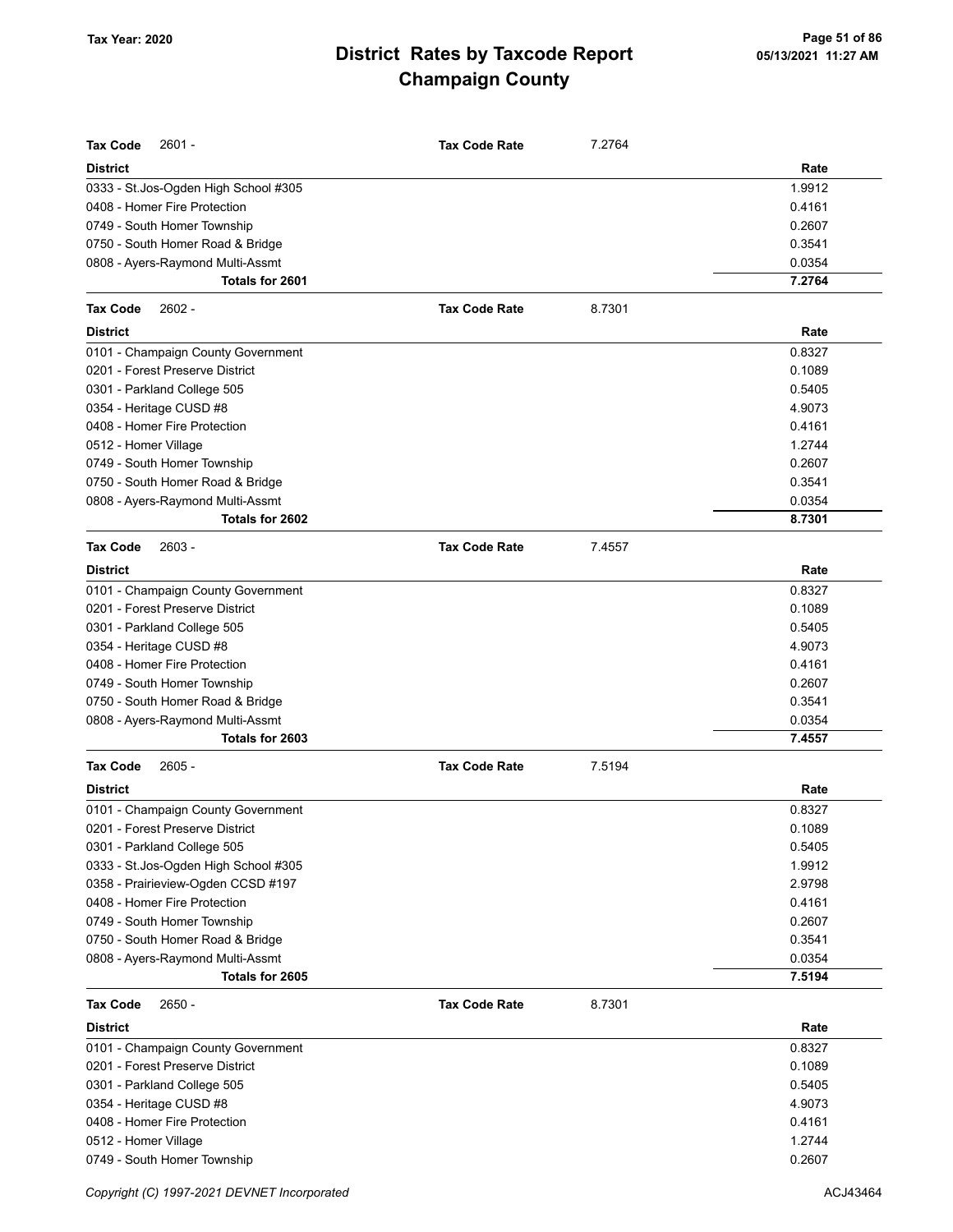# District Rates by Taxcode Report
# Champaign County

Tax Year: 2020

| Tax Code 2601 - | Tax Code Rate | 7.2764 |
|---|---|---|
| **District** | | **Rate** |
| 0333 - St.Jos-Ogden High School #305 | | 1.9912 |
| 0408 - Homer Fire Protection | | 0.4161 |
| 0749 - South Homer Township | | 0.2607 |
| 0750 - South Homer Road & Bridge | | 0.3541 |
| 0808 - Ayers-Raymond Multi-Assmt | | 0.0354 |
| **Totals for 2601** | | **7.2764** |

| Tax Code 2602 - | Tax Code Rate | 8.7301 |
|---|---|---|
| **District** | | **Rate** |
| 0101 - Champaign County Government | | 0.8327 |
| 0201 - Forest Preserve District | | 0.1089 |
| 0301 - Parkland College 505 | | 0.5405 |
| 0354 - Heritage CUSD #8 | | 4.9073 |
| 0408 - Homer Fire Protection | | 0.4161 |
| 0512 - Homer Village | | 1.2744 |
| 0749 - South Homer Township | | 0.2607 |
| 0750 - South Homer Road & Bridge | | 0.3541 |
| 0808 - Ayers-Raymond Multi-Assmt | | 0.0354 |
| **Totals for 2602** | | **8.7301** |

| Tax Code 2603 - | Tax Code Rate | 7.4557 |
|---|---|---|
| **District** | | **Rate** |
| 0101 - Champaign County Government | | 0.8327 |
| 0201 - Forest Preserve District | | 0.1089 |
| 0301 - Parkland College 505 | | 0.5405 |
| 0354 - Heritage CUSD #8 | | 4.9073 |
| 0408 - Homer Fire Protection | | 0.4161 |
| 0749 - South Homer Township | | 0.2607 |
| 0750 - South Homer Road & Bridge | | 0.3541 |
| 0808 - Ayers-Raymond Multi-Assmt | | 0.0354 |
| **Totals for 2603** | | **7.4557** |

| Tax Code 2605 - | Tax Code Rate | 7.5194 |
|---|---|---|
| **District** | | **Rate** |
| 0101 - Champaign County Government | | 0.8327 |
| 0201 - Forest Preserve District | | 0.1089 |
| 0301 - Parkland College 505 | | 0.5405 |
| 0333 - St.Jos-Ogden High School #305 | | 1.9912 |
| 0358 - Prairieview-Ogden CCSD #197 | | 2.9798 |
| 0408 - Homer Fire Protection | | 0.4161 |
| 0749 - South Homer Township | | 0.2607 |
| 0750 - South Homer Road & Bridge | | 0.3541 |
| 0808 - Ayers-Raymond Multi-Assmt | | 0.0354 |
| **Totals for 2605** | | **7.5194** |

| Tax Code 2650 - | Tax Code Rate | 8.7301 |
|---|---|---|
| **District** | | **Rate** |
| 0101 - Champaign County Government | | 0.8327 |
| 0201 - Forest Preserve District | | 0.1089 |
| 0301 - Parkland College 505 | | 0.5405 |
| 0354 - Heritage CUSD #8 | | 4.9073 |
| 0408 - Homer Fire Protection | | 0.4161 |
| 0512 - Homer Village | | 1.2744 |
| 0749 - South Homer Township | | 0.2607 |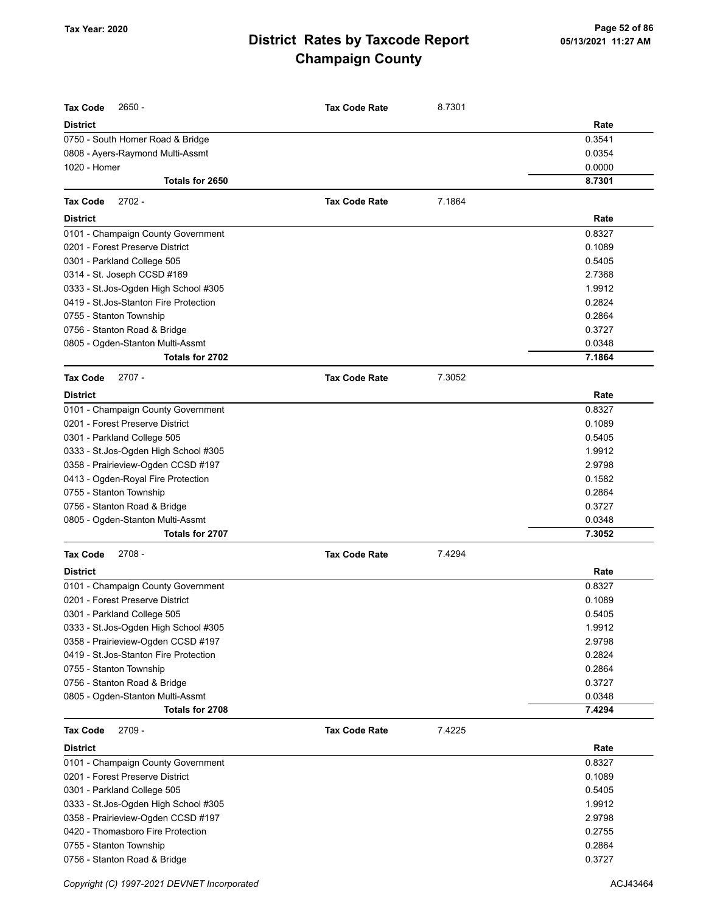# District Rates by Taxcode Report
# Champaign County

Tax Year: 2020

| Tax Code 2650 - | Tax Code Rate | 8.7301 |
|---|---|---|
| **District** | | **Rate** |
| 0750 - South Homer Road & Bridge | | 0.3541 |
| 0808 - Ayers-Raymond Multi-Assmt | | 0.0354 |
| 1020 - Homer | | 0.0000 |
| **Totals for 2650** | | **8.7301** |

| Tax Code 2702 - | Tax Code Rate | 7.1864 |
|---|---|---|
| **District** | | **Rate** |
| 0101 - Champaign County Government | | 0.8327 |
| 0201 - Forest Preserve District | | 0.1089 |
| 0301 - Parkland College 505 | | 0.5405 |
| 0314 - St. Joseph CCSD #169 | | 2.7368 |
| 0333 - St.Jos-Ogden High School #305 | | 1.9912 |
| 0419 - St.Jos-Stanton Fire Protection | | 0.2824 |
| 0755 - Stanton Township | | 0.2864 |
| 0756 - Stanton Road & Bridge | | 0.3727 |
| 0805 - Ogden-Stanton Multi-Assmt | | 0.0348 |
| **Totals for 2702** | | **7.1864** |

| Tax Code 2707 - | Tax Code Rate | 7.3052 |
|---|---|---|
| **District** | | **Rate** |
| 0101 - Champaign County Government | | 0.8327 |
| 0201 - Forest Preserve District | | 0.1089 |
| 0301 - Parkland College 505 | | 0.5405 |
| 0333 - St.Jos-Ogden High School #305 | | 1.9912 |
| 0358 - Prairieview-Ogden CCSD #197 | | 2.9798 |
| 0413 - Ogden-Royal Fire Protection | | 0.1582 |
| 0755 - Stanton Township | | 0.2864 |
| 0756 - Stanton Road & Bridge | | 0.3727 |
| 0805 - Ogden-Stanton Multi-Assmt | | 0.0348 |
| **Totals for 2707** | | **7.3052** |

| Tax Code 2708 - | Tax Code Rate | 7.4294 |
|---|---|---|
| **District** | | **Rate** |
| 0101 - Champaign County Government | | 0.8327 |
| 0201 - Forest Preserve District | | 0.1089 |
| 0301 - Parkland College 505 | | 0.5405 |
| 0333 - St.Jos-Ogden High School #305 | | 1.9912 |
| 0358 - Prairieview-Ogden CCSD #197 | | 2.9798 |
| 0419 - St.Jos-Stanton Fire Protection | | 0.2824 |
| 0755 - Stanton Township | | 0.2864 |
| 0756 - Stanton Road & Bridge | | 0.3727 |
| 0805 - Ogden-Stanton Multi-Assmt | | 0.0348 |
| **Totals for 2708** | | **7.4294** |

| Tax Code 2709 - | Tax Code Rate | 7.4225 |
|---|---|---|
| **District** | | **Rate** |
| 0101 - Champaign County Government | | 0.8327 |
| 0201 - Forest Preserve District | | 0.1089 |
| 0301 - Parkland College 505 | | 0.5405 |
| 0333 - St.Jos-Ogden High School #305 | | 1.9912 |
| 0358 - Prairieview-Ogden CCSD #197 | | 2.9798 |
| 0420 - Thomasboro Fire Protection | | 0.2755 |
| 0755 - Stanton Township | | 0.2864 |
| 0756 - Stanton Road & Bridge | | 0.3727 |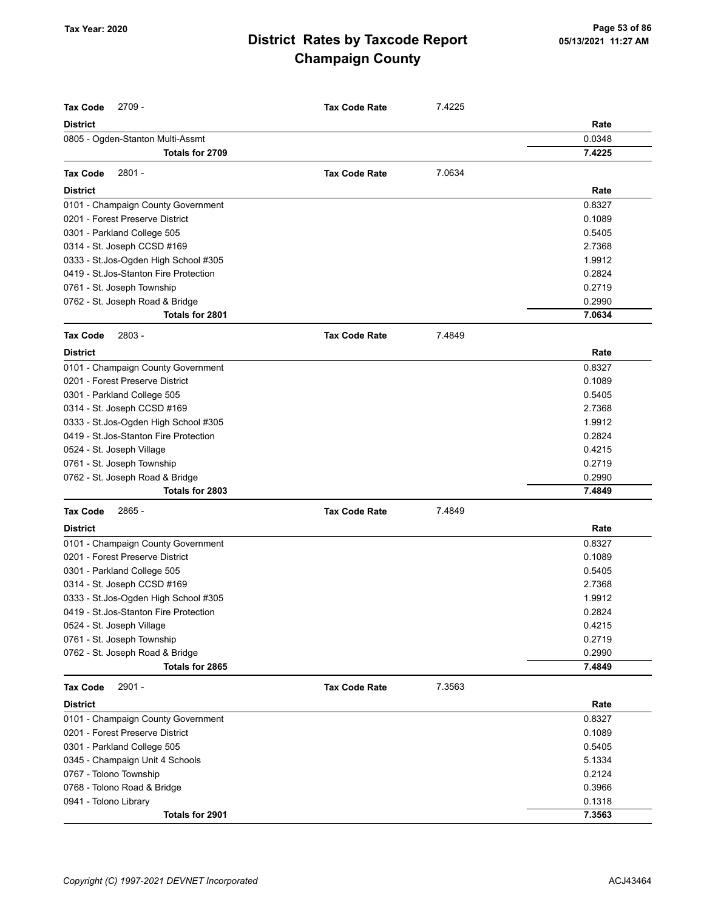**Tax Year: 2020**

# District Rates by Taxcode Report
## Champaign County

**Tax Code** 2709 - **Tax Code Rate** 7.4225

| District | Rate |
|---|---|
| 0805 - Ogden-Stanton Multi-Assmt | 0.0348 |
| **Totals for 2709** | **7.4225** |

**Tax Code** 2801 - **Tax Code Rate** 7.0634

| District | Rate |
|---|---|
| 0101 - Champaign County Government | 0.8327 |
| 0201 - Forest Preserve District | 0.1089 |
| 0301 - Parkland College 505 | 0.5405 |
| 0314 - St. Joseph CCSD #169 | 2.7368 |
| 0333 - St.Jos-Ogden High School #305 | 1.9912 |
| 0419 - St.Jos-Stanton Fire Protection | 0.2824 |
| 0761 - St. Joseph Township | 0.2719 |
| 0762 - St. Joseph Road & Bridge | 0.2990 |
| **Totals for 2801** | **7.0634** |

**Tax Code** 2803 - **Tax Code Rate** 7.4849

| District | Rate |
|---|---|
| 0101 - Champaign County Government | 0.8327 |
| 0201 - Forest Preserve District | 0.1089 |
| 0301 - Parkland College 505 | 0.5405 |
| 0314 - St. Joseph CCSD #169 | 2.7368 |
| 0333 - St.Jos-Ogden High School #305 | 1.9912 |
| 0419 - St.Jos-Stanton Fire Protection | 0.2824 |
| 0524 - St. Joseph Village | 0.4215 |
| 0761 - St. Joseph Township | 0.2719 |
| 0762 - St. Joseph Road & Bridge | 0.2990 |
| **Totals for 2803** | **7.4849** |

**Tax Code** 2865 - **Tax Code Rate** 7.4849

| District | Rate |
|---|---|
| 0101 - Champaign County Government | 0.8327 |
| 0201 - Forest Preserve District | 0.1089 |
| 0301 - Parkland College 505 | 0.5405 |
| 0314 - St. Joseph CCSD #169 | 2.7368 |
| 0333 - St.Jos-Ogden High School #305 | 1.9912 |
| 0419 - St.Jos-Stanton Fire Protection | 0.2824 |
| 0524 - St. Joseph Village | 0.4215 |
| 0761 - St. Joseph Township | 0.2719 |
| 0762 - St. Joseph Road & Bridge | 0.2990 |
| **Totals for 2865** | **7.4849** |

**Tax Code** 2901 - **Tax Code Rate** 7.3563

| District | Rate |
|---|---|
| 0101 - Champaign County Government | 0.8327 |
| 0201 - Forest Preserve District | 0.1089 |
| 0301 - Parkland College 505 | 0.5405 |
| 0345 - Champaign Unit 4 Schools | 5.1334 |
| 0767 - Tolono Township | 0.2124 |
| 0768 - Tolono Road & Bridge | 0.3966 |
| 0941 - Tolono Library | 0.1318 |
| **Totals for 2901** | **7.3563** |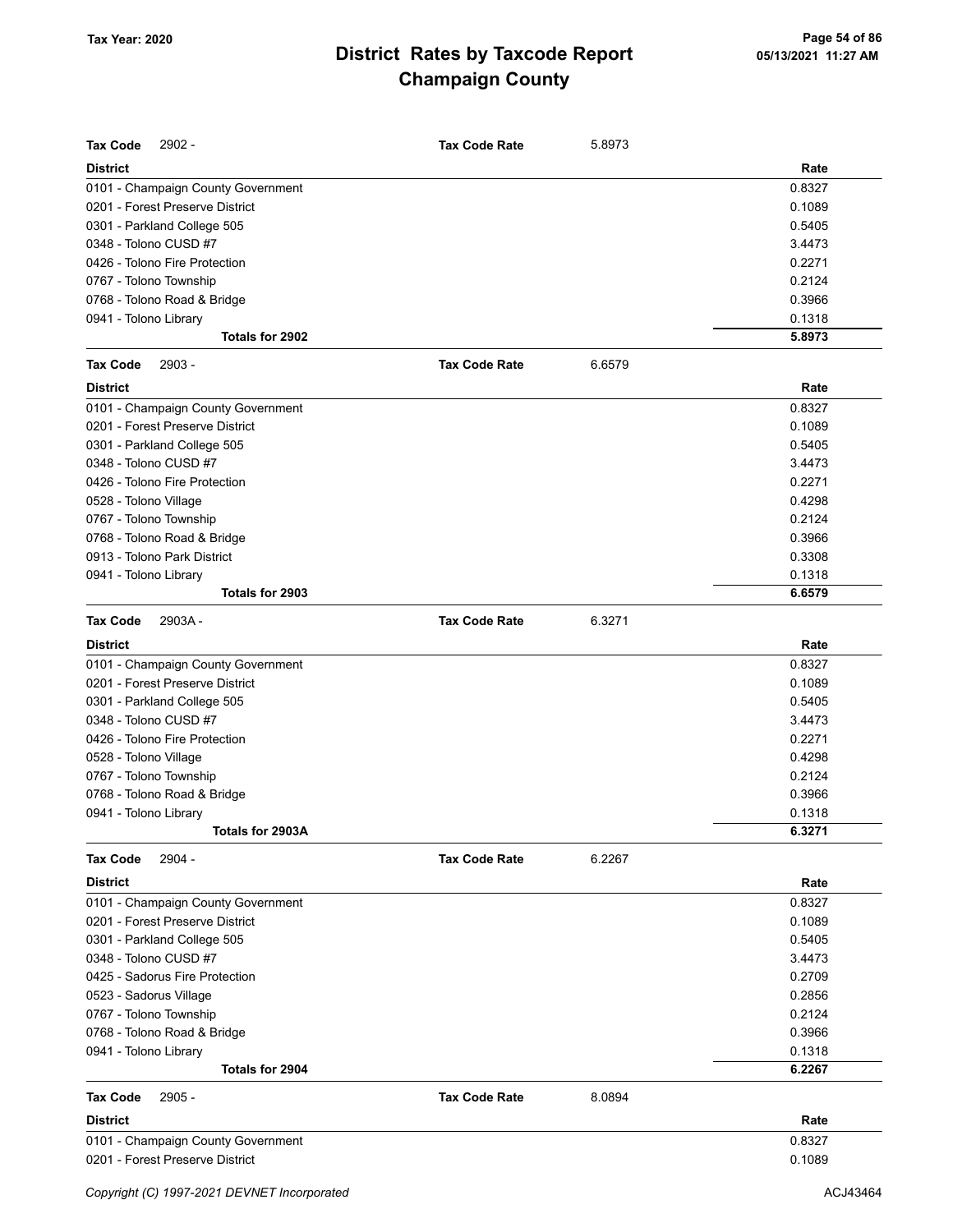# District Rates by Taxcode Report
# Champaign County

Tax Year: 2020

| Tax Code 2902 - | Tax Code Rate 5.8973 |
|---|---|
| **District** | **Rate** |
| 0101 - Champaign County Government | 0.8327 |
| 0201 - Forest Preserve District | 0.1089 |
| 0301 - Parkland College 505 | 0.5405 |
| 0348 - Tolono CUSD #7 | 3.4473 |
| 0426 - Tolono Fire Protection | 0.2271 |
| 0767 - Tolono Township | 0.2124 |
| 0768 - Tolono Road & Bridge | 0.3966 |
| 0941 - Tolono Library | 0.1318 |
| **Totals for 2902** | **5.8973** |

| Tax Code 2903 - | Tax Code Rate 6.6579 |
|---|---|
| **District** | **Rate** |
| 0101 - Champaign County Government | 0.8327 |
| 0201 - Forest Preserve District | 0.1089 |
| 0301 - Parkland College 505 | 0.5405 |
| 0348 - Tolono CUSD #7 | 3.4473 |
| 0426 - Tolono Fire Protection | 0.2271 |
| 0528 - Tolono Village | 0.4298 |
| 0767 - Tolono Township | 0.2124 |
| 0768 - Tolono Road & Bridge | 0.3966 |
| 0913 - Tolono Park District | 0.3308 |
| 0941 - Tolono Library | 0.1318 |
| **Totals for 2903** | **6.6579** |

| Tax Code 2903A - | Tax Code Rate 6.3271 |
|---|---|
| **District** | **Rate** |
| 0101 - Champaign County Government | 0.8327 |
| 0201 - Forest Preserve District | 0.1089 |
| 0301 - Parkland College 505 | 0.5405 |
| 0348 - Tolono CUSD #7 | 3.4473 |
| 0426 - Tolono Fire Protection | 0.2271 |
| 0528 - Tolono Village | 0.4298 |
| 0767 - Tolono Township | 0.2124 |
| 0768 - Tolono Road & Bridge | 0.3966 |
| 0941 - Tolono Library | 0.1318 |
| **Totals for 2903A** | **6.3271** |

| Tax Code 2904 - | Tax Code Rate 6.2267 |
|---|---|
| **District** | **Rate** |
| 0101 - Champaign County Government | 0.8327 |
| 0201 - Forest Preserve District | 0.1089 |
| 0301 - Parkland College 505 | 0.5405 |
| 0348 - Tolono CUSD #7 | 3.4473 |
| 0425 - Sadorus Fire Protection | 0.2709 |
| 0523 - Sadorus Village | 0.2856 |
| 0767 - Tolono Township | 0.2124 |
| 0768 - Tolono Road & Bridge | 0.3966 |
| 0941 - Tolono Library | 0.1318 |
| **Totals for 2904** | **6.2267** |

| Tax Code 2905 - | Tax Code Rate 8.0894 |
|---|---|
| **District** | **Rate** |
| 0101 - Champaign County Government | 0.8327 |
| 0201 - Forest Preserve District | 0.1089 |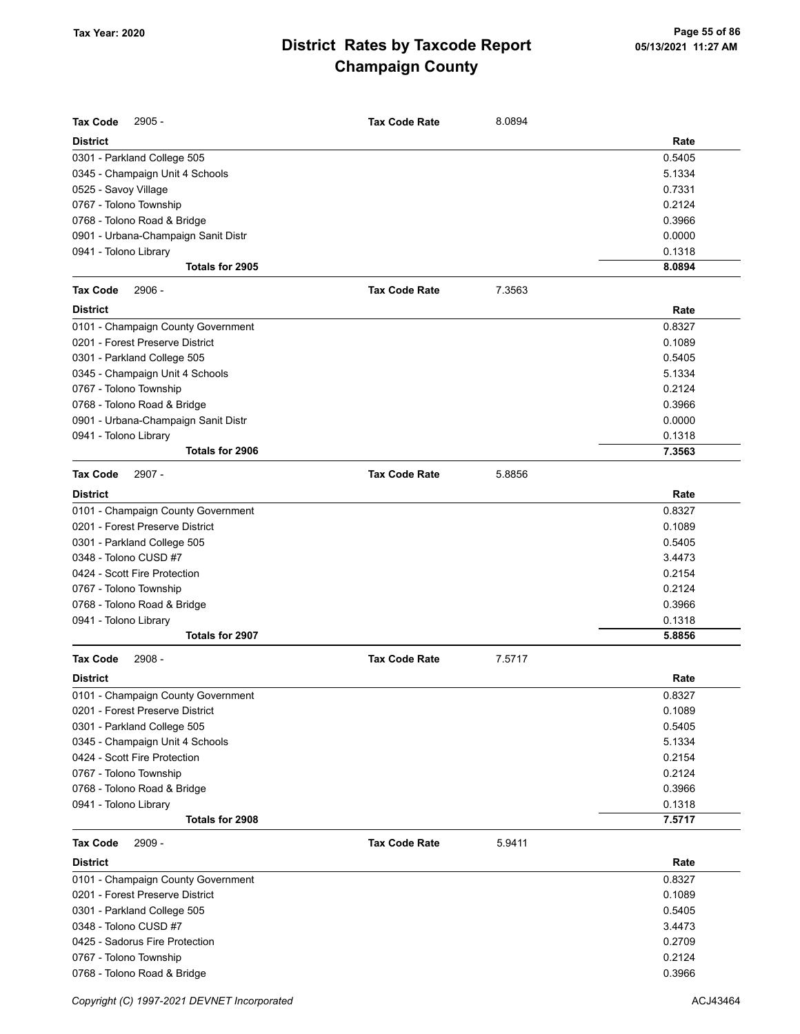# District Rates by Taxcode Report
# Champaign County

Tax Year: 2020

**Tax Code** 2905 - **Tax Code Rate** 8.0894

| District | Rate |
|---|---|
| 0301 - Parkland College 505 | 0.5405 |
| 0345 - Champaign Unit 4 Schools | 5.1334 |
| 0525 - Savoy Village | 0.7331 |
| 0767 - Tolono Township | 0.2124 |
| 0768 - Tolono Road & Bridge | 0.3966 |
| 0901 - Urbana-Champaign Sanit Distr | 0.0000 |
| 0941 - Tolono Library | 0.1318 |
| **Totals for 2905** | **8.0894** |

**Tax Code** 2906 - **Tax Code Rate** 7.3563

| District | Rate |
|---|---|
| 0101 - Champaign County Government | 0.8327 |
| 0201 - Forest Preserve District | 0.1089 |
| 0301 - Parkland College 505 | 0.5405 |
| 0345 - Champaign Unit 4 Schools | 5.1334 |
| 0767 - Tolono Township | 0.2124 |
| 0768 - Tolono Road & Bridge | 0.3966 |
| 0901 - Urbana-Champaign Sanit Distr | 0.0000 |
| 0941 - Tolono Library | 0.1318 |
| **Totals for 2906** | **7.3563** |

**Tax Code** 2907 - **Tax Code Rate** 5.8856

| District | Rate |
|---|---|
| 0101 - Champaign County Government | 0.8327 |
| 0201 - Forest Preserve District | 0.1089 |
| 0301 - Parkland College 505 | 0.5405 |
| 0348 - Tolono CUSD #7 | 3.4473 |
| 0424 - Scott Fire Protection | 0.2154 |
| 0767 - Tolono Township | 0.2124 |
| 0768 - Tolono Road & Bridge | 0.3966 |
| 0941 - Tolono Library | 0.1318 |
| **Totals for 2907** | **5.8856** |

**Tax Code** 2908 - **Tax Code Rate** 7.5717

| District | Rate |
|---|---|
| 0101 - Champaign County Government | 0.8327 |
| 0201 - Forest Preserve District | 0.1089 |
| 0301 - Parkland College 505 | 0.5405 |
| 0345 - Champaign Unit 4 Schools | 5.1334 |
| 0424 - Scott Fire Protection | 0.2154 |
| 0767 - Tolono Township | 0.2124 |
| 0768 - Tolono Road & Bridge | 0.3966 |
| 0941 - Tolono Library | 0.1318 |
| **Totals for 2908** | **7.5717** |

**Tax Code** 2909 - **Tax Code Rate** 5.9411

| District | Rate |
|---|---|
| 0101 - Champaign County Government | 0.8327 |
| 0201 - Forest Preserve District | 0.1089 |
| 0301 - Parkland College 505 | 0.5405 |
| 0348 - Tolono CUSD #7 | 3.4473 |
| 0425 - Sadorus Fire Protection | 0.2709 |
| 0767 - Tolono Township | 0.2124 |
| 0768 - Tolono Road & Bridge | 0.3966 |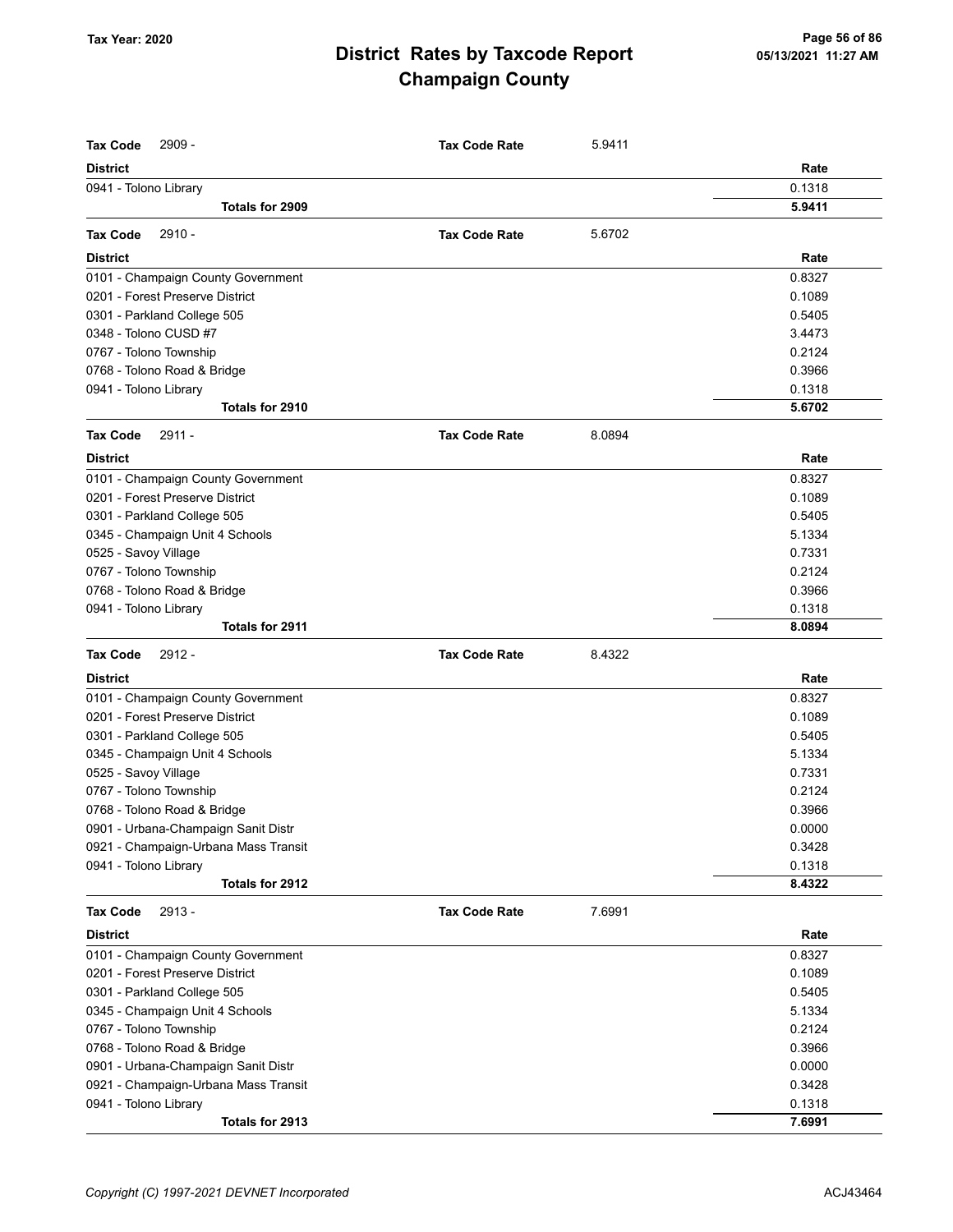## District Rates by Taxcode Report
## Champaign County

Tax Year: 2020

| **Tax Code** 2909 - | **Tax Code Rate** | 5.9411 |
|---|---|---|
| **District** | | **Rate** |
| 0941 - Tolono Library | | 0.1318 |
| **Totals for 2909** | | **5.9411** |

| **Tax Code** 2910 - | **Tax Code Rate** | 5.6702 |
|---|---|---|
| **District** | | **Rate** |
| 0101 - Champaign County Government | | 0.8327 |
| 0201 - Forest Preserve District | | 0.1089 |
| 0301 - Parkland College 505 | | 0.5405 |
| 0348 - Tolono CUSD #7 | | 3.4473 |
| 0767 - Tolono Township | | 0.2124 |
| 0768 - Tolono Road & Bridge | | 0.3966 |
| 0941 - Tolono Library | | 0.1318 |
| **Totals for 2910** | | **5.6702** |

| **Tax Code** 2911 - | **Tax Code Rate** | 8.0894 |
|---|---|---|
| **District** | | **Rate** |
| 0101 - Champaign County Government | | 0.8327 |
| 0201 - Forest Preserve District | | 0.1089 |
| 0301 - Parkland College 505 | | 0.5405 |
| 0345 - Champaign Unit 4 Schools | | 5.1334 |
| 0525 - Savoy Village | | 0.7331 |
| 0767 - Tolono Township | | 0.2124 |
| 0768 - Tolono Road & Bridge | | 0.3966 |
| 0941 - Tolono Library | | 0.1318 |
| **Totals for 2911** | | **8.0894** |

| **Tax Code** 2912 - | **Tax Code Rate** | 8.4322 |
|---|---|---|
| **District** | | **Rate** |
| 0101 - Champaign County Government | | 0.8327 |
| 0201 - Forest Preserve District | | 0.1089 |
| 0301 - Parkland College 505 | | 0.5405 |
| 0345 - Champaign Unit 4 Schools | | 5.1334 |
| 0525 - Savoy Village | | 0.7331 |
| 0767 - Tolono Township | | 0.2124 |
| 0768 - Tolono Road & Bridge | | 0.3966 |
| 0901 - Urbana-Champaign Sanit Distr | | 0.0000 |
| 0921 - Champaign-Urbana Mass Transit | | 0.3428 |
| 0941 - Tolono Library | | 0.1318 |
| **Totals for 2912** | | **8.4322** |

| **Tax Code** 2913 - | **Tax Code Rate** | 7.6991 |
|---|---|---|
| **District** | | **Rate** |
| 0101 - Champaign County Government | | 0.8327 |
| 0201 - Forest Preserve District | | 0.1089 |
| 0301 - Parkland College 505 | | 0.5405 |
| 0345 - Champaign Unit 4 Schools | | 5.1334 |
| 0767 - Tolono Township | | 0.2124 |
| 0768 - Tolono Road & Bridge | | 0.3966 |
| 0901 - Urbana-Champaign Sanit Distr | | 0.0000 |
| 0921 - Champaign-Urbana Mass Transit | | 0.3428 |
| 0941 - Tolono Library | | 0.1318 |
| **Totals for 2913** | | **7.6991** |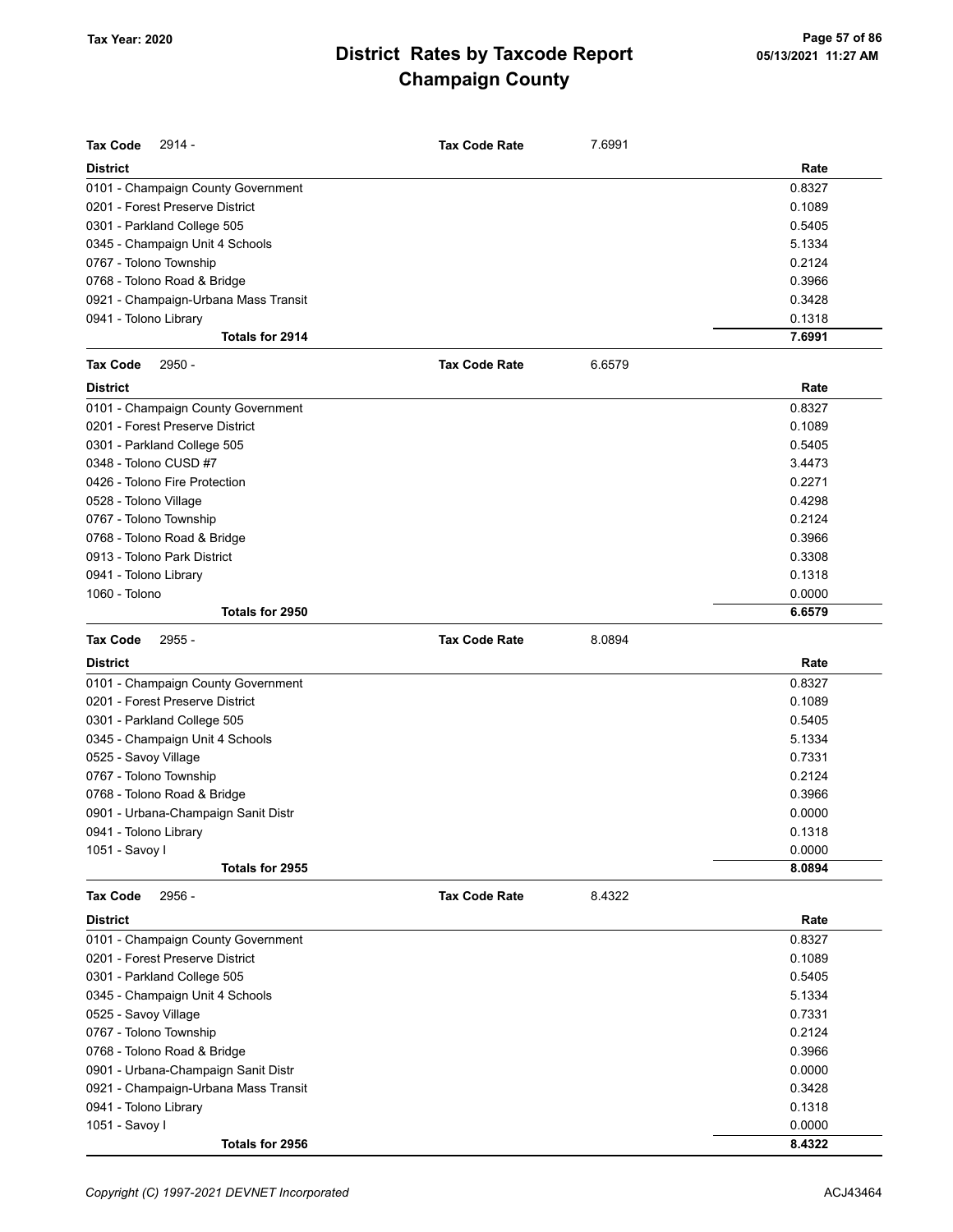# District Rates by Taxcode Report
## Champaign County

Tax Year: 2020

| Tax Code 2914 - | Tax Code Rate 7.6991 |
|---|---|
| **District** | **Rate** |
| 0101 - Champaign County Government | 0.8327 |
| 0201 - Forest Preserve District | 0.1089 |
| 0301 - Parkland College 505 | 0.5405 |
| 0345 - Champaign Unit 4 Schools | 5.1334 |
| 0767 - Tolono Township | 0.2124 |
| 0768 - Tolono Road & Bridge | 0.3966 |
| 0921 - Champaign-Urbana Mass Transit | 0.3428 |
| 0941 - Tolono Library | 0.1318 |
| **Totals for 2914** | **7.6991** |

| Tax Code 2950 - | Tax Code Rate 6.6579 |
|---|---|
| **District** | **Rate** |
| 0101 - Champaign County Government | 0.8327 |
| 0201 - Forest Preserve District | 0.1089 |
| 0301 - Parkland College 505 | 0.5405 |
| 0348 - Tolono CUSD #7 | 3.4473 |
| 0426 - Tolono Fire Protection | 0.2271 |
| 0528 - Tolono Village | 0.4298 |
| 0767 - Tolono Township | 0.2124 |
| 0768 - Tolono Road & Bridge | 0.3966 |
| 0913 - Tolono Park District | 0.3308 |
| 0941 - Tolono Library | 0.1318 |
| 1060 - Tolono | 0.0000 |
| **Totals for 2950** | **6.6579** |

| Tax Code 2955 - | Tax Code Rate 8.0894 |
|---|---|
| **District** | **Rate** |
| 0101 - Champaign County Government | 0.8327 |
| 0201 - Forest Preserve District | 0.1089 |
| 0301 - Parkland College 505 | 0.5405 |
| 0345 - Champaign Unit 4 Schools | 5.1334 |
| 0525 - Savoy Village | 0.7331 |
| 0767 - Tolono Township | 0.2124 |
| 0768 - Tolono Road & Bridge | 0.3966 |
| 0901 - Urbana-Champaign Sanit Distr | 0.0000 |
| 0941 - Tolono Library | 0.1318 |
| 1051 - Savoy I | 0.0000 |
| **Totals for 2955** | **8.0894** |

| Tax Code 2956 - | Tax Code Rate 8.4322 |
|---|---|
| **District** | **Rate** |
| 0101 - Champaign County Government | 0.8327 |
| 0201 - Forest Preserve District | 0.1089 |
| 0301 - Parkland College 505 | 0.5405 |
| 0345 - Champaign Unit 4 Schools | 5.1334 |
| 0525 - Savoy Village | 0.7331 |
| 0767 - Tolono Township | 0.2124 |
| 0768 - Tolono Road & Bridge | 0.3966 |
| 0901 - Urbana-Champaign Sanit Distr | 0.0000 |
| 0921 - Champaign-Urbana Mass Transit | 0.3428 |
| 0941 - Tolono Library | 0.1318 |
| 1051 - Savoy I | 0.0000 |
| **Totals for 2956** | **8.4322** |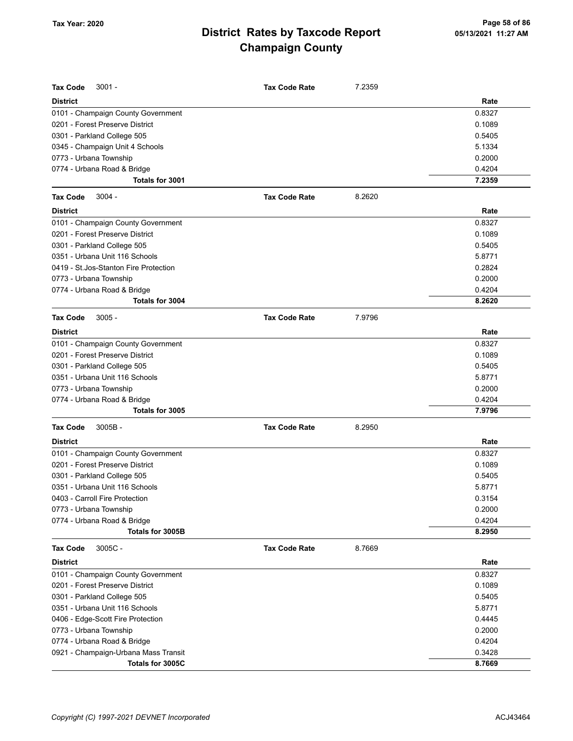# District Rates by Taxcode Report
## Champaign County

Tax Year: 2020

05/13/2021 11:27 AM

**Tax Code** 3001 - **Tax Code Rate** 7.2359

| District | Rate |
|---|---|
| 0101 - Champaign County Government | 0.8327 |
| 0201 - Forest Preserve District | 0.1089 |
| 0301 - Parkland College 505 | 0.5405 |
| 0345 - Champaign Unit 4 Schools | 5.1334 |
| 0773 - Urbana Township | 0.2000 |
| 0774 - Urbana Road & Bridge | 0.4204 |
| **Totals for 3001** | **7.2359** |

**Tax Code** 3004 - **Tax Code Rate** 8.2620

| District | Rate |
|---|---|
| 0101 - Champaign County Government | 0.8327 |
| 0201 - Forest Preserve District | 0.1089 |
| 0301 - Parkland College 505 | 0.5405 |
| 0351 - Urbana Unit 116 Schools | 5.8771 |
| 0419 - St.Jos-Stanton Fire Protection | 0.2824 |
| 0773 - Urbana Township | 0.2000 |
| 0774 - Urbana Road & Bridge | 0.4204 |
| **Totals for 3004** | **8.2620** |

**Tax Code** 3005 - **Tax Code Rate** 7.9796

| District | Rate |
|---|---|
| 0101 - Champaign County Government | 0.8327 |
| 0201 - Forest Preserve District | 0.1089 |
| 0301 - Parkland College 505 | 0.5405 |
| 0351 - Urbana Unit 116 Schools | 5.8771 |
| 0773 - Urbana Township | 0.2000 |
| 0774 - Urbana Road & Bridge | 0.4204 |
| **Totals for 3005** | **7.9796** |

**Tax Code** 3005B - **Tax Code Rate** 8.2950

| District | Rate |
|---|---|
| 0101 - Champaign County Government | 0.8327 |
| 0201 - Forest Preserve District | 0.1089 |
| 0301 - Parkland College 505 | 0.5405 |
| 0351 - Urbana Unit 116 Schools | 5.8771 |
| 0403 - Carroll Fire Protection | 0.3154 |
| 0773 - Urbana Township | 0.2000 |
| 0774 - Urbana Road & Bridge | 0.4204 |
| **Totals for 3005B** | **8.2950** |

**Tax Code** 3005C - **Tax Code Rate** 8.7669

| District | Rate |
|---|---|
| 0101 - Champaign County Government | 0.8327 |
| 0201 - Forest Preserve District | 0.1089 |
| 0301 - Parkland College 505 | 0.5405 |
| 0351 - Urbana Unit 116 Schools | 5.8771 |
| 0406 - Edge-Scott Fire Protection | 0.4445 |
| 0773 - Urbana Township | 0.2000 |
| 0774 - Urbana Road & Bridge | 0.4204 |
| 0921 - Champaign-Urbana Mass Transit | 0.3428 |
| **Totals for 3005C** | **8.7669** |

*Copyright (C) 1997-2021 DEVNET Incorporated* ACJ43464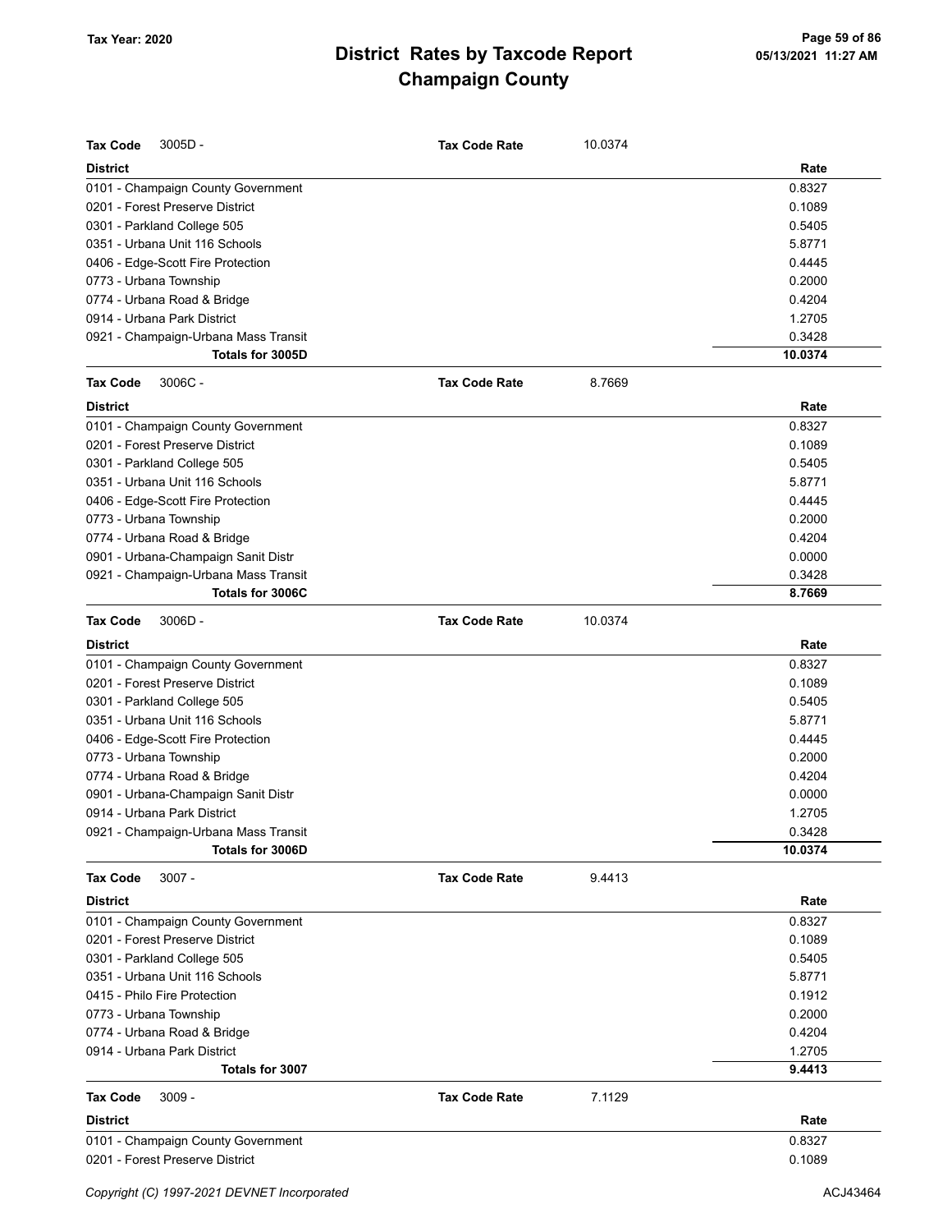# District Rates by Taxcode Report
# Champaign County

Tax Year: 2020

**Tax Code** 3005D - **Tax Code Rate** 10.0374

| District | Rate |
|---|---|
| 0101 - Champaign County Government | 0.8327 |
| 0201 - Forest Preserve District | 0.1089 |
| 0301 - Parkland College 505 | 0.5405 |
| 0351 - Urbana Unit 116 Schools | 5.8771 |
| 0406 - Edge-Scott Fire Protection | 0.4445 |
| 0773 - Urbana Township | 0.2000 |
| 0774 - Urbana Road & Bridge | 0.4204 |
| 0914 - Urbana Park District | 1.2705 |
| 0921 - Champaign-Urbana Mass Transit | 0.3428 |
| **Totals for 3005D** | **10.0374** |

**Tax Code** 3006C - **Tax Code Rate** 8.7669

| District | Rate |
|---|---|
| 0101 - Champaign County Government | 0.8327 |
| 0201 - Forest Preserve District | 0.1089 |
| 0301 - Parkland College 505 | 0.5405 |
| 0351 - Urbana Unit 116 Schools | 5.8771 |
| 0406 - Edge-Scott Fire Protection | 0.4445 |
| 0773 - Urbana Township | 0.2000 |
| 0774 - Urbana Road & Bridge | 0.4204 |
| 0901 - Urbana-Champaign Sanit Distr | 0.0000 |
| 0921 - Champaign-Urbana Mass Transit | 0.3428 |
| **Totals for 3006C** | **8.7669** |

**Tax Code** 3006D - **Tax Code Rate** 10.0374

| District | Rate |
|---|---|
| 0101 - Champaign County Government | 0.8327 |
| 0201 - Forest Preserve District | 0.1089 |
| 0301 - Parkland College 505 | 0.5405 |
| 0351 - Urbana Unit 116 Schools | 5.8771 |
| 0406 - Edge-Scott Fire Protection | 0.4445 |
| 0773 - Urbana Township | 0.2000 |
| 0774 - Urbana Road & Bridge | 0.4204 |
| 0901 - Urbana-Champaign Sanit Distr | 0.0000 |
| 0914 - Urbana Park District | 1.2705 |
| 0921 - Champaign-Urbana Mass Transit | 0.3428 |
| **Totals for 3006D** | **10.0374** |

**Tax Code** 3007 - **Tax Code Rate** 9.4413

| District | Rate |
|---|---|
| 0101 - Champaign County Government | 0.8327 |
| 0201 - Forest Preserve District | 0.1089 |
| 0301 - Parkland College 505 | 0.5405 |
| 0351 - Urbana Unit 116 Schools | 5.8771 |
| 0415 - Philo Fire Protection | 0.1912 |
| 0773 - Urbana Township | 0.2000 |
| 0774 - Urbana Road & Bridge | 0.4204 |
| 0914 - Urbana Park District | 1.2705 |
| **Totals for 3007** | **9.4413** |

**Tax Code** 3009 - **Tax Code Rate** 7.1129

| District | Rate |
|---|---|
| 0101 - Champaign County Government | 0.8327 |
| 0201 - Forest Preserve District | 0.1089 |

Copyright (C) 1997-2021 DEVNET Incorporated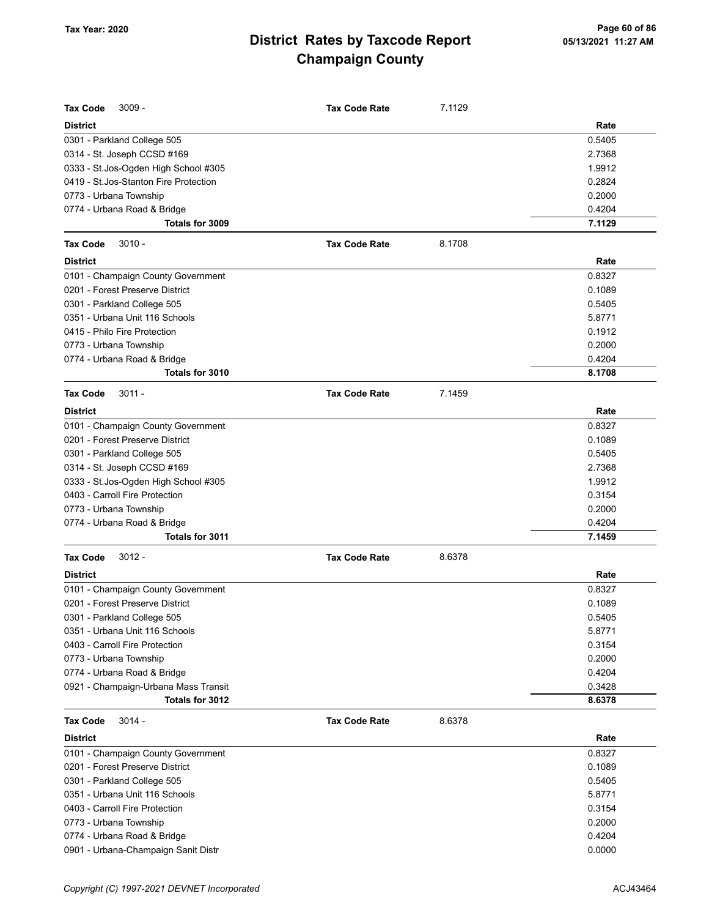# District Rates by Taxcode Report
# Champaign County

Tax Year: 2020

**Tax Code** 3009 - **Tax Code Rate** 7.1129

| District | Rate |
|---|---|
| 0301 - Parkland College 505 | 0.5405 |
| 0314 - St. Joseph CCSD #169 | 2.7368 |
| 0333 - St.Jos-Ogden High School #305 | 1.9912 |
| 0419 - St.Jos-Stanton Fire Protection | 0.2824 |
| 0773 - Urbana Township | 0.2000 |
| 0774 - Urbana Road & Bridge | 0.4204 |
| **Totals for 3009** | **7.1129** |

**Tax Code** 3010 - **Tax Code Rate** 8.1708

| District | Rate |
|---|---|
| 0101 - Champaign County Government | 0.8327 |
| 0201 - Forest Preserve District | 0.1089 |
| 0301 - Parkland College 505 | 0.5405 |
| 0351 - Urbana Unit 116 Schools | 5.8771 |
| 0415 - Philo Fire Protection | 0.1912 |
| 0773 - Urbana Township | 0.2000 |
| 0774 - Urbana Road & Bridge | 0.4204 |
| **Totals for 3010** | **8.1708** |

**Tax Code** 3011 - **Tax Code Rate** 7.1459

| District | Rate |
|---|---|
| 0101 - Champaign County Government | 0.8327 |
| 0201 - Forest Preserve District | 0.1089 |
| 0301 - Parkland College 505 | 0.5405 |
| 0314 - St. Joseph CCSD #169 | 2.7368 |
| 0333 - St.Jos-Ogden High School #305 | 1.9912 |
| 0403 - Carroll Fire Protection | 0.3154 |
| 0773 - Urbana Township | 0.2000 |
| 0774 - Urbana Road & Bridge | 0.4204 |
| **Totals for 3011** | **7.1459** |

**Tax Code** 3012 - **Tax Code Rate** 8.6378

| District | Rate |
|---|---|
| 0101 - Champaign County Government | 0.8327 |
| 0201 - Forest Preserve District | 0.1089 |
| 0301 - Parkland College 505 | 0.5405 |
| 0351 - Urbana Unit 116 Schools | 5.8771 |
| 0403 - Carroll Fire Protection | 0.3154 |
| 0773 - Urbana Township | 0.2000 |
| 0774 - Urbana Road & Bridge | 0.4204 |
| 0921 - Champaign-Urbana Mass Transit | 0.3428 |
| **Totals for 3012** | **8.6378** |

**Tax Code** 3014 - **Tax Code Rate** 8.6378

| District | Rate |
|---|---|
| 0101 - Champaign County Government | 0.8327 |
| 0201 - Forest Preserve District | 0.1089 |
| 0301 - Parkland College 505 | 0.5405 |
| 0351 - Urbana Unit 116 Schools | 5.8771 |
| 0403 - Carroll Fire Protection | 0.3154 |
| 0773 - Urbana Township | 0.2000 |
| 0774 - Urbana Road & Bridge | 0.4204 |
| 0901 - Urbana-Champaign Sanit Distr | 0.0000 |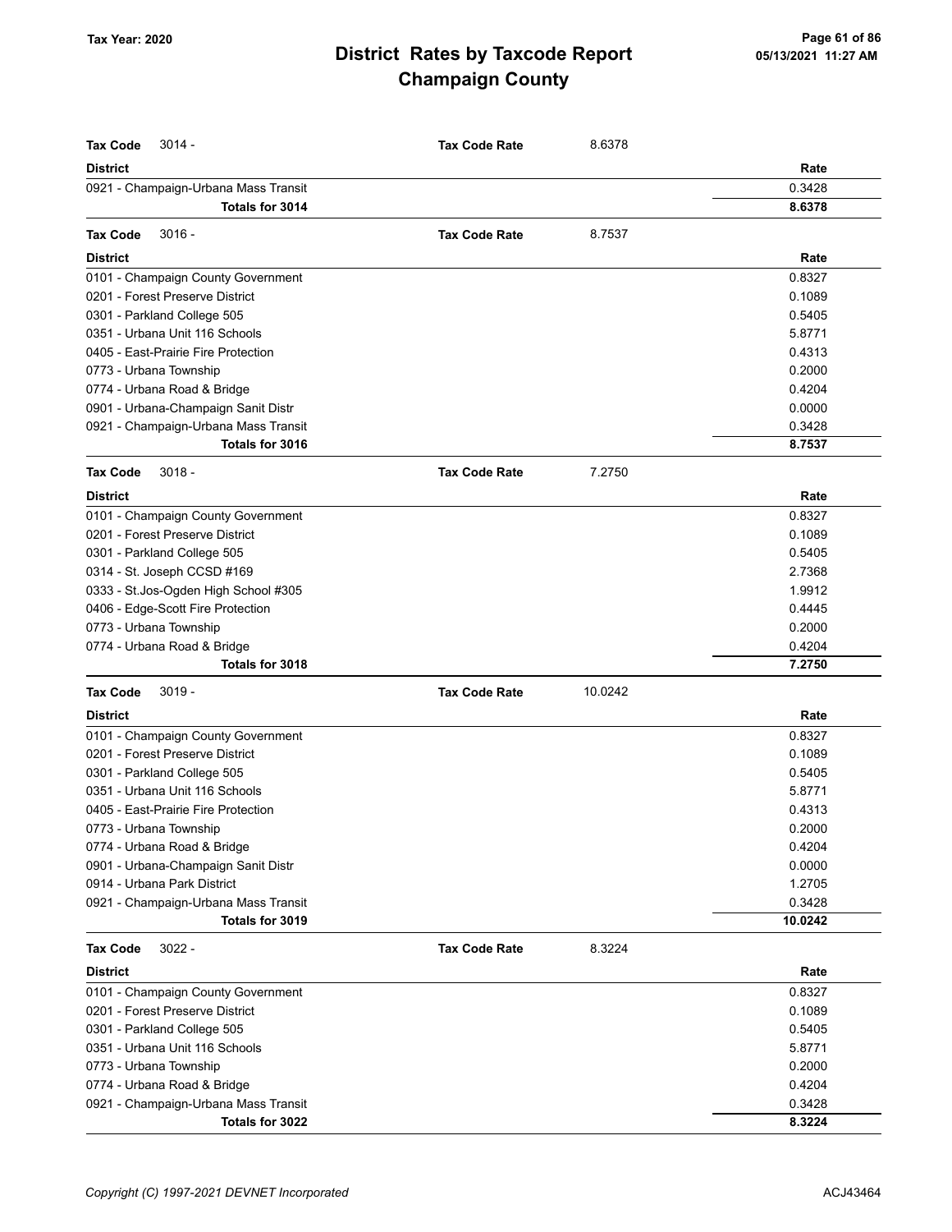| Tax Code 3014 - | Tax Code Rate | 8.6378 |
|---|---|---|
| **District** | | **Rate** |
| 0921 - Champaign-Urbana Mass Transit | | 0.3428 |
| **Totals for 3014** | | **8.6378** |

| Tax Code 3016 - | Tax Code Rate | 8.7537 |
|---|---|---|
| **District** | | **Rate** |
| 0101 - Champaign County Government | | 0.8327 |
| 0201 - Forest Preserve District | | 0.1089 |
| 0301 - Parkland College 505 | | 0.5405 |
| 0351 - Urbana Unit 116 Schools | | 5.8771 |
| 0405 - East-Prairie Fire Protection | | 0.4313 |
| 0773 - Urbana Township | | 0.2000 |
| 0774 - Urbana Road & Bridge | | 0.4204 |
| 0901 - Urbana-Champaign Sanit Distr | | 0.0000 |
| 0921 - Champaign-Urbana Mass Transit | | 0.3428 |
| **Totals for 3016** | | **8.7537** |

| Tax Code 3018 - | Tax Code Rate | 7.2750 |
|---|---|---|
| **District** | | **Rate** |
| 0101 - Champaign County Government | | 0.8327 |
| 0201 - Forest Preserve District | | 0.1089 |
| 0301 - Parkland College 505 | | 0.5405 |
| 0314 - St. Joseph CCSD #169 | | 2.7368 |
| 0333 - St.Jos-Ogden High School #305 | | 1.9912 |
| 0406 - Edge-Scott Fire Protection | | 0.4445 |
| 0773 - Urbana Township | | 0.2000 |
| 0774 - Urbana Road & Bridge | | 0.4204 |
| **Totals for 3018** | | **7.2750** |

| Tax Code 3019 - | Tax Code Rate | 10.0242 |
|---|---|---|
| **District** | | **Rate** |
| 0101 - Champaign County Government | | 0.8327 |
| 0201 - Forest Preserve District | | 0.1089 |
| 0301 - Parkland College 505 | | 0.5405 |
| 0351 - Urbana Unit 116 Schools | | 5.8771 |
| 0405 - East-Prairie Fire Protection | | 0.4313 |
| 0773 - Urbana Township | | 0.2000 |
| 0774 - Urbana Road & Bridge | | 0.4204 |
| 0901 - Urbana-Champaign Sanit Distr | | 0.0000 |
| 0914 - Urbana Park District | | 1.2705 |
| 0921 - Champaign-Urbana Mass Transit | | 0.3428 |
| **Totals for 3019** | | **10.0242** |

| Tax Code 3022 - | Tax Code Rate | 8.3224 |
|---|---|---|
| **District** | | **Rate** |
| 0101 - Champaign County Government | | 0.8327 |
| 0201 - Forest Preserve District | | 0.1089 |
| 0301 - Parkland College 505 | | 0.5405 |
| 0351 - Urbana Unit 116 Schools | | 5.8771 |
| 0773 - Urbana Township | | 0.2000 |
| 0774 - Urbana Road & Bridge | | 0.4204 |
| 0921 - Champaign-Urbana Mass Transit | | 0.3428 |
| **Totals for 3022** | | **8.3224** |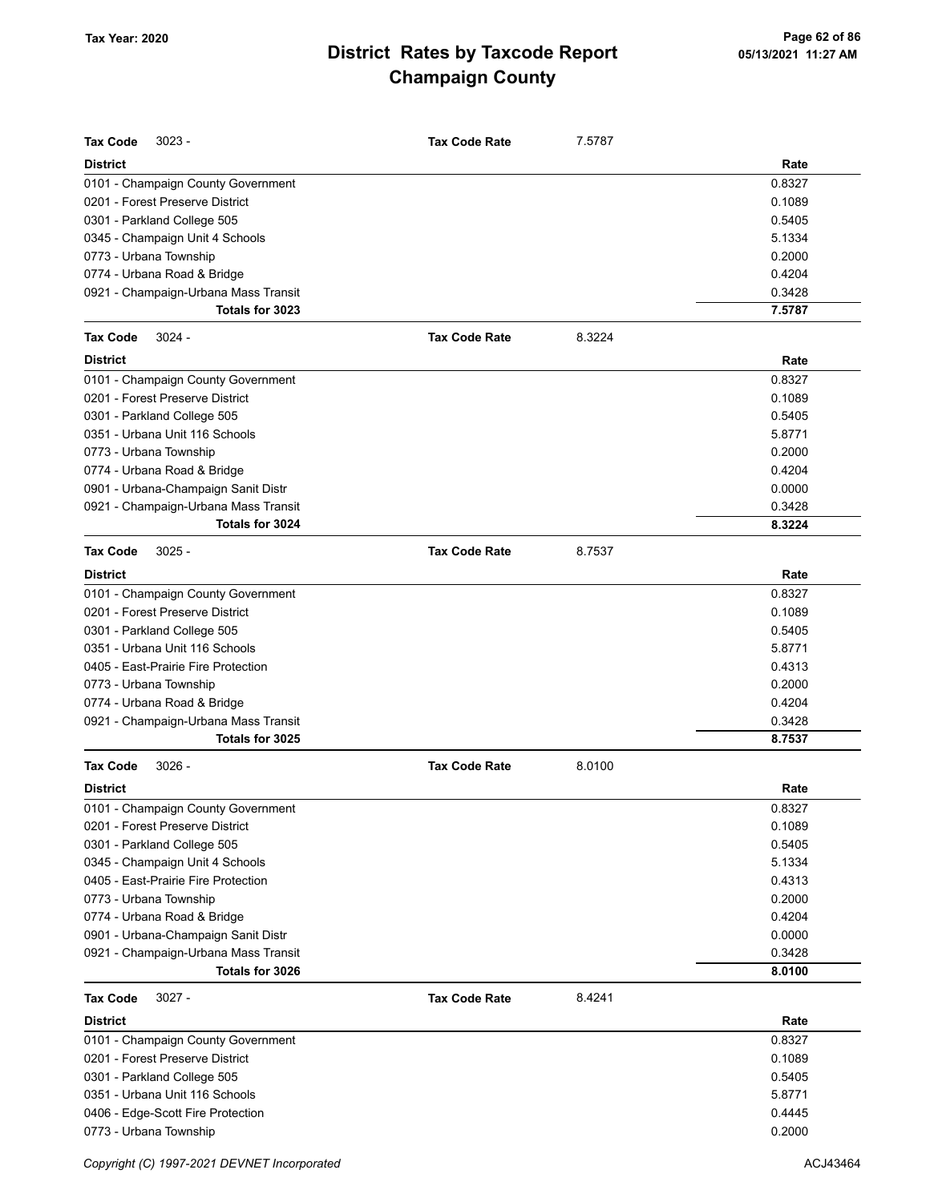# District Rates by Taxcode Report
## Champaign County

Tax Year: 2020

**Tax Code** 3023 - **Tax Code Rate** 7.5787

| District | Rate |
|---|---|
| 0101 - Champaign County Government | 0.8327 |
| 0201 - Forest Preserve District | 0.1089 |
| 0301 - Parkland College 505 | 0.5405 |
| 0345 - Champaign Unit 4 Schools | 5.1334 |
| 0773 - Urbana Township | 0.2000 |
| 0774 - Urbana Road & Bridge | 0.4204 |
| 0921 - Champaign-Urbana Mass Transit | 0.3428 |
| **Totals for 3023** | **7.5787** |

**Tax Code** 3024 - **Tax Code Rate** 8.3224

| District | Rate |
|---|---|
| 0101 - Champaign County Government | 0.8327 |
| 0201 - Forest Preserve District | 0.1089 |
| 0301 - Parkland College 505 | 0.5405 |
| 0351 - Urbana Unit 116 Schools | 5.8771 |
| 0773 - Urbana Township | 0.2000 |
| 0774 - Urbana Road & Bridge | 0.4204 |
| 0901 - Urbana-Champaign Sanit Distr | 0.0000 |
| 0921 - Champaign-Urbana Mass Transit | 0.3428 |
| **Totals for 3024** | **8.3224** |

**Tax Code** 3025 - **Tax Code Rate** 8.7537

| District | Rate |
|---|---|
| 0101 - Champaign County Government | 0.8327 |
| 0201 - Forest Preserve District | 0.1089 |
| 0301 - Parkland College 505 | 0.5405 |
| 0351 - Urbana Unit 116 Schools | 5.8771 |
| 0405 - East-Prairie Fire Protection | 0.4313 |
| 0773 - Urbana Township | 0.2000 |
| 0774 - Urbana Road & Bridge | 0.4204 |
| 0921 - Champaign-Urbana Mass Transit | 0.3428 |
| **Totals for 3025** | **8.7537** |

**Tax Code** 3026 - **Tax Code Rate** 8.0100

| District | Rate |
|---|---|
| 0101 - Champaign County Government | 0.8327 |
| 0201 - Forest Preserve District | 0.1089 |
| 0301 - Parkland College 505 | 0.5405 |
| 0345 - Champaign Unit 4 Schools | 5.1334 |
| 0405 - East-Prairie Fire Protection | 0.4313 |
| 0773 - Urbana Township | 0.2000 |
| 0774 - Urbana Road & Bridge | 0.4204 |
| 0901 - Urbana-Champaign Sanit Distr | 0.0000 |
| 0921 - Champaign-Urbana Mass Transit | 0.3428 |
| **Totals for 3026** | **8.0100** |

**Tax Code** 3027 - **Tax Code Rate** 8.4241

| District | Rate |
|---|---|
| 0101 - Champaign County Government | 0.8327 |
| 0201 - Forest Preserve District | 0.1089 |
| 0301 - Parkland College 505 | 0.5405 |
| 0351 - Urbana Unit 116 Schools | 5.8771 |
| 0406 - Edge-Scott Fire Protection | 0.4445 |
| 0773 - Urbana Township | 0.2000 |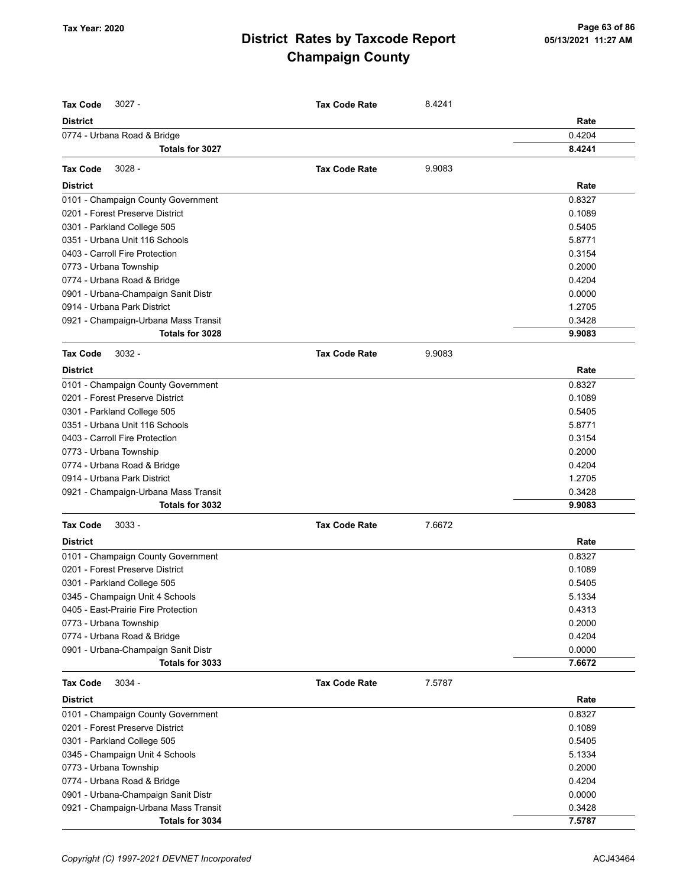**Tax Code** 3027 - **Tax Code Rate** 8.4241

| District | Rate |
|---|---|
| 0774 - Urbana Road & Bridge | 0.4204 |
| **Totals for 3027** | **8.4241** |

**Tax Code** 3028 - **Tax Code Rate** 9.9083

| District | Rate |
|---|---|
| 0101 - Champaign County Government | 0.8327 |
| 0201 - Forest Preserve District | 0.1089 |
| 0301 - Parkland College 505 | 0.5405 |
| 0351 - Urbana Unit 116 Schools | 5.8771 |
| 0403 - Carroll Fire Protection | 0.3154 |
| 0773 - Urbana Township | 0.2000 |
| 0774 - Urbana Road & Bridge | 0.4204 |
| 0901 - Urbana-Champaign Sanit Distr | 0.0000 |
| 0914 - Urbana Park District | 1.2705 |
| 0921 - Champaign-Urbana Mass Transit | 0.3428 |
| **Totals for 3028** | **9.9083** |

**Tax Code** 3032 - **Tax Code Rate** 9.9083

| District | Rate |
|---|---|
| 0101 - Champaign County Government | 0.8327 |
| 0201 - Forest Preserve District | 0.1089 |
| 0301 - Parkland College 505 | 0.5405 |
| 0351 - Urbana Unit 116 Schools | 5.8771 |
| 0403 - Carroll Fire Protection | 0.3154 |
| 0773 - Urbana Township | 0.2000 |
| 0774 - Urbana Road & Bridge | 0.4204 |
| 0914 - Urbana Park District | 1.2705 |
| 0921 - Champaign-Urbana Mass Transit | 0.3428 |
| **Totals for 3032** | **9.9083** |

**Tax Code** 3033 - **Tax Code Rate** 7.6672

| District | Rate |
|---|---|
| 0101 - Champaign County Government | 0.8327 |
| 0201 - Forest Preserve District | 0.1089 |
| 0301 - Parkland College 505 | 0.5405 |
| 0345 - Champaign Unit 4 Schools | 5.1334 |
| 0405 - East-Prairie Fire Protection | 0.4313 |
| 0773 - Urbana Township | 0.2000 |
| 0774 - Urbana Road & Bridge | 0.4204 |
| 0901 - Urbana-Champaign Sanit Distr | 0.0000 |
| **Totals for 3033** | **7.6672** |

**Tax Code** 3034 - **Tax Code Rate** 7.5787

| District | Rate |
|---|---|
| 0101 - Champaign County Government | 0.8327 |
| 0201 - Forest Preserve District | 0.1089 |
| 0301 - Parkland College 505 | 0.5405 |
| 0345 - Champaign Unit 4 Schools | 5.1334 |
| 0773 - Urbana Township | 0.2000 |
| 0774 - Urbana Road & Bridge | 0.4204 |
| 0901 - Urbana-Champaign Sanit Distr | 0.0000 |
| 0921 - Champaign-Urbana Mass Transit | 0.3428 |
| **Totals for 3034** | **7.5787** |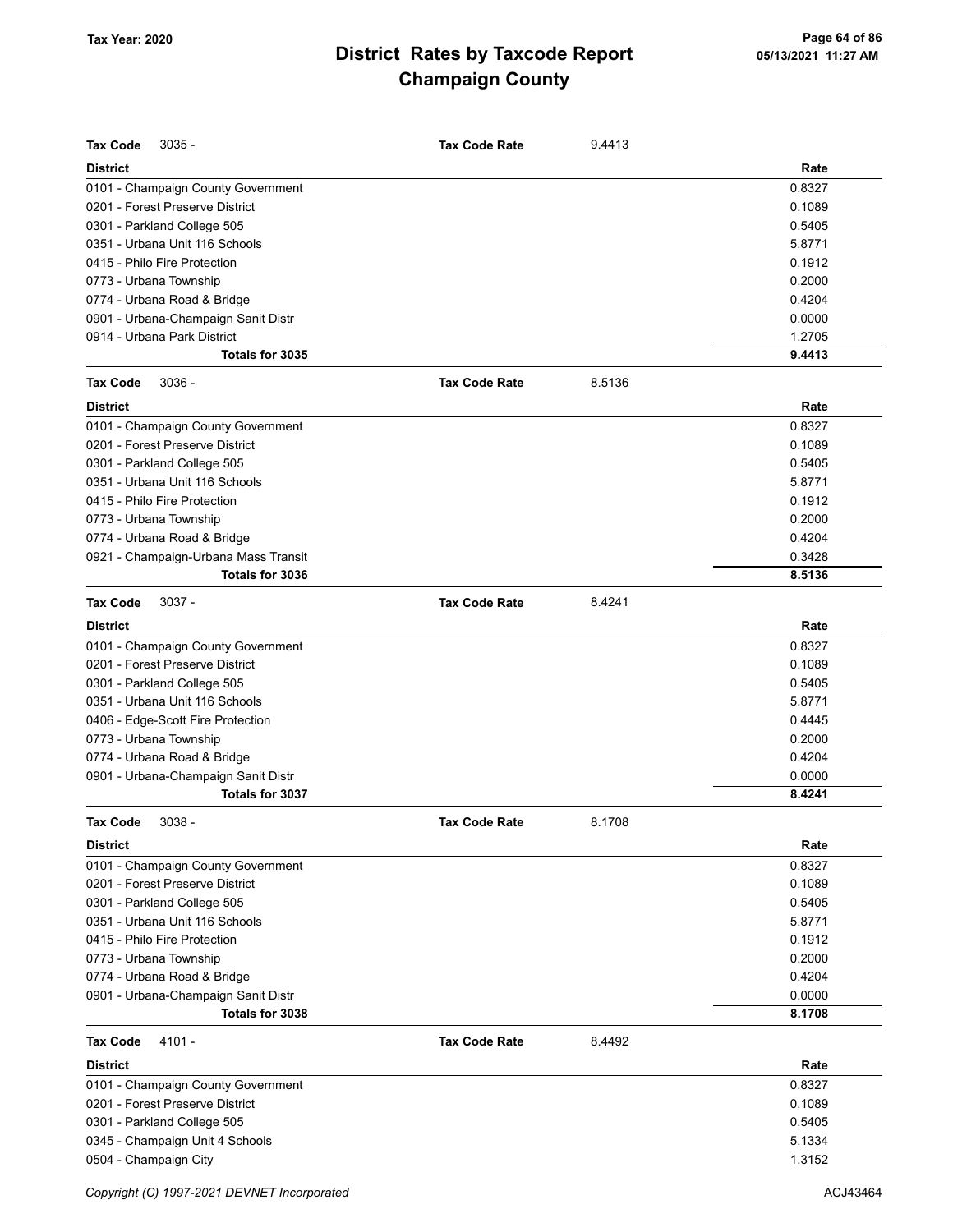| Tax Code 3035 - | Tax Code Rate | 9.4413 |
|---|---|---|
| **District** | | **Rate** |
| 0101 - Champaign County Government | | 0.8327 |
| 0201 - Forest Preserve District | | 0.1089 |
| 0301 - Parkland College 505 | | 0.5405 |
| 0351 - Urbana Unit 116 Schools | | 5.8771 |
| 0415 - Philo Fire Protection | | 0.1912 |
| 0773 - Urbana Township | | 0.2000 |
| 0774 - Urbana Road & Bridge | | 0.4204 |
| 0901 - Urbana-Champaign Sanit Distr | | 0.0000 |
| 0914 - Urbana Park District | | 1.2705 |
| **Totals for 3035** | | **9.4413** |

| Tax Code 3036 - | Tax Code Rate | 8.5136 |
|---|---|---|
| **District** | | **Rate** |
| 0101 - Champaign County Government | | 0.8327 |
| 0201 - Forest Preserve District | | 0.1089 |
| 0301 - Parkland College 505 | | 0.5405 |
| 0351 - Urbana Unit 116 Schools | | 5.8771 |
| 0415 - Philo Fire Protection | | 0.1912 |
| 0773 - Urbana Township | | 0.2000 |
| 0774 - Urbana Road & Bridge | | 0.4204 |
| 0921 - Champaign-Urbana Mass Transit | | 0.3428 |
| **Totals for 3036** | | **8.5136** |

| Tax Code 3037 - | Tax Code Rate | 8.4241 |
|---|---|---|
| **District** | | **Rate** |
| 0101 - Champaign County Government | | 0.8327 |
| 0201 - Forest Preserve District | | 0.1089 |
| 0301 - Parkland College 505 | | 0.5405 |
| 0351 - Urbana Unit 116 Schools | | 5.8771 |
| 0406 - Edge-Scott Fire Protection | | 0.4445 |
| 0773 - Urbana Township | | 0.2000 |
| 0774 - Urbana Road & Bridge | | 0.4204 |
| 0901 - Urbana-Champaign Sanit Distr | | 0.0000 |
| **Totals for 3037** | | **8.4241** |

| Tax Code 3038 - | Tax Code Rate | 8.1708 |
|---|---|---|
| **District** | | **Rate** |
| 0101 - Champaign County Government | | 0.8327 |
| 0201 - Forest Preserve District | | 0.1089 |
| 0301 - Parkland College 505 | | 0.5405 |
| 0351 - Urbana Unit 116 Schools | | 5.8771 |
| 0415 - Philo Fire Protection | | 0.1912 |
| 0773 - Urbana Township | | 0.2000 |
| 0774 - Urbana Road & Bridge | | 0.4204 |
| 0901 - Urbana-Champaign Sanit Distr | | 0.0000 |
| **Totals for 3038** | | **8.1708** |

| Tax Code 4101 - | Tax Code Rate | 8.4492 |
|---|---|---|
| **District** | | **Rate** |
| 0101 - Champaign County Government | | 0.8327 |
| 0201 - Forest Preserve District | | 0.1089 |
| 0301 - Parkland College 505 | | 0.5405 |
| 0345 - Champaign Unit 4 Schools | | 5.1334 |
| 0504 - Champaign City | | 1.3152 |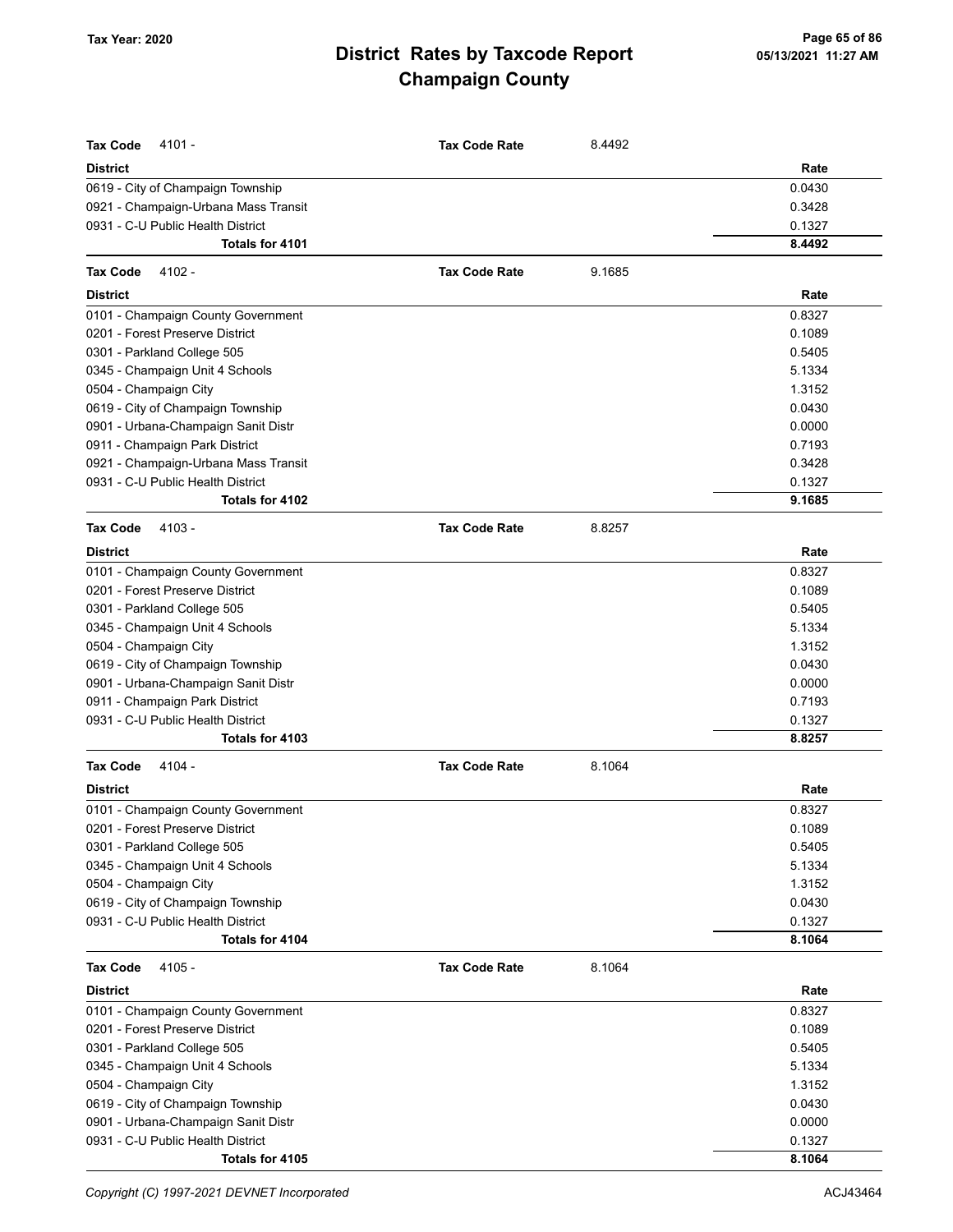# District Rates by Taxcode Report
# Champaign County

Tax Year: 2020

| Tax Code 4101 - | Tax Code Rate | 8.4492 |
|---|---|---|
| **District** | | **Rate** |
| 0619 - City of Champaign Township | | 0.0430 |
| 0921 - Champaign-Urbana Mass Transit | | 0.3428 |
| 0931 - C-U Public Health District | | 0.1327 |
| **Totals for 4101** | | **8.4492** |

| Tax Code 4102 - | Tax Code Rate | 9.1685 |
|---|---|---|
| **District** | | **Rate** |
| 0101 - Champaign County Government | | 0.8327 |
| 0201 - Forest Preserve District | | 0.1089 |
| 0301 - Parkland College 505 | | 0.5405 |
| 0345 - Champaign Unit 4 Schools | | 5.1334 |
| 0504 - Champaign City | | 1.3152 |
| 0619 - City of Champaign Township | | 0.0430 |
| 0901 - Urbana-Champaign Sanit Distr | | 0.0000 |
| 0911 - Champaign Park District | | 0.7193 |
| 0921 - Champaign-Urbana Mass Transit | | 0.3428 |
| 0931 - C-U Public Health District | | 0.1327 |
| **Totals for 4102** | | **9.1685** |

| Tax Code 4103 - | Tax Code Rate | 8.8257 |
|---|---|---|
| **District** | | **Rate** |
| 0101 - Champaign County Government | | 0.8327 |
| 0201 - Forest Preserve District | | 0.1089 |
| 0301 - Parkland College 505 | | 0.5405 |
| 0345 - Champaign Unit 4 Schools | | 5.1334 |
| 0504 - Champaign City | | 1.3152 |
| 0619 - City of Champaign Township | | 0.0430 |
| 0901 - Urbana-Champaign Sanit Distr | | 0.0000 |
| 0911 - Champaign Park District | | 0.7193 |
| 0931 - C-U Public Health District | | 0.1327 |
| **Totals for 4103** | | **8.8257** |

| Tax Code 4104 - | Tax Code Rate | 8.1064 |
|---|---|---|
| **District** | | **Rate** |
| 0101 - Champaign County Government | | 0.8327 |
| 0201 - Forest Preserve District | | 0.1089 |
| 0301 - Parkland College 505 | | 0.5405 |
| 0345 - Champaign Unit 4 Schools | | 5.1334 |
| 0504 - Champaign City | | 1.3152 |
| 0619 - City of Champaign Township | | 0.0430 |
| 0931 - C-U Public Health District | | 0.1327 |
| **Totals for 4104** | | **8.1064** |

| Tax Code 4105 - | Tax Code Rate | 8.1064 |
|---|---|---|
| **District** | | **Rate** |
| 0101 - Champaign County Government | | 0.8327 |
| 0201 - Forest Preserve District | | 0.1089 |
| 0301 - Parkland College 505 | | 0.5405 |
| 0345 - Champaign Unit 4 Schools | | 5.1334 |
| 0504 - Champaign City | | 1.3152 |
| 0619 - City of Champaign Township | | 0.0430 |
| 0901 - Urbana-Champaign Sanit Distr | | 0.0000 |
| 0931 - C-U Public Health District | | 0.1327 |
| **Totals for 4105** | | **8.1064** |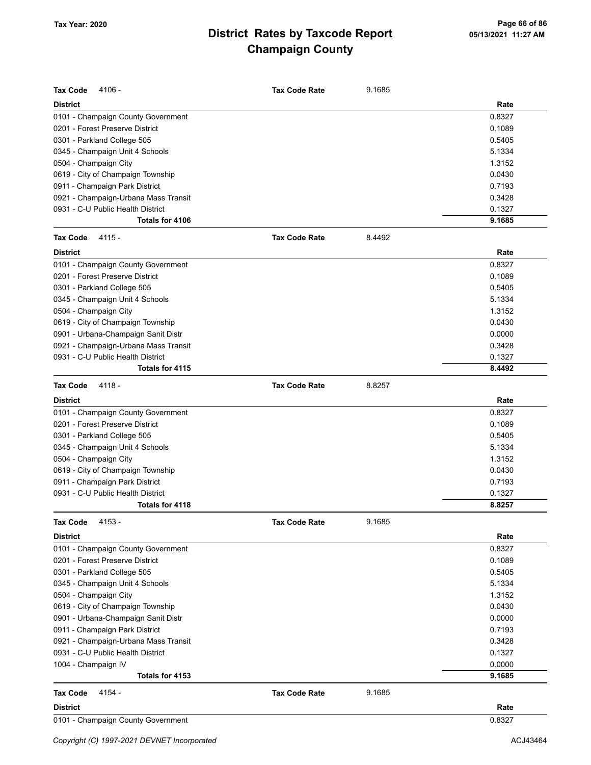# District Rates by Taxcode Report
# Champaign County

Tax Year: 2020

**Tax Code** 4106 - **Tax Code Rate** 9.1685

| District | Rate |
|---|---|
| 0101 - Champaign County Government | 0.8327 |
| 0201 - Forest Preserve District | 0.1089 |
| 0301 - Parkland College 505 | 0.5405 |
| 0345 - Champaign Unit 4 Schools | 5.1334 |
| 0504 - Champaign City | 1.3152 |
| 0619 - City of Champaign Township | 0.0430 |
| 0911 - Champaign Park District | 0.7193 |
| 0921 - Champaign-Urbana Mass Transit | 0.3428 |
| 0931 - C-U Public Health District | 0.1327 |
| **Totals for 4106** | **9.1685** |

**Tax Code** 4115 - **Tax Code Rate** 8.4492

| District | Rate |
|---|---|
| 0101 - Champaign County Government | 0.8327 |
| 0201 - Forest Preserve District | 0.1089 |
| 0301 - Parkland College 505 | 0.5405 |
| 0345 - Champaign Unit 4 Schools | 5.1334 |
| 0504 - Champaign City | 1.3152 |
| 0619 - City of Champaign Township | 0.0430 |
| 0901 - Urbana-Champaign Sanit Distr | 0.0000 |
| 0921 - Champaign-Urbana Mass Transit | 0.3428 |
| 0931 - C-U Public Health District | 0.1327 |
| **Totals for 4115** | **8.4492** |

**Tax Code** 4118 - **Tax Code Rate** 8.8257

| District | Rate |
|---|---|
| 0101 - Champaign County Government | 0.8327 |
| 0201 - Forest Preserve District | 0.1089 |
| 0301 - Parkland College 505 | 0.5405 |
| 0345 - Champaign Unit 4 Schools | 5.1334 |
| 0504 - Champaign City | 1.3152 |
| 0619 - City of Champaign Township | 0.0430 |
| 0911 - Champaign Park District | 0.7193 |
| 0931 - C-U Public Health District | 0.1327 |
| **Totals for 4118** | **8.8257** |

**Tax Code** 4153 - **Tax Code Rate** 9.1685

| District | Rate |
|---|---|
| 0101 - Champaign County Government | 0.8327 |
| 0201 - Forest Preserve District | 0.1089 |
| 0301 - Parkland College 505 | 0.5405 |
| 0345 - Champaign Unit 4 Schools | 5.1334 |
| 0504 - Champaign City | 1.3152 |
| 0619 - City of Champaign Township | 0.0430 |
| 0901 - Urbana-Champaign Sanit Distr | 0.0000 |
| 0911 - Champaign Park District | 0.7193 |
| 0921 - Champaign-Urbana Mass Transit | 0.3428 |
| 0931 - C-U Public Health District | 0.1327 |
| 1004 - Champaign IV | 0.0000 |
| **Totals for 4153** | **9.1685** |

**Tax Code** 4154 - **Tax Code Rate** 9.1685

| District | Rate |
|---|---|
| 0101 - Champaign County Government | 0.8327 |

Copyright (C) 1997-2021 DEVNET Incorporated ACJ43464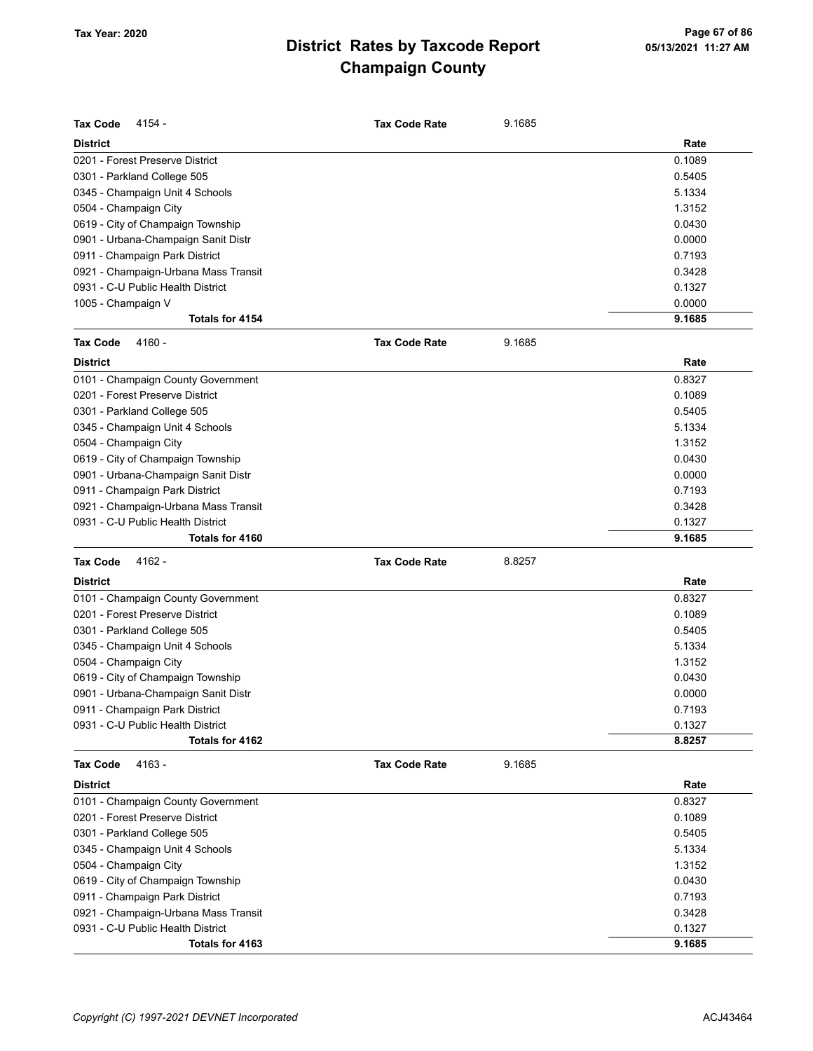# District Rates by Taxcode Report
## Champaign County

Tax Year: 2020

**Tax Code** 4154 - **Tax Code Rate** 9.1685

| District | Rate |
|---|---|
| 0201 - Forest Preserve District | 0.1089 |
| 0301 - Parkland College 505 | 0.5405 |
| 0345 - Champaign Unit 4 Schools | 5.1334 |
| 0504 - Champaign City | 1.3152 |
| 0619 - City of Champaign Township | 0.0430 |
| 0901 - Urbana-Champaign Sanit Distr | 0.0000 |
| 0911 - Champaign Park District | 0.7193 |
| 0921 - Champaign-Urbana Mass Transit | 0.3428 |
| 0931 - C-U Public Health District | 0.1327 |
| 1005 - Champaign V | 0.0000 |
| **Totals for 4154** | **9.1685** |

**Tax Code** 4160 - **Tax Code Rate** 9.1685

| District | Rate |
|---|---|
| 0101 - Champaign County Government | 0.8327 |
| 0201 - Forest Preserve District | 0.1089 |
| 0301 - Parkland College 505 | 0.5405 |
| 0345 - Champaign Unit 4 Schools | 5.1334 |
| 0504 - Champaign City | 1.3152 |
| 0619 - City of Champaign Township | 0.0430 |
| 0901 - Urbana-Champaign Sanit Distr | 0.0000 |
| 0911 - Champaign Park District | 0.7193 |
| 0921 - Champaign-Urbana Mass Transit | 0.3428 |
| 0931 - C-U Public Health District | 0.1327 |
| **Totals for 4160** | **9.1685** |

**Tax Code** 4162 - **Tax Code Rate** 8.8257

| District | Rate |
|---|---|
| 0101 - Champaign County Government | 0.8327 |
| 0201 - Forest Preserve District | 0.1089 |
| 0301 - Parkland College 505 | 0.5405 |
| 0345 - Champaign Unit 4 Schools | 5.1334 |
| 0504 - Champaign City | 1.3152 |
| 0619 - City of Champaign Township | 0.0430 |
| 0901 - Urbana-Champaign Sanit Distr | 0.0000 |
| 0911 - Champaign Park District | 0.7193 |
| 0931 - C-U Public Health District | 0.1327 |
| **Totals for 4162** | **8.8257** |

**Tax Code** 4163 - **Tax Code Rate** 9.1685

| District | Rate |
|---|---|
| 0101 - Champaign County Government | 0.8327 |
| 0201 - Forest Preserve District | 0.1089 |
| 0301 - Parkland College 505 | 0.5405 |
| 0345 - Champaign Unit 4 Schools | 5.1334 |
| 0504 - Champaign City | 1.3152 |
| 0619 - City of Champaign Township | 0.0430 |
| 0911 - Champaign Park District | 0.7193 |
| 0921 - Champaign-Urbana Mass Transit | 0.3428 |
| 0931 - C-U Public Health District | 0.1327 |
| **Totals for 4163** | **9.1685** |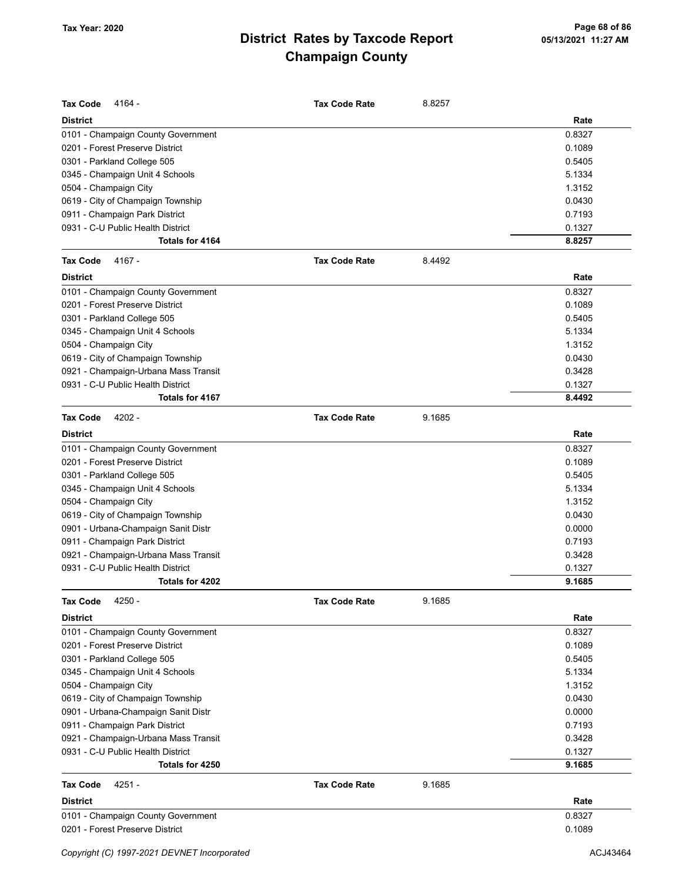# District Rates by Taxcode Report
## Champaign County

Tax Year: 2020

**Tax Code** 4164 - **Tax Code Rate** 8.8257

| District | Rate |
|---|---|
| 0101 - Champaign County Government | 0.8327 |
| 0201 - Forest Preserve District | 0.1089 |
| 0301 - Parkland College 505 | 0.5405 |
| 0345 - Champaign Unit 4 Schools | 5.1334 |
| 0504 - Champaign City | 1.3152 |
| 0619 - City of Champaign Township | 0.0430 |
| 0911 - Champaign Park District | 0.7193 |
| 0931 - C-U Public Health District | 0.1327 |
| **Totals for 4164** | **8.8257** |

**Tax Code** 4167 - **Tax Code Rate** 8.4492

| District | Rate |
|---|---|
| 0101 - Champaign County Government | 0.8327 |
| 0201 - Forest Preserve District | 0.1089 |
| 0301 - Parkland College 505 | 0.5405 |
| 0345 - Champaign Unit 4 Schools | 5.1334 |
| 0504 - Champaign City | 1.3152 |
| 0619 - City of Champaign Township | 0.0430 |
| 0921 - Champaign-Urbana Mass Transit | 0.3428 |
| 0931 - C-U Public Health District | 0.1327 |
| **Totals for 4167** | **8.4492** |

**Tax Code** 4202 - **Tax Code Rate** 9.1685

| District | Rate |
|---|---|
| 0101 - Champaign County Government | 0.8327 |
| 0201 - Forest Preserve District | 0.1089 |
| 0301 - Parkland College 505 | 0.5405 |
| 0345 - Champaign Unit 4 Schools | 5.1334 |
| 0504 - Champaign City | 1.3152 |
| 0619 - City of Champaign Township | 0.0430 |
| 0901 - Urbana-Champaign Sanit Distr | 0.0000 |
| 0911 - Champaign Park District | 0.7193 |
| 0921 - Champaign-Urbana Mass Transit | 0.3428 |
| 0931 - C-U Public Health District | 0.1327 |
| **Totals for 4202** | **9.1685** |

**Tax Code** 4250 - **Tax Code Rate** 9.1685

| District | Rate |
|---|---|
| 0101 - Champaign County Government | 0.8327 |
| 0201 - Forest Preserve District | 0.1089 |
| 0301 - Parkland College 505 | 0.5405 |
| 0345 - Champaign Unit 4 Schools | 5.1334 |
| 0504 - Champaign City | 1.3152 |
| 0619 - City of Champaign Township | 0.0430 |
| 0901 - Urbana-Champaign Sanit Distr | 0.0000 |
| 0911 - Champaign Park District | 0.7193 |
| 0921 - Champaign-Urbana Mass Transit | 0.3428 |
| 0931 - C-U Public Health District | 0.1327 |
| **Totals for 4250** | **9.1685** |

**Tax Code** 4251 - **Tax Code Rate** 9.1685

| District | Rate |
|---|---|
| 0101 - Champaign County Government | 0.8327 |
| 0201 - Forest Preserve District | 0.1089 |

Copyright (C) 1997-2021 DEVNET Incorporated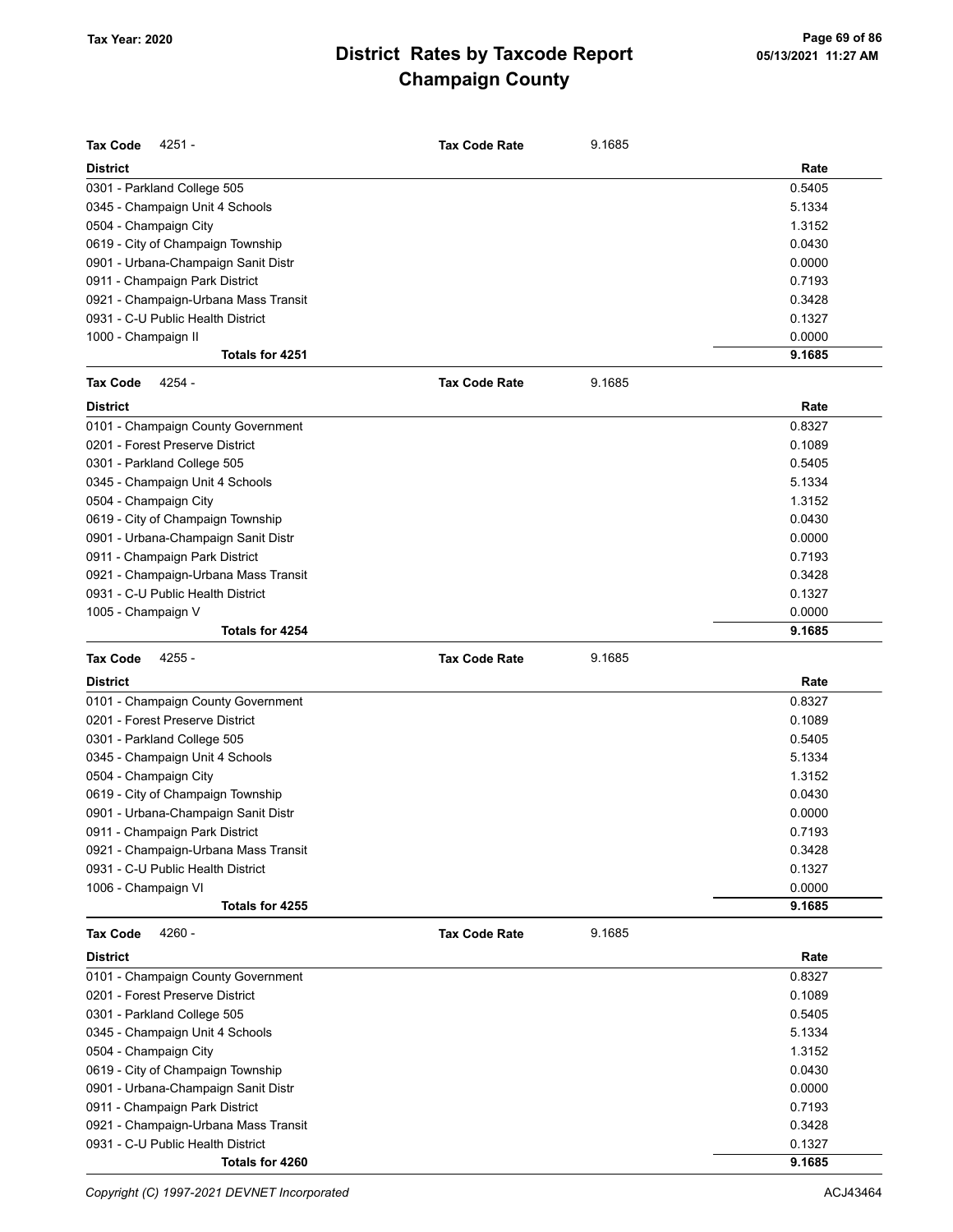# District Rates by Taxcode Report
## Champaign County

Tax Year: 2020

| Tax Code 4251 - | Tax Code Rate | 9.1685 |
|---|---|---|
| **District** | | **Rate** |
| 0301 - Parkland College 505 | | 0.5405 |
| 0345 - Champaign Unit 4 Schools | | 5.1334 |
| 0504 - Champaign City | | 1.3152 |
| 0619 - City of Champaign Township | | 0.0430 |
| 0901 - Urbana-Champaign Sanit Distr | | 0.0000 |
| 0911 - Champaign Park District | | 0.7193 |
| 0921 - Champaign-Urbana Mass Transit | | 0.3428 |
| 0931 - C-U Public Health District | | 0.1327 |
| 1000 - Champaign II | | 0.0000 |
| **Totals for 4251** | | **9.1685** |

| Tax Code 4254 - | Tax Code Rate | 9.1685 |
|---|---|---|
| **District** | | **Rate** |
| 0101 - Champaign County Government | | 0.8327 |
| 0201 - Forest Preserve District | | 0.1089 |
| 0301 - Parkland College 505 | | 0.5405 |
| 0345 - Champaign Unit 4 Schools | | 5.1334 |
| 0504 - Champaign City | | 1.3152 |
| 0619 - City of Champaign Township | | 0.0430 |
| 0901 - Urbana-Champaign Sanit Distr | | 0.0000 |
| 0911 - Champaign Park District | | 0.7193 |
| 0921 - Champaign-Urbana Mass Transit | | 0.3428 |
| 0931 - C-U Public Health District | | 0.1327 |
| 1005 - Champaign V | | 0.0000 |
| **Totals for 4254** | | **9.1685** |

| Tax Code 4255 - | Tax Code Rate | 9.1685 |
|---|---|---|
| **District** | | **Rate** |
| 0101 - Champaign County Government | | 0.8327 |
| 0201 - Forest Preserve District | | 0.1089 |
| 0301 - Parkland College 505 | | 0.5405 |
| 0345 - Champaign Unit 4 Schools | | 5.1334 |
| 0504 - Champaign City | | 1.3152 |
| 0619 - City of Champaign Township | | 0.0430 |
| 0901 - Urbana-Champaign Sanit Distr | | 0.0000 |
| 0911 - Champaign Park District | | 0.7193 |
| 0921 - Champaign-Urbana Mass Transit | | 0.3428 |
| 0931 - C-U Public Health District | | 0.1327 |
| 1006 - Champaign VI | | 0.0000 |
| **Totals for 4255** | | **9.1685** |

| Tax Code 4260 - | Tax Code Rate | 9.1685 |
|---|---|---|
| **District** | | **Rate** |
| 0101 - Champaign County Government | | 0.8327 |
| 0201 - Forest Preserve District | | 0.1089 |
| 0301 - Parkland College 505 | | 0.5405 |
| 0345 - Champaign Unit 4 Schools | | 5.1334 |
| 0504 - Champaign City | | 1.3152 |
| 0619 - City of Champaign Township | | 0.0430 |
| 0901 - Urbana-Champaign Sanit Distr | | 0.0000 |
| 0911 - Champaign Park District | | 0.7193 |
| 0921 - Champaign-Urbana Mass Transit | | 0.3428 |
| 0931 - C-U Public Health District | | 0.1327 |
| **Totals for 4260** | | **9.1685** |

*Copyright (C) 1997-2021 DEVNET Incorporated* ACJ43464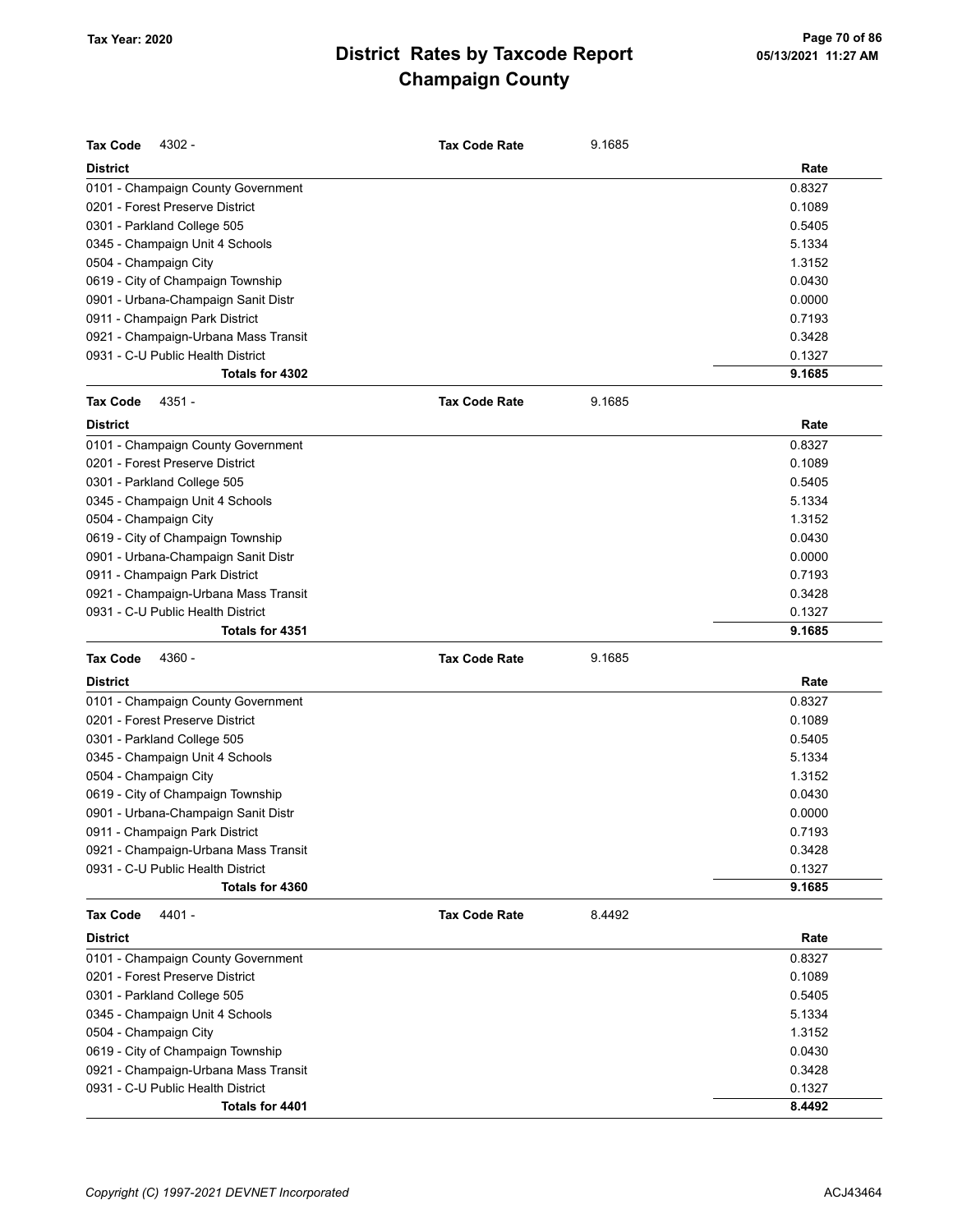# District Rates by Taxcode Report
# Champaign County

Tax Year: 2020

| Tax Code 4302 - | Tax Code Rate 9.1685 |
|---|---|
| **District** | **Rate** |
| 0101 - Champaign County Government | 0.8327 |
| 0201 - Forest Preserve District | 0.1089 |
| 0301 - Parkland College 505 | 0.5405 |
| 0345 - Champaign Unit 4 Schools | 5.1334 |
| 0504 - Champaign City | 1.3152 |
| 0619 - City of Champaign Township | 0.0430 |
| 0901 - Urbana-Champaign Sanit Distr | 0.0000 |
| 0911 - Champaign Park District | 0.7193 |
| 0921 - Champaign-Urbana Mass Transit | 0.3428 |
| 0931 - C-U Public Health District | 0.1327 |
| **Totals for 4302** | **9.1685** |

| Tax Code 4351 - | Tax Code Rate 9.1685 |
|---|---|
| **District** | **Rate** |
| 0101 - Champaign County Government | 0.8327 |
| 0201 - Forest Preserve District | 0.1089 |
| 0301 - Parkland College 505 | 0.5405 |
| 0345 - Champaign Unit 4 Schools | 5.1334 |
| 0504 - Champaign City | 1.3152 |
| 0619 - City of Champaign Township | 0.0430 |
| 0901 - Urbana-Champaign Sanit Distr | 0.0000 |
| 0911 - Champaign Park District | 0.7193 |
| 0921 - Champaign-Urbana Mass Transit | 0.3428 |
| 0931 - C-U Public Health District | 0.1327 |
| **Totals for 4351** | **9.1685** |

| Tax Code 4360 - | Tax Code Rate 9.1685 |
|---|---|
| **District** | **Rate** |
| 0101 - Champaign County Government | 0.8327 |
| 0201 - Forest Preserve District | 0.1089 |
| 0301 - Parkland College 505 | 0.5405 |
| 0345 - Champaign Unit 4 Schools | 5.1334 |
| 0504 - Champaign City | 1.3152 |
| 0619 - City of Champaign Township | 0.0430 |
| 0901 - Urbana-Champaign Sanit Distr | 0.0000 |
| 0911 - Champaign Park District | 0.7193 |
| 0921 - Champaign-Urbana Mass Transit | 0.3428 |
| 0931 - C-U Public Health District | 0.1327 |
| **Totals for 4360** | **9.1685** |

| Tax Code 4401 - | Tax Code Rate 8.4492 |
|---|---|
| **District** | **Rate** |
| 0101 - Champaign County Government | 0.8327 |
| 0201 - Forest Preserve District | 0.1089 |
| 0301 - Parkland College 505 | 0.5405 |
| 0345 - Champaign Unit 4 Schools | 5.1334 |
| 0504 - Champaign City | 1.3152 |
| 0619 - City of Champaign Township | 0.0430 |
| 0921 - Champaign-Urbana Mass Transit | 0.3428 |
| 0931 - C-U Public Health District | 0.1327 |
| **Totals for 4401** | **8.4492** |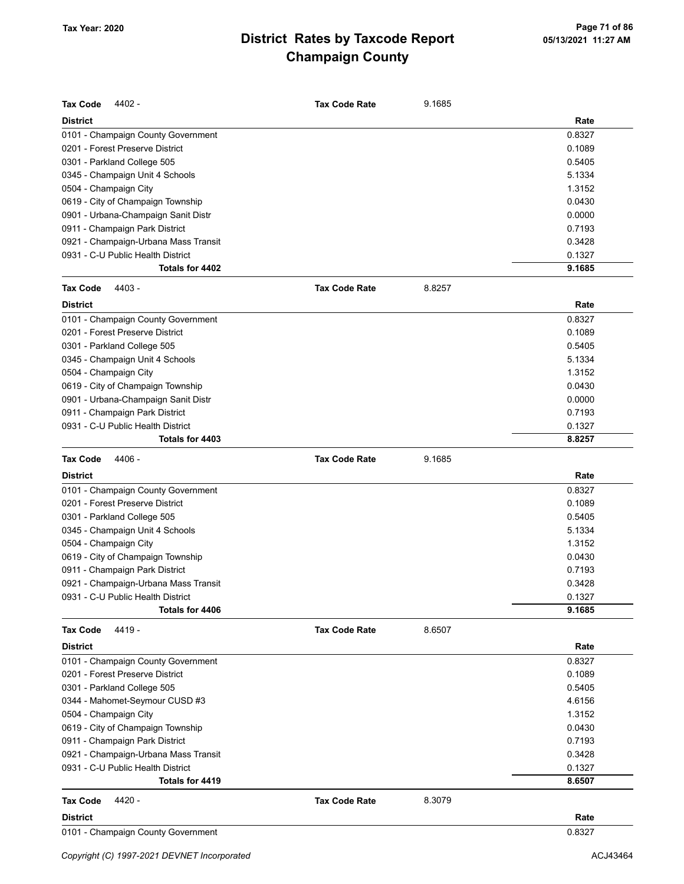# District Rates by Taxcode Report
# Champaign County

Tax Year: 2020

| Tax Code 4402 - | Tax Code Rate | 9.1685 |
|---|---|---|
| **District** | | **Rate** |
| 0101 - Champaign County Government | | 0.8327 |
| 0201 - Forest Preserve District | | 0.1089 |
| 0301 - Parkland College 505 | | 0.5405 |
| 0345 - Champaign Unit 4 Schools | | 5.1334 |
| 0504 - Champaign City | | 1.3152 |
| 0619 - City of Champaign Township | | 0.0430 |
| 0901 - Urbana-Champaign Sanit Distr | | 0.0000 |
| 0911 - Champaign Park District | | 0.7193 |
| 0921 - Champaign-Urbana Mass Transit | | 0.3428 |
| 0931 - C-U Public Health District | | 0.1327 |
| **Totals for 4402** | | **9.1685** |

| Tax Code 4403 - | Tax Code Rate | 8.8257 |
|---|---|---|
| **District** | | **Rate** |
| 0101 - Champaign County Government | | 0.8327 |
| 0201 - Forest Preserve District | | 0.1089 |
| 0301 - Parkland College 505 | | 0.5405 |
| 0345 - Champaign Unit 4 Schools | | 5.1334 |
| 0504 - Champaign City | | 1.3152 |
| 0619 - City of Champaign Township | | 0.0430 |
| 0901 - Urbana-Champaign Sanit Distr | | 0.0000 |
| 0911 - Champaign Park District | | 0.7193 |
| 0931 - C-U Public Health District | | 0.1327 |
| **Totals for 4403** | | **8.8257** |

| Tax Code 4406 - | Tax Code Rate | 9.1685 |
|---|---|---|
| **District** | | **Rate** |
| 0101 - Champaign County Government | | 0.8327 |
| 0201 - Forest Preserve District | | 0.1089 |
| 0301 - Parkland College 505 | | 0.5405 |
| 0345 - Champaign Unit 4 Schools | | 5.1334 |
| 0504 - Champaign City | | 1.3152 |
| 0619 - City of Champaign Township | | 0.0430 |
| 0911 - Champaign Park District | | 0.7193 |
| 0921 - Champaign-Urbana Mass Transit | | 0.3428 |
| 0931 - C-U Public Health District | | 0.1327 |
| **Totals for 4406** | | **9.1685** |

| Tax Code 4419 - | Tax Code Rate | 8.6507 |
|---|---|---|
| **District** | | **Rate** |
| 0101 - Champaign County Government | | 0.8327 |
| 0201 - Forest Preserve District | | 0.1089 |
| 0301 - Parkland College 505 | | 0.5405 |
| 0344 - Mahomet-Seymour CUSD #3 | | 4.6156 |
| 0504 - Champaign City | | 1.3152 |
| 0619 - City of Champaign Township | | 0.0430 |
| 0911 - Champaign Park District | | 0.7193 |
| 0921 - Champaign-Urbana Mass Transit | | 0.3428 |
| 0931 - C-U Public Health District | | 0.1327 |
| **Totals for 4419** | | **8.6507** |

| Tax Code 4420 - | Tax Code Rate | 8.3079 |
|---|---|---|
| **District** | | **Rate** |
| 0101 - Champaign County Government | | 0.8327 |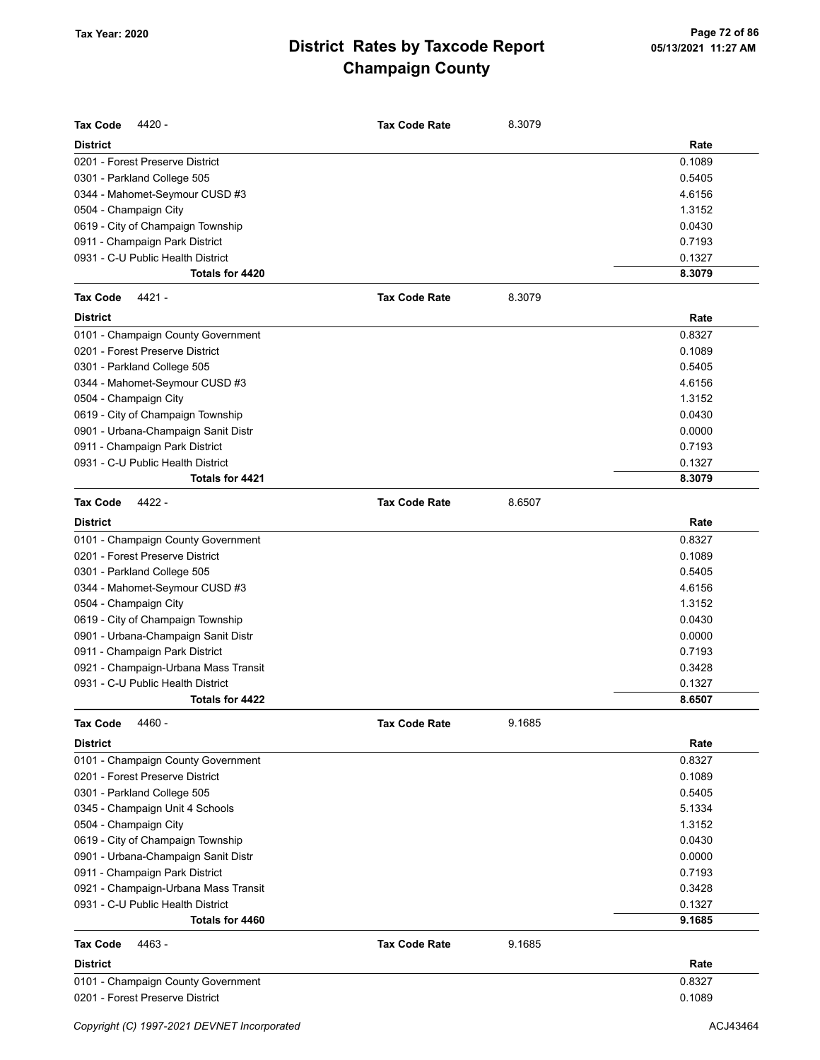| Tax Code 4420 - | Tax Code Rate | 8.3079 |
|---|---|---|
| **District** | | **Rate** |
| 0201 - Forest Preserve District | | 0.1089 |
| 0301 - Parkland College 505 | | 0.5405 |
| 0344 - Mahomet-Seymour CUSD #3 | | 4.6156 |
| 0504 - Champaign City | | 1.3152 |
| 0619 - City of Champaign Township | | 0.0430 |
| 0911 - Champaign Park District | | 0.7193 |
| 0931 - C-U Public Health District | | 0.1327 |
| **Totals for 4420** | | **8.3079** |

| Tax Code 4421 - | Tax Code Rate | 8.3079 |
|---|---|---|
| **District** | | **Rate** |
| 0101 - Champaign County Government | | 0.8327 |
| 0201 - Forest Preserve District | | 0.1089 |
| 0301 - Parkland College 505 | | 0.5405 |
| 0344 - Mahomet-Seymour CUSD #3 | | 4.6156 |
| 0504 - Champaign City | | 1.3152 |
| 0619 - City of Champaign Township | | 0.0430 |
| 0901 - Urbana-Champaign Sanit Distr | | 0.0000 |
| 0911 - Champaign Park District | | 0.7193 |
| 0931 - C-U Public Health District | | 0.1327 |
| **Totals for 4421** | | **8.3079** |

| Tax Code 4422 - | Tax Code Rate | 8.6507 |
|---|---|---|
| **District** | | **Rate** |
| 0101 - Champaign County Government | | 0.8327 |
| 0201 - Forest Preserve District | | 0.1089 |
| 0301 - Parkland College 505 | | 0.5405 |
| 0344 - Mahomet-Seymour CUSD #3 | | 4.6156 |
| 0504 - Champaign City | | 1.3152 |
| 0619 - City of Champaign Township | | 0.0430 |
| 0901 - Urbana-Champaign Sanit Distr | | 0.0000 |
| 0911 - Champaign Park District | | 0.7193 |
| 0921 - Champaign-Urbana Mass Transit | | 0.3428 |
| 0931 - C-U Public Health District | | 0.1327 |
| **Totals for 4422** | | **8.6507** |

| Tax Code 4460 - | Tax Code Rate | 9.1685 |
|---|---|---|
| **District** | | **Rate** |
| 0101 - Champaign County Government | | 0.8327 |
| 0201 - Forest Preserve District | | 0.1089 |
| 0301 - Parkland College 505 | | 0.5405 |
| 0345 - Champaign Unit 4 Schools | | 5.1334 |
| 0504 - Champaign City | | 1.3152 |
| 0619 - City of Champaign Township | | 0.0430 |
| 0901 - Urbana-Champaign Sanit Distr | | 0.0000 |
| 0911 - Champaign Park District | | 0.7193 |
| 0921 - Champaign-Urbana Mass Transit | | 0.3428 |
| 0931 - C-U Public Health District | | 0.1327 |
| **Totals for 4460** | | **9.1685** |

| Tax Code 4463 - | Tax Code Rate | 9.1685 |
|---|---|---|
| **District** | | **Rate** |
| 0101 - Champaign County Government | | 0.8327 |
| 0201 - Forest Preserve District | | 0.1089 |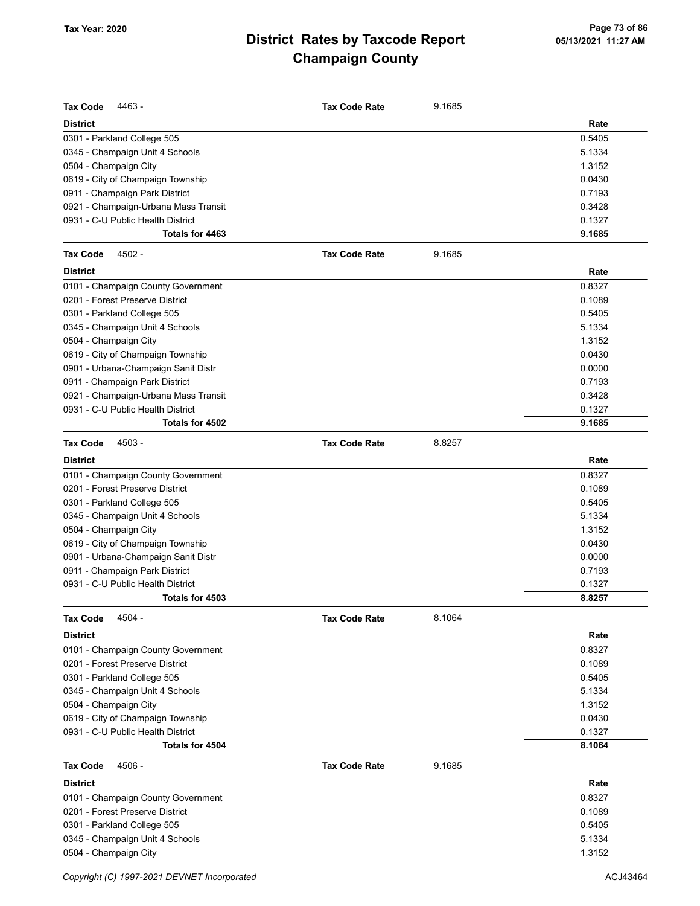# District Rates by Taxcode Report
# Champaign County

Tax Year: 2020

**Tax Code** 4463 - **Tax Code Rate** 9.1685

| District | Rate |
|---|---|
| 0301 - Parkland College 505 | 0.5405 |
| 0345 - Champaign Unit 4 Schools | 5.1334 |
| 0504 - Champaign City | 1.3152 |
| 0619 - City of Champaign Township | 0.0430 |
| 0911 - Champaign Park District | 0.7193 |
| 0921 - Champaign-Urbana Mass Transit | 0.3428 |
| 0931 - C-U Public Health District | 0.1327 |
| **Totals for 4463** | **9.1685** |

**Tax Code** 4502 - **Tax Code Rate** 9.1685

| District | Rate |
|---|---|
| 0101 - Champaign County Government | 0.8327 |
| 0201 - Forest Preserve District | 0.1089 |
| 0301 - Parkland College 505 | 0.5405 |
| 0345 - Champaign Unit 4 Schools | 5.1334 |
| 0504 - Champaign City | 1.3152 |
| 0619 - City of Champaign Township | 0.0430 |
| 0901 - Urbana-Champaign Sanit Distr | 0.0000 |
| 0911 - Champaign Park District | 0.7193 |
| 0921 - Champaign-Urbana Mass Transit | 0.3428 |
| 0931 - C-U Public Health District | 0.1327 |
| **Totals for 4502** | **9.1685** |

**Tax Code** 4503 - **Tax Code Rate** 8.8257

| District | Rate |
|---|---|
| 0101 - Champaign County Government | 0.8327 |
| 0201 - Forest Preserve District | 0.1089 |
| 0301 - Parkland College 505 | 0.5405 |
| 0345 - Champaign Unit 4 Schools | 5.1334 |
| 0504 - Champaign City | 1.3152 |
| 0619 - City of Champaign Township | 0.0430 |
| 0901 - Urbana-Champaign Sanit Distr | 0.0000 |
| 0911 - Champaign Park District | 0.7193 |
| 0931 - C-U Public Health District | 0.1327 |
| **Totals for 4503** | **8.8257** |

**Tax Code** 4504 - **Tax Code Rate** 8.1064

| District | Rate |
|---|---|
| 0101 - Champaign County Government | 0.8327 |
| 0201 - Forest Preserve District | 0.1089 |
| 0301 - Parkland College 505 | 0.5405 |
| 0345 - Champaign Unit 4 Schools | 5.1334 |
| 0504 - Champaign City | 1.3152 |
| 0619 - City of Champaign Township | 0.0430 |
| 0931 - C-U Public Health District | 0.1327 |
| **Totals for 4504** | **8.1064** |

**Tax Code** 4506 - **Tax Code Rate** 9.1685

| District | Rate |
|---|---|
| 0101 - Champaign County Government | 0.8327 |
| 0201 - Forest Preserve District | 0.1089 |
| 0301 - Parkland College 505 | 0.5405 |
| 0345 - Champaign Unit 4 Schools | 5.1334 |
| 0504 - Champaign City | 1.3152 |

Copyright (C) 1997-2021 DEVNET Incorporated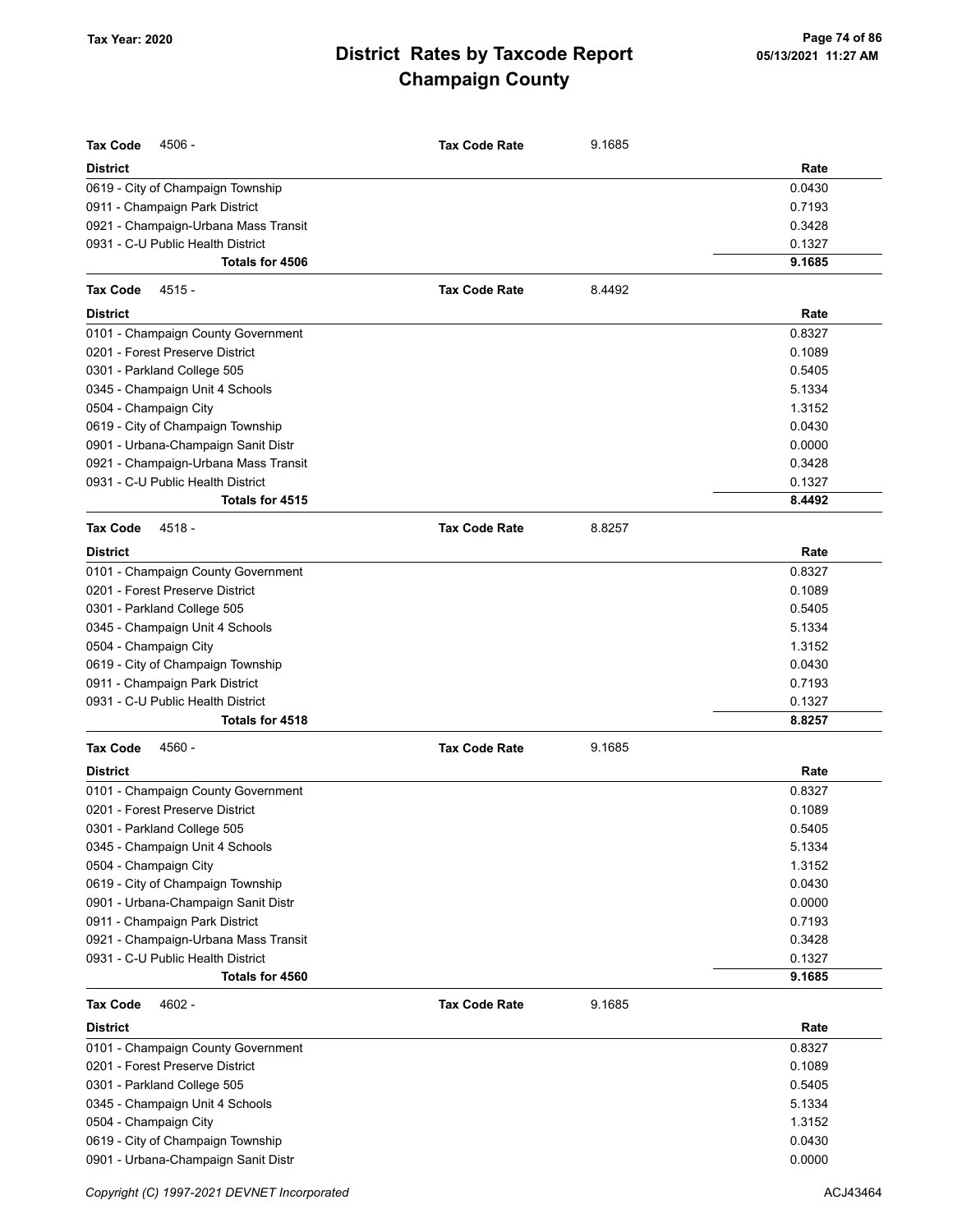# District Rates by Taxcode Report
# Champaign County

Tax Year: 2020

| **Tax Code** 4506 - | **Tax Code Rate** 9.1685 |
|---|---|
| **District** | **Rate** |
| 0619 - City of Champaign Township | 0.0430 |
| 0911 - Champaign Park District | 0.7193 |
| 0921 - Champaign-Urbana Mass Transit | 0.3428 |
| 0931 - C-U Public Health District | 0.1327 |
| **Totals for 4506** | **9.1685** |

| **Tax Code** 4515 - | **Tax Code Rate** 8.4492 |
|---|---|
| **District** | **Rate** |
| 0101 - Champaign County Government | 0.8327 |
| 0201 - Forest Preserve District | 0.1089 |
| 0301 - Parkland College 505 | 0.5405 |
| 0345 - Champaign Unit 4 Schools | 5.1334 |
| 0504 - Champaign City | 1.3152 |
| 0619 - City of Champaign Township | 0.0430 |
| 0901 - Urbana-Champaign Sanit Distr | 0.0000 |
| 0921 - Champaign-Urbana Mass Transit | 0.3428 |
| 0931 - C-U Public Health District | 0.1327 |
| **Totals for 4515** | **8.4492** |

| **Tax Code** 4518 - | **Tax Code Rate** 8.8257 |
|---|---|
| **District** | **Rate** |
| 0101 - Champaign County Government | 0.8327 |
| 0201 - Forest Preserve District | 0.1089 |
| 0301 - Parkland College 505 | 0.5405 |
| 0345 - Champaign Unit 4 Schools | 5.1334 |
| 0504 - Champaign City | 1.3152 |
| 0619 - City of Champaign Township | 0.0430 |
| 0911 - Champaign Park District | 0.7193 |
| 0931 - C-U Public Health District | 0.1327 |
| **Totals for 4518** | **8.8257** |

| **Tax Code** 4560 - | **Tax Code Rate** 9.1685 |
|---|---|
| **District** | **Rate** |
| 0101 - Champaign County Government | 0.8327 |
| 0201 - Forest Preserve District | 0.1089 |
| 0301 - Parkland College 505 | 0.5405 |
| 0345 - Champaign Unit 4 Schools | 5.1334 |
| 0504 - Champaign City | 1.3152 |
| 0619 - City of Champaign Township | 0.0430 |
| 0901 - Urbana-Champaign Sanit Distr | 0.0000 |
| 0911 - Champaign Park District | 0.7193 |
| 0921 - Champaign-Urbana Mass Transit | 0.3428 |
| 0931 - C-U Public Health District | 0.1327 |
| **Totals for 4560** | **9.1685** |

| **Tax Code** 4602 - | **Tax Code Rate** 9.1685 |
|---|---|
| **District** | **Rate** |
| 0101 - Champaign County Government | 0.8327 |
| 0201 - Forest Preserve District | 0.1089 |
| 0301 - Parkland College 505 | 0.5405 |
| 0345 - Champaign Unit 4 Schools | 5.1334 |
| 0504 - Champaign City | 1.3152 |
| 0619 - City of Champaign Township | 0.0430 |
| 0901 - Urbana-Champaign Sanit Distr | 0.0000 |

Copyright (C) 1997-2021 DEVNET Incorporated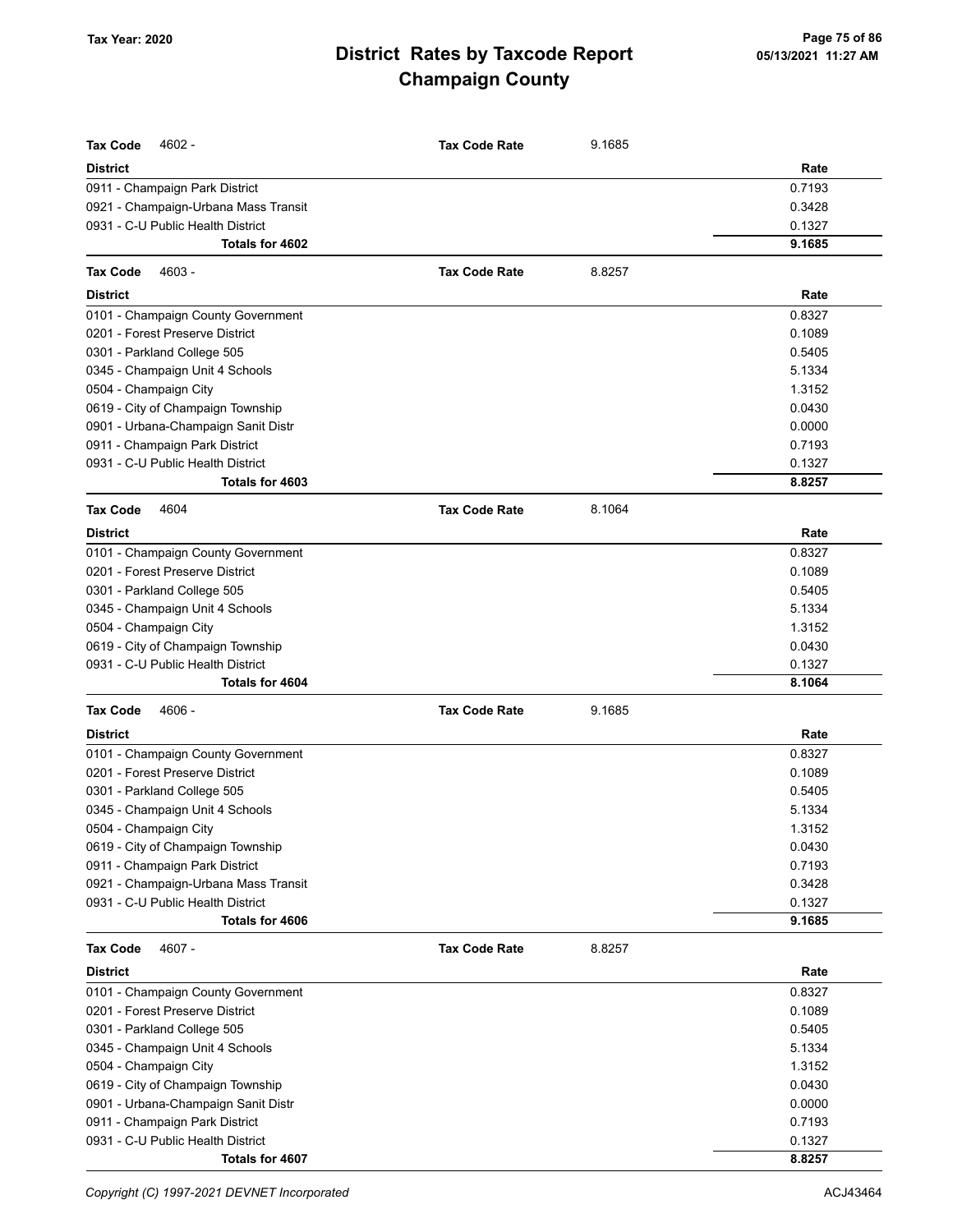# District Rates by Taxcode Report
# Champaign County

Tax Year: 2020

| **Tax Code** 4602 - | **Tax Code Rate** 9.1685 |
|---|---|
| **District** | **Rate** |
| 0911 - Champaign Park District | 0.7193 |
| 0921 - Champaign-Urbana Mass Transit | 0.3428 |
| 0931 - C-U Public Health District | 0.1327 |
| **Totals for 4602** | **9.1685** |

| **Tax Code** 4603 - | **Tax Code Rate** 8.8257 |
|---|---|
| **District** | **Rate** |
| 0101 - Champaign County Government | 0.8327 |
| 0201 - Forest Preserve District | 0.1089 |
| 0301 - Parkland College 505 | 0.5405 |
| 0345 - Champaign Unit 4 Schools | 5.1334 |
| 0504 - Champaign City | 1.3152 |
| 0619 - City of Champaign Township | 0.0430 |
| 0901 - Urbana-Champaign Sanit Distr | 0.0000 |
| 0911 - Champaign Park District | 0.7193 |
| 0931 - C-U Public Health District | 0.1327 |
| **Totals for 4603** | **8.8257** |

| **Tax Code** 4604 | **Tax Code Rate** 8.1064 |
|---|---|
| **District** | **Rate** |
| 0101 - Champaign County Government | 0.8327 |
| 0201 - Forest Preserve District | 0.1089 |
| 0301 - Parkland College 505 | 0.5405 |
| 0345 - Champaign Unit 4 Schools | 5.1334 |
| 0504 - Champaign City | 1.3152 |
| 0619 - City of Champaign Township | 0.0430 |
| 0931 - C-U Public Health District | 0.1327 |
| **Totals for 4604** | **8.1064** |

| **Tax Code** 4606 - | **Tax Code Rate** 9.1685 |
|---|---|
| **District** | **Rate** |
| 0101 - Champaign County Government | 0.8327 |
| 0201 - Forest Preserve District | 0.1089 |
| 0301 - Parkland College 505 | 0.5405 |
| 0345 - Champaign Unit 4 Schools | 5.1334 |
| 0504 - Champaign City | 1.3152 |
| 0619 - City of Champaign Township | 0.0430 |
| 0911 - Champaign Park District | 0.7193 |
| 0921 - Champaign-Urbana Mass Transit | 0.3428 |
| 0931 - C-U Public Health District | 0.1327 |
| **Totals for 4606** | **9.1685** |

| **Tax Code** 4607 - | **Tax Code Rate** 8.8257 |
|---|---|
| **District** | **Rate** |
| 0101 - Champaign County Government | 0.8327 |
| 0201 - Forest Preserve District | 0.1089 |
| 0301 - Parkland College 505 | 0.5405 |
| 0345 - Champaign Unit 4 Schools | 5.1334 |
| 0504 - Champaign City | 1.3152 |
| 0619 - City of Champaign Township | 0.0430 |
| 0901 - Urbana-Champaign Sanit Distr | 0.0000 |
| 0911 - Champaign Park District | 0.7193 |
| 0931 - C-U Public Health District | 0.1327 |
| **Totals for 4607** | **8.8257** |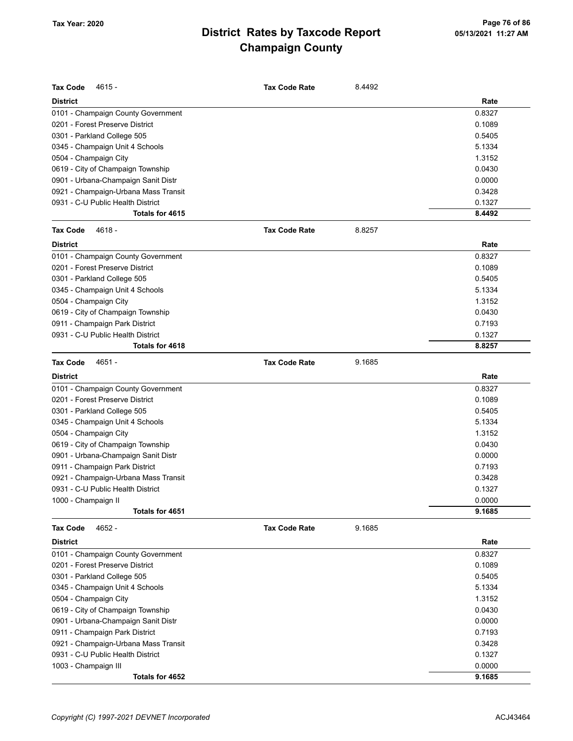# District Rates by Taxcode Report
## Champaign County

Tax Year: 2020

**Tax Code** 4615 - **Tax Code Rate** 8.4492

| District | Rate |
|---|---|
| 0101 - Champaign County Government | 0.8327 |
| 0201 - Forest Preserve District | 0.1089 |
| 0301 - Parkland College 505 | 0.5405 |
| 0345 - Champaign Unit 4 Schools | 5.1334 |
| 0504 - Champaign City | 1.3152 |
| 0619 - City of Champaign Township | 0.0430 |
| 0901 - Urbana-Champaign Sanit Distr | 0.0000 |
| 0921 - Champaign-Urbana Mass Transit | 0.3428 |
| 0931 - C-U Public Health District | 0.1327 |
| **Totals for 4615** | **8.4492** |

**Tax Code** 4618 - **Tax Code Rate** 8.8257

| District | Rate |
|---|---|
| 0101 - Champaign County Government | 0.8327 |
| 0201 - Forest Preserve District | 0.1089 |
| 0301 - Parkland College 505 | 0.5405 |
| 0345 - Champaign Unit 4 Schools | 5.1334 |
| 0504 - Champaign City | 1.3152 |
| 0619 - City of Champaign Township | 0.0430 |
| 0911 - Champaign Park District | 0.7193 |
| 0931 - C-U Public Health District | 0.1327 |
| **Totals for 4618** | **8.8257** |

**Tax Code** 4651 - **Tax Code Rate** 9.1685

| District | Rate |
|---|---|
| 0101 - Champaign County Government | 0.8327 |
| 0201 - Forest Preserve District | 0.1089 |
| 0301 - Parkland College 505 | 0.5405 |
| 0345 - Champaign Unit 4 Schools | 5.1334 |
| 0504 - Champaign City | 1.3152 |
| 0619 - City of Champaign Township | 0.0430 |
| 0901 - Urbana-Champaign Sanit Distr | 0.0000 |
| 0911 - Champaign Park District | 0.7193 |
| 0921 - Champaign-Urbana Mass Transit | 0.3428 |
| 0931 - C-U Public Health District | 0.1327 |
| 1000 - Champaign II | 0.0000 |
| **Totals for 4651** | **9.1685** |

**Tax Code** 4652 - **Tax Code Rate** 9.1685

| District | Rate |
|---|---|
| 0101 - Champaign County Government | 0.8327 |
| 0201 - Forest Preserve District | 0.1089 |
| 0301 - Parkland College 505 | 0.5405 |
| 0345 - Champaign Unit 4 Schools | 5.1334 |
| 0504 - Champaign City | 1.3152 |
| 0619 - City of Champaign Township | 0.0430 |
| 0901 - Urbana-Champaign Sanit Distr | 0.0000 |
| 0911 - Champaign Park District | 0.7193 |
| 0921 - Champaign-Urbana Mass Transit | 0.3428 |
| 0931 - C-U Public Health District | 0.1327 |
| 1003 - Champaign III | 0.0000 |
| **Totals for 4652** | **9.1685** |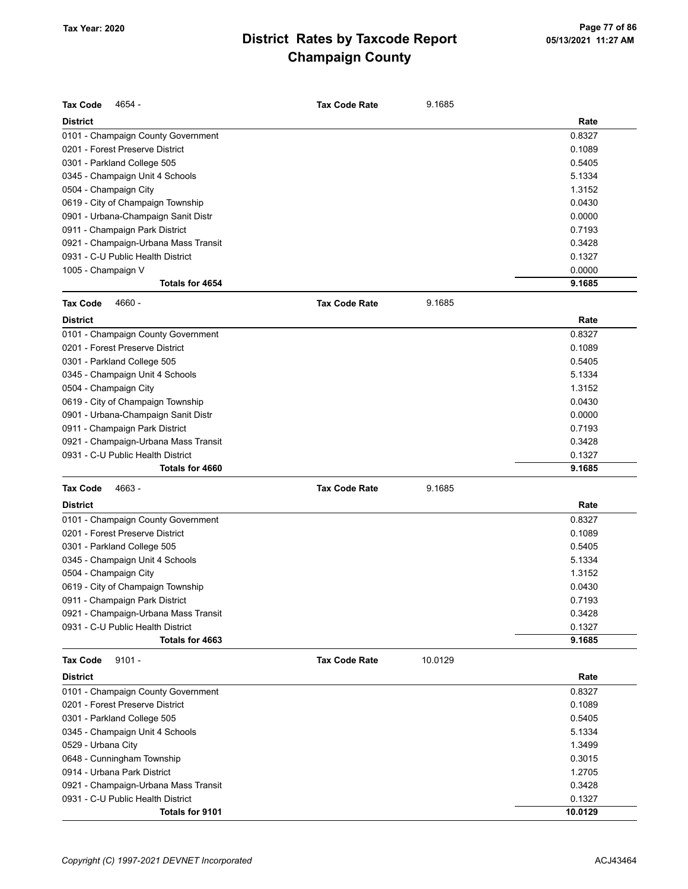# District Rates by Taxcode Report
# Champaign County

Tax Year: 2020

**Tax Code** 4654 - **Tax Code Rate** 9.1685

| District | Rate |
|---|---|
| 0101 - Champaign County Government | 0.8327 |
| 0201 - Forest Preserve District | 0.1089 |
| 0301 - Parkland College 505 | 0.5405 |
| 0345 - Champaign Unit 4 Schools | 5.1334 |
| 0504 - Champaign City | 1.3152 |
| 0619 - City of Champaign Township | 0.0430 |
| 0901 - Urbana-Champaign Sanit Distr | 0.0000 |
| 0911 - Champaign Park District | 0.7193 |
| 0921 - Champaign-Urbana Mass Transit | 0.3428 |
| 0931 - C-U Public Health District | 0.1327 |
| 1005 - Champaign V | 0.0000 |
| **Totals for 4654** | **9.1685** |

**Tax Code** 4660 - **Tax Code Rate** 9.1685

| District | Rate |
|---|---|
| 0101 - Champaign County Government | 0.8327 |
| 0201 - Forest Preserve District | 0.1089 |
| 0301 - Parkland College 505 | 0.5405 |
| 0345 - Champaign Unit 4 Schools | 5.1334 |
| 0504 - Champaign City | 1.3152 |
| 0619 - City of Champaign Township | 0.0430 |
| 0901 - Urbana-Champaign Sanit Distr | 0.0000 |
| 0911 - Champaign Park District | 0.7193 |
| 0921 - Champaign-Urbana Mass Transit | 0.3428 |
| 0931 - C-U Public Health District | 0.1327 |
| **Totals for 4660** | **9.1685** |

**Tax Code** 4663 - **Tax Code Rate** 9.1685

| District | Rate |
|---|---|
| 0101 - Champaign County Government | 0.8327 |
| 0201 - Forest Preserve District | 0.1089 |
| 0301 - Parkland College 505 | 0.5405 |
| 0345 - Champaign Unit 4 Schools | 5.1334 |
| 0504 - Champaign City | 1.3152 |
| 0619 - City of Champaign Township | 0.0430 |
| 0911 - Champaign Park District | 0.7193 |
| 0921 - Champaign-Urbana Mass Transit | 0.3428 |
| 0931 - C-U Public Health District | 0.1327 |
| **Totals for 4663** | **9.1685** |

**Tax Code** 9101 - **Tax Code Rate** 10.0129

| District | Rate |
|---|---|
| 0101 - Champaign County Government | 0.8327 |
| 0201 - Forest Preserve District | 0.1089 |
| 0301 - Parkland College 505 | 0.5405 |
| 0345 - Champaign Unit 4 Schools | 5.1334 |
| 0529 - Urbana City | 1.3499 |
| 0648 - Cunningham Township | 0.3015 |
| 0914 - Urbana Park District | 1.2705 |
| 0921 - Champaign-Urbana Mass Transit | 0.3428 |
| 0931 - C-U Public Health District | 0.1327 |
| **Totals for 9101** | **10.0129** |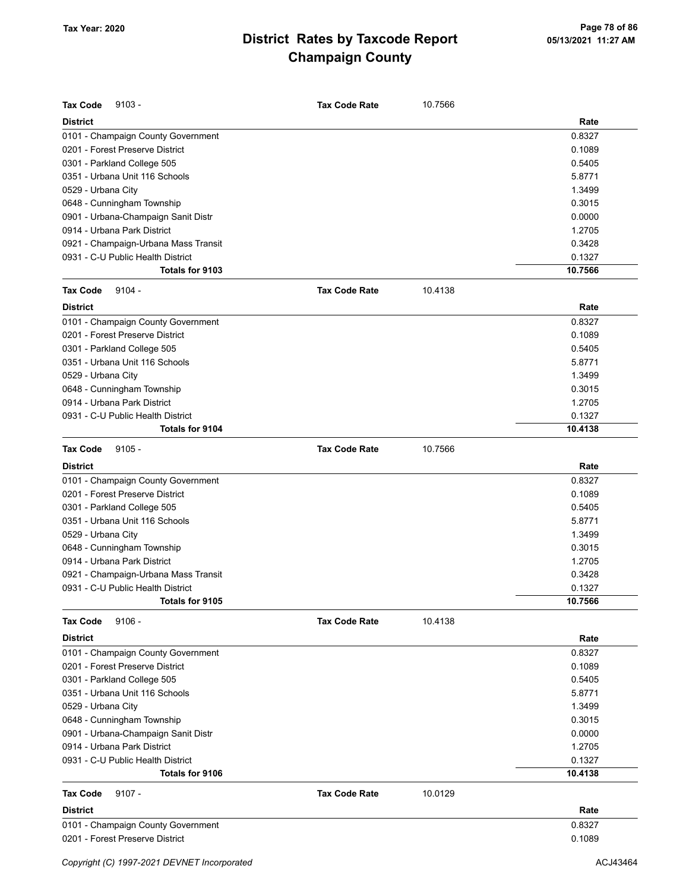| Tax Code 9103 - | Tax Code Rate | 10.7566 |
|---|---|---|
| **District** | | **Rate** |
| 0101 - Champaign County Government | | 0.8327 |
| 0201 - Forest Preserve District | | 0.1089 |
| 0301 - Parkland College 505 | | 0.5405 |
| 0351 - Urbana Unit 116 Schools | | 5.8771 |
| 0529 - Urbana City | | 1.3499 |
| 0648 - Cunningham Township | | 0.3015 |
| 0901 - Urbana-Champaign Sanit Distr | | 0.0000 |
| 0914 - Urbana Park District | | 1.2705 |
| 0921 - Champaign-Urbana Mass Transit | | 0.3428 |
| 0931 - C-U Public Health District | | 0.1327 |
| **Totals for 9103** | | **10.7566** |

| Tax Code 9104 - | Tax Code Rate | 10.4138 |
|---|---|---|
| **District** | | **Rate** |
| 0101 - Champaign County Government | | 0.8327 |
| 0201 - Forest Preserve District | | 0.1089 |
| 0301 - Parkland College 505 | | 0.5405 |
| 0351 - Urbana Unit 116 Schools | | 5.8771 |
| 0529 - Urbana City | | 1.3499 |
| 0648 - Cunningham Township | | 0.3015 |
| 0914 - Urbana Park District | | 1.2705 |
| 0931 - C-U Public Health District | | 0.1327 |
| **Totals for 9104** | | **10.4138** |

| Tax Code 9105 - | Tax Code Rate | 10.7566 |
|---|---|---|
| **District** | | **Rate** |
| 0101 - Champaign County Government | | 0.8327 |
| 0201 - Forest Preserve District | | 0.1089 |
| 0301 - Parkland College 505 | | 0.5405 |
| 0351 - Urbana Unit 116 Schools | | 5.8771 |
| 0529 - Urbana City | | 1.3499 |
| 0648 - Cunningham Township | | 0.3015 |
| 0914 - Urbana Park District | | 1.2705 |
| 0921 - Champaign-Urbana Mass Transit | | 0.3428 |
| 0931 - C-U Public Health District | | 0.1327 |
| **Totals for 9105** | | **10.7566** |

| Tax Code 9106 - | Tax Code Rate | 10.4138 |
|---|---|---|
| **District** | | **Rate** |
| 0101 - Champaign County Government | | 0.8327 |
| 0201 - Forest Preserve District | | 0.1089 |
| 0301 - Parkland College 505 | | 0.5405 |
| 0351 - Urbana Unit 116 Schools | | 5.8771 |
| 0529 - Urbana City | | 1.3499 |
| 0648 - Cunningham Township | | 0.3015 |
| 0901 - Urbana-Champaign Sanit Distr | | 0.0000 |
| 0914 - Urbana Park District | | 1.2705 |
| 0931 - C-U Public Health District | | 0.1327 |
| **Totals for 9106** | | **10.4138** |

| Tax Code 9107 - | Tax Code Rate | 10.0129 |
|---|---|---|
| **District** | | **Rate** |
| 0101 - Champaign County Government | | 0.8327 |
| 0201 - Forest Preserve District | | 0.1089 |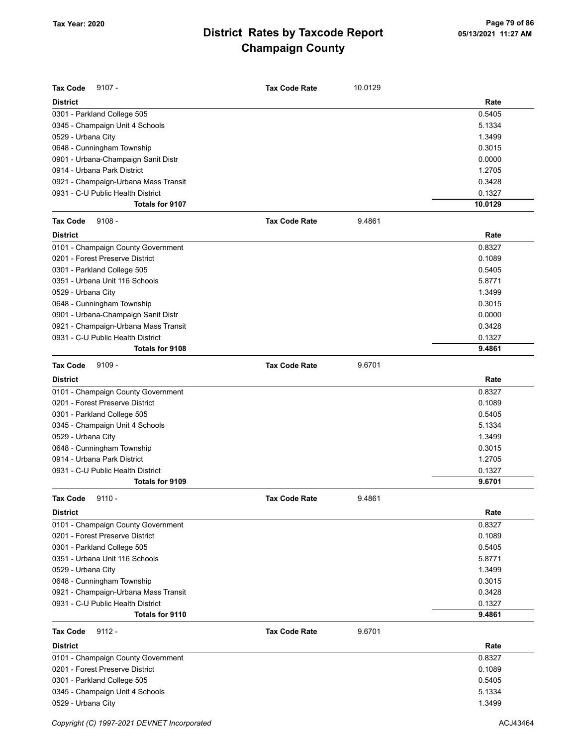# District Rates by Taxcode Report
## Champaign County

Tax Year: 2020

**Tax Code** 9107 - **Tax Code Rate** 10.0129

| District | Rate |
|---|---|
| 0301 - Parkland College 505 | 0.5405 |
| 0345 - Champaign Unit 4 Schools | 5.1334 |
| 0529 - Urbana City | 1.3499 |
| 0648 - Cunningham Township | 0.3015 |
| 0901 - Urbana-Champaign Sanit Distr | 0.0000 |
| 0914 - Urbana Park District | 1.2705 |
| 0921 - Champaign-Urbana Mass Transit | 0.3428 |
| 0931 - C-U Public Health District | 0.1327 |
| **Totals for 9107** | **10.0129** |

**Tax Code** 9108 - **Tax Code Rate** 9.4861

| District | Rate |
|---|---|
| 0101 - Champaign County Government | 0.8327 |
| 0201 - Forest Preserve District | 0.1089 |
| 0301 - Parkland College 505 | 0.5405 |
| 0351 - Urbana Unit 116 Schools | 5.8771 |
| 0529 - Urbana City | 1.3499 |
| 0648 - Cunningham Township | 0.3015 |
| 0901 - Urbana-Champaign Sanit Distr | 0.0000 |
| 0921 - Champaign-Urbana Mass Transit | 0.3428 |
| 0931 - C-U Public Health District | 0.1327 |
| **Totals for 9108** | **9.4861** |

**Tax Code** 9109 - **Tax Code Rate** 9.6701

| District | Rate |
|---|---|
| 0101 - Champaign County Government | 0.8327 |
| 0201 - Forest Preserve District | 0.1089 |
| 0301 - Parkland College 505 | 0.5405 |
| 0345 - Champaign Unit 4 Schools | 5.1334 |
| 0529 - Urbana City | 1.3499 |
| 0648 - Cunningham Township | 0.3015 |
| 0914 - Urbana Park District | 1.2705 |
| 0931 - C-U Public Health District | 0.1327 |
| **Totals for 9109** | **9.6701** |

**Tax Code** 9110 - **Tax Code Rate** 9.4861

| District | Rate |
|---|---|
| 0101 - Champaign County Government | 0.8327 |
| 0201 - Forest Preserve District | 0.1089 |
| 0301 - Parkland College 505 | 0.5405 |
| 0351 - Urbana Unit 116 Schools | 5.8771 |
| 0529 - Urbana City | 1.3499 |
| 0648 - Cunningham Township | 0.3015 |
| 0921 - Champaign-Urbana Mass Transit | 0.3428 |
| 0931 - C-U Public Health District | 0.1327 |
| **Totals for 9110** | **9.4861** |

**Tax Code** 9112 - **Tax Code Rate** 9.6701

| District | Rate |
|---|---|
| 0101 - Champaign County Government | 0.8327 |
| 0201 - Forest Preserve District | 0.1089 |
| 0301 - Parkland College 505 | 0.5405 |
| 0345 - Champaign Unit 4 Schools | 5.1334 |
| 0529 - Urbana City | 1.3499 |

Copyright (C) 1997-2021 DEVNET Incorporated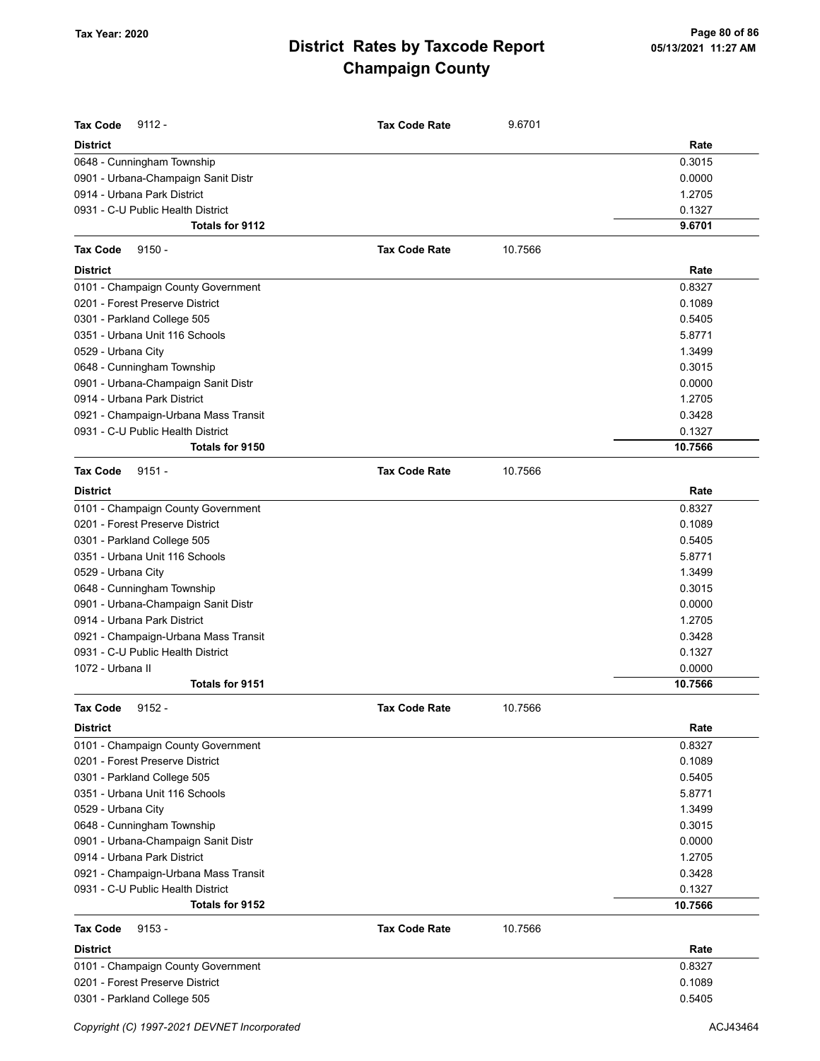# District Rates by Taxcode Report
# Champaign County

Tax Year: 2020

**Tax Code** 9112 - **Tax Code Rate** 9.6701

| District | Rate |
|---|---|
| 0648 - Cunningham Township | 0.3015 |
| 0901 - Urbana-Champaign Sanit Distr | 0.0000 |
| 0914 - Urbana Park District | 1.2705 |
| 0931 - C-U Public Health District | 0.1327 |
| **Totals for 9112** | **9.6701** |

**Tax Code** 9150 - **Tax Code Rate** 10.7566

| District | Rate |
|---|---|
| 0101 - Champaign County Government | 0.8327 |
| 0201 - Forest Preserve District | 0.1089 |
| 0301 - Parkland College 505 | 0.5405 |
| 0351 - Urbana Unit 116 Schools | 5.8771 |
| 0529 - Urbana City | 1.3499 |
| 0648 - Cunningham Township | 0.3015 |
| 0901 - Urbana-Champaign Sanit Distr | 0.0000 |
| 0914 - Urbana Park District | 1.2705 |
| 0921 - Champaign-Urbana Mass Transit | 0.3428 |
| 0931 - C-U Public Health District | 0.1327 |
| **Totals for 9150** | **10.7566** |

**Tax Code** 9151 - **Tax Code Rate** 10.7566

| District | Rate |
|---|---|
| 0101 - Champaign County Government | 0.8327 |
| 0201 - Forest Preserve District | 0.1089 |
| 0301 - Parkland College 505 | 0.5405 |
| 0351 - Urbana Unit 116 Schools | 5.8771 |
| 0529 - Urbana City | 1.3499 |
| 0648 - Cunningham Township | 0.3015 |
| 0901 - Urbana-Champaign Sanit Distr | 0.0000 |
| 0914 - Urbana Park District | 1.2705 |
| 0921 - Champaign-Urbana Mass Transit | 0.3428 |
| 0931 - C-U Public Health District | 0.1327 |
| 1072 - Urbana II | 0.0000 |
| **Totals for 9151** | **10.7566** |

**Tax Code** 9152 - **Tax Code Rate** 10.7566

| District | Rate |
|---|---|
| 0101 - Champaign County Government | 0.8327 |
| 0201 - Forest Preserve District | 0.1089 |
| 0301 - Parkland College 505 | 0.5405 |
| 0351 - Urbana Unit 116 Schools | 5.8771 |
| 0529 - Urbana City | 1.3499 |
| 0648 - Cunningham Township | 0.3015 |
| 0901 - Urbana-Champaign Sanit Distr | 0.0000 |
| 0914 - Urbana Park District | 1.2705 |
| 0921 - Champaign-Urbana Mass Transit | 0.3428 |
| 0931 - C-U Public Health District | 0.1327 |
| **Totals for 9152** | **10.7566** |

**Tax Code** 9153 - **Tax Code Rate** 10.7566

| District | Rate |
|---|---|
| 0101 - Champaign County Government | 0.8327 |
| 0201 - Forest Preserve District | 0.1089 |
| 0301 - Parkland College 505 | 0.5405 |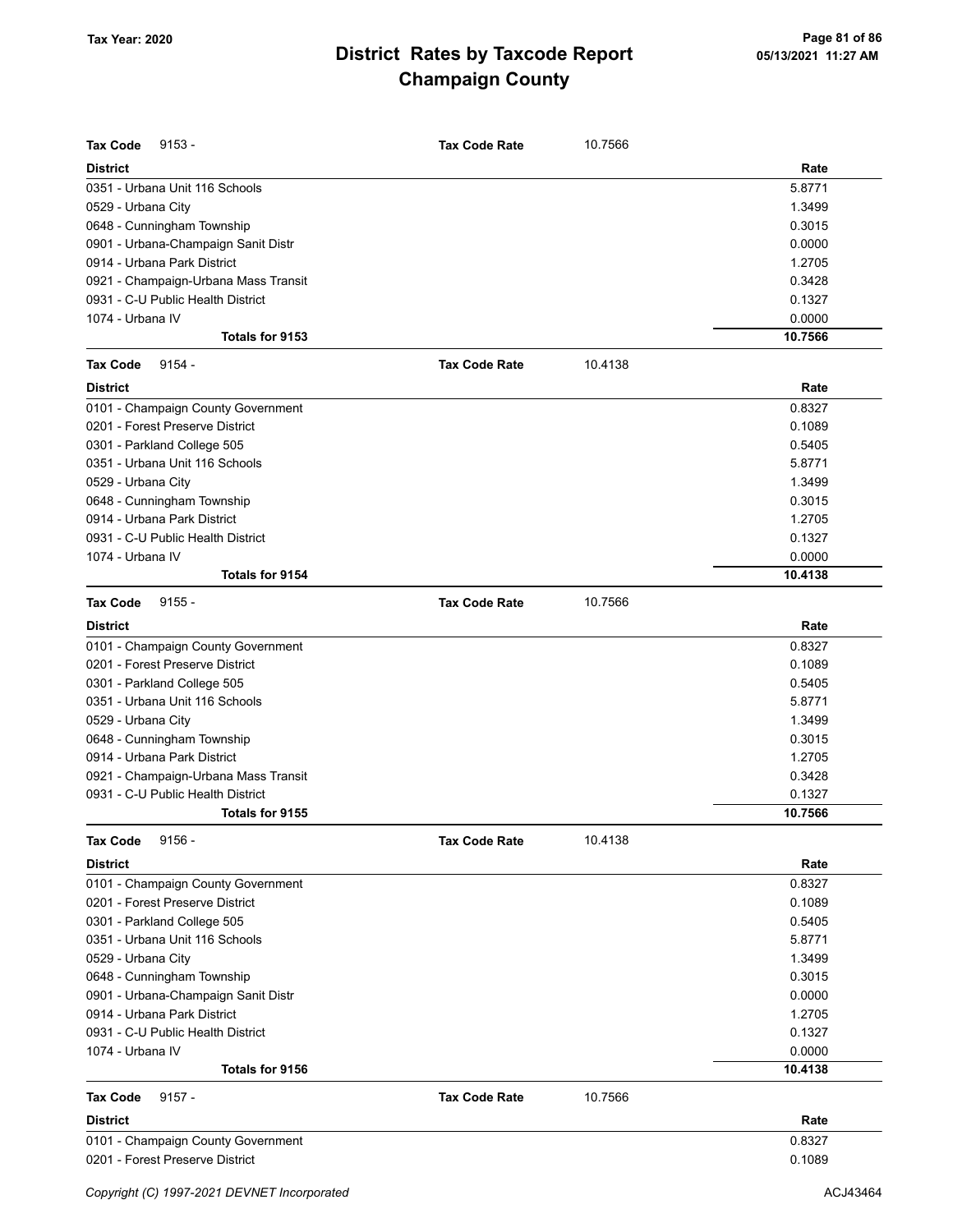**Tax Code** 9153 - **Tax Code Rate** 10.7566

| District | Rate |
|---|---|
| 0351 - Urbana Unit 116 Schools | 5.8771 |
| 0529 - Urbana City | 1.3499 |
| 0648 - Cunningham Township | 0.3015 |
| 0901 - Urbana-Champaign Sanit Distr | 0.0000 |
| 0914 - Urbana Park District | 1.2705 |
| 0921 - Champaign-Urbana Mass Transit | 0.3428 |
| 0931 - C-U Public Health District | 0.1327 |
| 1074 - Urbana IV | 0.0000 |
| **Totals for 9153** | **10.7566** |

**Tax Code** 9154 - **Tax Code Rate** 10.4138

| District | Rate |
|---|---|
| 0101 - Champaign County Government | 0.8327 |
| 0201 - Forest Preserve District | 0.1089 |
| 0301 - Parkland College 505 | 0.5405 |
| 0351 - Urbana Unit 116 Schools | 5.8771 |
| 0529 - Urbana City | 1.3499 |
| 0648 - Cunningham Township | 0.3015 |
| 0914 - Urbana Park District | 1.2705 |
| 0931 - C-U Public Health District | 0.1327 |
| 1074 - Urbana IV | 0.0000 |
| **Totals for 9154** | **10.4138** |

**Tax Code** 9155 - **Tax Code Rate** 10.7566

| District | Rate |
|---|---|
| 0101 - Champaign County Government | 0.8327 |
| 0201 - Forest Preserve District | 0.1089 |
| 0301 - Parkland College 505 | 0.5405 |
| 0351 - Urbana Unit 116 Schools | 5.8771 |
| 0529 - Urbana City | 1.3499 |
| 0648 - Cunningham Township | 0.3015 |
| 0914 - Urbana Park District | 1.2705 |
| 0921 - Champaign-Urbana Mass Transit | 0.3428 |
| 0931 - C-U Public Health District | 0.1327 |
| **Totals for 9155** | **10.7566** |

**Tax Code** 9156 - **Tax Code Rate** 10.4138

| District | Rate |
|---|---|
| 0101 - Champaign County Government | 0.8327 |
| 0201 - Forest Preserve District | 0.1089 |
| 0301 - Parkland College 505 | 0.5405 |
| 0351 - Urbana Unit 116 Schools | 5.8771 |
| 0529 - Urbana City | 1.3499 |
| 0648 - Cunningham Township | 0.3015 |
| 0901 - Urbana-Champaign Sanit Distr | 0.0000 |
| 0914 - Urbana Park District | 1.2705 |
| 0931 - C-U Public Health District | 0.1327 |
| 1074 - Urbana IV | 0.0000 |
| **Totals for 9156** | **10.4138** |

**Tax Code** 9157 - **Tax Code Rate** 10.7566

| District | Rate |
|---|---|
| 0101 - Champaign County Government | 0.8327 |
| 0201 - Forest Preserve District | 0.1089 |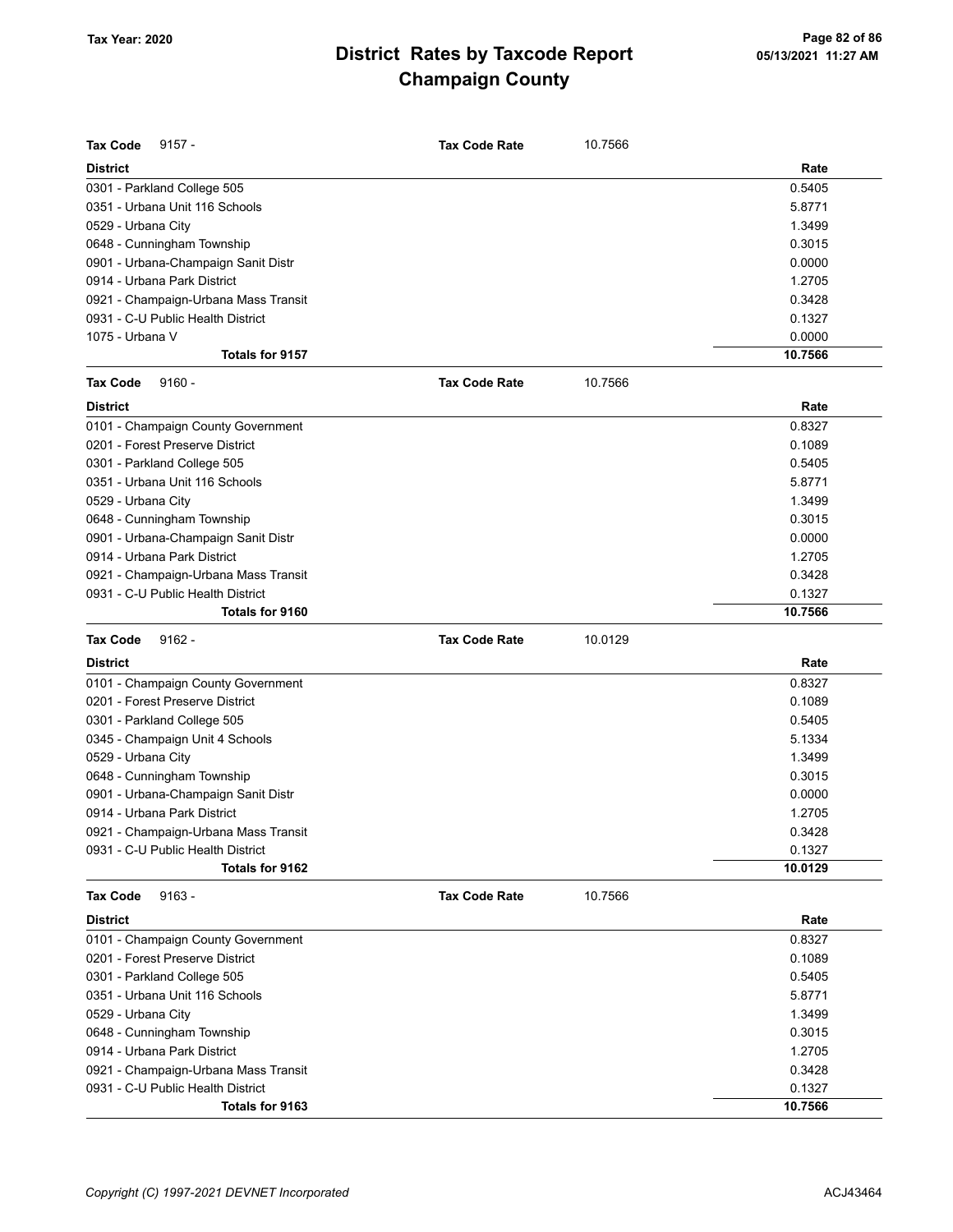# District Rates by Taxcode Report
## Champaign County

Tax Year: 2020

**Tax Code** 9157 - **Tax Code Rate** 10.7566

| District | Rate |
|---|---|
| 0301 - Parkland College 505 | 0.5405 |
| 0351 - Urbana Unit 116 Schools | 5.8771 |
| 0529 - Urbana City | 1.3499 |
| 0648 - Cunningham Township | 0.3015 |
| 0901 - Urbana-Champaign Sanit Distr | 0.0000 |
| 0914 - Urbana Park District | 1.2705 |
| 0921 - Champaign-Urbana Mass Transit | 0.3428 |
| 0931 - C-U Public Health District | 0.1327 |
| 1075 - Urbana V | 0.0000 |
| **Totals for 9157** | **10.7566** |

**Tax Code** 9160 - **Tax Code Rate** 10.7566

| District | Rate |
|---|---|
| 0101 - Champaign County Government | 0.8327 |
| 0201 - Forest Preserve District | 0.1089 |
| 0301 - Parkland College 505 | 0.5405 |
| 0351 - Urbana Unit 116 Schools | 5.8771 |
| 0529 - Urbana City | 1.3499 |
| 0648 - Cunningham Township | 0.3015 |
| 0901 - Urbana-Champaign Sanit Distr | 0.0000 |
| 0914 - Urbana Park District | 1.2705 |
| 0921 - Champaign-Urbana Mass Transit | 0.3428 |
| 0931 - C-U Public Health District | 0.1327 |
| **Totals for 9160** | **10.7566** |

**Tax Code** 9162 - **Tax Code Rate** 10.0129

| District | Rate |
|---|---|
| 0101 - Champaign County Government | 0.8327 |
| 0201 - Forest Preserve District | 0.1089 |
| 0301 - Parkland College 505 | 0.5405 |
| 0345 - Champaign Unit 4 Schools | 5.1334 |
| 0529 - Urbana City | 1.3499 |
| 0648 - Cunningham Township | 0.3015 |
| 0901 - Urbana-Champaign Sanit Distr | 0.0000 |
| 0914 - Urbana Park District | 1.2705 |
| 0921 - Champaign-Urbana Mass Transit | 0.3428 |
| 0931 - C-U Public Health District | 0.1327 |
| **Totals for 9162** | **10.0129** |

**Tax Code** 9163 - **Tax Code Rate** 10.7566

| District | Rate |
|---|---|
| 0101 - Champaign County Government | 0.8327 |
| 0201 - Forest Preserve District | 0.1089 |
| 0301 - Parkland College 505 | 0.5405 |
| 0351 - Urbana Unit 116 Schools | 5.8771 |
| 0529 - Urbana City | 1.3499 |
| 0648 - Cunningham Township | 0.3015 |
| 0914 - Urbana Park District | 1.2705 |
| 0921 - Champaign-Urbana Mass Transit | 0.3428 |
| 0931 - C-U Public Health District | 0.1327 |
| **Totals for 9163** | **10.7566** |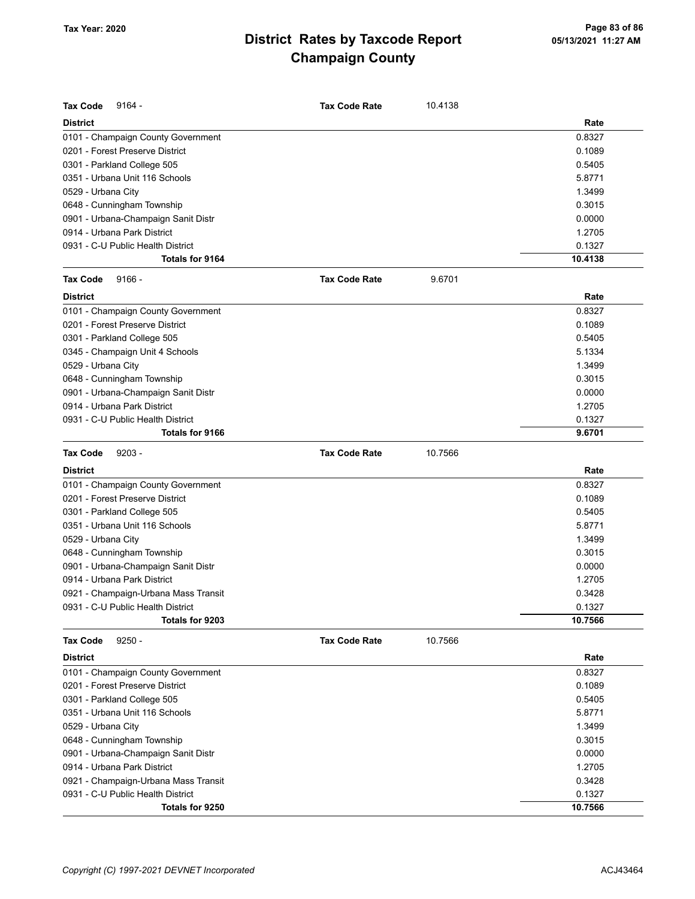# District Rates by Taxcode Report
# Champaign County

Tax Year: 2020

**Tax Code** 9164 - **Tax Code Rate** 10.4138

| District | Rate |
|---|---|
| 0101 - Champaign County Government | 0.8327 |
| 0201 - Forest Preserve District | 0.1089 |
| 0301 - Parkland College 505 | 0.5405 |
| 0351 - Urbana Unit 116 Schools | 5.8771 |
| 0529 - Urbana City | 1.3499 |
| 0648 - Cunningham Township | 0.3015 |
| 0901 - Urbana-Champaign Sanit Distr | 0.0000 |
| 0914 - Urbana Park District | 1.2705 |
| 0931 - C-U Public Health District | 0.1327 |
| **Totals for 9164** | **10.4138** |

**Tax Code** 9166 - **Tax Code Rate** 9.6701

| District | Rate |
|---|---|
| 0101 - Champaign County Government | 0.8327 |
| 0201 - Forest Preserve District | 0.1089 |
| 0301 - Parkland College 505 | 0.5405 |
| 0345 - Champaign Unit 4 Schools | 5.1334 |
| 0529 - Urbana City | 1.3499 |
| 0648 - Cunningham Township | 0.3015 |
| 0901 - Urbana-Champaign Sanit Distr | 0.0000 |
| 0914 - Urbana Park District | 1.2705 |
| 0931 - C-U Public Health District | 0.1327 |
| **Totals for 9166** | **9.6701** |

**Tax Code** 9203 - **Tax Code Rate** 10.7566

| District | Rate |
|---|---|
| 0101 - Champaign County Government | 0.8327 |
| 0201 - Forest Preserve District | 0.1089 |
| 0301 - Parkland College 505 | 0.5405 |
| 0351 - Urbana Unit 116 Schools | 5.8771 |
| 0529 - Urbana City | 1.3499 |
| 0648 - Cunningham Township | 0.3015 |
| 0901 - Urbana-Champaign Sanit Distr | 0.0000 |
| 0914 - Urbana Park District | 1.2705 |
| 0921 - Champaign-Urbana Mass Transit | 0.3428 |
| 0931 - C-U Public Health District | 0.1327 |
| **Totals for 9203** | **10.7566** |

**Tax Code** 9250 - **Tax Code Rate** 10.7566

| District | Rate |
|---|---|
| 0101 - Champaign County Government | 0.8327 |
| 0201 - Forest Preserve District | 0.1089 |
| 0301 - Parkland College 505 | 0.5405 |
| 0351 - Urbana Unit 116 Schools | 5.8771 |
| 0529 - Urbana City | 1.3499 |
| 0648 - Cunningham Township | 0.3015 |
| 0901 - Urbana-Champaign Sanit Distr | 0.0000 |
| 0914 - Urbana Park District | 1.2705 |
| 0921 - Champaign-Urbana Mass Transit | 0.3428 |
| 0931 - C-U Public Health District | 0.1327 |
| **Totals for 9250** | **10.7566** |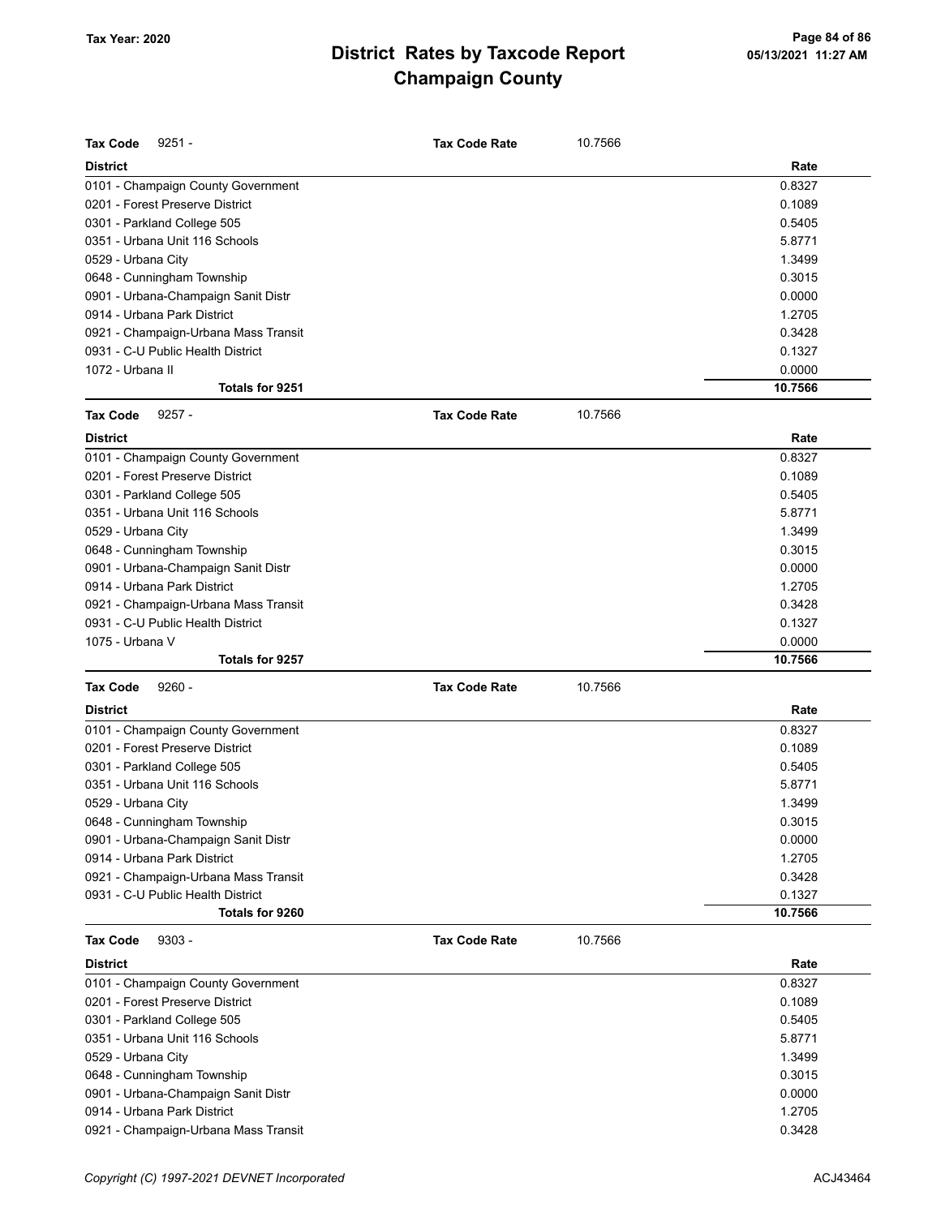## District Rates by Taxcode Report
## Champaign County

Tax Year: 2020

| Tax Code 9251 - | Tax Code Rate 10.7566 |
|---|---|
| **District** | **Rate** |
| 0101 - Champaign County Government | 0.8327 |
| 0201 - Forest Preserve District | 0.1089 |
| 0301 - Parkland College 505 | 0.5405 |
| 0351 - Urbana Unit 116 Schools | 5.8771 |
| 0529 - Urbana City | 1.3499 |
| 0648 - Cunningham Township | 0.3015 |
| 0901 - Urbana-Champaign Sanit Distr | 0.0000 |
| 0914 - Urbana Park District | 1.2705 |
| 0921 - Champaign-Urbana Mass Transit | 0.3428 |
| 0931 - C-U Public Health District | 0.1327 |
| 1072 - Urbana II | 0.0000 |
| **Totals for 9251** | **10.7566** |

| Tax Code 9257 - | Tax Code Rate 10.7566 |
|---|---|
| **District** | **Rate** |
| 0101 - Champaign County Government | 0.8327 |
| 0201 - Forest Preserve District | 0.1089 |
| 0301 - Parkland College 505 | 0.5405 |
| 0351 - Urbana Unit 116 Schools | 5.8771 |
| 0529 - Urbana City | 1.3499 |
| 0648 - Cunningham Township | 0.3015 |
| 0901 - Urbana-Champaign Sanit Distr | 0.0000 |
| 0914 - Urbana Park District | 1.2705 |
| 0921 - Champaign-Urbana Mass Transit | 0.3428 |
| 0931 - C-U Public Health District | 0.1327 |
| 1075 - Urbana V | 0.0000 |
| **Totals for 9257** | **10.7566** |

| Tax Code 9260 - | Tax Code Rate 10.7566 |
|---|---|
| **District** | **Rate** |
| 0101 - Champaign County Government | 0.8327 |
| 0201 - Forest Preserve District | 0.1089 |
| 0301 - Parkland College 505 | 0.5405 |
| 0351 - Urbana Unit 116 Schools | 5.8771 |
| 0529 - Urbana City | 1.3499 |
| 0648 - Cunningham Township | 0.3015 |
| 0901 - Urbana-Champaign Sanit Distr | 0.0000 |
| 0914 - Urbana Park District | 1.2705 |
| 0921 - Champaign-Urbana Mass Transit | 0.3428 |
| 0931 - C-U Public Health District | 0.1327 |
| **Totals for 9260** | **10.7566** |

| Tax Code 9303 - | Tax Code Rate 10.7566 |
|---|---|
| **District** | **Rate** |
| 0101 - Champaign County Government | 0.8327 |
| 0201 - Forest Preserve District | 0.1089 |
| 0301 - Parkland College 505 | 0.5405 |
| 0351 - Urbana Unit 116 Schools | 5.8771 |
| 0529 - Urbana City | 1.3499 |
| 0648 - Cunningham Township | 0.3015 |
| 0901 - Urbana-Champaign Sanit Distr | 0.0000 |
| 0914 - Urbana Park District | 1.2705 |
| 0921 - Champaign-Urbana Mass Transit | 0.3428 |

Copyright (C) 1997-2021 DEVNET Incorporated

ACJ43464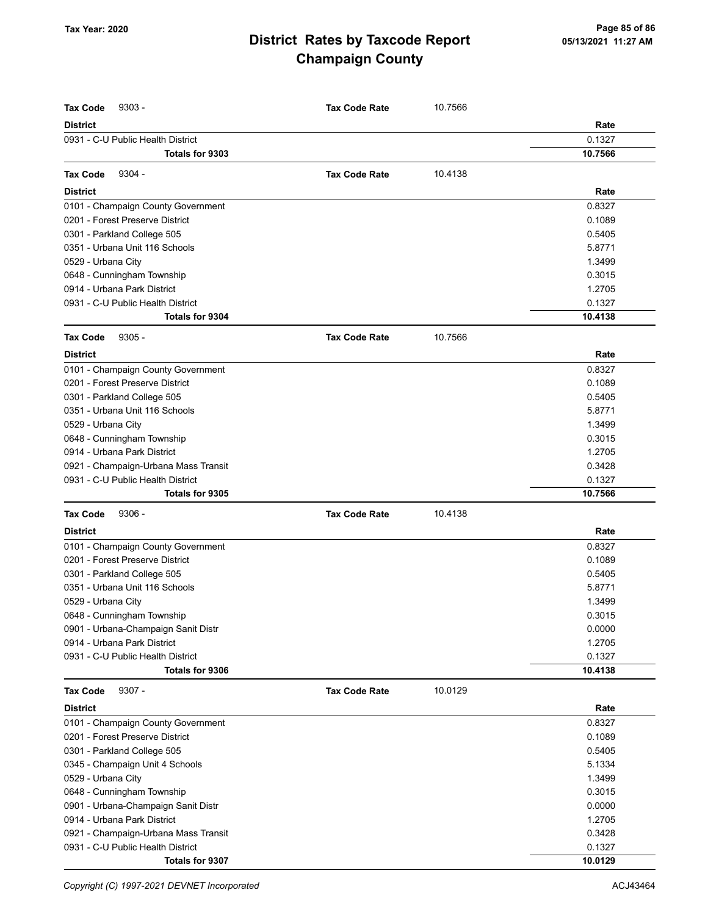# District Rates by Taxcode Report

## Champaign County

Tax Year: 2020

05/13/2021 11:27 AM

**Tax Code** 9303 - **Tax Code Rate** 10.7566

| District | Rate |
|---|---|
| 0931 - C-U Public Health District | 0.1327 |
| **Totals for 9303** | **10.7566** |

**Tax Code** 9304 - **Tax Code Rate** 10.4138

| District | Rate |
|---|---|
| 0101 - Champaign County Government | 0.8327 |
| 0201 - Forest Preserve District | 0.1089 |
| 0301 - Parkland College 505 | 0.5405 |
| 0351 - Urbana Unit 116 Schools | 5.8771 |
| 0529 - Urbana City | 1.3499 |
| 0648 - Cunningham Township | 0.3015 |
| 0914 - Urbana Park District | 1.2705 |
| 0931 - C-U Public Health District | 0.1327 |
| **Totals for 9304** | **10.4138** |

**Tax Code** 9305 - **Tax Code Rate** 10.7566

| District | Rate |
|---|---|
| 0101 - Champaign County Government | 0.8327 |
| 0201 - Forest Preserve District | 0.1089 |
| 0301 - Parkland College 505 | 0.5405 |
| 0351 - Urbana Unit 116 Schools | 5.8771 |
| 0529 - Urbana City | 1.3499 |
| 0648 - Cunningham Township | 0.3015 |
| 0914 - Urbana Park District | 1.2705 |
| 0921 - Champaign-Urbana Mass Transit | 0.3428 |
| 0931 - C-U Public Health District | 0.1327 |
| **Totals for 9305** | **10.7566** |

**Tax Code** 9306 - **Tax Code Rate** 10.4138

| District | Rate |
|---|---|
| 0101 - Champaign County Government | 0.8327 |
| 0201 - Forest Preserve District | 0.1089 |
| 0301 - Parkland College 505 | 0.5405 |
| 0351 - Urbana Unit 116 Schools | 5.8771 |
| 0529 - Urbana City | 1.3499 |
| 0648 - Cunningham Township | 0.3015 |
| 0901 - Urbana-Champaign Sanit Distr | 0.0000 |
| 0914 - Urbana Park District | 1.2705 |
| 0931 - C-U Public Health District | 0.1327 |
| **Totals for 9306** | **10.4138** |

**Tax Code** 9307 - **Tax Code Rate** 10.0129

| District | Rate |
|---|---|
| 0101 - Champaign County Government | 0.8327 |
| 0201 - Forest Preserve District | 0.1089 |
| 0301 - Parkland College 505 | 0.5405 |
| 0345 - Champaign Unit 4 Schools | 5.1334 |
| 0529 - Urbana City | 1.3499 |
| 0648 - Cunningham Township | 0.3015 |
| 0901 - Urbana-Champaign Sanit Distr | 0.0000 |
| 0914 - Urbana Park District | 1.2705 |
| 0921 - Champaign-Urbana Mass Transit | 0.3428 |
| 0931 - C-U Public Health District | 0.1327 |
| **Totals for 9307** | **10.0129** |

Copyright (C) 1997-2021 DEVNET Incorporated ACJ43464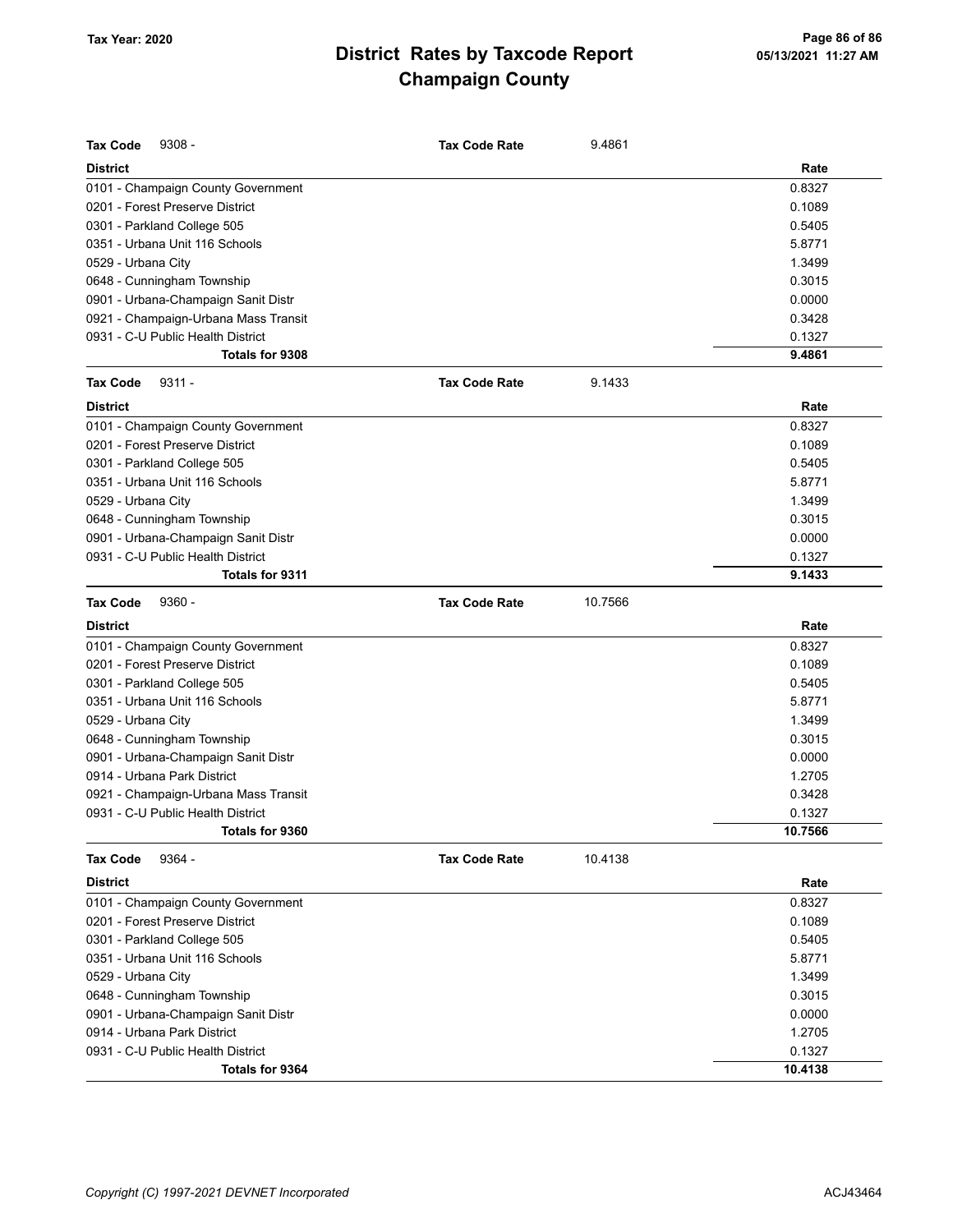# District Rates by Taxcode Report
# Champaign County

Tax Year: 2020

| Tax Code 9308 - | Tax Code Rate 9.4861 |
|---|---|
| **District** | **Rate** |
| 0101 - Champaign County Government | 0.8327 |
| 0201 - Forest Preserve District | 0.1089 |
| 0301 - Parkland College 505 | 0.5405 |
| 0351 - Urbana Unit 116 Schools | 5.8771 |
| 0529 - Urbana City | 1.3499 |
| 0648 - Cunningham Township | 0.3015 |
| 0901 - Urbana-Champaign Sanit Distr | 0.0000 |
| 0921 - Champaign-Urbana Mass Transit | 0.3428 |
| 0931 - C-U Public Health District | 0.1327 |
| **Totals for 9308** | **9.4861** |

| Tax Code 9311 - | Tax Code Rate 9.1433 |
|---|---|
| **District** | **Rate** |
| 0101 - Champaign County Government | 0.8327 |
| 0201 - Forest Preserve District | 0.1089 |
| 0301 - Parkland College 505 | 0.5405 |
| 0351 - Urbana Unit 116 Schools | 5.8771 |
| 0529 - Urbana City | 1.3499 |
| 0648 - Cunningham Township | 0.3015 |
| 0901 - Urbana-Champaign Sanit Distr | 0.0000 |
| 0931 - C-U Public Health District | 0.1327 |
| **Totals for 9311** | **9.1433** |

| Tax Code 9360 - | Tax Code Rate 10.7566 |
|---|---|
| **District** | **Rate** |
| 0101 - Champaign County Government | 0.8327 |
| 0201 - Forest Preserve District | 0.1089 |
| 0301 - Parkland College 505 | 0.5405 |
| 0351 - Urbana Unit 116 Schools | 5.8771 |
| 0529 - Urbana City | 1.3499 |
| 0648 - Cunningham Township | 0.3015 |
| 0901 - Urbana-Champaign Sanit Distr | 0.0000 |
| 0914 - Urbana Park District | 1.2705 |
| 0921 - Champaign-Urbana Mass Transit | 0.3428 |
| 0931 - C-U Public Health District | 0.1327 |
| **Totals for 9360** | **10.7566** |

| Tax Code 9364 - | Tax Code Rate 10.4138 |
|---|---|
| **District** | **Rate** |
| 0101 - Champaign County Government | 0.8327 |
| 0201 - Forest Preserve District | 0.1089 |
| 0301 - Parkland College 505 | 0.5405 |
| 0351 - Urbana Unit 116 Schools | 5.8771 |
| 0529 - Urbana City | 1.3499 |
| 0648 - Cunningham Township | 0.3015 |
| 0901 - Urbana-Champaign Sanit Distr | 0.0000 |
| 0914 - Urbana Park District | 1.2705 |
| 0931 - C-U Public Health District | 0.1327 |
| **Totals for 9364** | **10.4138** |

*Copyright (C) 1997-2021 DEVNET Incorporated*